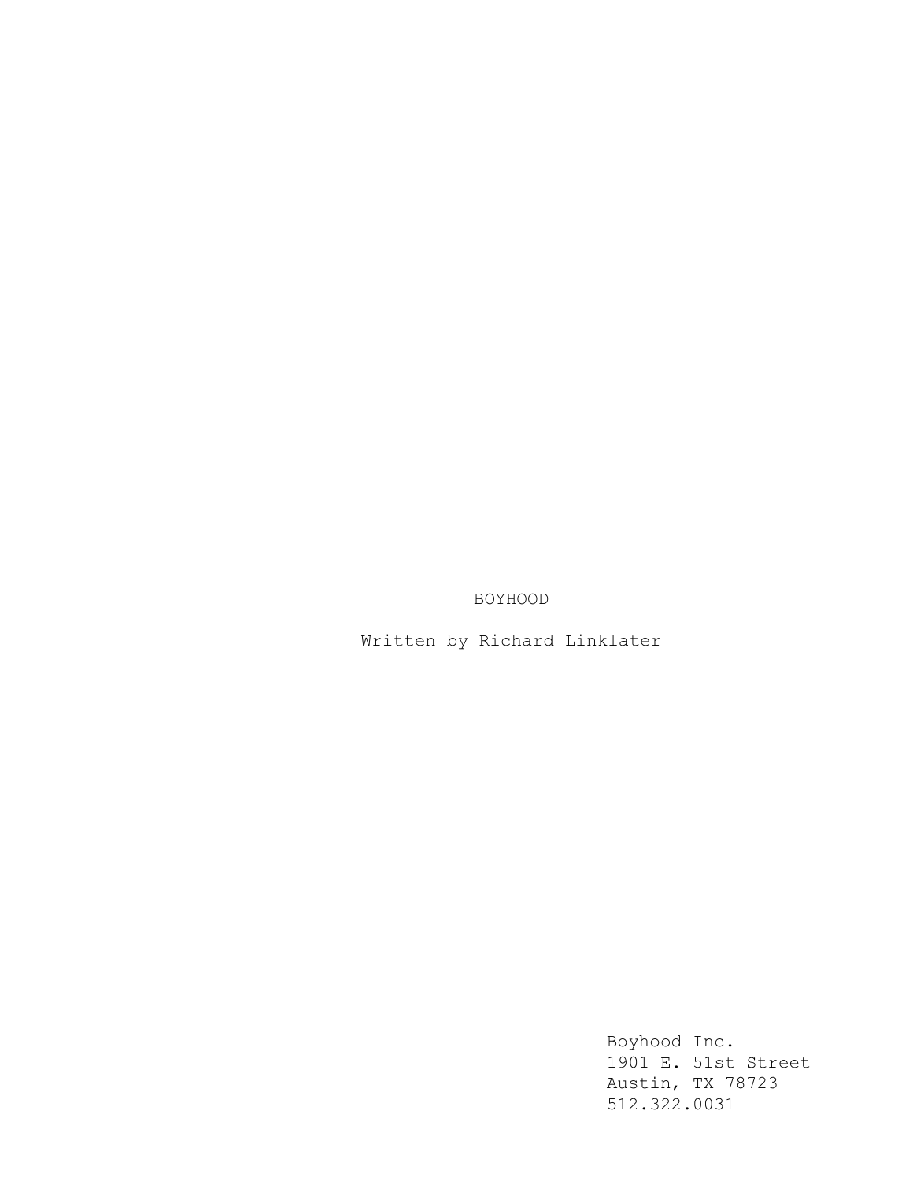# BOYHOOD

Written by Richard Linklater

Boyhood Inc.
1901 E. 51st Street
Austin, TX 78723
512.322.0031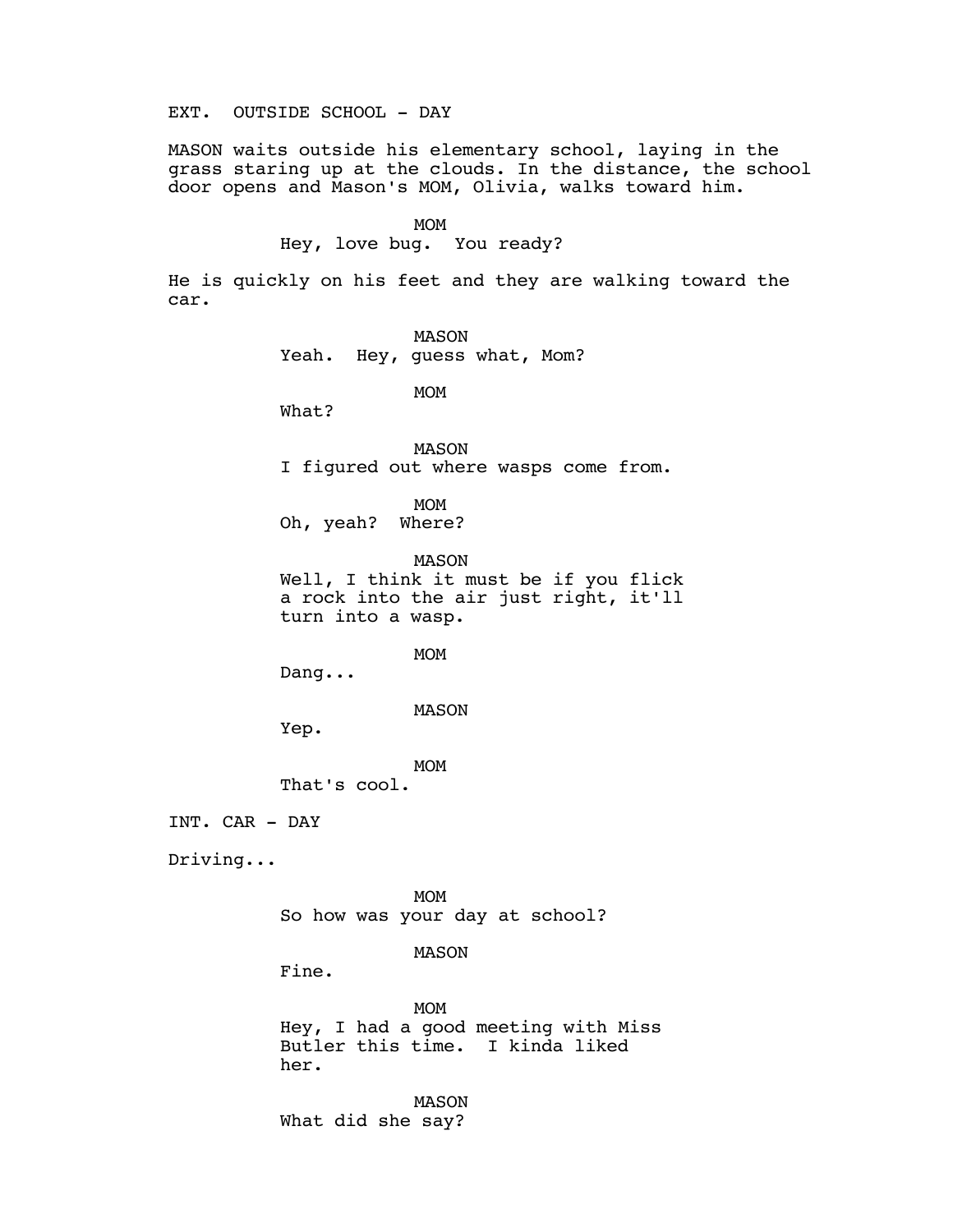EXT. OUTSIDE SCHOOL - DAY

MASON waits outside his elementary school, laying in the grass staring up at the clouds. In the distance, the school door opens and Mason's MOM, Olivia, walks toward him.

MOM
Hey, love bug. You ready?

He is quickly on his feet and they are walking toward the car.

MASON
Yeah. Hey, guess what, Mom?

MOM
What?

MASON
I figured out where wasps come from.

MOM
Oh, yeah? Where?

MASON
Well, I think it must be if you flick a rock into the air just right, it'll turn into a wasp.

MOM
Dang...

MASON
Yep.

MOM
That's cool.

INT. CAR - DAY

Driving...

MOM
So how was your day at school?

MASON
Fine.

MOM
Hey, I had a good meeting with Miss Butler this time. I kinda liked her.

MASON
What did she say?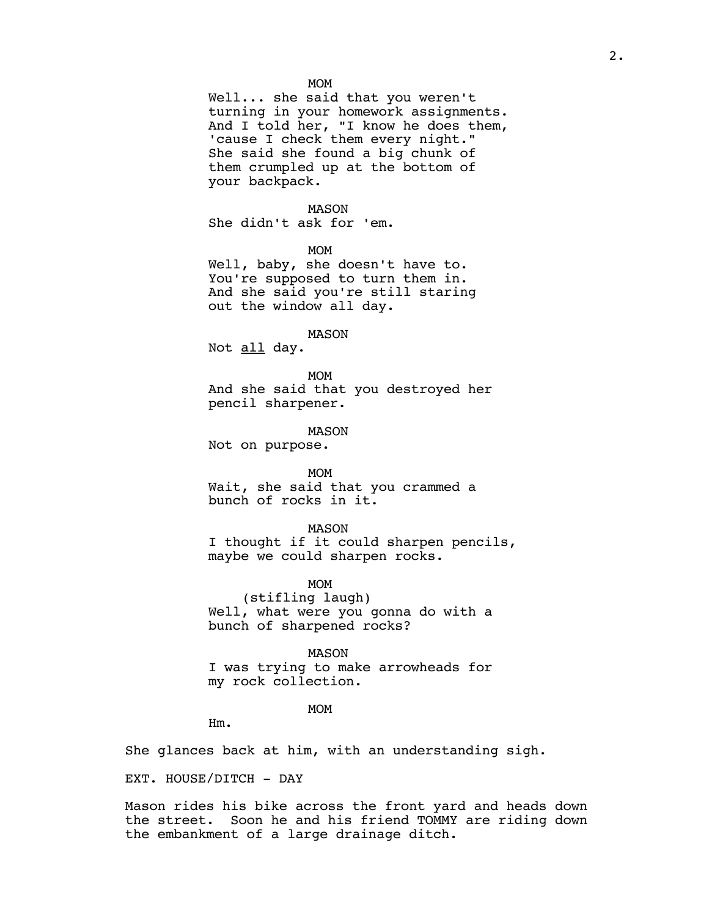MOM

Well... she said that you weren't turning in your homework assignments. And I told her, "I know he does them, 'cause I check them every night." She said she found a big chunk of them crumpled up at the bottom of your backpack.

MASON

She didn't ask for 'em.

MOM

Well, baby, she doesn't have to. You're supposed to turn them in. And she said you're still staring out the window all day.

MASON

Not <u>all</u> day.

MOM

And she said that you destroyed her pencil sharpener.

MASON

Not on purpose.

MOM

Wait, she said that you crammed a bunch of rocks in it.

MASON

I thought if it could sharpen pencils, maybe we could sharpen rocks.

MOM

(stifling laugh)

Well, what were you gonna do with a bunch of sharpened rocks?

MASON

I was trying to make arrowheads for my rock collection.

MOM

Hm.

She glances back at him, with an understanding sigh.

EXT. HOUSE/DITCH - DAY

Mason rides his bike across the front yard and heads down the street. Soon he and his friend TOMMY are riding down the embankment of a large drainage ditch.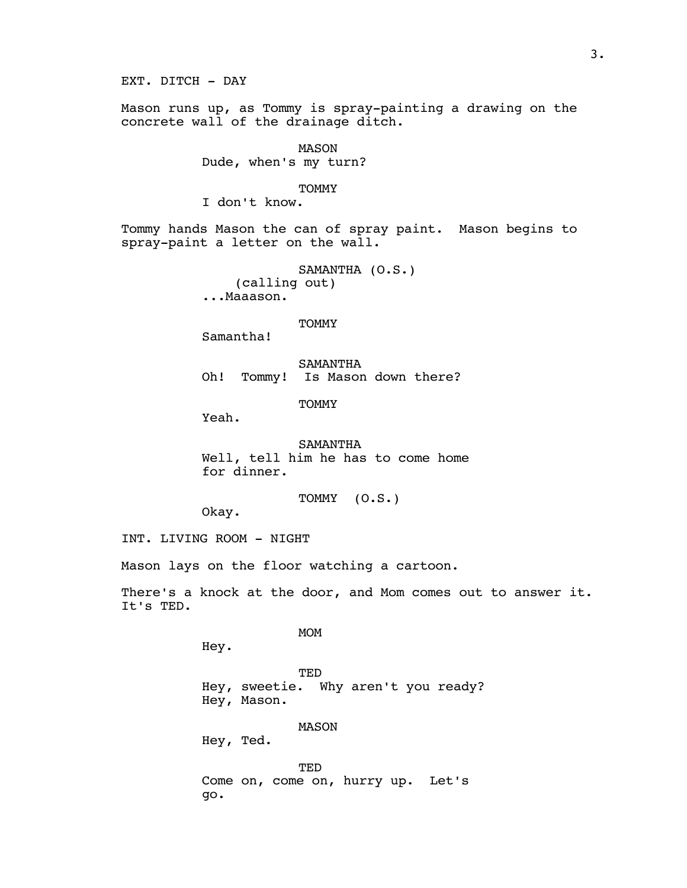EXT. DITCH - DAY

Mason runs up, as Tommy is spray-painting a drawing on the concrete wall of the drainage ditch.

MASON
Dude, when's my turn?

TOMMY
I don't know.

Tommy hands Mason the can of spray paint. Mason begins to spray-paint a letter on the wall.

SAMANTHA (O.S.)
(calling out)
...Maaason.

TOMMY
Samantha!

SAMANTHA
Oh! Tommy! Is Mason down there?

TOMMY
Yeah.

SAMANTHA
Well, tell him he has to come home for dinner.

TOMMY (O.S.)
Okay.

INT. LIVING ROOM - NIGHT

Mason lays on the floor watching a cartoon.

There's a knock at the door, and Mom comes out to answer it. It's TED.

MOM
Hey.

TED
Hey, sweetie. Why aren't you ready? Hey, Mason.

MASON
Hey, Ted.

TED
Come on, come on, hurry up. Let's go.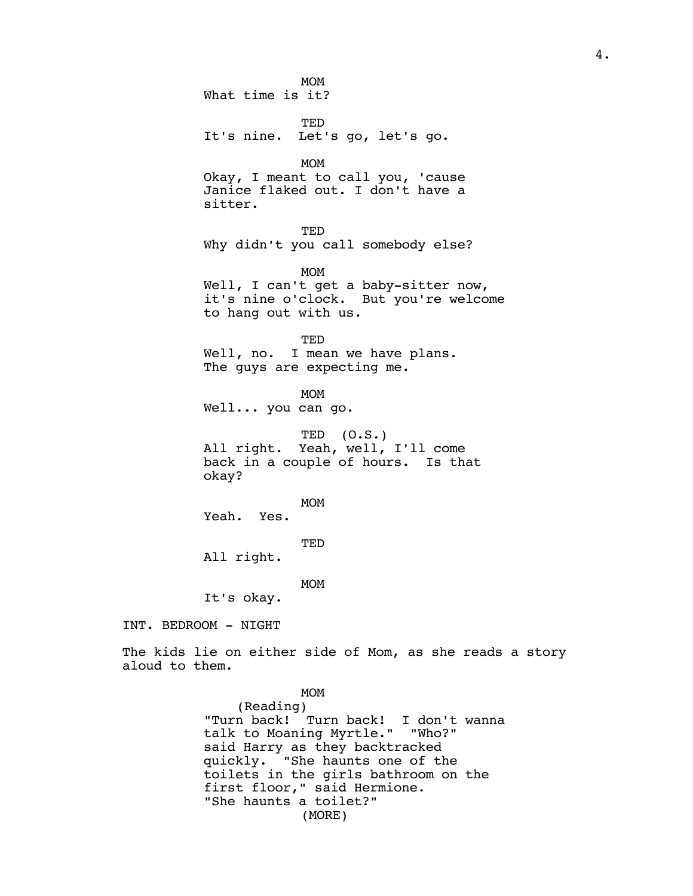MOM
What time is it?

TED
It's nine. Let's go, let's go.

MOM
Okay, I meant to call you, 'cause Janice flaked out. I don't have a sitter.

TED
Why didn't you call somebody else?

MOM
Well, I can't get a baby-sitter now, it's nine o'clock. But you're welcome to hang out with us.

TED
Well, no. I mean we have plans. The guys are expecting me.

MOM
Well... you can go.

TED (O.S.)
All right. Yeah, well, I'll come back in a couple of hours. Is that okay?

MOM
Yeah. Yes.

TED
All right.

MOM
It's okay.

INT. BEDROOM - NIGHT

The kids lie on either side of Mom, as she reads a story aloud to them.

MOM
(Reading)
"Turn back! Turn back! I don't wanna talk to Moaning Myrtle." "Who?" said Harry as they backtracked quickly. "She haunts one of the toilets in the girls bathroom on the first floor," said Hermione. "She haunts a toilet?"
(MORE)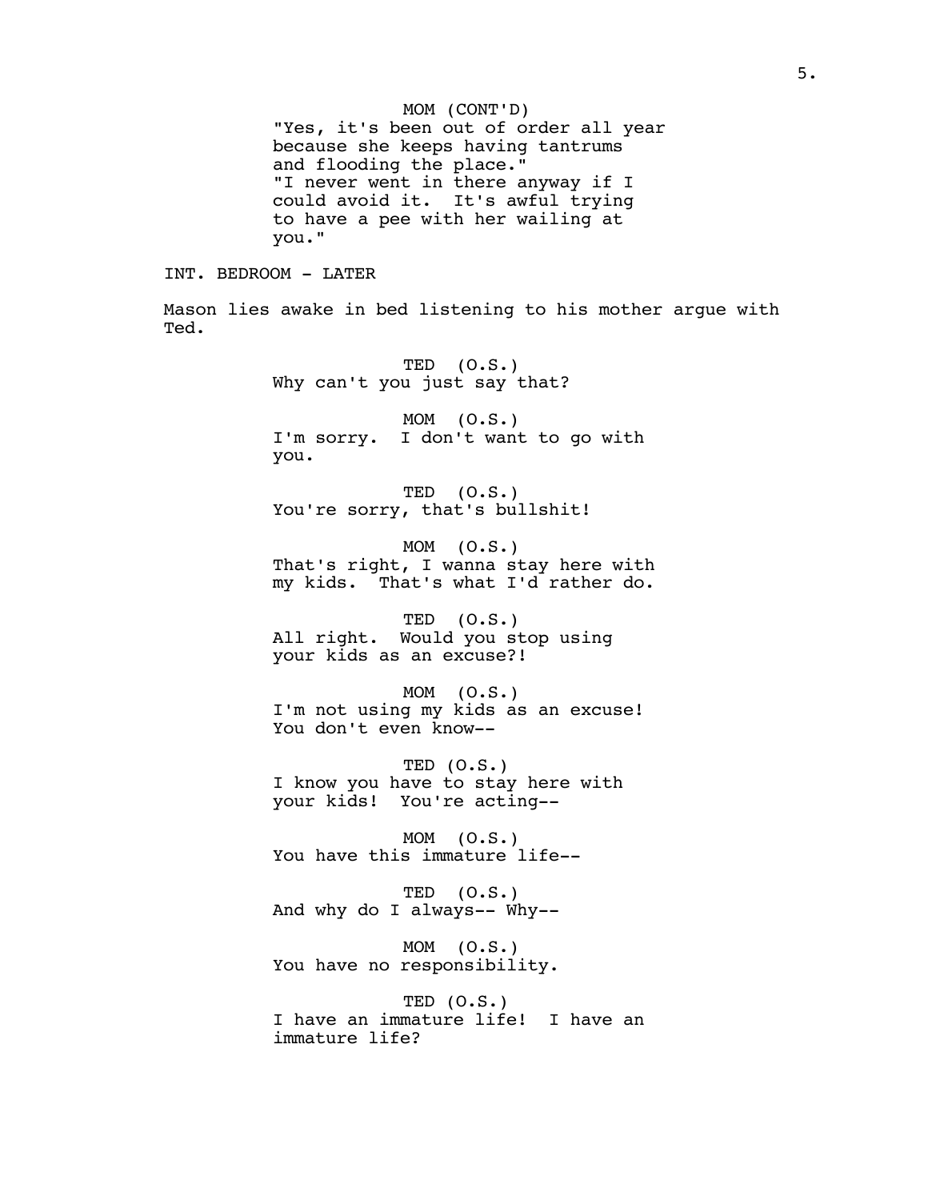MOM (CONT'D)
"Yes, it's been out of order all year because she keeps having tantrums and flooding the place."
"I never went in there anyway if I could avoid it. It's awful trying to have a pee with her wailing at you."

INT. BEDROOM - LATER

Mason lies awake in bed listening to his mother argue with Ted.

TED (O.S.)
Why can't you just say that?

MOM (O.S.)
I'm sorry. I don't want to go with you.

TED (O.S.)
You're sorry, that's bullshit!

MOM (O.S.)
That's right, I wanna stay here with my kids. That's what I'd rather do.

TED (O.S.)
All right. Would you stop using your kids as an excuse?!

MOM (O.S.)
I'm not using my kids as an excuse! You don't even know--

TED (O.S.)
I know you have to stay here with your kids! You're acting--

MOM (O.S.)
You have this immature life--

TED (O.S.)
And why do I always-- Why--

MOM (O.S.)
You have no responsibility.

TED (O.S.)
I have an immature life! I have an immature life?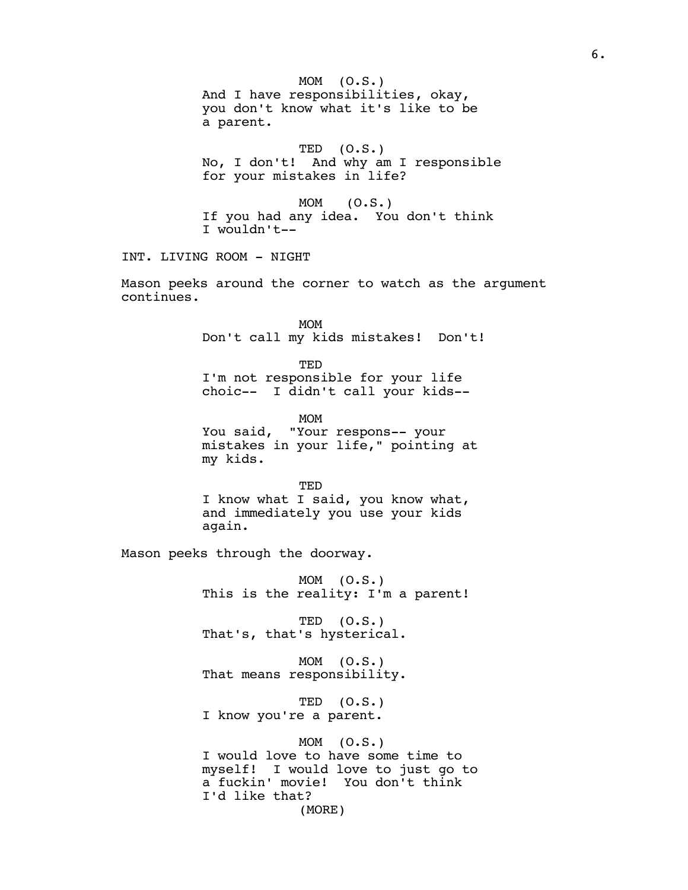MOM (O.S.)
And I have responsibilities, okay, you don't know what it's like to be a parent.

TED (O.S.)
No, I don't! And why am I responsible for your mistakes in life?

MOM (O.S.)
If you had any idea. You don't think I wouldn't--

INT. LIVING ROOM - NIGHT

Mason peeks around the corner to watch as the argument continues.

MOM
Don't call my kids mistakes! Don't!

TED
I'm not responsible for your life choic-- I didn't call your kids--

MOM
You said, "Your respons-- your mistakes in your life," pointing at my kids.

TED
I know what I said, you know what, and immediately you use your kids again.

Mason peeks through the doorway.

MOM (O.S.)
This is the reality: I'm a parent!

TED (O.S.)
That's, that's hysterical.

MOM (O.S.)
That means responsibility.

TED (O.S.)
I know you're a parent.

MOM (O.S.)
I would love to have some time to myself! I would love to just go to a fuckin' movie! You don't think I'd like that?
(MORE)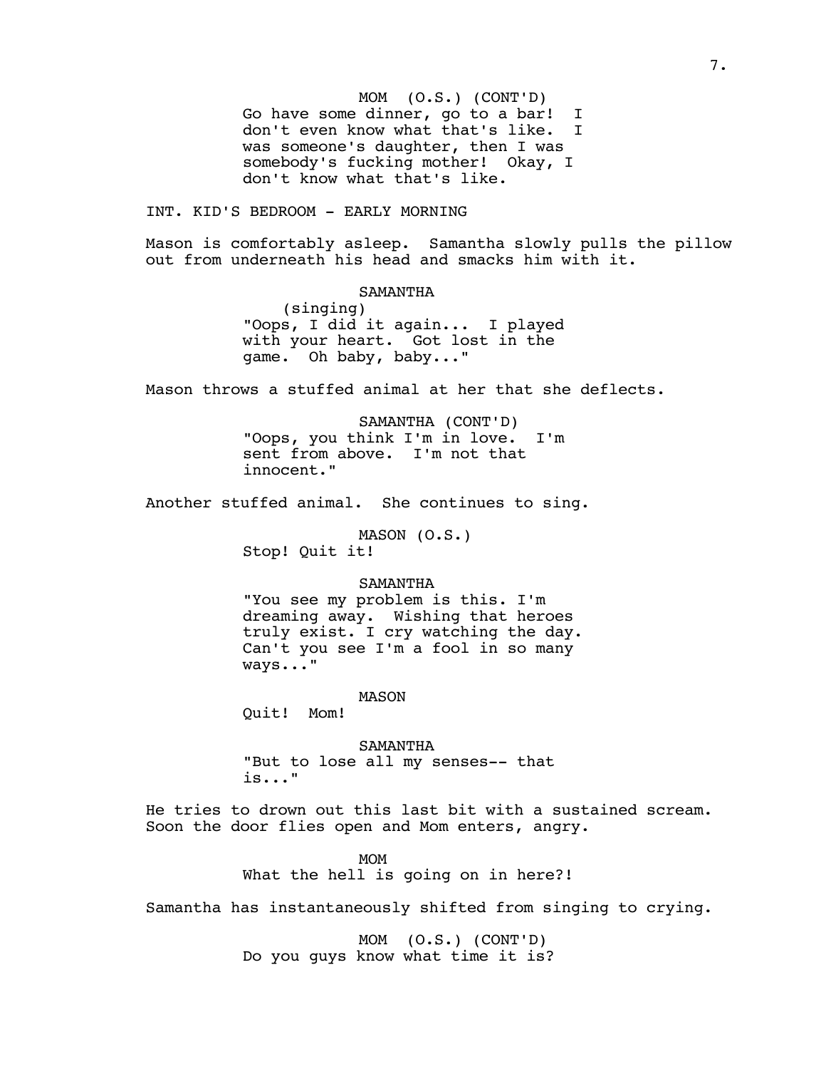MOM (O.S.) (CONT'D)
Go have some dinner, go to a bar! I don't even know what that's like. I was someone's daughter, then I was somebody's fucking mother! Okay, I don't know what that's like.

INT. KID'S BEDROOM - EARLY MORNING

Mason is comfortably asleep. Samantha slowly pulls the pillow out from underneath his head and smacks him with it.

SAMANTHA
(singing)
"Oops, I did it again... I played with your heart. Got lost in the game. Oh baby, baby..."

Mason throws a stuffed animal at her that she deflects.

SAMANTHA (CONT'D)
"Oops, you think I'm in love. I'm sent from above. I'm not that innocent."

Another stuffed animal. She continues to sing.

MASON (O.S.)
Stop! Quit it!

SAMANTHA
"You see my problem is this. I'm dreaming away. Wishing that heroes truly exist. I cry watching the day. Can't you see I'm a fool in so many ways..."

MASON
Quit! Mom!

SAMANTHA
"But to lose all my senses-- that is..."

He tries to drown out this last bit with a sustained scream. Soon the door flies open and Mom enters, angry.

MOM
What the hell is going on in here?!

Samantha has instantaneously shifted from singing to crying.

MOM (O.S.) (CONT'D)
Do you guys know what time it is?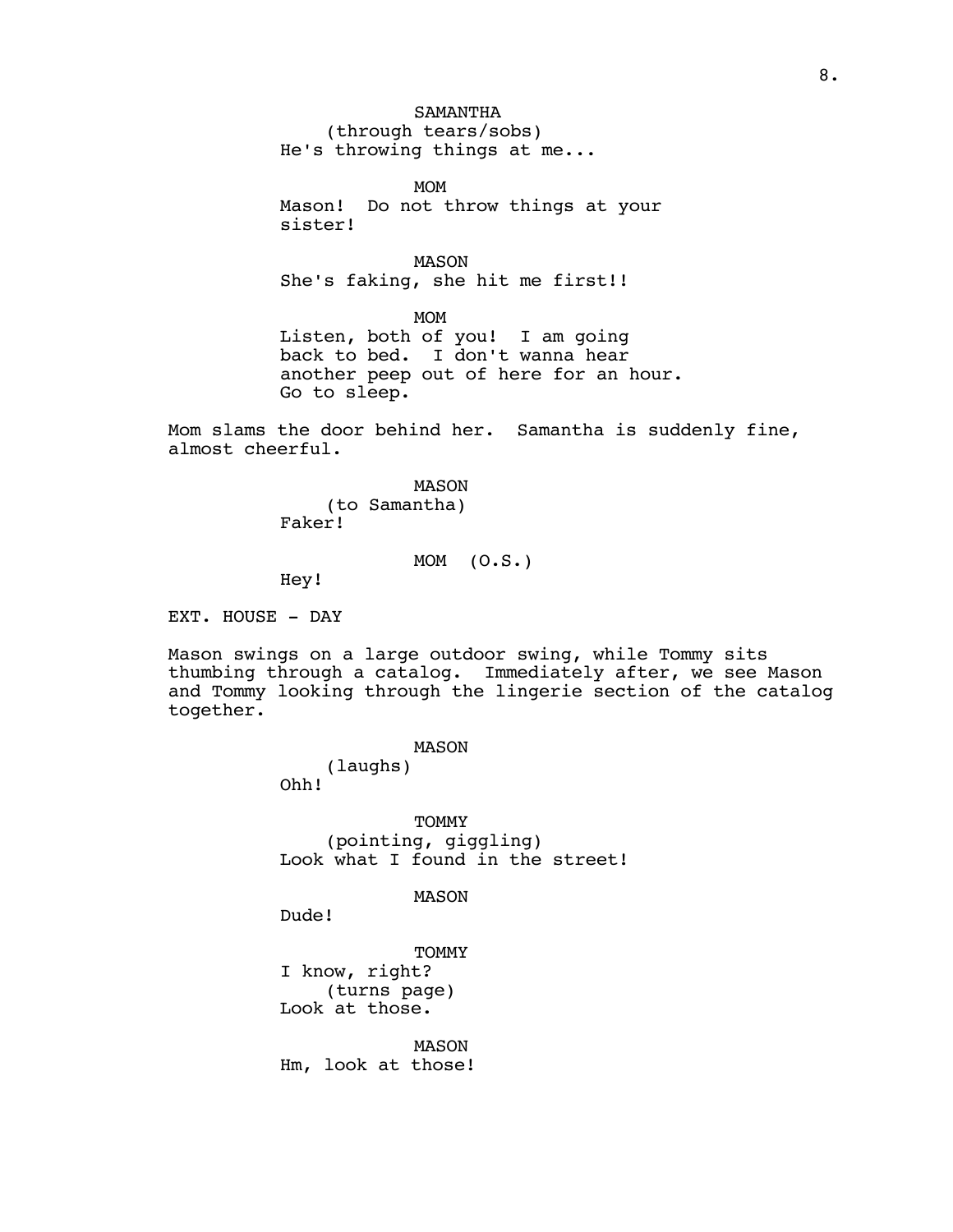SAMANTHA
(through tears/sobs)
He's throwing things at me...

MOM
Mason! Do not throw things at your sister!

MASON
She's faking, she hit me first!!

MOM
Listen, both of you! I am going back to bed. I don't wanna hear another peep out of here for an hour. Go to sleep.

Mom slams the door behind her. Samantha is suddenly fine, almost cheerful.

MASON
(to Samantha)
Faker!

MOM (O.S.)
Hey!

EXT. HOUSE - DAY

Mason swings on a large outdoor swing, while Tommy sits thumbing through a catalog. Immediately after, we see Mason and Tommy looking through the lingerie section of the catalog together.

MASON
(laughs)
Ohh!

TOMMY
(pointing, giggling)
Look what I found in the street!

MASON
Dude!

TOMMY
I know, right?
(turns page)
Look at those.

MASON
Hm, look at those!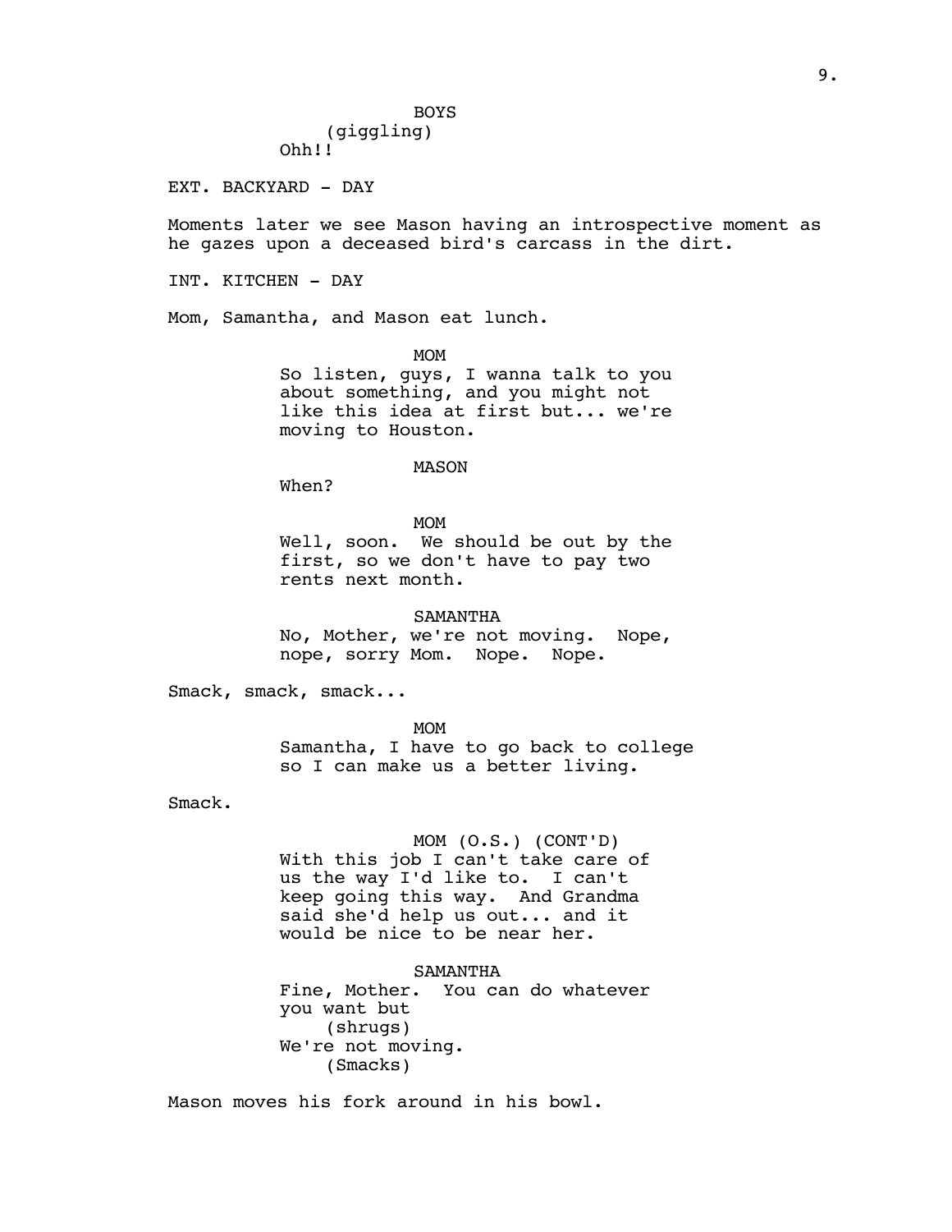BOYS
(giggling)
Ohh!!

EXT. BACKYARD - DAY

Moments later we see Mason having an introspective moment as he gazes upon a deceased bird's carcass in the dirt.

INT. KITCHEN - DAY

Mom, Samantha, and Mason eat lunch.

MOM
So listen, guys, I wanna talk to you about something, and you might not like this idea at first but... we're moving to Houston.

MASON
When?

MOM
Well, soon. We should be out by the first, so we don't have to pay two rents next month.

SAMANTHA
No, Mother, we're not moving. Nope, nope, sorry Mom. Nope. Nope.

Smack, smack, smack...

MOM
Samantha, I have to go back to college so I can make us a better living.

Smack.

MOM (O.S.) (CONT'D)
With this job I can't take care of us the way I'd like to. I can't keep going this way. And Grandma said she'd help us out... and it would be nice to be near her.

SAMANTHA
Fine, Mother. You can do whatever you want but
(shrugs)
We're not moving.
(Smacks)

Mason moves his fork around in his bowl.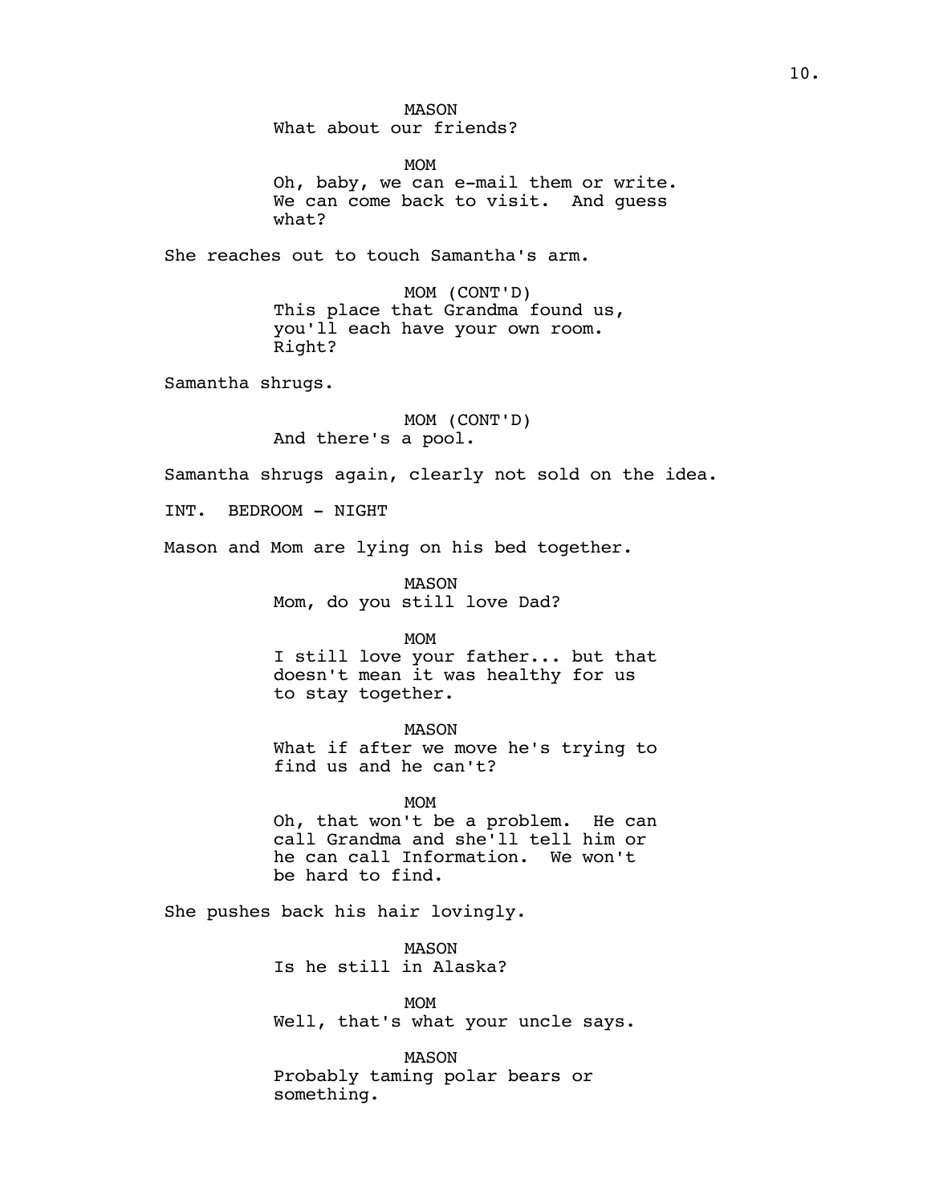MASON
What about our friends?

MOM
Oh, baby, we can e-mail them or write. We can come back to visit. And guess what?

She reaches out to touch Samantha's arm.

MOM (CONT'D)
This place that Grandma found us, you'll each have your own room. Right?

Samantha shrugs.

MOM (CONT'D)
And there's a pool.

Samantha shrugs again, clearly not sold on the idea.

INT. BEDROOM - NIGHT

Mason and Mom are lying on his bed together.

MASON
Mom, do you still love Dad?

MOM
I still love your father... but that doesn't mean it was healthy for us to stay together.

MASON
What if after we move he's trying to find us and he can't?

MOM
Oh, that won't be a problem. He can call Grandma and she'll tell him or he can call Information. We won't be hard to find.

She pushes back his hair lovingly.

MASON
Is he still in Alaska?

MOM
Well, that's what your uncle says.

MASON
Probably taming polar bears or something.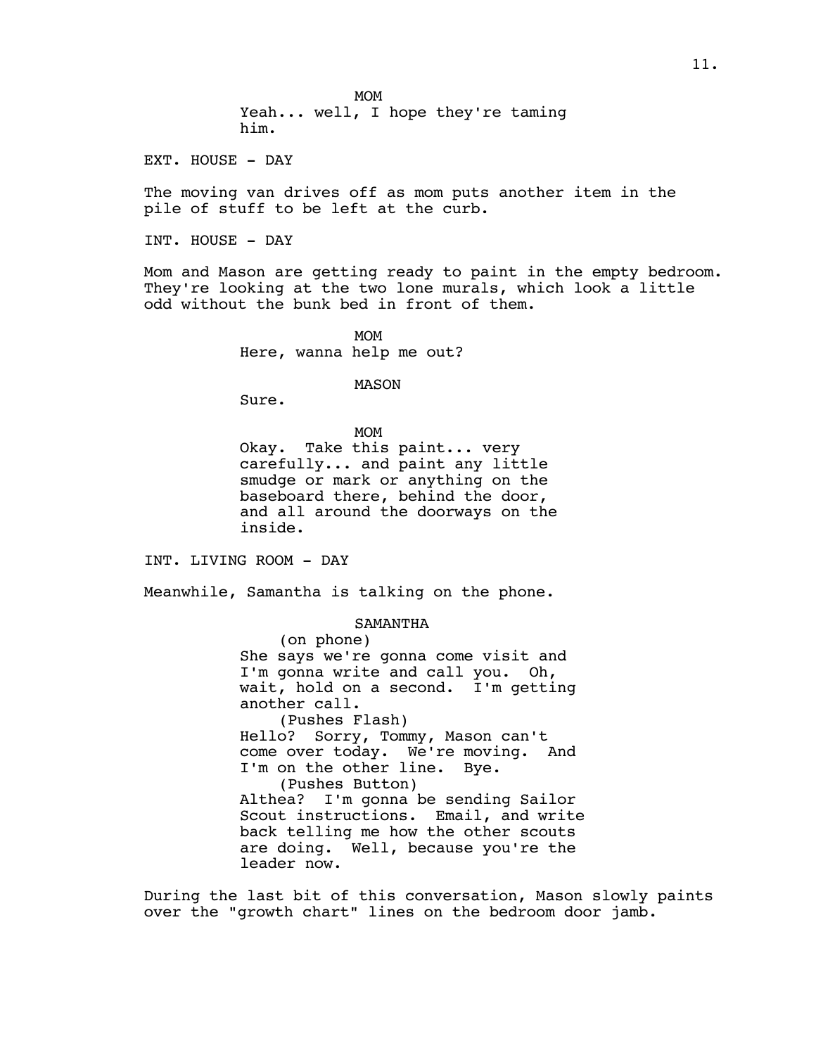MOM
Yeah... well, I hope they're taming him.

EXT. HOUSE - DAY

The moving van drives off as mom puts another item in the pile of stuff to be left at the curb.

INT. HOUSE - DAY

Mom and Mason are getting ready to paint in the empty bedroom. They're looking at the two lone murals, which look a little odd without the bunk bed in front of them.

MOM
Here, wanna help me out?

MASON
Sure.

MOM
Okay. Take this paint... very carefully... and paint any little smudge or mark or anything on the baseboard there, behind the door, and all around the doorways on the inside.

INT. LIVING ROOM - DAY

Meanwhile, Samantha is talking on the phone.

SAMANTHA
(on phone)
She says we're gonna come visit and I'm gonna write and call you. Oh, wait, hold on a second. I'm getting another call.
(Pushes Flash)
Hello? Sorry, Tommy, Mason can't come over today. We're moving. And I'm on the other line. Bye.
(Pushes Button)
Althea? I'm gonna be sending Sailor Scout instructions. Email, and write back telling me how the other scouts are doing. Well, because you're the leader now.

During the last bit of this conversation, Mason slowly paints over the "growth chart" lines on the bedroom door jamb.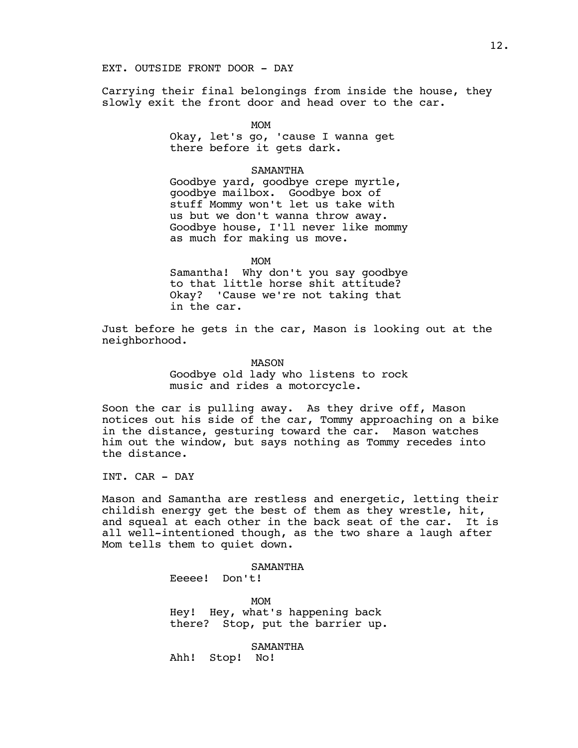EXT. OUTSIDE FRONT DOOR - DAY

Carrying their final belongings from inside the house, they slowly exit the front door and head over to the car.

MOM

Okay, let's go, 'cause I wanna get there before it gets dark.

SAMANTHA

Goodbye yard, goodbye crepe myrtle, goodbye mailbox. Goodbye box of stuff Mommy won't let us take with us but we don't wanna throw away. Goodbye house, I'll never like mommy as much for making us move.

MOM

Samantha! Why don't you say goodbye to that little horse shit attitude? Okay? 'Cause we're not taking that in the car.

Just before he gets in the car, Mason is looking out at the neighborhood.

MASON

Goodbye old lady who listens to rock music and rides a motorcycle.

Soon the car is pulling away. As they drive off, Mason notices out his side of the car, Tommy approaching on a bike in the distance, gesturing toward the car. Mason watches him out the window, but says nothing as Tommy recedes into the distance.

INT. CAR - DAY

Mason and Samantha are restless and energetic, letting their childish energy get the best of them as they wrestle, hit, and squeal at each other in the back seat of the car. It is all well-intentioned though, as the two share a laugh after Mom tells them to quiet down.

SAMANTHA

Eeeee! Don't!

MOM

Hey! Hey, what's happening back there? Stop, put the barrier up.

SAMANTHA

Ahh! Stop! No!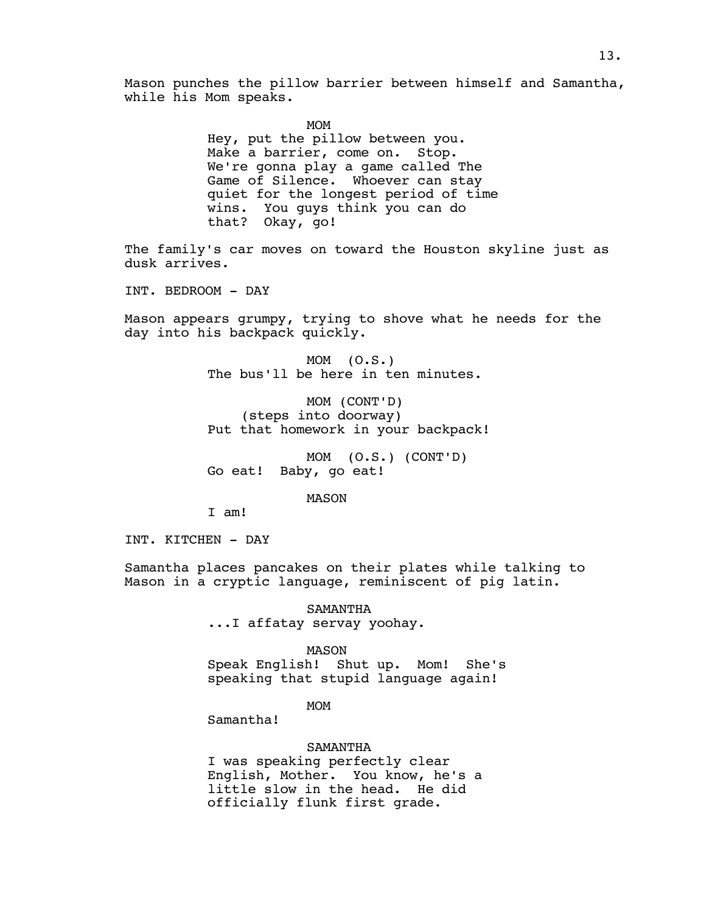Mason punches the pillow barrier between himself and Samantha, while his Mom speaks.

MOM

Hey, put the pillow between you. Make a barrier, come on. Stop. We're gonna play a game called The Game of Silence. Whoever can stay quiet for the longest period of time wins. You guys think you can do that? Okay, go!

The family's car moves on toward the Houston skyline just as dusk arrives.

INT. BEDROOM - DAY

Mason appears grumpy, trying to shove what he needs for the day into his backpack quickly.

MOM (O.S.)

The bus'll be here in ten minutes.

MOM (CONT'D)

(steps into doorway)

Put that homework in your backpack!

MOM (O.S.) (CONT'D)

Go eat! Baby, go eat!

MASON

I am!

INT. KITCHEN - DAY

Samantha places pancakes on their plates while talking to Mason in a cryptic language, reminiscent of pig latin.

SAMANTHA

...I affatay servay yoohay.

MASON

Speak English! Shut up. Mom! She's speaking that stupid language again!

MOM

Samantha!

SAMANTHA

I was speaking perfectly clear English, Mother. You know, he's a little slow in the head. He did officially flunk first grade.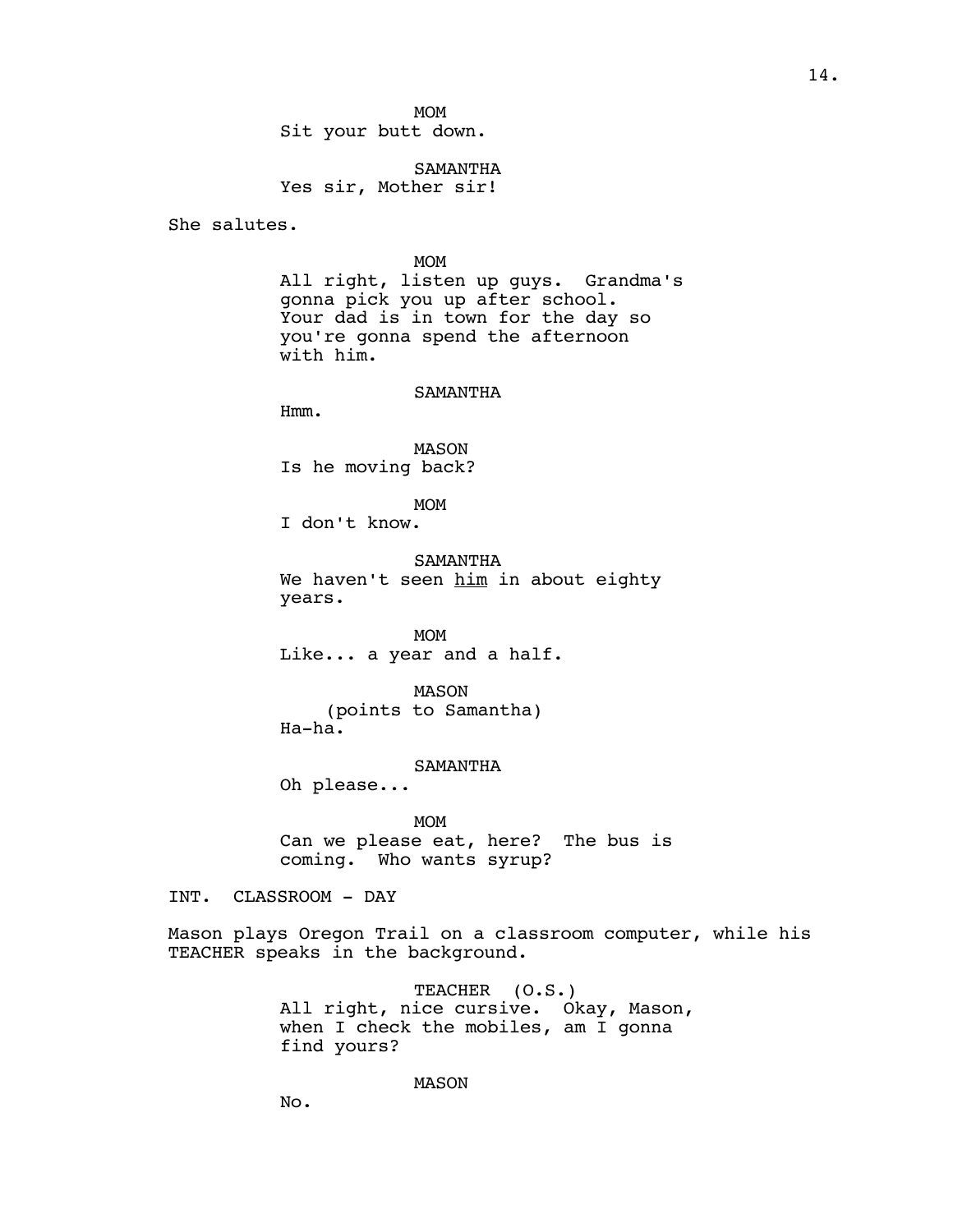MOM
Sit your butt down.

SAMANTHA
Yes sir, Mother sir!

She salutes.

MOM
All right, listen up guys. Grandma's gonna pick you up after school. Your dad is in town for the day so you're gonna spend the afternoon with him.

SAMANTHA
Hmm.

MASON
Is he moving back?

MOM
I don't know.

SAMANTHA
We haven't seen <u>him</u> in about eighty years.

MOM
Like... a year and a half.

MASON
(points to Samantha)
Ha-ha.

SAMANTHA
Oh please...

MOM
Can we please eat, here? The bus is coming. Who wants syrup?

INT. CLASSROOM - DAY

Mason plays Oregon Trail on a classroom computer, while his TEACHER speaks in the background.

TEACHER (O.S.)
All right, nice cursive. Okay, Mason, when I check the mobiles, am I gonna find yours?

MASON
No.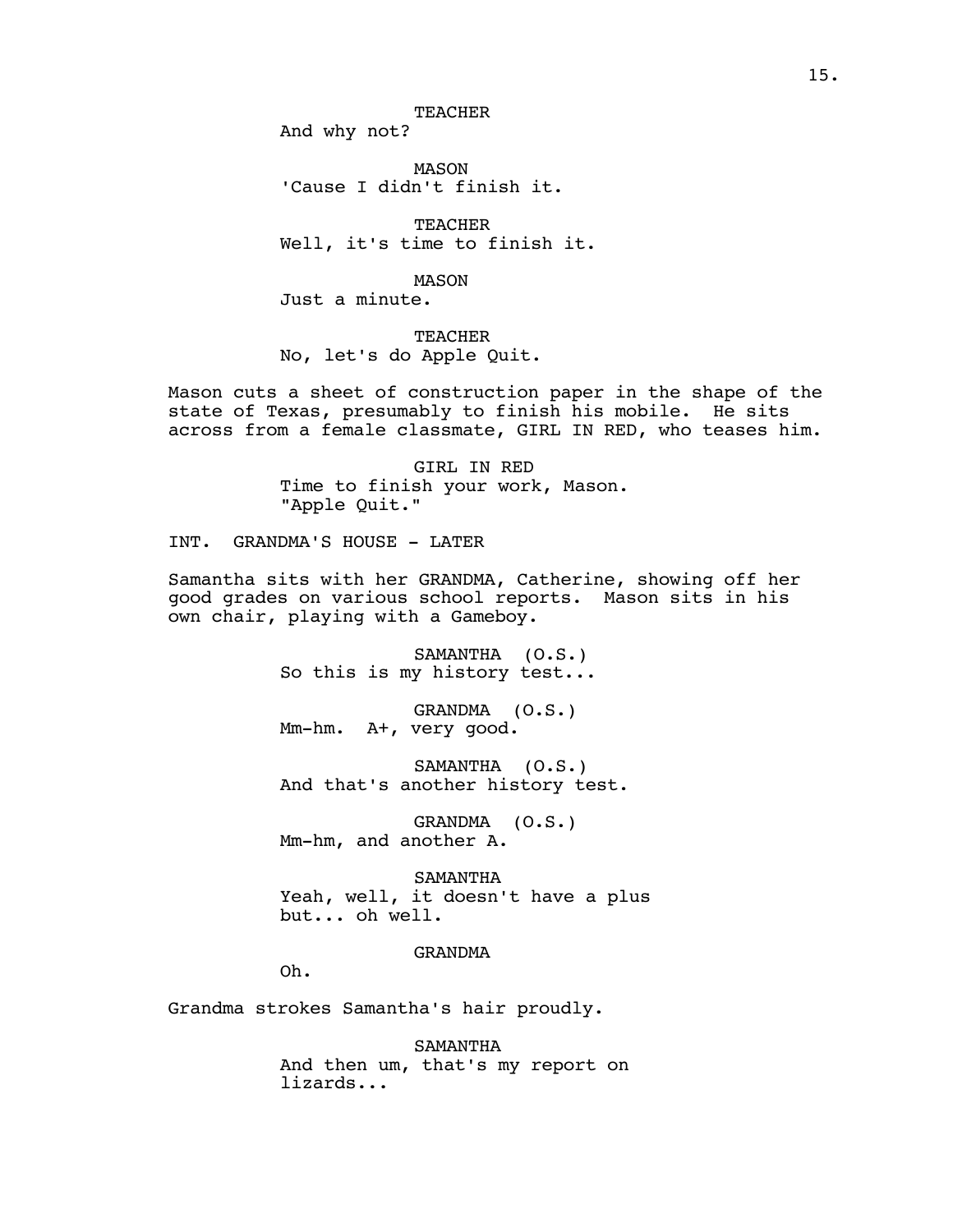TEACHER
And why not?

MASON
'Cause I didn't finish it.

TEACHER
Well, it's time to finish it.

MASON
Just a minute.

TEACHER
No, let's do Apple Quit.

Mason cuts a sheet of construction paper in the shape of the state of Texas, presumably to finish his mobile. He sits across from a female classmate, GIRL IN RED, who teases him.

GIRL IN RED
Time to finish your work, Mason.
"Apple Quit."

INT. GRANDMA'S HOUSE - LATER

Samantha sits with her GRANDMA, Catherine, showing off her good grades on various school reports. Mason sits in his own chair, playing with a Gameboy.

SAMANTHA (O.S.)
So this is my history test...

GRANDMA (O.S.)
Mm-hm. A+, very good.

SAMANTHA (O.S.)
And that's another history test.

GRANDMA (O.S.)
Mm-hm, and another A.

SAMANTHA
Yeah, well, it doesn't have a plus
but... oh well.

GRANDMA
Oh.

Grandma strokes Samantha's hair proudly.

SAMANTHA
And then um, that's my report on
lizards...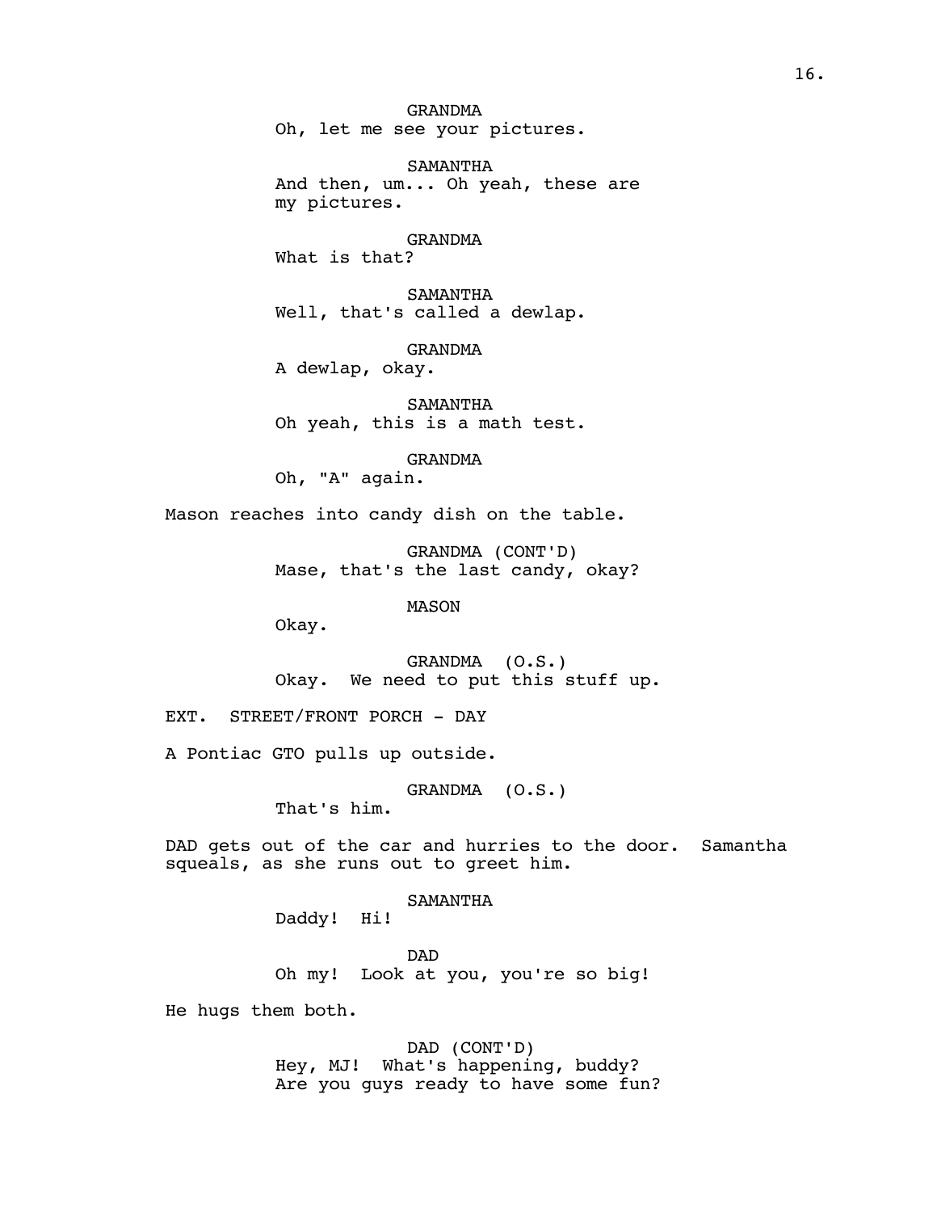GRANDMA
Oh, let me see your pictures.

SAMANTHA
And then, um... Oh yeah, these are my pictures.

GRANDMA
What is that?

SAMANTHA
Well, that's called a dewlap.

GRANDMA
A dewlap, okay.

SAMANTHA
Oh yeah, this is a math test.

GRANDMA
Oh, "A" again.

Mason reaches into candy dish on the table.

GRANDMA (CONT'D)
Mase, that's the last candy, okay?

MASON
Okay.

GRANDMA (O.S.)
Okay. We need to put this stuff up.

EXT. STREET/FRONT PORCH - DAY

A Pontiac GTO pulls up outside.

GRANDMA (O.S.)
That's him.

DAD gets out of the car and hurries to the door. Samantha squeals, as she runs out to greet him.

SAMANTHA
Daddy! Hi!

DAD
Oh my! Look at you, you're so big!

He hugs them both.

DAD (CONT'D)
Hey, MJ! What's happening, buddy? Are you guys ready to have some fun?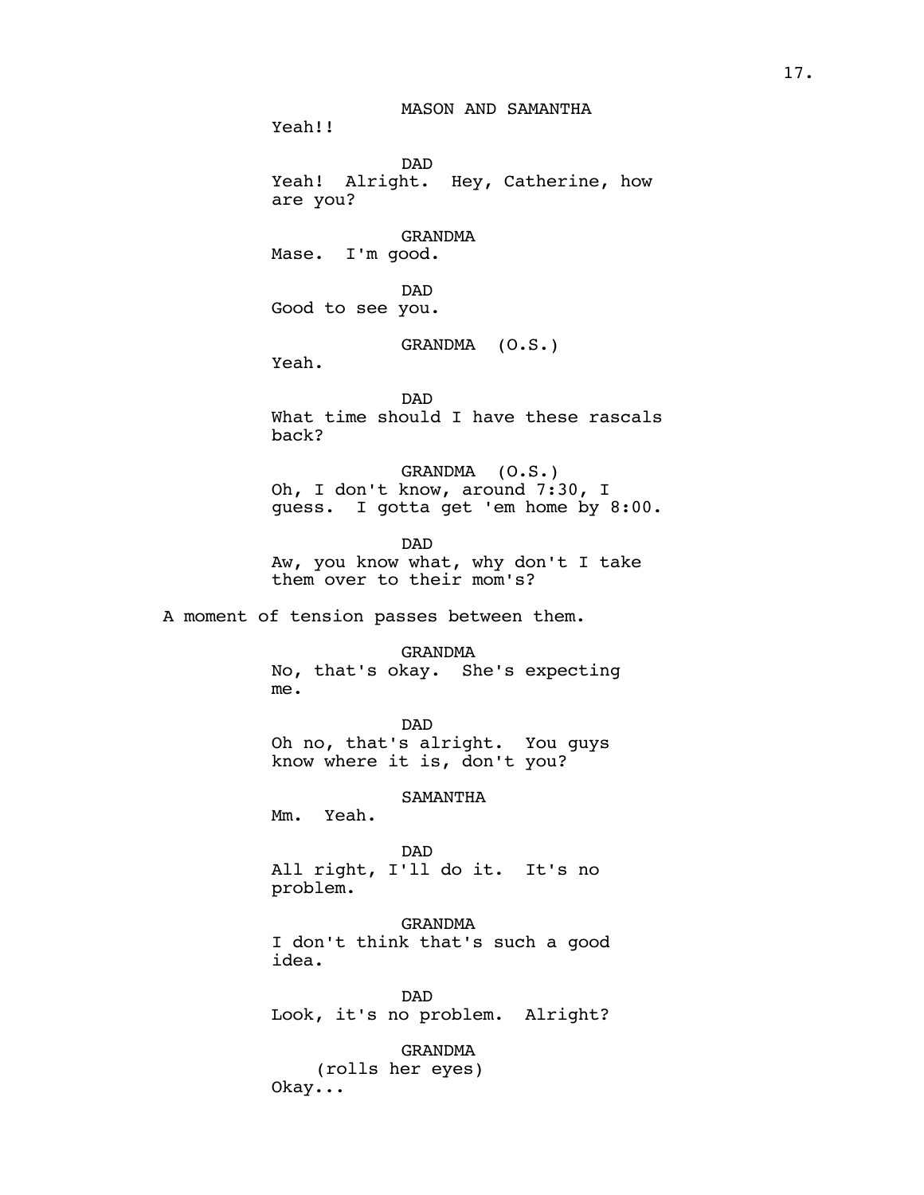MASON AND SAMANTHA

Yeah!!

DAD

Yeah! Alright. Hey, Catherine, how are you?

GRANDMA

Mase. I'm good.

DAD

Good to see you.

GRANDMA (O.S.)

Yeah.

DAD

What time should I have these rascals back?

GRANDMA (O.S.)

Oh, I don't know, around 7:30, I guess. I gotta get 'em home by 8:00.

DAD

Aw, you know what, why don't I take them over to their mom's?

A moment of tension passes between them.

GRANDMA

No, that's okay. She's expecting me.

DAD

Oh no, that's alright. You guys know where it is, don't you?

SAMANTHA

Mm. Yeah.

DAD

All right, I'll do it. It's no problem.

GRANDMA

I don't think that's such a good idea.

DAD

Look, it's no problem. Alright?

GRANDMA

(rolls her eyes)

Okay...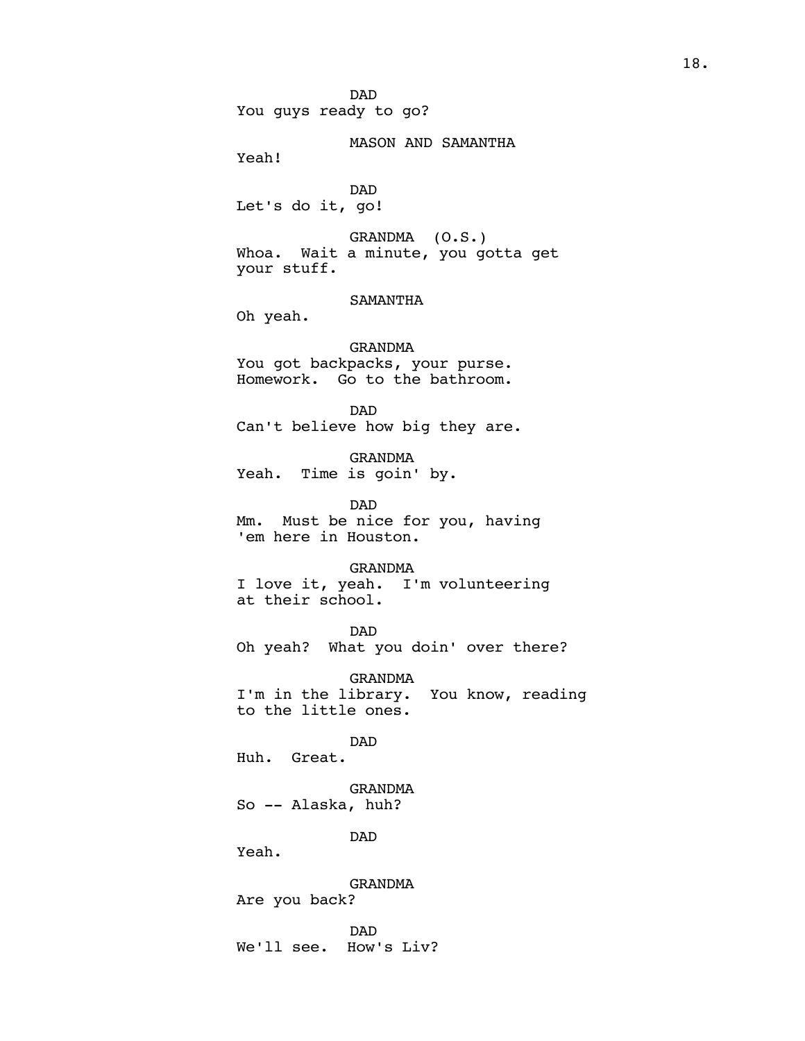DAD
You guys ready to go?

MASON AND SAMANTHA
Yeah!

DAD
Let's do it, go!

GRANDMA (O.S.)
Whoa. Wait a minute, you gotta get your stuff.

SAMANTHA
Oh yeah.

GRANDMA
You got backpacks, your purse. Homework. Go to the bathroom.

DAD
Can't believe how big they are.

GRANDMA
Yeah. Time is goin' by.

DAD
Mm. Must be nice for you, having 'em here in Houston.

GRANDMA
I love it, yeah. I'm volunteering at their school.

DAD
Oh yeah? What you doin' over there?

GRANDMA
I'm in the library. You know, reading to the little ones.

DAD
Huh. Great.

GRANDMA
So -- Alaska, huh?

DAD
Yeah.

GRANDMA
Are you back?

DAD
We'll see. How's Liv?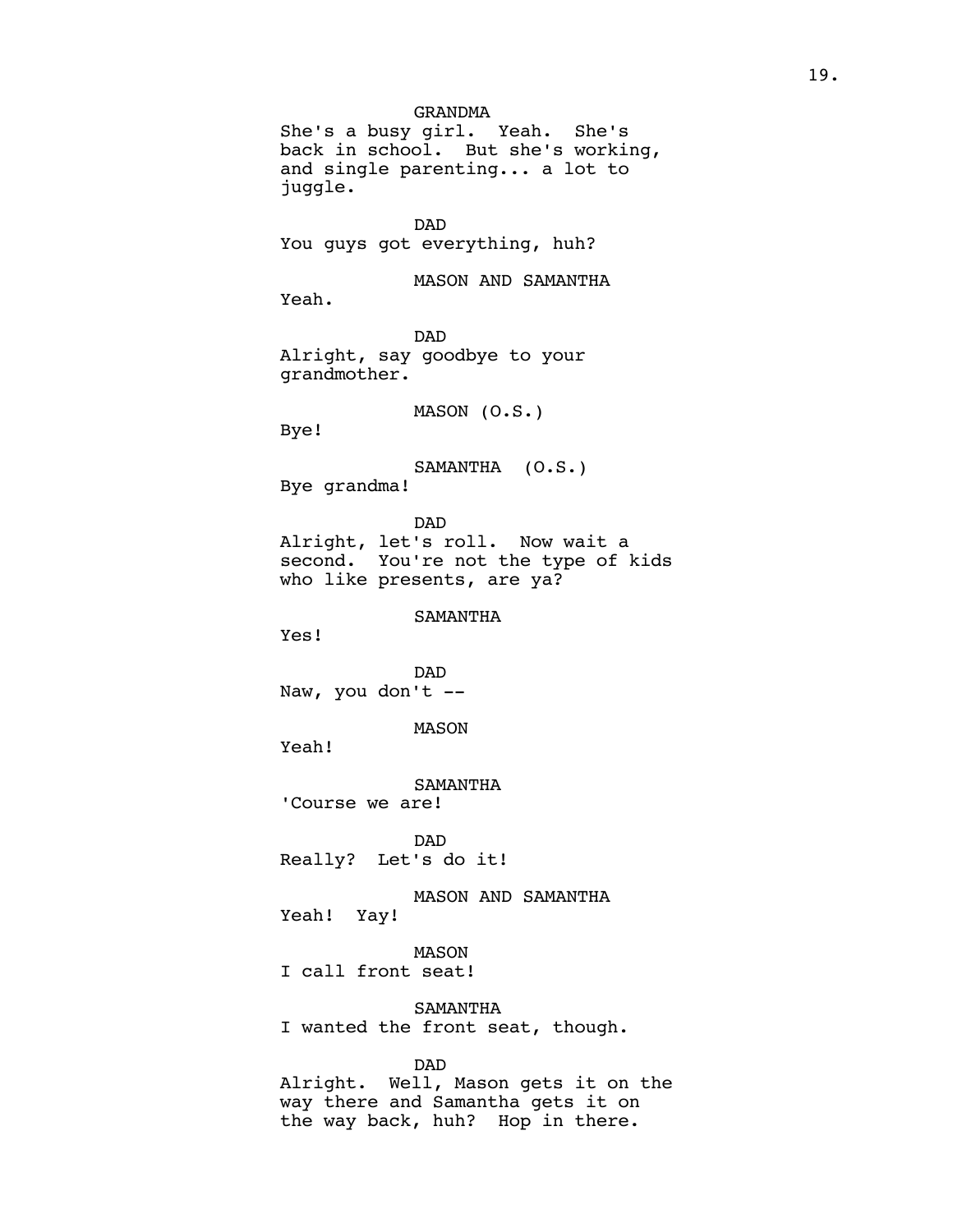GRANDMA
She's a busy girl. Yeah. She's back in school. But she's working, and single parenting... a lot to juggle.

DAD
You guys got everything, huh?

MASON AND SAMANTHA
Yeah.

DAD
Alright, say goodbye to your grandmother.

MASON (O.S.)
Bye!

SAMANTHA (O.S.)
Bye grandma!

DAD
Alright, let's roll. Now wait a second. You're not the type of kids who like presents, are ya?

SAMANTHA
Yes!

DAD
Naw, you don't --

MASON
Yeah!

SAMANTHA
'Course we are!

DAD
Really? Let's do it!

MASON AND SAMANTHA
Yeah! Yay!

MASON
I call front seat!

SAMANTHA
I wanted the front seat, though.

DAD
Alright. Well, Mason gets it on the way there and Samantha gets it on the way back, huh? Hop in there.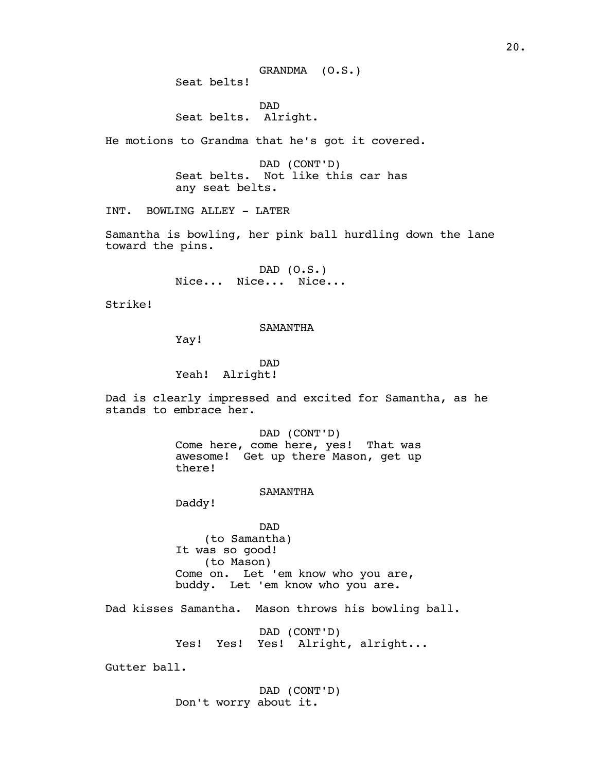GRANDMA (O.S.)
Seat belts!

DAD
Seat belts. Alright.

He motions to Grandma that he's got it covered.

DAD (CONT'D)
Seat belts. Not like this car has any seat belts.

INT. BOWLING ALLEY - LATER

Samantha is bowling, her pink ball hurdling down the lane toward the pins.

DAD (O.S.)
Nice... Nice... Nice...

Strike!

SAMANTHA
Yay!

DAD
Yeah! Alright!

Dad is clearly impressed and excited for Samantha, as he stands to embrace her.

DAD (CONT'D)
Come here, come here, yes! That was awesome! Get up there Mason, get up there!

SAMANTHA
Daddy!

DAD
(to Samantha)
It was so good!
(to Mason)
Come on. Let 'em know who you are, buddy. Let 'em know who you are.

Dad kisses Samantha. Mason throws his bowling ball.

DAD (CONT'D)
Yes! Yes! Yes! Alright, alright...

Gutter ball.

DAD (CONT'D)
Don't worry about it.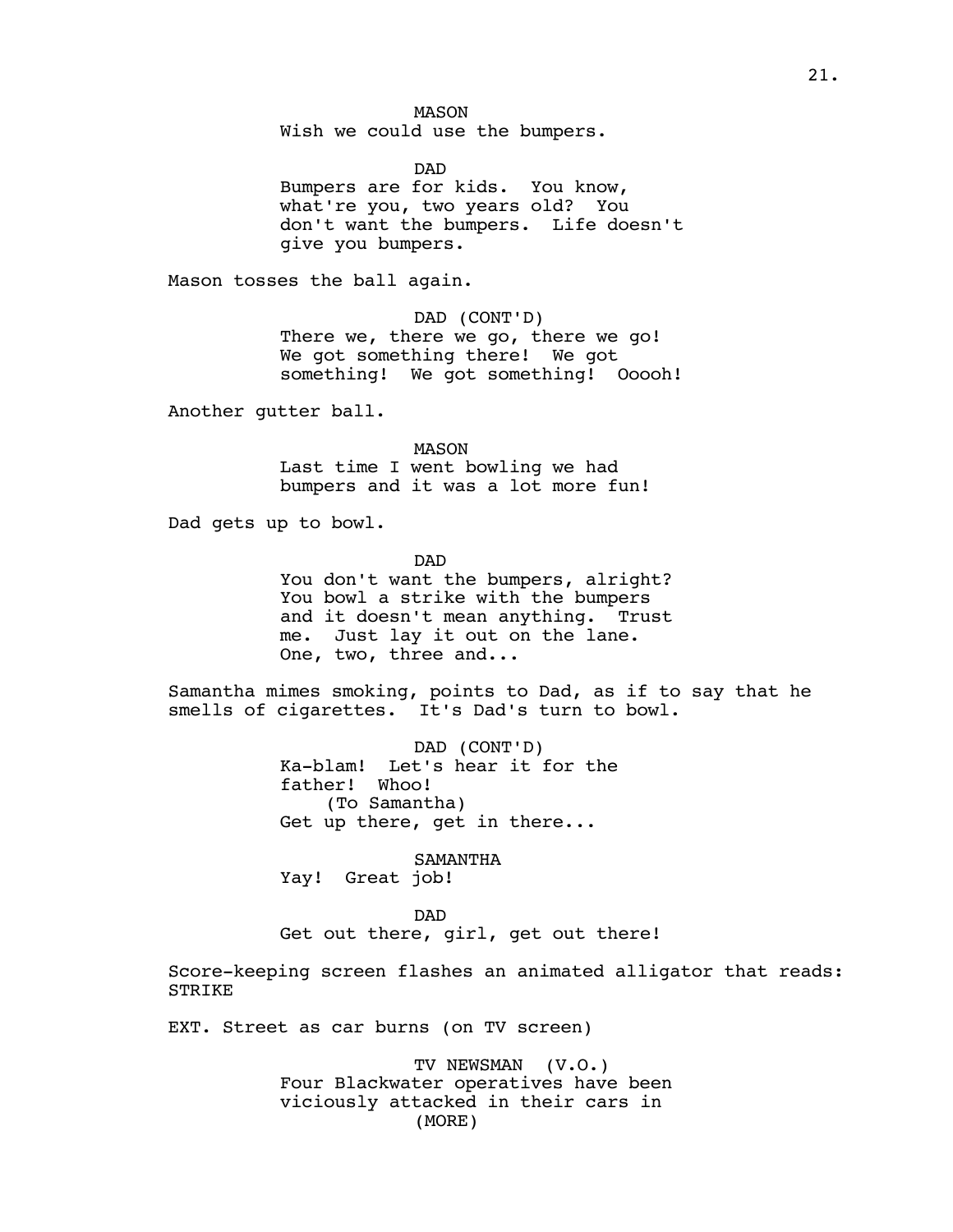MASON
Wish we could use the bumpers.

DAD
Bumpers are for kids. You know, what're you, two years old? You don't want the bumpers. Life doesn't give you bumpers.

Mason tosses the ball again.

DAD (CONT'D)
There we, there we go, there we go! We got something there! We got something! We got something! Ooooh!

Another gutter ball.

MASON
Last time I went bowling we had bumpers and it was a lot more fun!

Dad gets up to bowl.

DAD
You don't want the bumpers, alright? You bowl a strike with the bumpers and it doesn't mean anything. Trust me. Just lay it out on the lane. One, two, three and...

Samantha mimes smoking, points to Dad, as if to say that he smells of cigarettes. It's Dad's turn to bowl.

DAD (CONT'D)
Ka-blam! Let's hear it for the father! Whoo!
(To Samantha)
Get up there, get in there...

SAMANTHA
Yay! Great job!

DAD
Get out there, girl, get out there!

Score-keeping screen flashes an animated alligator that reads: STRIKE

EXT. Street as car burns (on TV screen)

TV NEWSMAN (V.O.)
Four Blackwater operatives have been viciously attacked in their cars in
(MORE)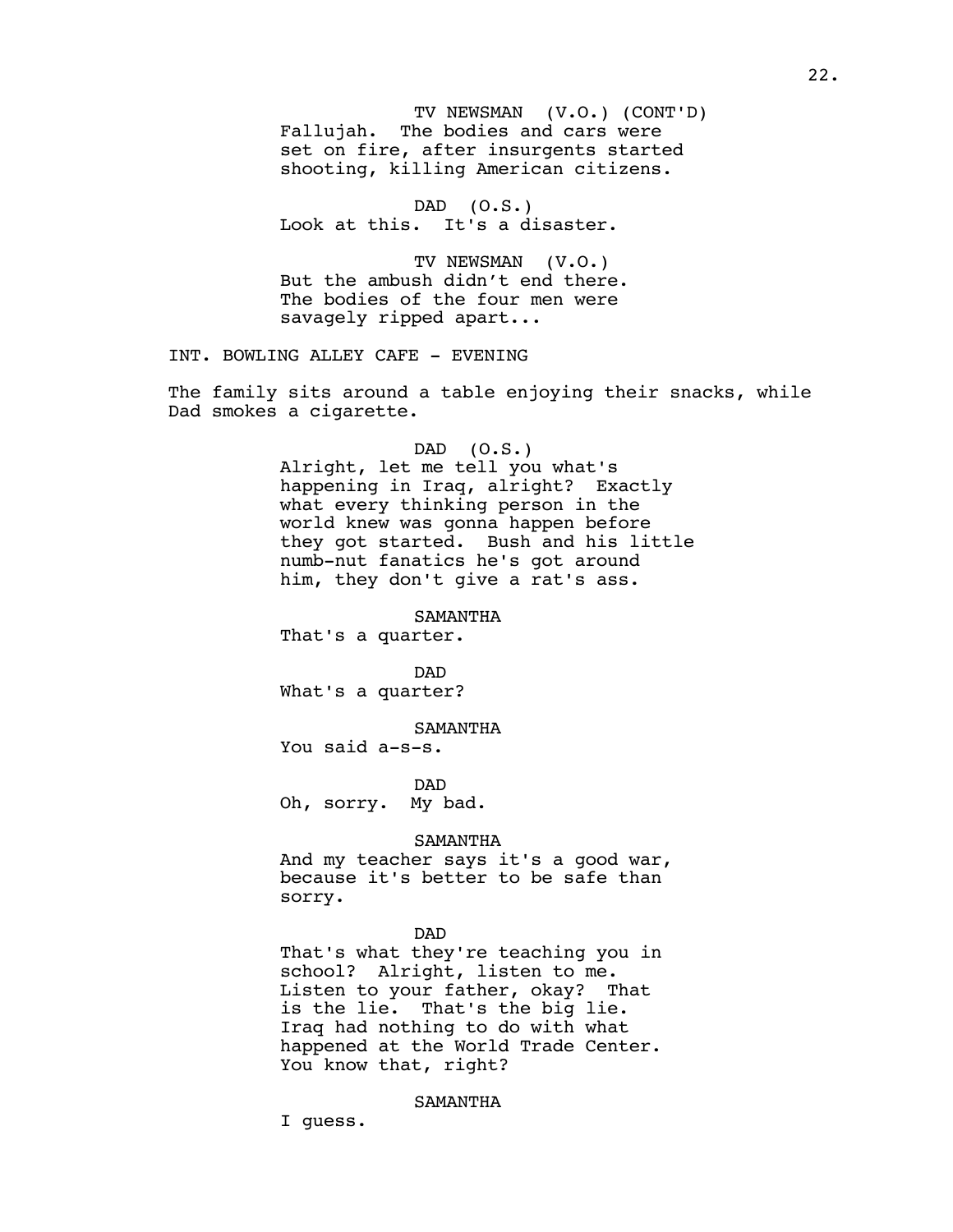TV NEWSMAN (V.O.) (CONT'D)
Fallujah. The bodies and cars were set on fire, after insurgents started shooting, killing American citizens.

DAD (O.S.)
Look at this. It's a disaster.

TV NEWSMAN (V.O.)
But the ambush didn't end there. The bodies of the four men were savagely ripped apart...

INT. BOWLING ALLEY CAFE - EVENING

The family sits around a table enjoying their snacks, while Dad smokes a cigarette.

DAD (O.S.)
Alright, let me tell you what's happening in Iraq, alright? Exactly what every thinking person in the world knew was gonna happen before they got started. Bush and his little numb-nut fanatics he's got around him, they don't give a rat's ass.

SAMANTHA
That's a quarter.

DAD
What's a quarter?

SAMANTHA
You said a-s-s.

DAD
Oh, sorry. My bad.

SAMANTHA
And my teacher says it's a good war, because it's better to be safe than sorry.

DAD
That's what they're teaching you in school? Alright, listen to me. Listen to your father, okay? That is the lie. That's the big lie. Iraq had nothing to do with what happened at the World Trade Center. You know that, right?

SAMANTHA
I guess.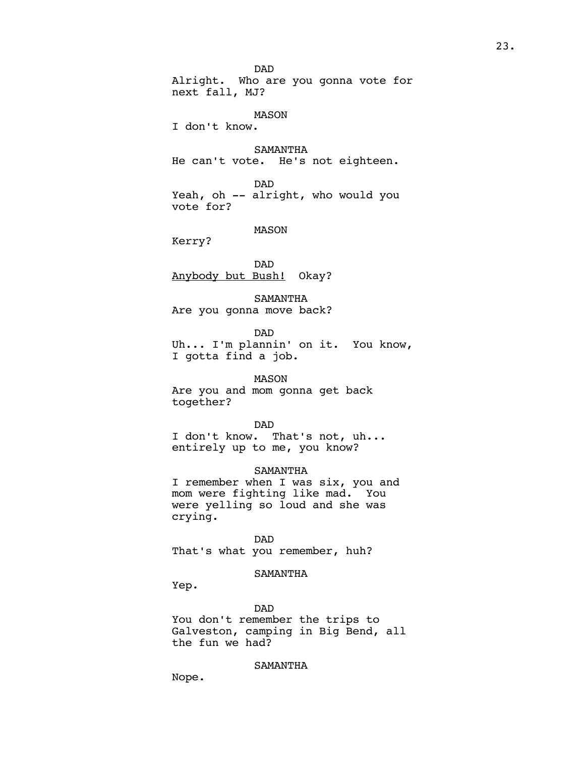DAD
Alright.  Who are you gonna vote for next fall, MJ?

MASON
I don't know.

SAMANTHA
He can't vote.  He's not eighteen.

DAD
Yeah, oh -- alright, who would you vote for?

MASON
Kerry?

DAD
<u>Anybody but Bush!</u>  Okay?

SAMANTHA
Are you gonna move back?

DAD
Uh... I'm plannin' on it.  You know, I gotta find a job.

MASON
Are you and mom gonna get back together?

DAD
I don't know.  That's not, uh... entirely up to me, you know?

SAMANTHA
I remember when I was six, you and mom were fighting like mad.  You were yelling so loud and she was crying.

DAD
That's what you remember, huh?

SAMANTHA
Yep.

DAD
You don't remember the trips to Galveston, camping in Big Bend, all the fun we had?

SAMANTHA
Nope.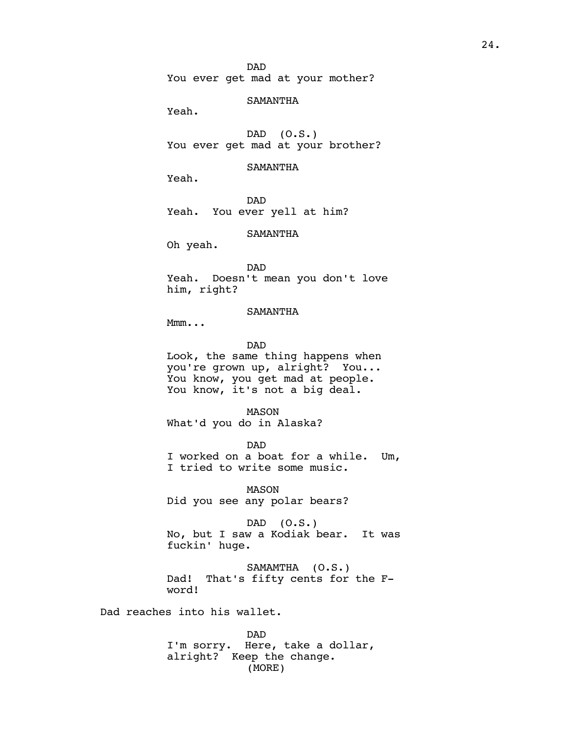DAD
You ever get mad at your mother?

SAMANTHA
Yeah.

DAD (O.S.)
You ever get mad at your brother?

SAMANTHA
Yeah.

DAD
Yeah. You ever yell at him?

SAMANTHA
Oh yeah.

DAD
Yeah. Doesn't mean you don't love him, right?

SAMANTHA
Mmm...

DAD
Look, the same thing happens when you're grown up, alright? You... You know, you get mad at people. You know, it's not a big deal.

MASON
What'd you do in Alaska?

DAD
I worked on a boat for a while. Um, I tried to write some music.

MASON
Did you see any polar bears?

DAD (O.S.)
No, but I saw a Kodiak bear. It was fuckin' huge.

SAMAMTHA (O.S.)
Dad! That's fifty cents for the F-word!

Dad reaches into his wallet.

DAD
I'm sorry. Here, take a dollar, alright? Keep the change.
(MORE)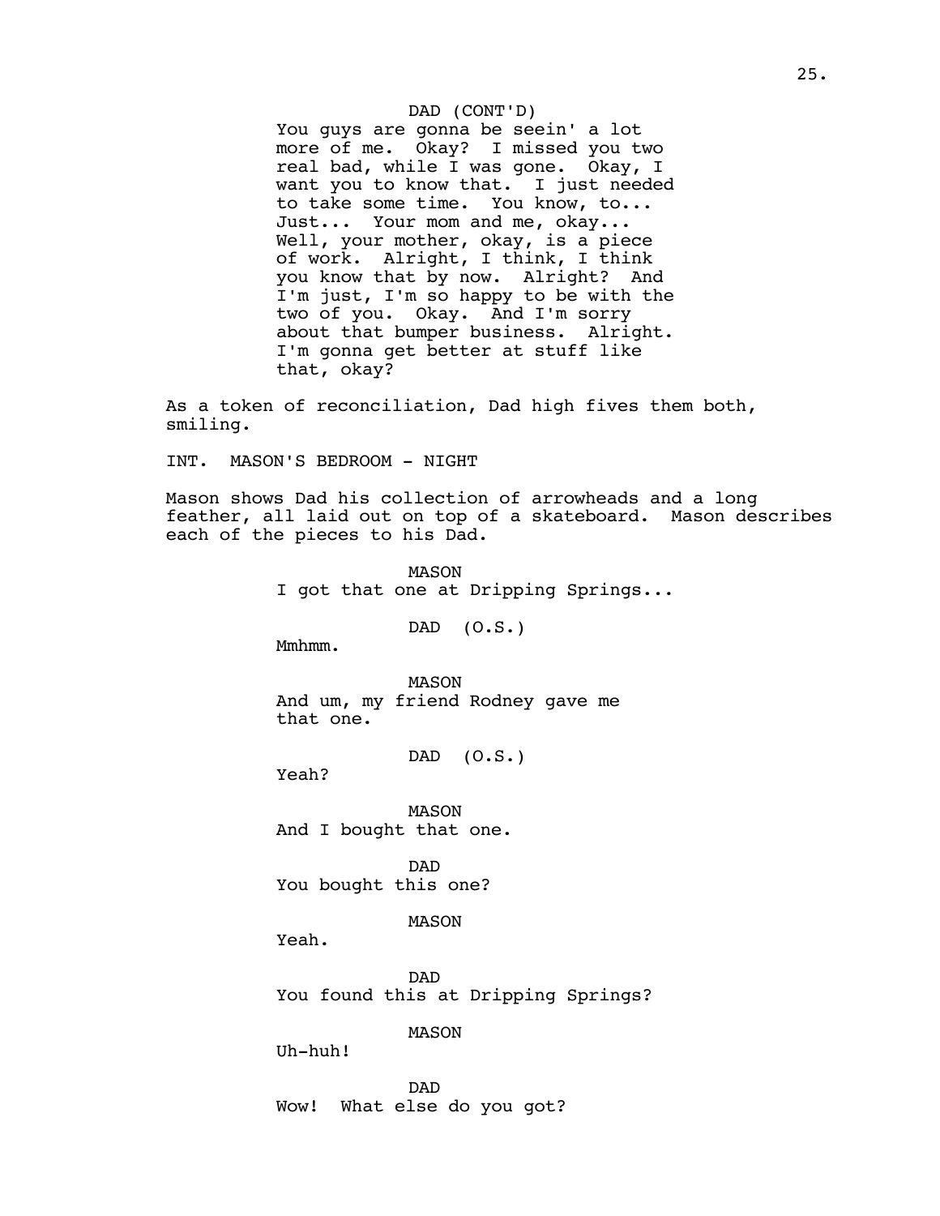DAD (CONT'D)

You guys are gonna be seein' a lot more of me. Okay? I missed you two real bad, while I was gone. Okay, I want you to know that. I just needed to take some time. You know, to... Just... Your mom and me, okay... Well, your mother, okay, is a piece of work. Alright, I think, I think you know that by now. Alright? And I'm just, I'm so happy to be with the two of you. Okay. And I'm sorry about that bumper business. Alright. I'm gonna get better at stuff like that, okay?

As a token of reconciliation, Dad high fives them both, smiling.

INT. MASON'S BEDROOM - NIGHT

Mason shows Dad his collection of arrowheads and a long feather, all laid out on top of a skateboard. Mason describes each of the pieces to his Dad.

MASON

I got that one at Dripping Springs...

DAD (O.S.)

Mmhmm.

MASON

And um, my friend Rodney gave me that one.

DAD (O.S.)

Yeah?

MASON

And I bought that one.

DAD

You bought this one?

MASON

Yeah.

DAD

You found this at Dripping Springs?

MASON

Uh-huh!

DAD

Wow! What else do you got?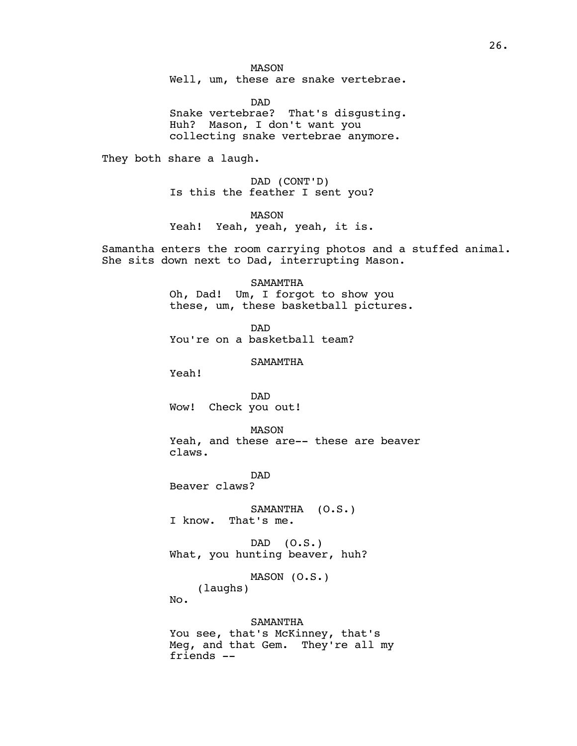MASON
Well, um, these are snake vertebrae.

DAD
Snake vertebrae? That's disgusting. Huh? Mason, I don't want you collecting snake vertebrae anymore.

They both share a laugh.

DAD (CONT'D)
Is this the feather I sent you?

MASON
Yeah! Yeah, yeah, yeah, it is.

Samantha enters the room carrying photos and a stuffed animal. She sits down next to Dad, interrupting Mason.

SAMAMTHA
Oh, Dad! Um, I forgot to show you these, um, these basketball pictures.

DAD
You're on a basketball team?

SAMAMTHA
Yeah!

DAD
Wow! Check you out!

MASON
Yeah, and these are-- these are beaver claws.

DAD
Beaver claws?

SAMANTHA (O.S.)
I know. That's me.

DAD (O.S.)
What, you hunting beaver, huh?

MASON (O.S.)
(laughs)
No.

SAMANTHA
You see, that's McKinney, that's Meg, and that Gem. They're all my friends --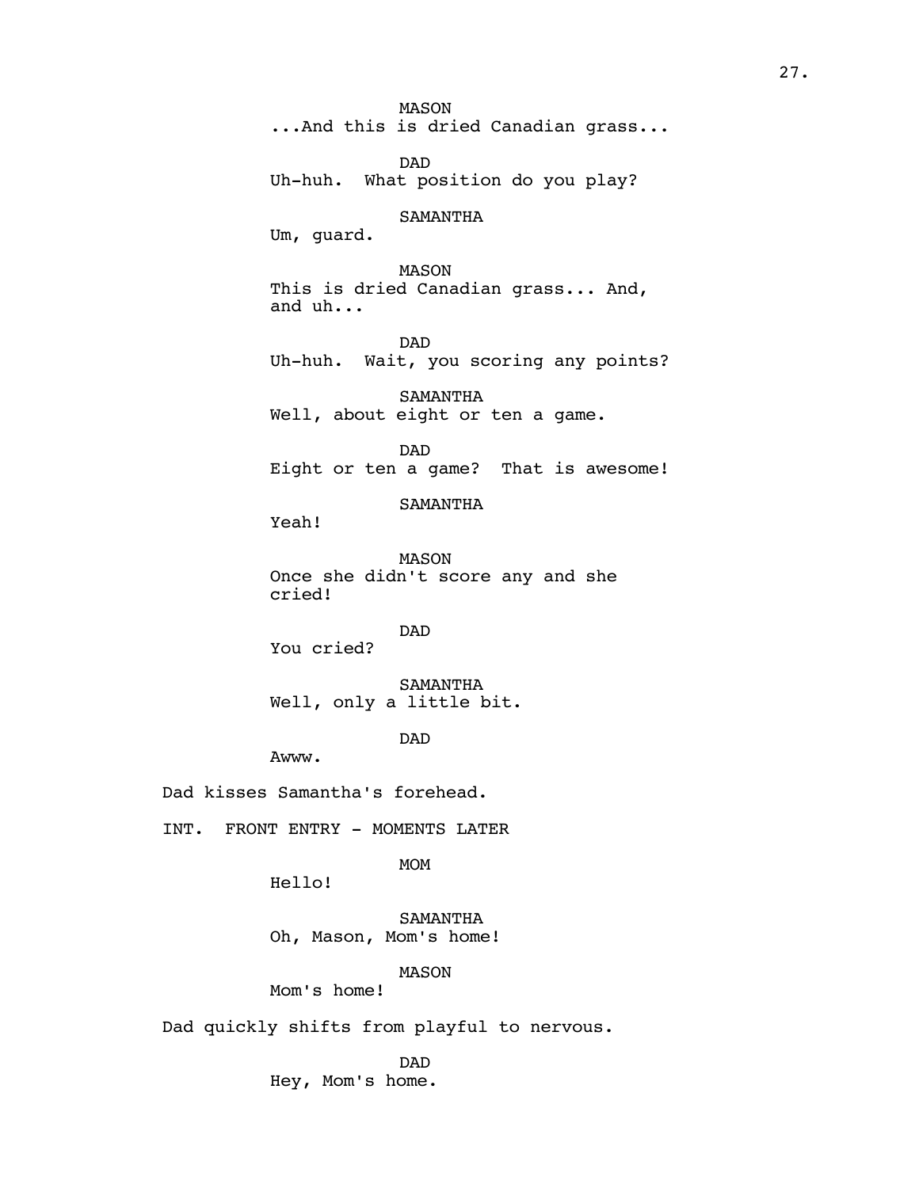MASON
...And this is dried Canadian grass...

DAD
Uh-huh. What position do you play?

SAMANTHA
Um, guard.

MASON
This is dried Canadian grass... And, and uh...

DAD
Uh-huh. Wait, you scoring any points?

SAMANTHA
Well, about eight or ten a game.

DAD
Eight or ten a game? That is awesome!

SAMANTHA
Yeah!

MASON
Once she didn't score any and she cried!

DAD
You cried?

SAMANTHA
Well, only a little bit.

DAD
Awww.

Dad kisses Samantha's forehead.

INT. FRONT ENTRY - MOMENTS LATER

MOM
Hello!

SAMANTHA
Oh, Mason, Mom's home!

MASON
Mom's home!

Dad quickly shifts from playful to nervous.

DAD
Hey, Mom's home.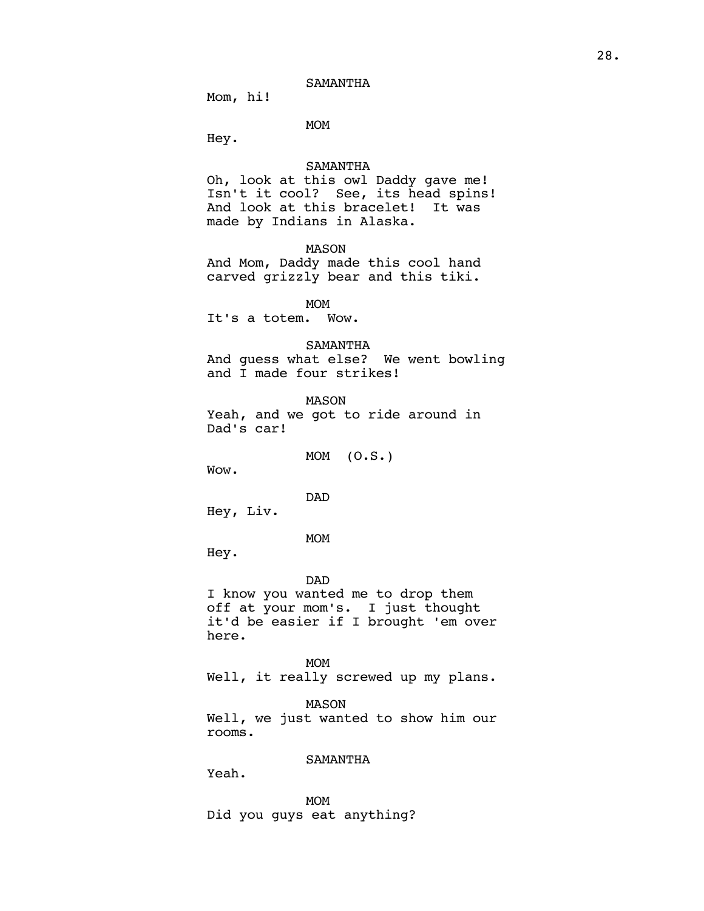SAMANTHA

Mom, hi!

MOM

Hey.

SAMANTHA

Oh, look at this owl Daddy gave me! Isn't it cool? See, its head spins! And look at this bracelet! It was made by Indians in Alaska.

MASON

And Mom, Daddy made this cool hand carved grizzly bear and this tiki.

MOM

It's a totem. Wow.

SAMANTHA

And guess what else? We went bowling and I made four strikes!

MASON

Yeah, and we got to ride around in Dad's car!

MOM (O.S.)

Wow.

DAD

Hey, Liv.

MOM

Hey.

DAD

I know you wanted me to drop them off at your mom's. I just thought it'd be easier if I brought 'em over here.

MOM

Well, it really screwed up my plans.

MASON

Well, we just wanted to show him our rooms.

SAMANTHA

Yeah.

MOM

Did you guys eat anything?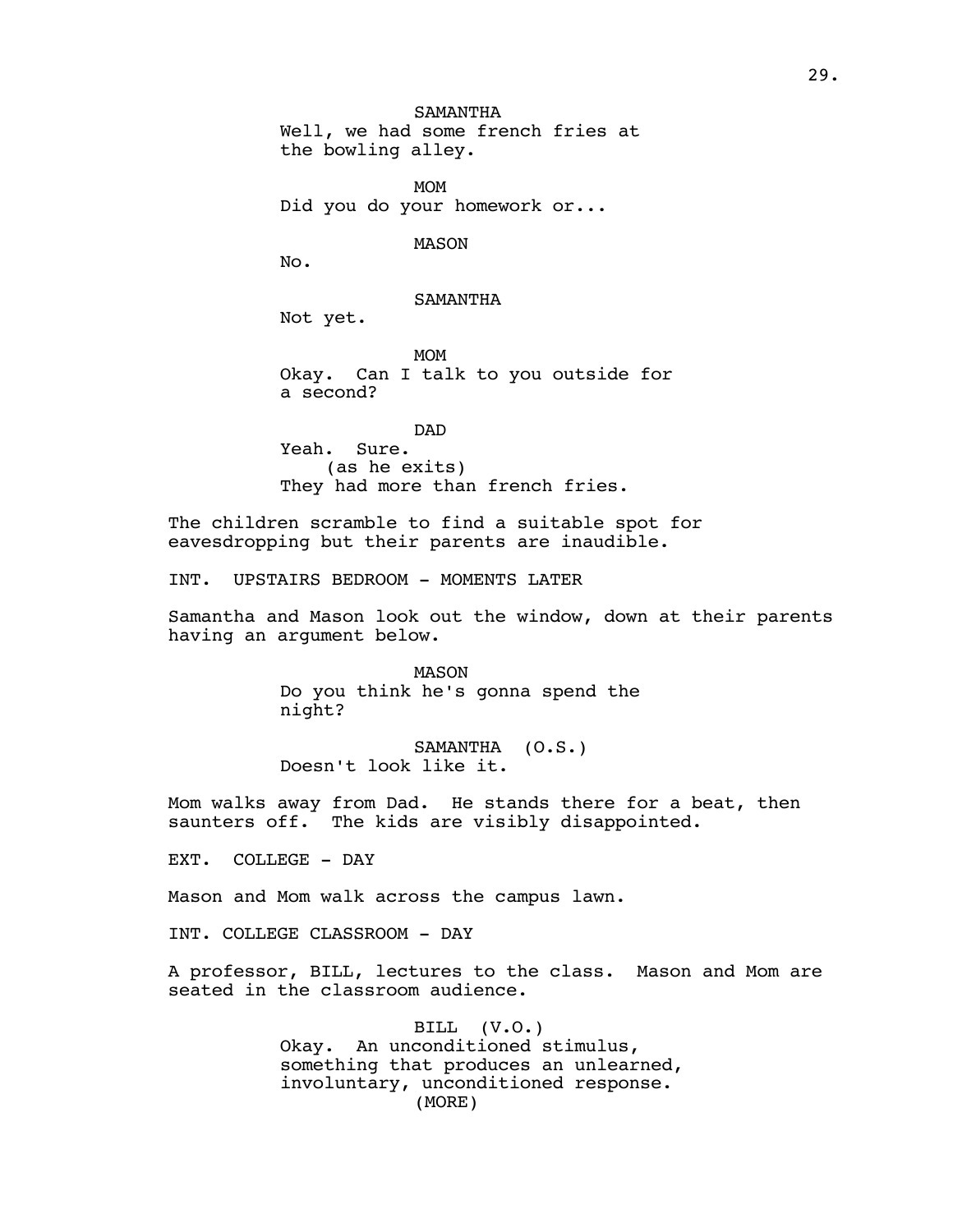SAMANTHA
Well, we had some french fries at the bowling alley.

MOM
Did you do your homework or...

MASON
No.

SAMANTHA
Not yet.

MOM
Okay. Can I talk to you outside for a second?

DAD
Yeah. Sure.
(as he exits)
They had more than french fries.

The children scramble to find a suitable spot for eavesdropping but their parents are inaudible.

INT. UPSTAIRS BEDROOM - MOMENTS LATER

Samantha and Mason look out the window, down at their parents having an argument below.

MASON
Do you think he's gonna spend the night?

SAMANTHA (O.S.)
Doesn't look like it.

Mom walks away from Dad. He stands there for a beat, then saunters off. The kids are visibly disappointed.

EXT. COLLEGE - DAY

Mason and Mom walk across the campus lawn.

INT. COLLEGE CLASSROOM - DAY

A professor, BILL, lectures to the class. Mason and Mom are seated in the classroom audience.

BILL (V.O.)
Okay. An unconditioned stimulus, something that produces an unlearned, involuntary, unconditioned response.
(MORE)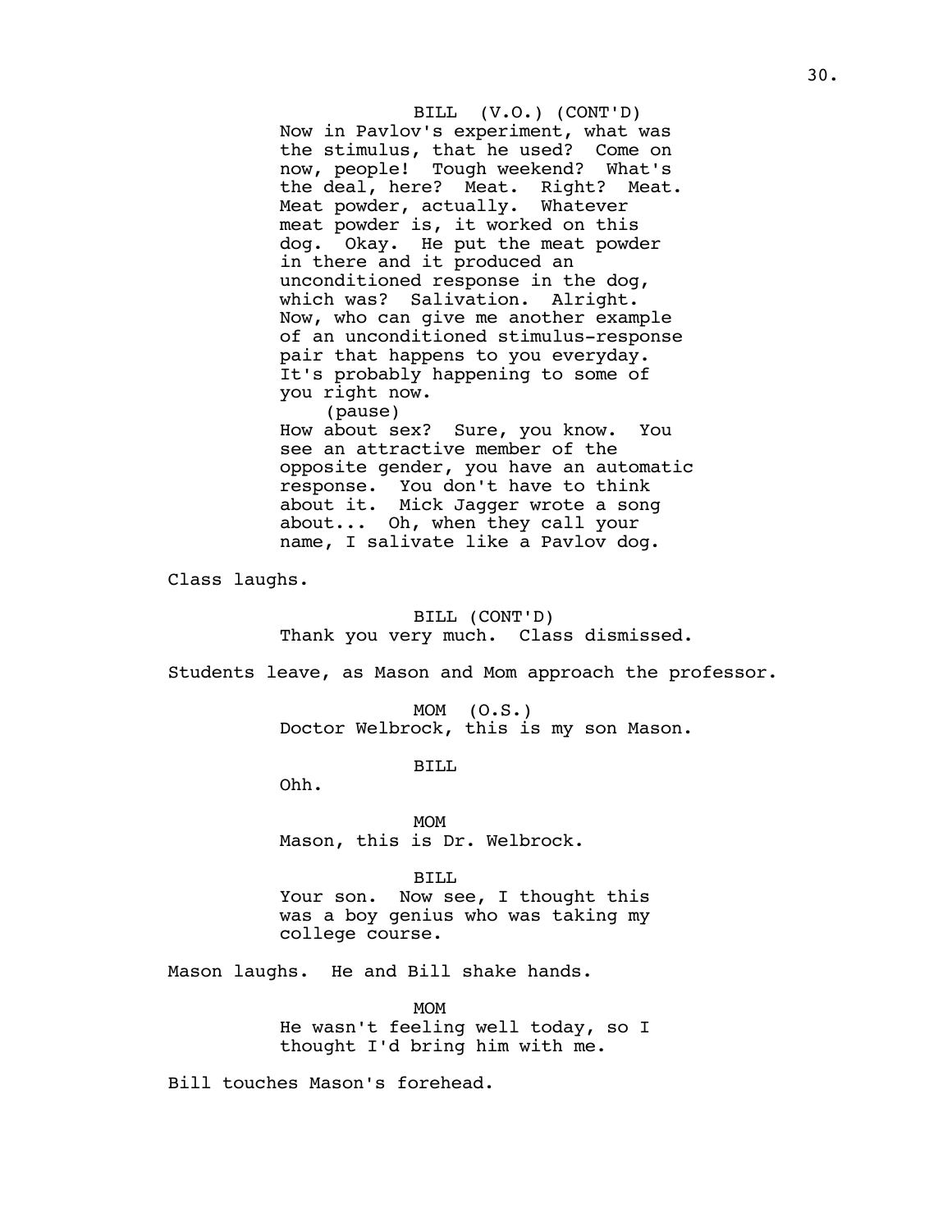BILL (V.O.) (CONT'D)

Now in Pavlov's experiment, what was the stimulus, that he used? Come on now, people! Tough weekend? What's the deal, here? Meat. Right? Meat. Meat powder, actually. Whatever meat powder is, it worked on this dog. Okay. He put the meat powder in there and it produced an unconditioned response in the dog, which was? Salivation. Alright. Now, who can give me another example of an unconditioned stimulus-response pair that happens to you everyday. It's probably happening to some of you right now.

(pause)

How about sex? Sure, you know. You see an attractive member of the opposite gender, you have an automatic response. You don't have to think about it. Mick Jagger wrote a song about... Oh, when they call your name, I salivate like a Pavlov dog.

Class laughs.

BILL (CONT'D)

Thank you very much. Class dismissed.

Students leave, as Mason and Mom approach the professor.

MOM (O.S.)

Doctor Welbrock, this is my son Mason.

BILL

Ohh.

MOM

Mason, this is Dr. Welbrock.

BILL

Your son. Now see, I thought this was a boy genius who was taking my college course.

Mason laughs. He and Bill shake hands.

MOM

He wasn't feeling well today, so I thought I'd bring him with me.

Bill touches Mason's forehead.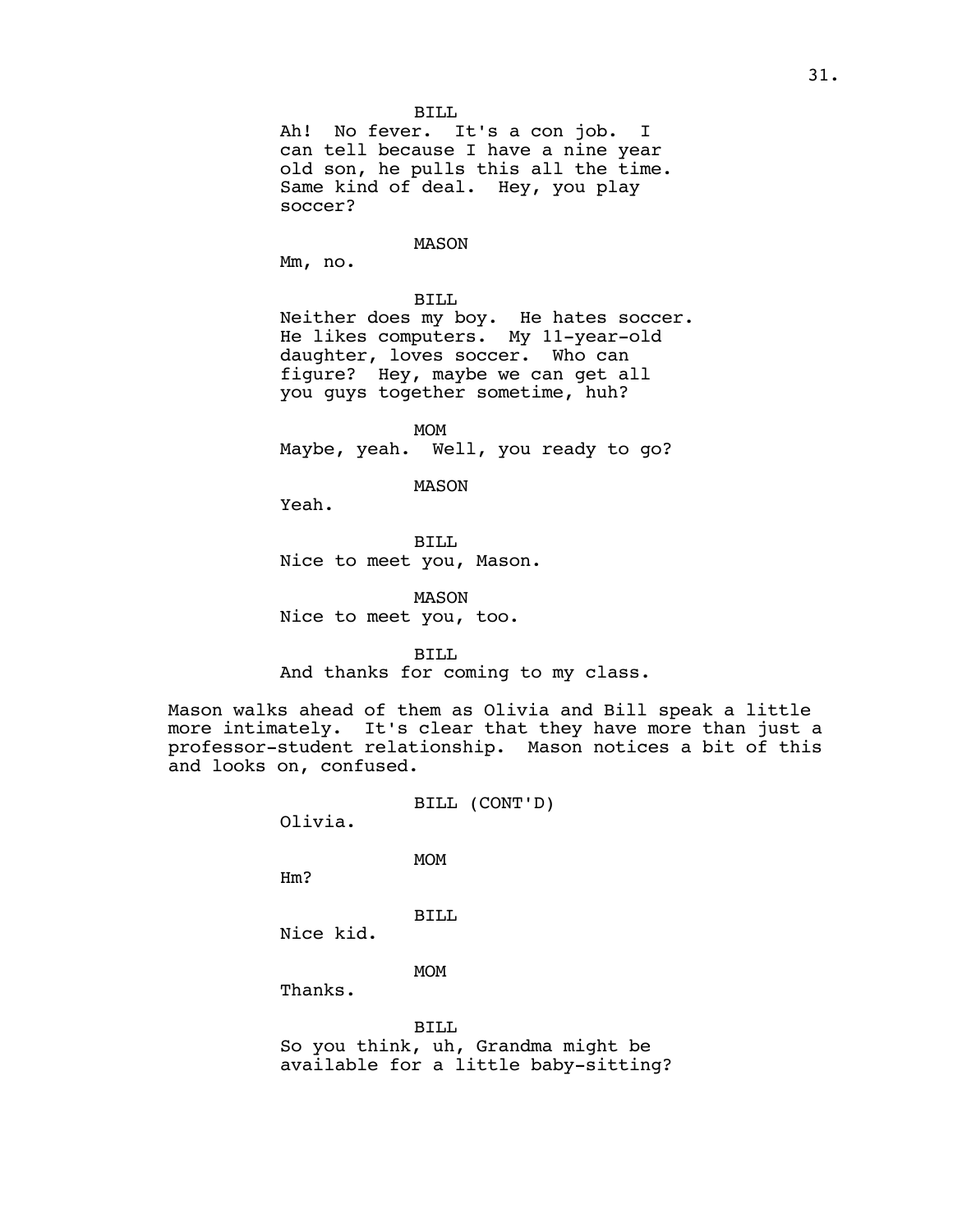BILL

Ah! No fever. It's a con job. I can tell because I have a nine year old son, he pulls this all the time. Same kind of deal. Hey, you play soccer?

MASON

Mm, no.

BILL

Neither does my boy. He hates soccer. He likes computers. My 11-year-old daughter, loves soccer. Who can figure? Hey, maybe we can get all you guys together sometime, huh?

MOM

Maybe, yeah. Well, you ready to go?

MASON

Yeah.

BILL

Nice to meet you, Mason.

MASON

Nice to meet you, too.

BILL

And thanks for coming to my class.

Mason walks ahead of them as Olivia and Bill speak a little more intimately. It's clear that they have more than just a professor-student relationship. Mason notices a bit of this and looks on, confused.

BILL (CONT'D)

Olivia.

MOM

Hm?

BILL

Nice kid.

MOM

Thanks.

BILL

So you think, uh, Grandma might be available for a little baby-sitting?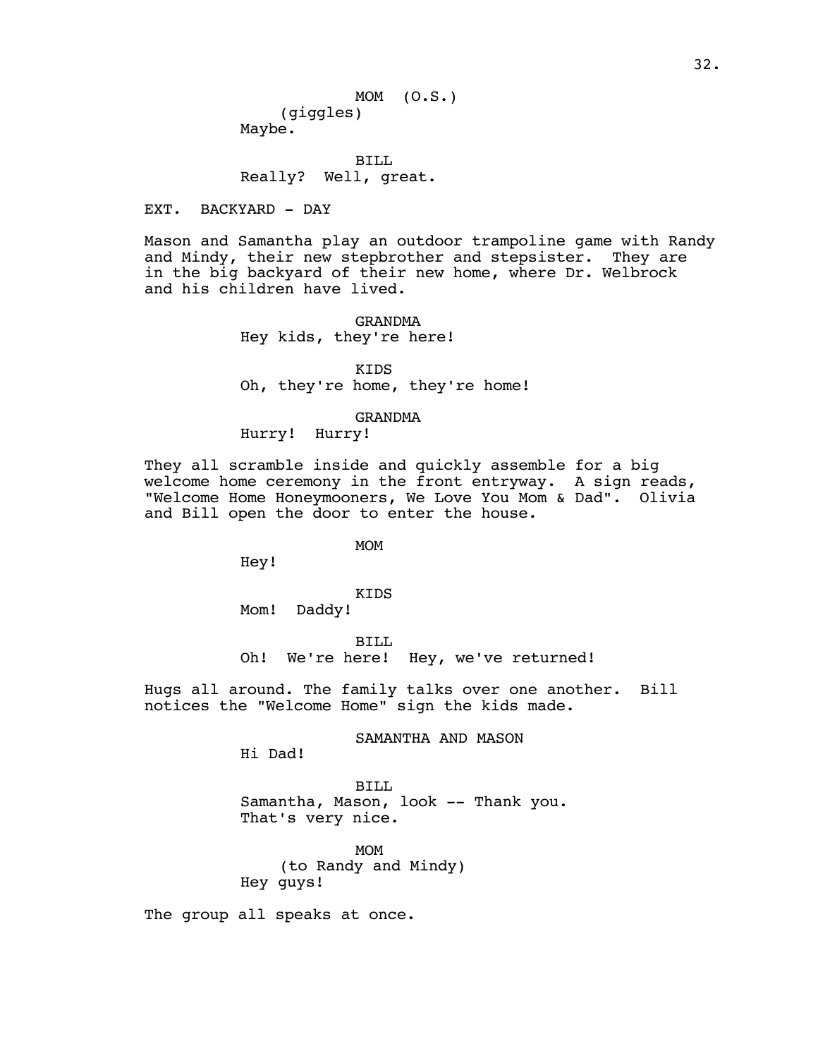MOM (O.S.)
(giggles)
Maybe.

BILL
Really? Well, great.

EXT. BACKYARD - DAY

Mason and Samantha play an outdoor trampoline game with Randy and Mindy, their new stepbrother and stepsister. They are in the big backyard of their new home, where Dr. Welbrock and his children have lived.

GRANDMA
Hey kids, they're here!

KIDS
Oh, they're home, they're home!

GRANDMA
Hurry! Hurry!

They all scramble inside and quickly assemble for a big welcome home ceremony in the front entryway. A sign reads, "Welcome Home Honeymooners, We Love You Mom & Dad". Olivia and Bill open the door to enter the house.

MOM
Hey!

KIDS
Mom! Daddy!

BILL
Oh! We're here! Hey, we've returned!

Hugs all around. The family talks over one another. Bill notices the "Welcome Home" sign the kids made.

SAMANTHA AND MASON
Hi Dad!

BILL
Samantha, Mason, look -- Thank you. That's very nice.

MOM
(to Randy and Mindy)
Hey guys!

The group all speaks at once.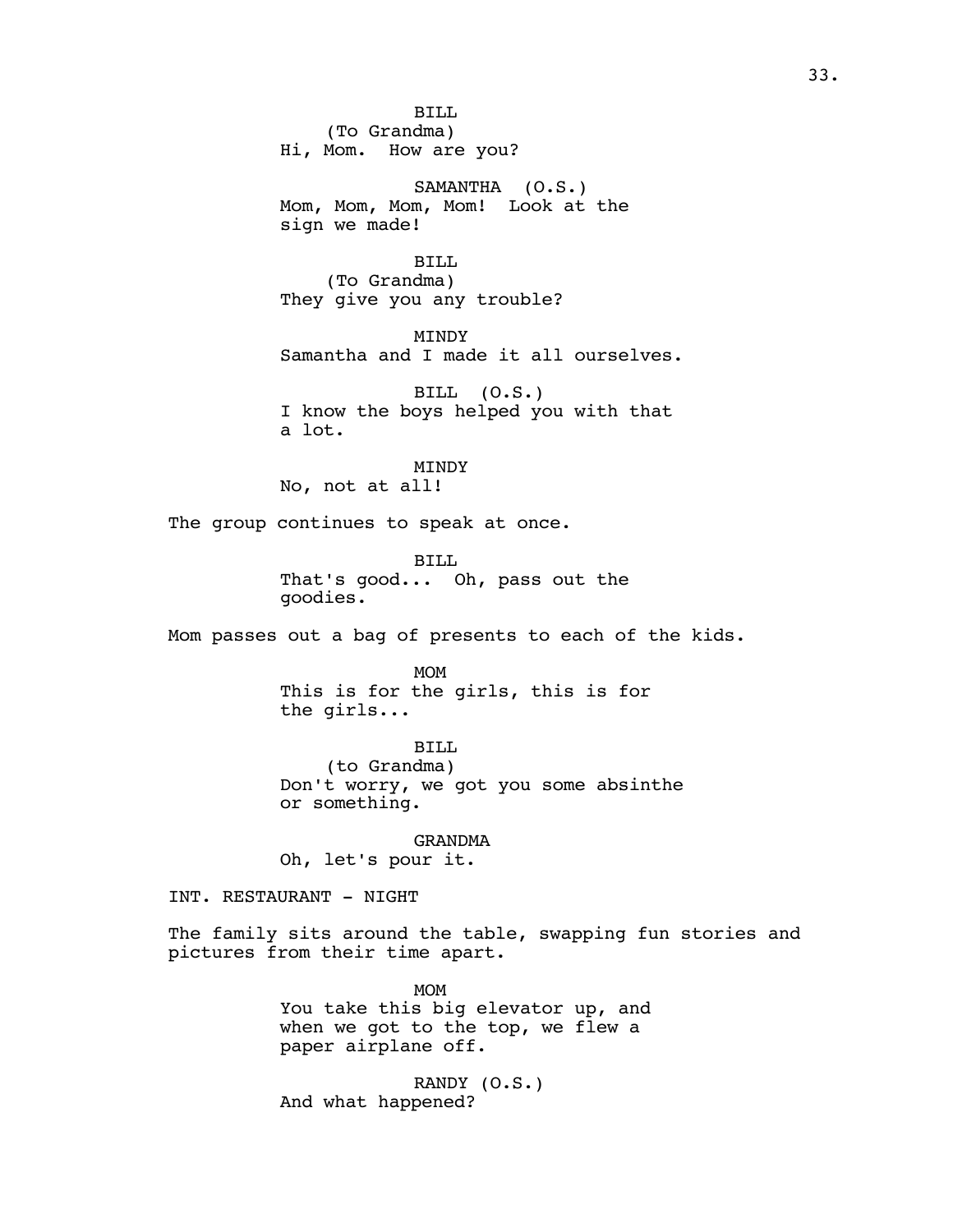BILL
(To Grandma)
Hi, Mom. How are you?

SAMANTHA (O.S.)
Mom, Mom, Mom, Mom! Look at the sign we made!

BILL
(To Grandma)
They give you any trouble?

MINDY
Samantha and I made it all ourselves.

BILL (O.S.)
I know the boys helped you with that a lot.

MINDY
No, not at all!

The group continues to speak at once.

BILL
That's good... Oh, pass out the goodies.

Mom passes out a bag of presents to each of the kids.

MOM
This is for the girls, this is for the girls...

BILL
(to Grandma)
Don't worry, we got you some absinthe or something.

GRANDMA
Oh, let's pour it.

INT. RESTAURANT - NIGHT

The family sits around the table, swapping fun stories and pictures from their time apart.

MOM
You take this big elevator up, and when we got to the top, we flew a paper airplane off.

RANDY (O.S.)
And what happened?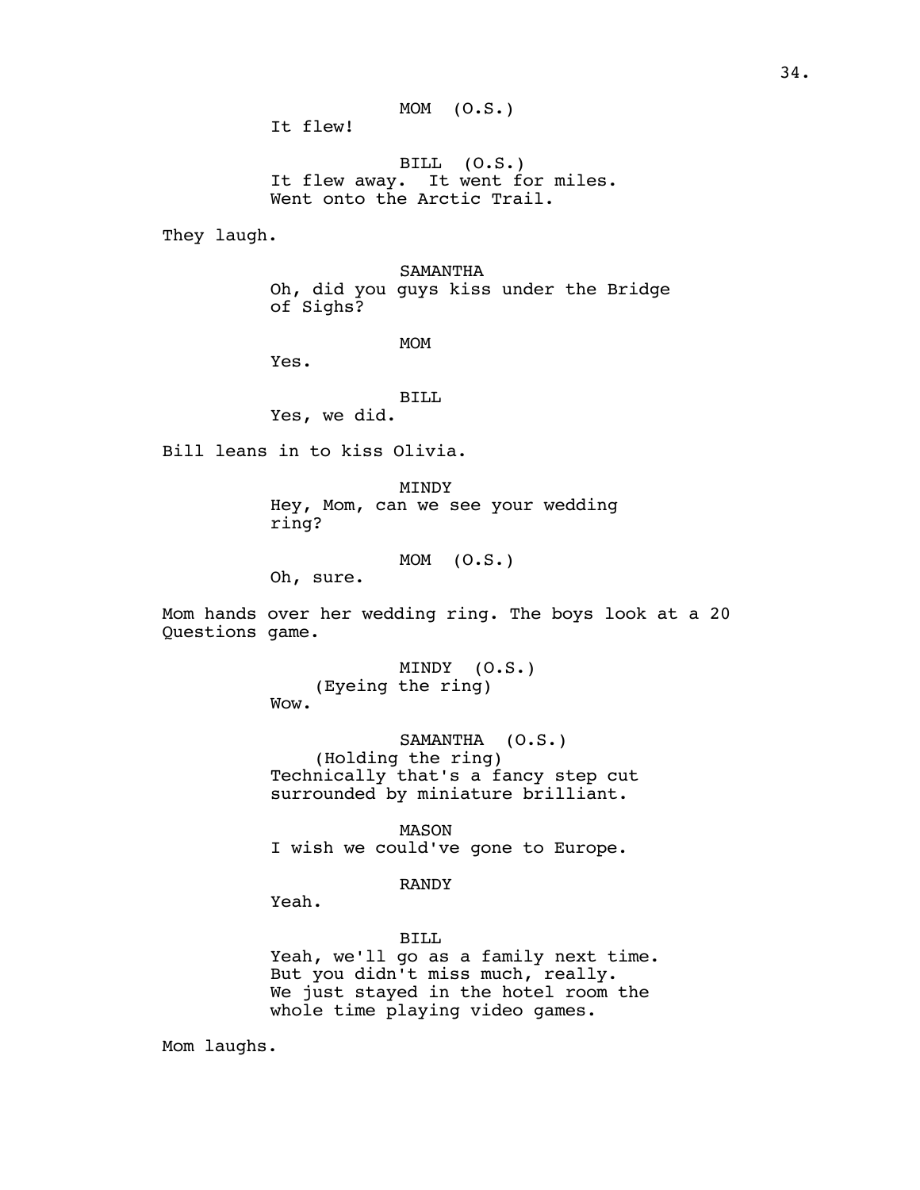MOM (O.S.)
It flew!

BILL (O.S.)
It flew away. It went for miles.
Went onto the Arctic Trail.

They laugh.

SAMANTHA
Oh, did you guys kiss under the Bridge
of Sighs?

MOM
Yes.

BILL
Yes, we did.

Bill leans in to kiss Olivia.

MINDY
Hey, Mom, can we see your wedding
ring?

MOM (O.S.)
Oh, sure.

Mom hands over her wedding ring. The boys look at a 20
Questions game.

MINDY (O.S.)
(Eyeing the ring)
Wow.

SAMANTHA (O.S.)
(Holding the ring)
Technically that's a fancy step cut
surrounded by miniature brilliant.

MASON
I wish we could've gone to Europe.

RANDY
Yeah.

BILL
Yeah, we'll go as a family next time.
But you didn't miss much, really.
We just stayed in the hotel room the
whole time playing video games.

Mom laughs.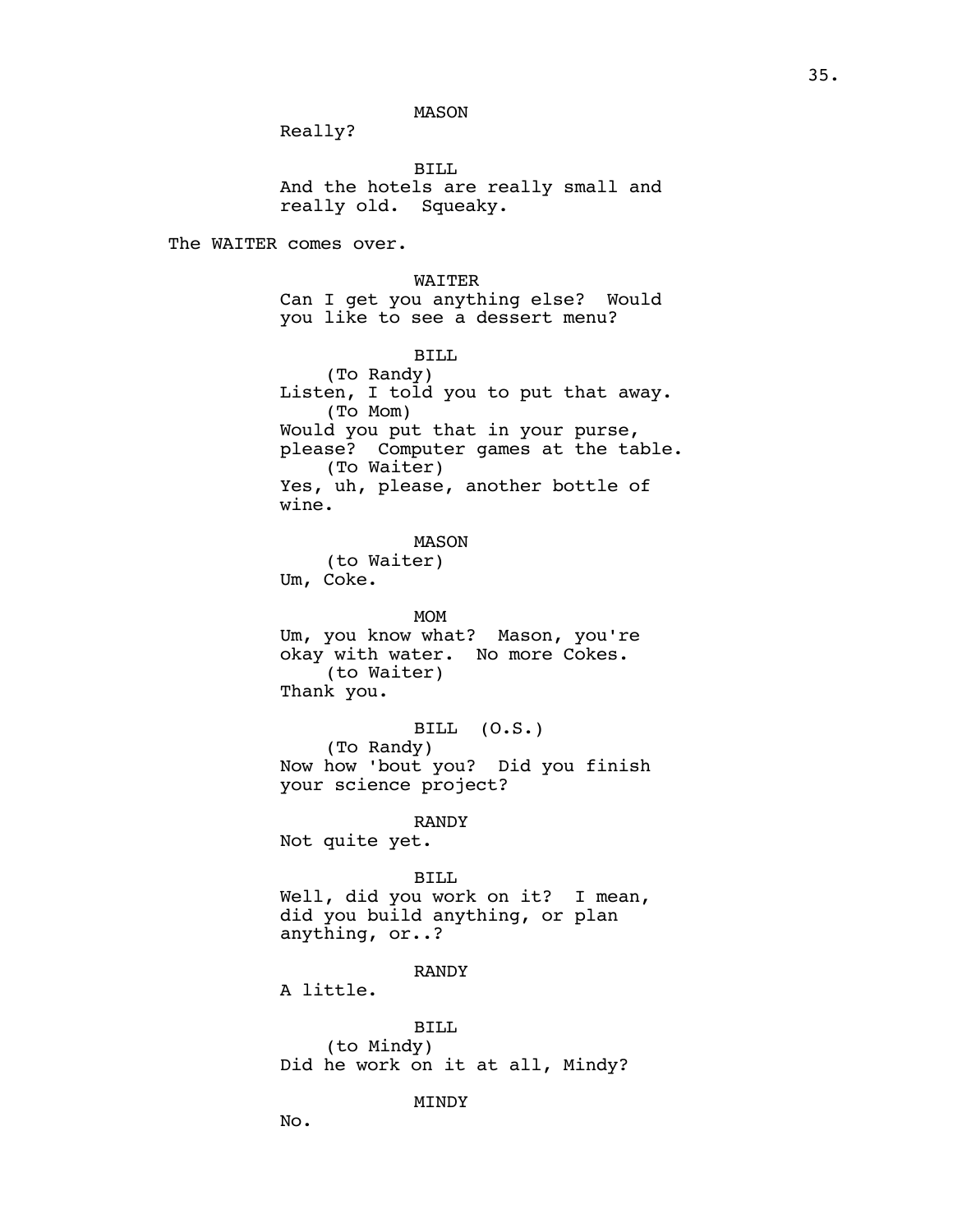MASON

Really?

BILL

And the hotels are really small and really old. Squeaky.

The WAITER comes over.

WAITER

Can I get you anything else? Would you like to see a dessert menu?

BILL

(To Randy)

Listen, I told you to put that away.

(To Mom)

Would you put that in your purse, please? Computer games at the table.

(To Waiter)

Yes, uh, please, another bottle of wine.

MASON

(to Waiter)

Um, Coke.

MOM

Um, you know what? Mason, you're okay with water. No more Cokes.

(to Waiter)

Thank you.

BILL (O.S.)

(To Randy)

Now how 'bout you? Did you finish your science project?

RANDY

Not quite yet.

BILL

Well, did you work on it? I mean, did you build anything, or plan anything, or..?

RANDY

A little.

BILL

(to Mindy)

Did he work on it at all, Mindy?

MINDY

No.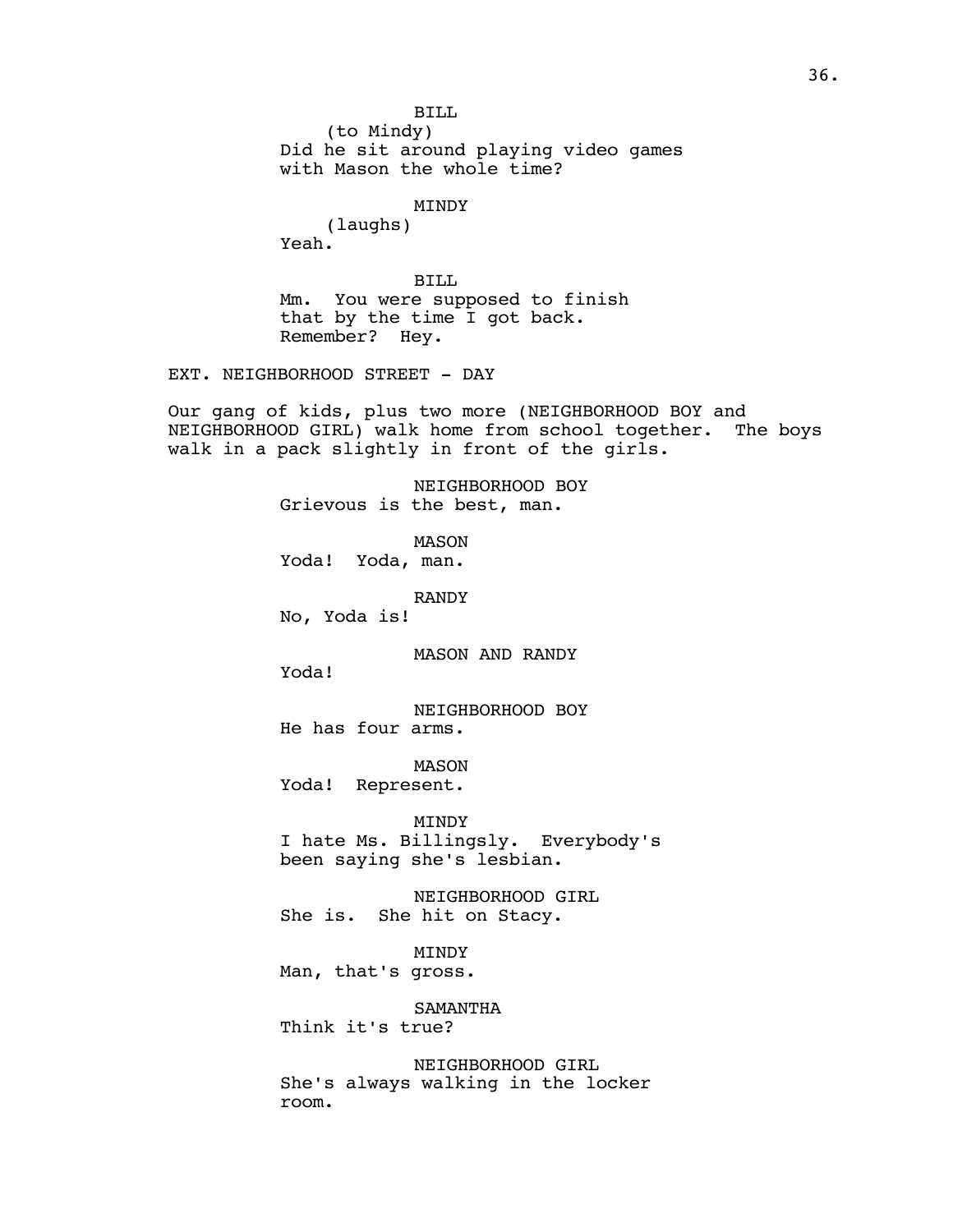BILL
(to Mindy)
Did he sit around playing video games with Mason the whole time?

MINDY
(laughs)
Yeah.

BILL
Mm. You were supposed to finish that by the time I got back. Remember? Hey.

EXT. NEIGHBORHOOD STREET - DAY

Our gang of kids, plus two more (NEIGHBORHOOD BOY and NEIGHBORHOOD GIRL) walk home from school together. The boys walk in a pack slightly in front of the girls.

NEIGHBORHOOD BOY
Grievous is the best, man.

MASON
Yoda! Yoda, man.

RANDY
No, Yoda is!

MASON AND RANDY
Yoda!

NEIGHBORHOOD BOY
He has four arms.

MASON
Yoda! Represent.

MINDY
I hate Ms. Billingsly. Everybody's been saying she's lesbian.

NEIGHBORHOOD GIRL
She is. She hit on Stacy.

MINDY
Man, that's gross.

SAMANTHA
Think it's true?

NEIGHBORHOOD GIRL
She's always walking in the locker room.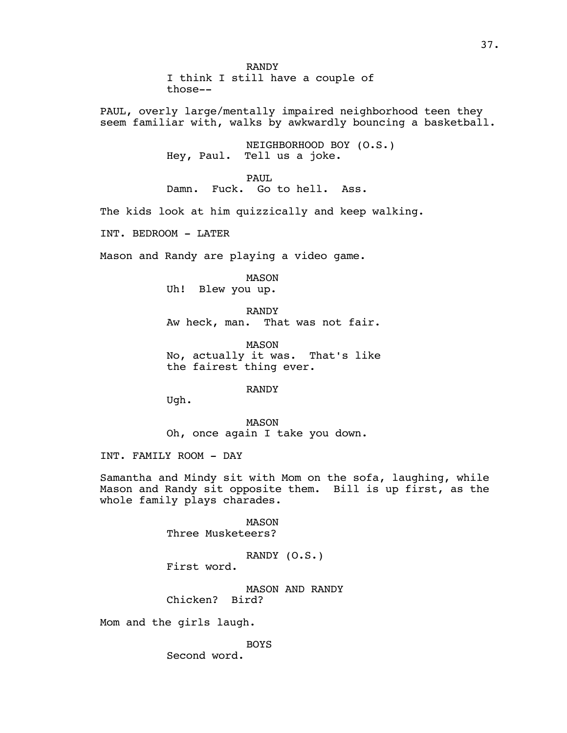RANDY
I think I still have a couple of those--

PAUL, overly large/mentally impaired neighborhood teen they seem familiar with, walks by awkwardly bouncing a basketball.

NEIGHBORHOOD BOY (O.S.)
Hey, Paul. Tell us a joke.

PAUL
Damn. Fuck. Go to hell. Ass.

The kids look at him quizzically and keep walking.

INT. BEDROOM - LATER

Mason and Randy are playing a video game.

MASON
Uh! Blew you up.

RANDY
Aw heck, man. That was not fair.

MASON
No, actually it was. That's like the fairest thing ever.

RANDY
Ugh.

MASON
Oh, once again I take you down.

INT. FAMILY ROOM - DAY

Samantha and Mindy sit with Mom on the sofa, laughing, while Mason and Randy sit opposite them. Bill is up first, as the whole family plays charades.

MASON
Three Musketeers?

RANDY (O.S.)
First word.

MASON AND RANDY
Chicken? Bird?

Mom and the girls laugh.

BOYS
Second word.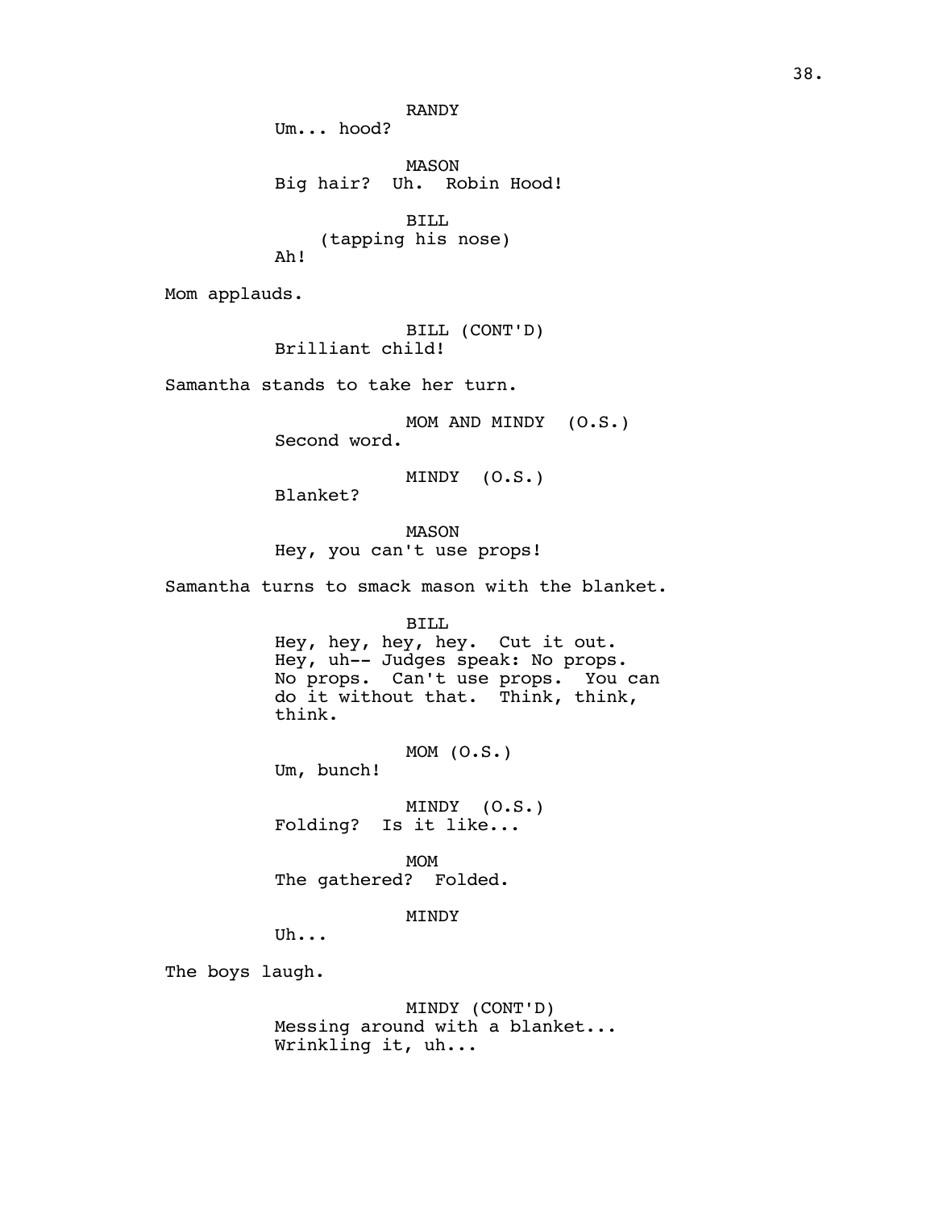RANDY
Um... hood?

MASON
Big hair? Uh. Robin Hood!

BILL
(tapping his nose)
Ah!

Mom applauds.

BILL (CONT'D)
Brilliant child!

Samantha stands to take her turn.

MOM AND MINDY (O.S.)
Second word.

MINDY (O.S.)
Blanket?

MASON
Hey, you can't use props!

Samantha turns to smack mason with the blanket.

BILL
Hey, hey, hey, hey. Cut it out.
Hey, uh-- Judges speak: No props.
No props. Can't use props. You can
do it without that. Think, think,
think.

MOM (O.S.)
Um, bunch!

MINDY (O.S.)
Folding? Is it like...

MOM
The gathered? Folded.

MINDY
Uh...

The boys laugh.

MINDY (CONT'D)
Messing around with a blanket...
Wrinkling it, uh...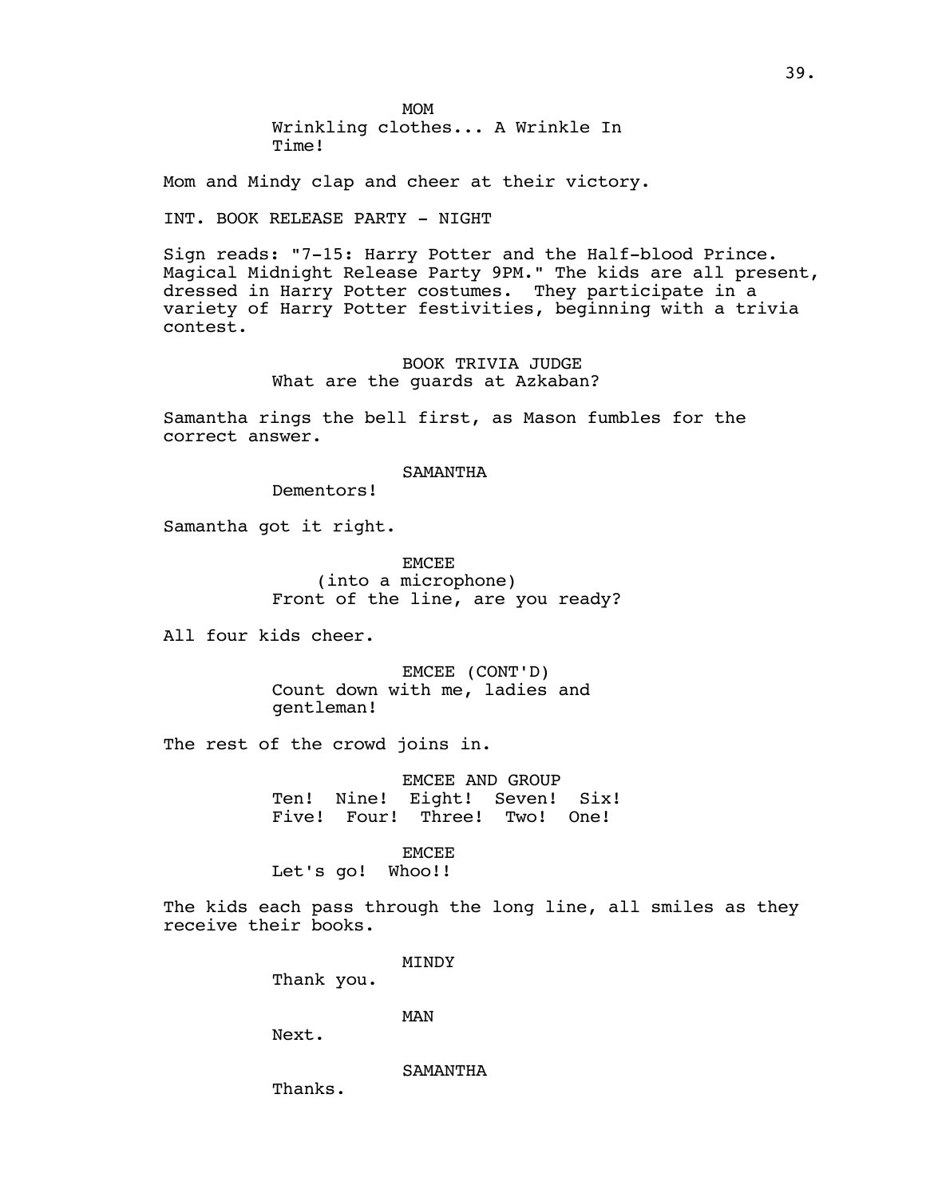MOM

Wrinkling clothes... A Wrinkle In Time!

Mom and Mindy clap and cheer at their victory.

INT. BOOK RELEASE PARTY - NIGHT

Sign reads: "7-15: Harry Potter and the Half-blood Prince. Magical Midnight Release Party 9PM." The kids are all present, dressed in Harry Potter costumes. They participate in a variety of Harry Potter festivities, beginning with a trivia contest.

BOOK TRIVIA JUDGE

What are the guards at Azkaban?

Samantha rings the bell first, as Mason fumbles for the correct answer.

SAMANTHA

Dementors!

Samantha got it right.

EMCEE

(into a microphone)

Front of the line, are you ready?

All four kids cheer.

EMCEE (CONT'D)

Count down with me, ladies and gentleman!

The rest of the crowd joins in.

EMCEE AND GROUP

Ten! Nine! Eight! Seven! Six! Five! Four! Three! Two! One!

EMCEE

Let's go! Whoo!!

The kids each pass through the long line, all smiles as they receive their books.

MINDY

Thank you.

MAN

Next.

SAMANTHA

Thanks.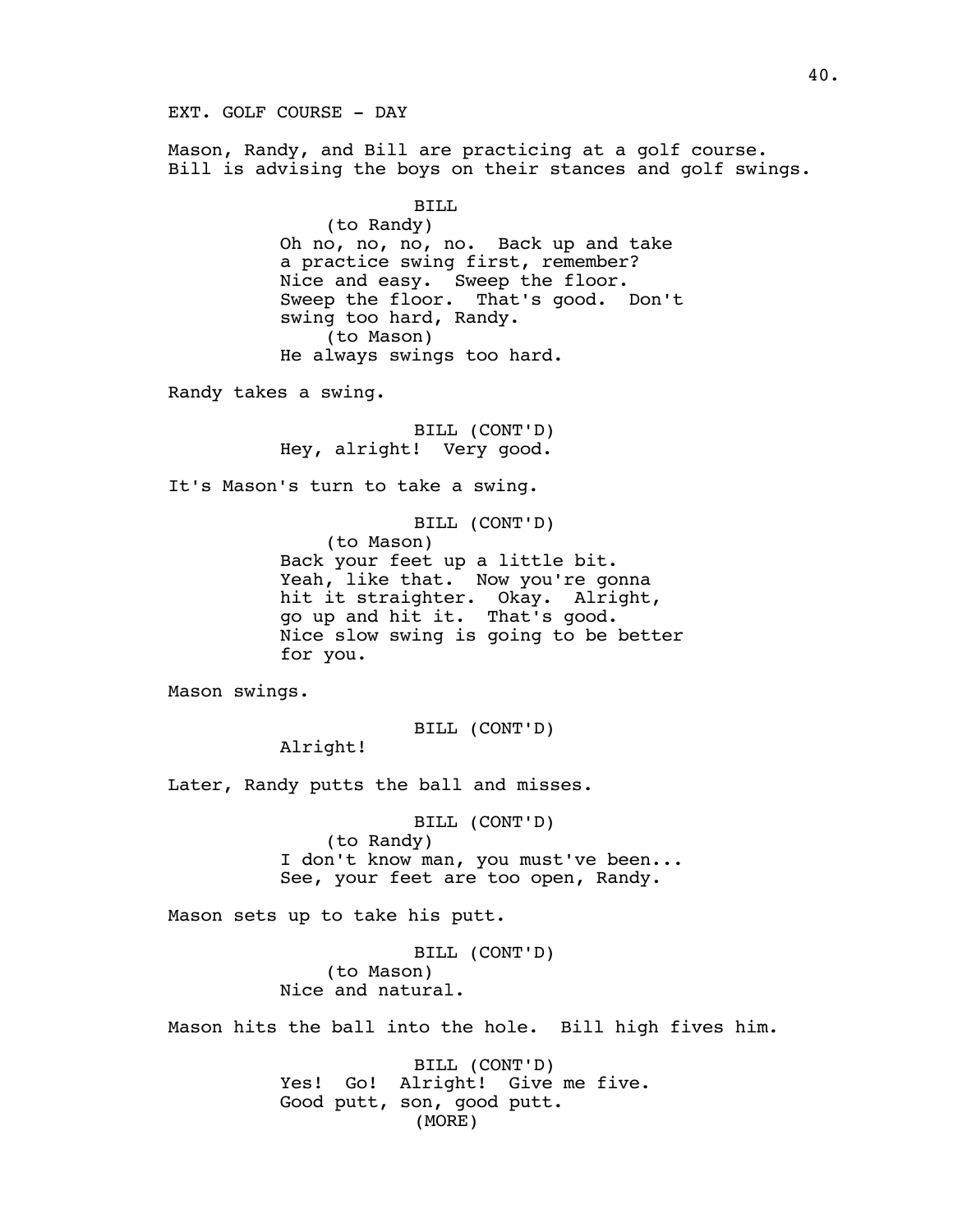EXT. GOLF COURSE - DAY

Mason, Randy, and Bill are practicing at a golf course. Bill is advising the boys on their stances and golf swings.

BILL
(to Randy)
Oh no, no, no, no. Back up and take a practice swing first, remember? Nice and easy. Sweep the floor. Sweep the floor. That's good. Don't swing too hard, Randy.
(to Mason)
He always swings too hard.

Randy takes a swing.

BILL (CONT'D)
Hey, alright! Very good.

It's Mason's turn to take a swing.

BILL (CONT'D)
(to Mason)
Back your feet up a little bit. Yeah, like that. Now you're gonna hit it straighter. Okay. Alright, go up and hit it. That's good. Nice slow swing is going to be better for you.

Mason swings.

BILL (CONT'D)
Alright!

Later, Randy putts the ball and misses.

BILL (CONT'D)
(to Randy)
I don't know man, you must've been... See, your feet are too open, Randy.

Mason sets up to take his putt.

BILL (CONT'D)
(to Mason)
Nice and natural.

Mason hits the ball into the hole. Bill high fives him.

BILL (CONT'D)
Yes! Go! Alright! Give me five. Good putt, son, good putt.
(MORE)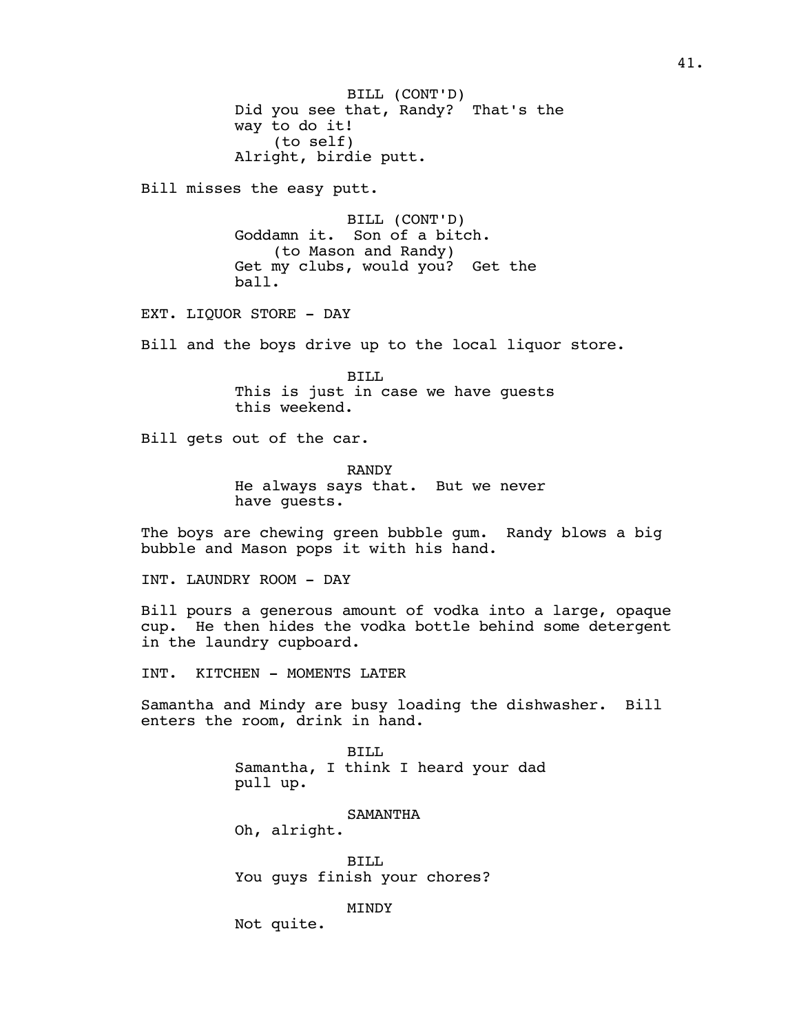BILL (CONT'D)
Did you see that, Randy? That's the way to do it!
(to self)
Alright, birdie putt.

Bill misses the easy putt.

BILL (CONT'D)
Goddamn it. Son of a bitch.
(to Mason and Randy)
Get my clubs, would you? Get the ball.

EXT. LIQUOR STORE - DAY

Bill and the boys drive up to the local liquor store.

BILL
This is just in case we have guests this weekend.

Bill gets out of the car.

RANDY
He always says that. But we never have guests.

The boys are chewing green bubble gum. Randy blows a big bubble and Mason pops it with his hand.

INT. LAUNDRY ROOM - DAY

Bill pours a generous amount of vodka into a large, opaque cup. He then hides the vodka bottle behind some detergent in the laundry cupboard.

INT. KITCHEN - MOMENTS LATER

Samantha and Mindy are busy loading the dishwasher. Bill enters the room, drink in hand.

BILL
Samantha, I think I heard your dad pull up.

SAMANTHA
Oh, alright.

BILL
You guys finish your chores?

MINDY
Not quite.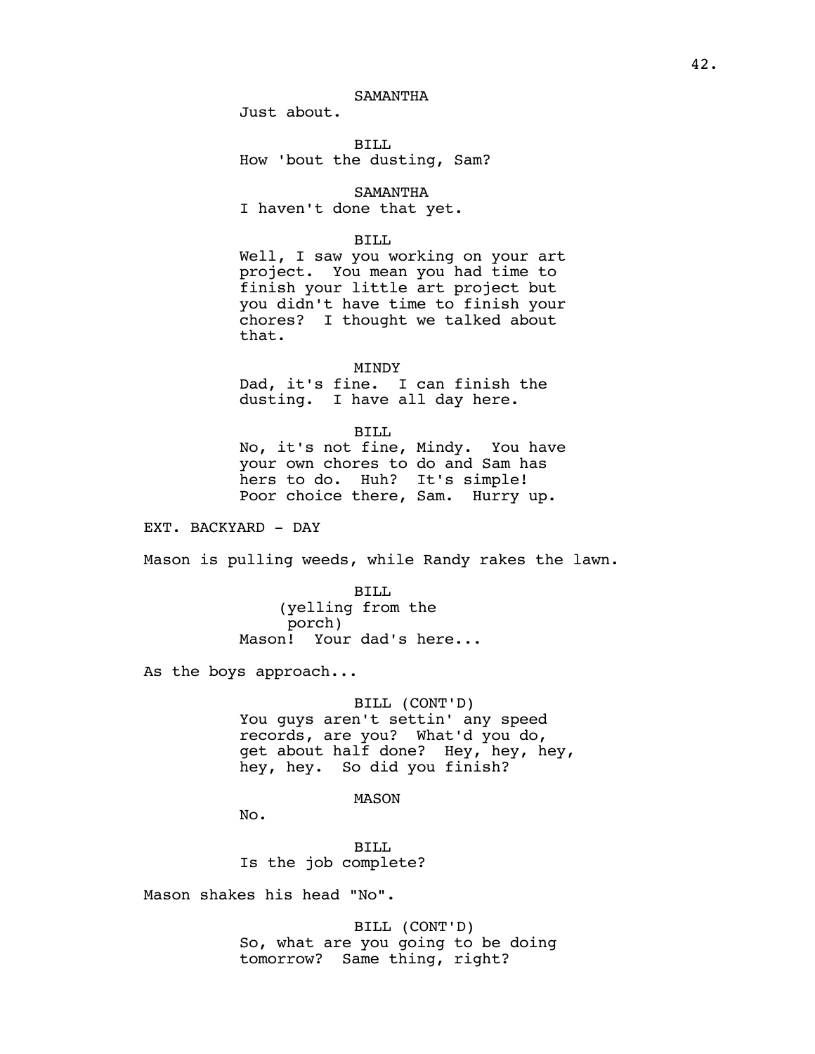SAMANTHA
Just about.

BILL
How 'bout the dusting, Sam?

SAMANTHA
I haven't done that yet.

BILL
Well, I saw you working on your art project. You mean you had time to finish your little art project but you didn't have time to finish your chores? I thought we talked about that.

MINDY
Dad, it's fine. I can finish the dusting. I have all day here.

BILL
No, it's not fine, Mindy. You have your own chores to do and Sam has hers to do. Huh? It's simple! Poor choice there, Sam. Hurry up.

EXT. BACKYARD - DAY

Mason is pulling weeds, while Randy rakes the lawn.

BILL
(yelling from the porch)
Mason! Your dad's here...

As the boys approach...

BILL (CONT'D)
You guys aren't settin' any speed records, are you? What'd you do, get about half done? Hey, hey, hey, hey, hey. So did you finish?

MASON
No.

BILL
Is the job complete?

Mason shakes his head "No".

BILL (CONT'D)
So, what are you going to be doing tomorrow? Same thing, right?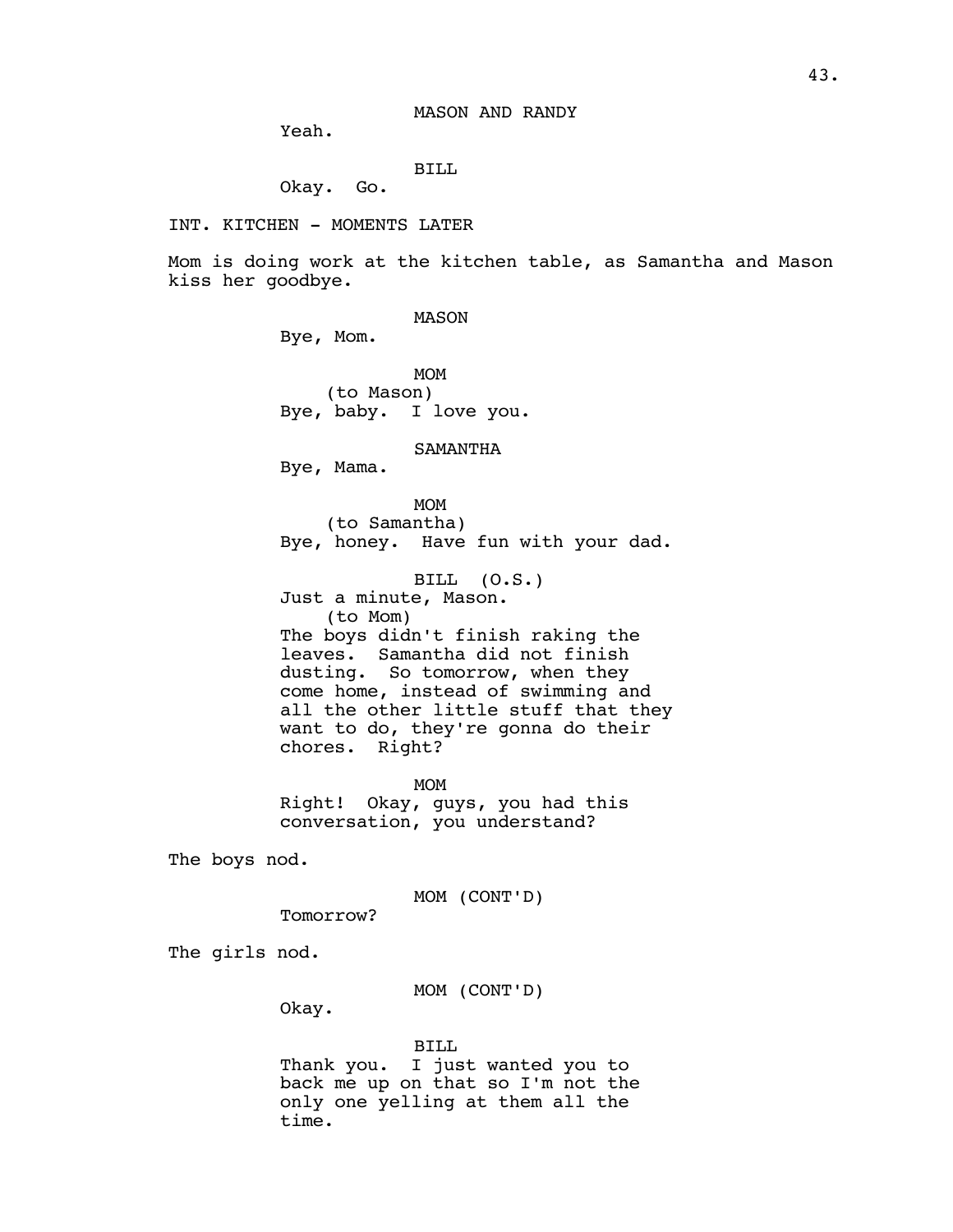MASON AND RANDY

Yeah.

BILL

Okay. Go.

INT. KITCHEN - MOMENTS LATER

Mom is doing work at the kitchen table, as Samantha and Mason kiss her goodbye.

MASON

Bye, Mom.

MOM

(to Mason)

Bye, baby. I love you.

SAMANTHA

Bye, Mama.

MOM

(to Samantha)

Bye, honey. Have fun with your dad.

BILL (O.S.)

Just a minute, Mason.

(to Mom)

The boys didn't finish raking the leaves. Samantha did not finish dusting. So tomorrow, when they come home, instead of swimming and all the other little stuff that they want to do, they're gonna do their chores. Right?

MOM

Right! Okay, guys, you had this conversation, you understand?

The boys nod.

MOM (CONT'D)

Tomorrow?

The girls nod.

MOM (CONT'D)

Okay.

BILL

Thank you. I just wanted you to back me up on that so I'm not the only one yelling at them all the time.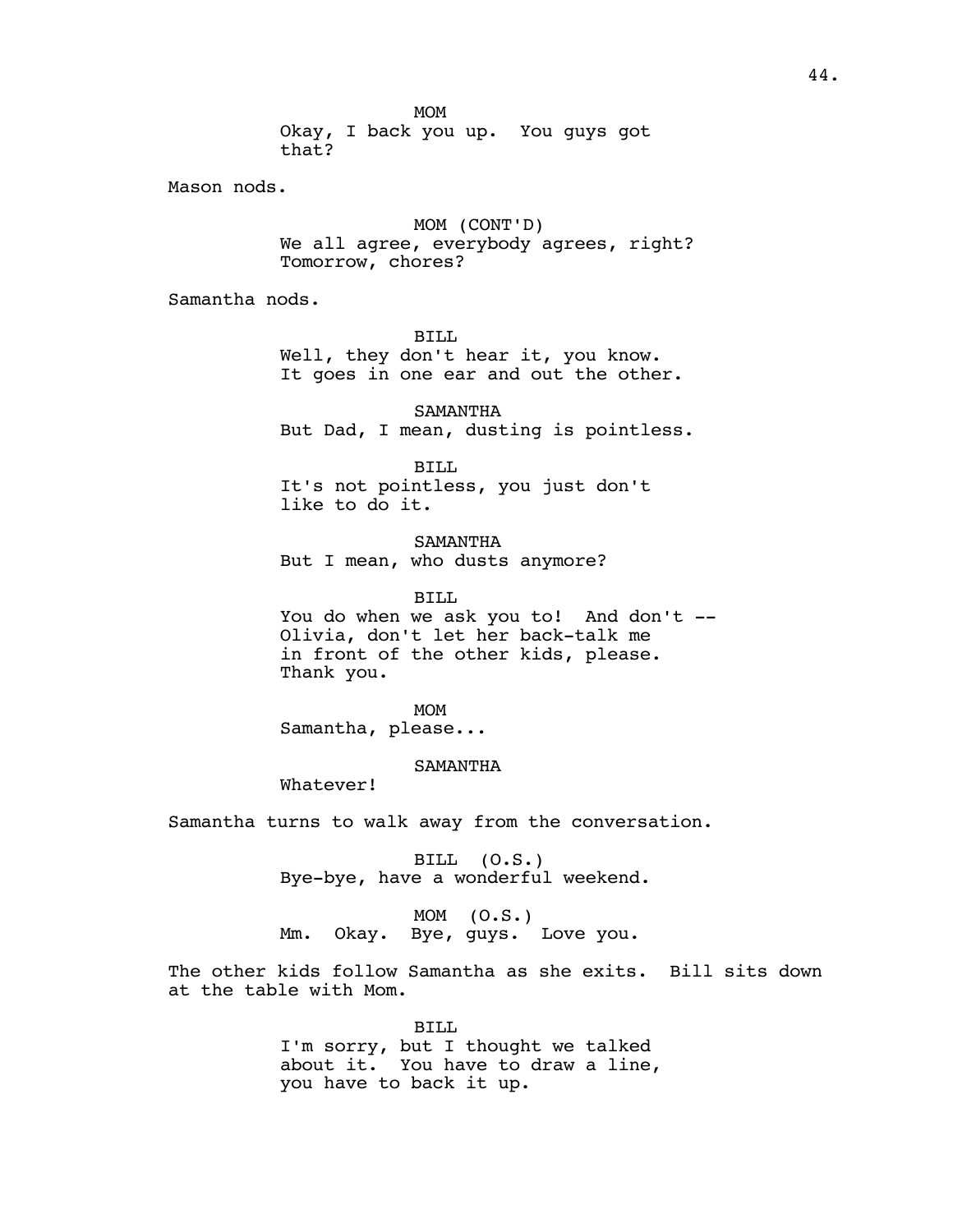MOM
Okay, I back you up. You guys got that?

Mason nods.

MOM (CONT'D)
We all agree, everybody agrees, right? Tomorrow, chores?

Samantha nods.

BILL
Well, they don't hear it, you know. It goes in one ear and out the other.

SAMANTHA
But Dad, I mean, dusting is pointless.

BILL
It's not pointless, you just don't like to do it.

SAMANTHA
But I mean, who dusts anymore?

BILL
You do when we ask you to! And don't -- Olivia, don't let her back-talk me in front of the other kids, please. Thank you.

MOM
Samantha, please...

SAMANTHA
Whatever!

Samantha turns to walk away from the conversation.

BILL (O.S.)
Bye-bye, have a wonderful weekend.

MOM (O.S.)
Mm. Okay. Bye, guys. Love you.

The other kids follow Samantha as she exits. Bill sits down at the table with Mom.

BILL
I'm sorry, but I thought we talked about it. You have to draw a line, you have to back it up.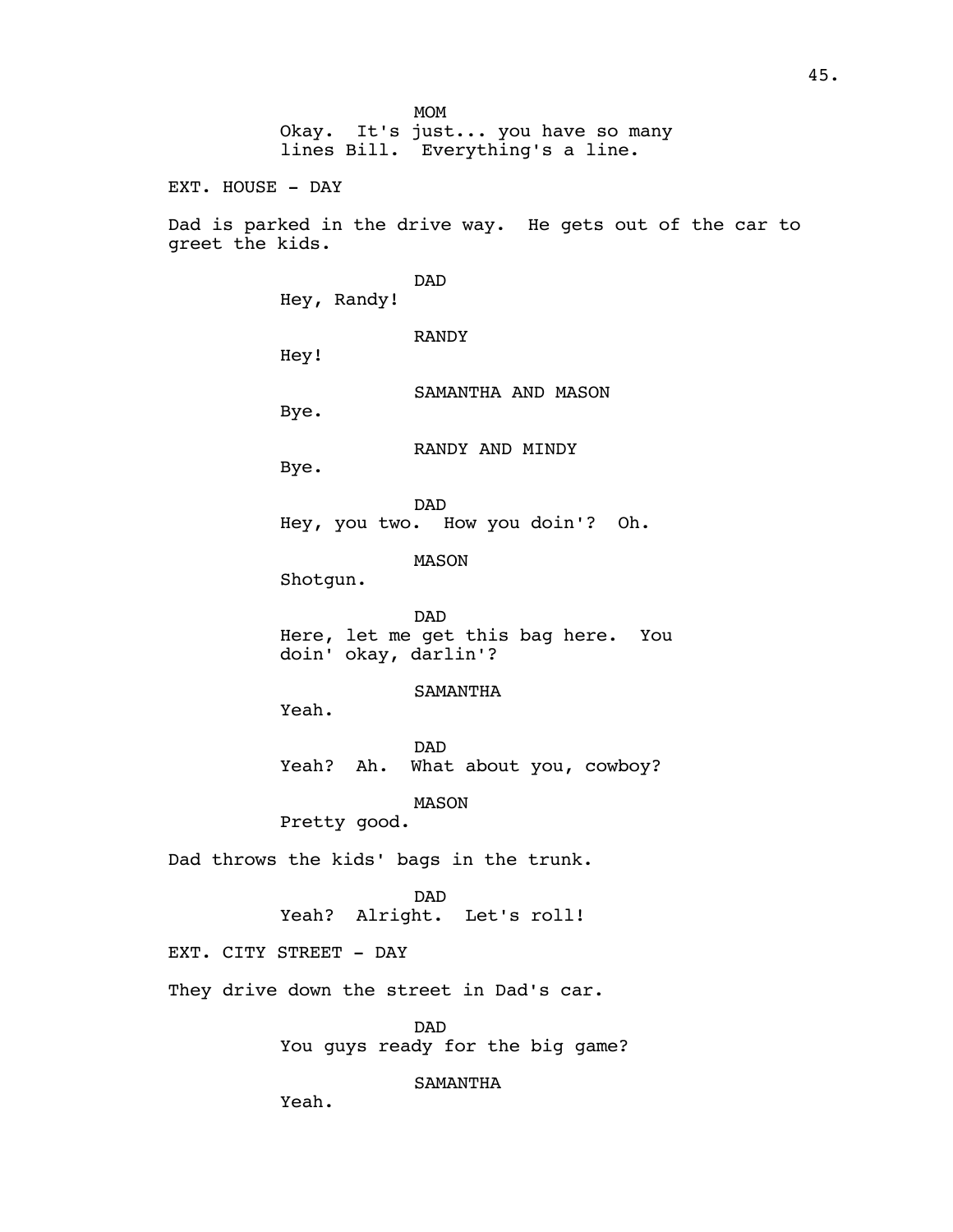MOM
Okay. It's just... you have so many lines Bill. Everything's a line.

EXT. HOUSE - DAY

Dad is parked in the drive way. He gets out of the car to greet the kids.

DAD
Hey, Randy!

RANDY
Hey!

SAMANTHA AND MASON
Bye.

RANDY AND MINDY
Bye.

DAD
Hey, you two. How you doin'? Oh.

MASON
Shotgun.

DAD
Here, let me get this bag here. You doin' okay, darlin'?

SAMANTHA
Yeah.

DAD
Yeah? Ah. What about you, cowboy?

MASON
Pretty good.

Dad throws the kids' bags in the trunk.

DAD
Yeah? Alright. Let's roll!

EXT. CITY STREET - DAY

They drive down the street in Dad's car.

DAD
You guys ready for the big game?

SAMANTHA
Yeah.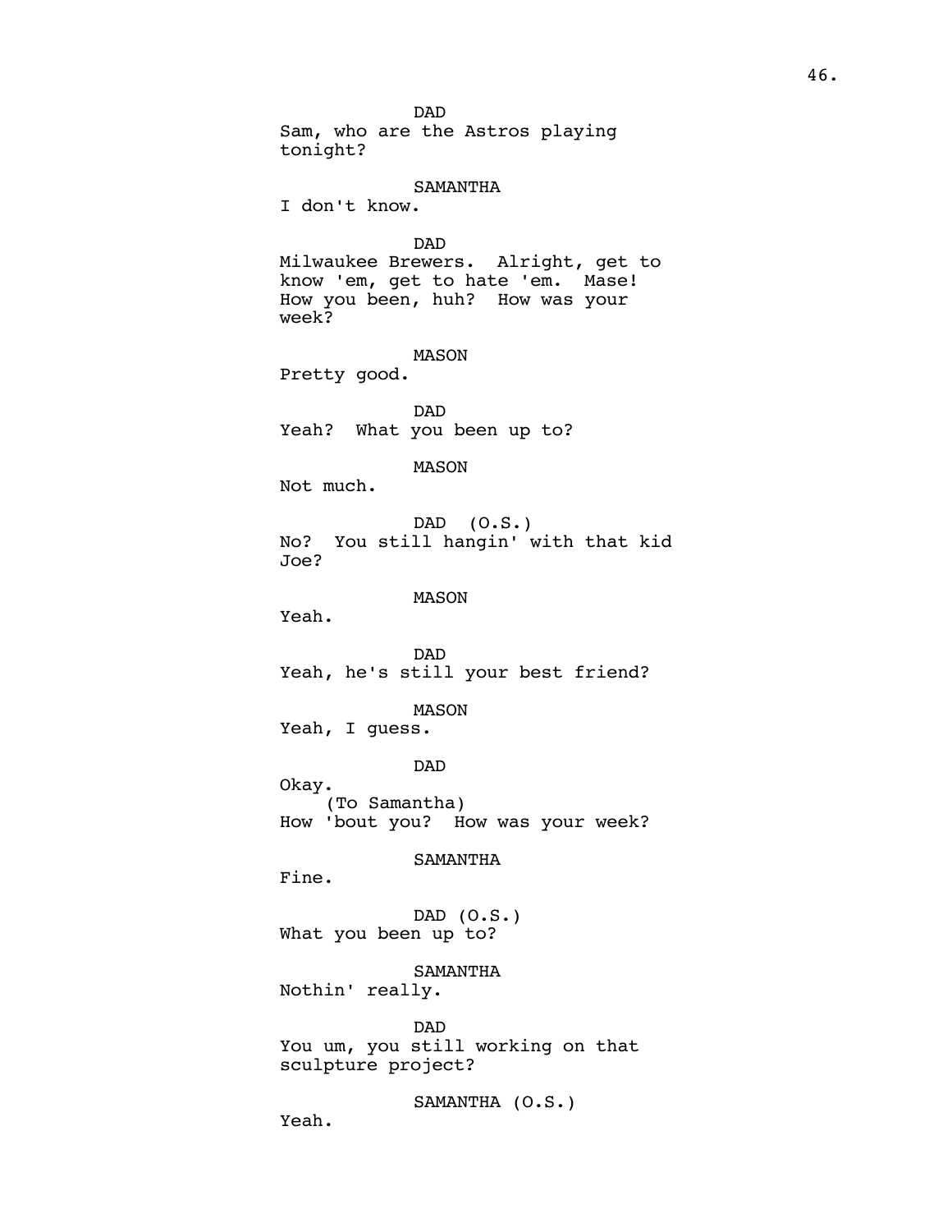DAD
Sam, who are the Astros playing tonight?

SAMANTHA
I don't know.

DAD
Milwaukee Brewers. Alright, get to know 'em, get to hate 'em. Mase! How you been, huh? How was your week?

MASON
Pretty good.

DAD
Yeah? What you been up to?

MASON
Not much.

DAD (O.S.)
No? You still hangin' with that kid Joe?

MASON
Yeah.

DAD
Yeah, he's still your best friend?

MASON
Yeah, I guess.

DAD
Okay.
(To Samantha)
How 'bout you? How was your week?

SAMANTHA
Fine.

DAD (O.S.)
What you been up to?

SAMANTHA
Nothin' really.

DAD
You um, you still working on that sculpture project?

SAMANTHA (O.S.)
Yeah.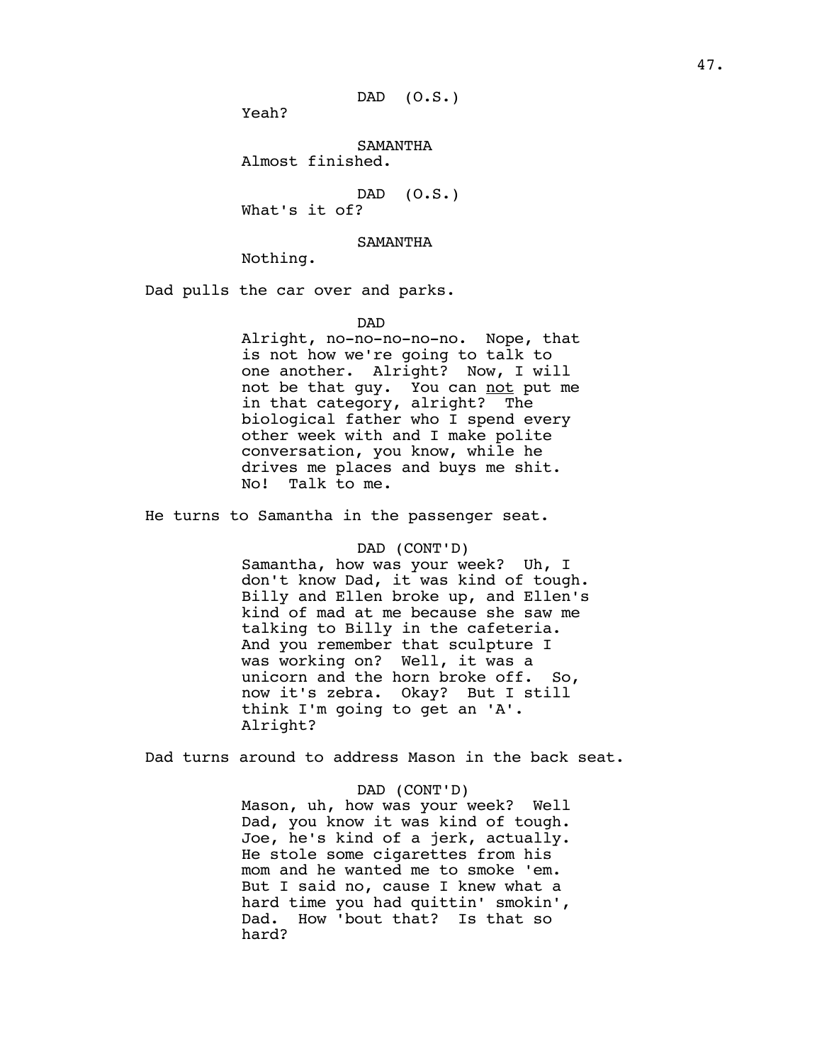DAD (O.S.)

Yeah?

SAMANTHA

Almost finished.

DAD (O.S.)

What's it of?

SAMANTHA

Nothing.

Dad pulls the car over and parks.

DAD

Alright, no-no-no-no-no. Nope, that is not how we're going to talk to one another. Alright? Now, I will not be that guy. You can <u>not</u> put me in that category, alright? The biological father who I spend every other week with and I make polite conversation, you know, while he drives me places and buys me shit. No! Talk to me.

He turns to Samantha in the passenger seat.

DAD (CONT'D)

Samantha, how was your week? Uh, I don't know Dad, it was kind of tough. Billy and Ellen broke up, and Ellen's kind of mad at me because she saw me talking to Billy in the cafeteria. And you remember that sculpture I was working on? Well, it was a unicorn and the horn broke off. So, now it's zebra. Okay? But I still think I'm going to get an 'A'. Alright?

Dad turns around to address Mason in the back seat.

DAD (CONT'D)

Mason, uh, how was your week? Well Dad, you know it was kind of tough. Joe, he's kind of a jerk, actually. He stole some cigarettes from his mom and he wanted me to smoke 'em. But I said no, cause I knew what a hard time you had quittin' smokin', Dad. How 'bout that? Is that so hard?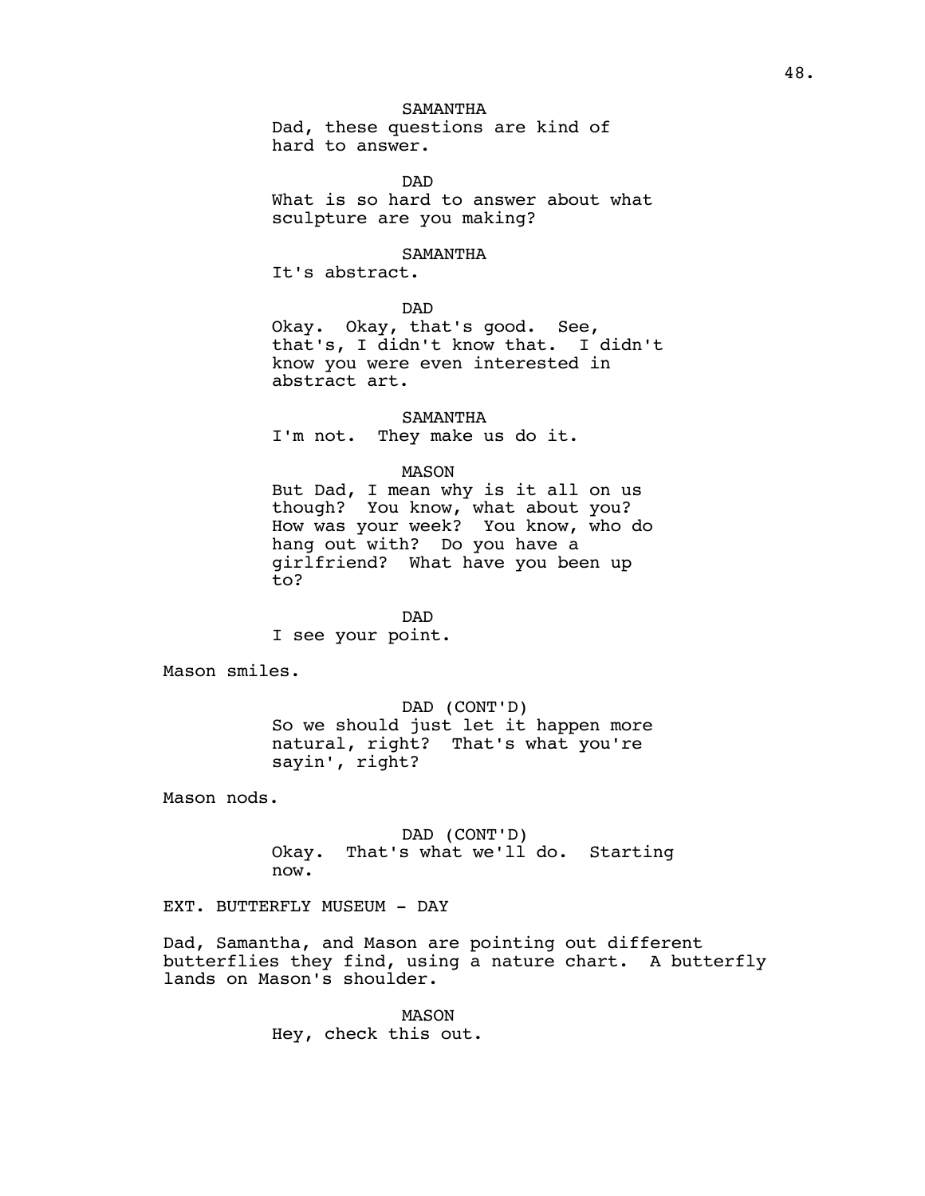SAMANTHA
Dad, these questions are kind of hard to answer.

DAD
What is so hard to answer about what sculpture are you making?

SAMANTHA
It's abstract.

DAD
Okay. Okay, that's good. See, that's, I didn't know that. I didn't know you were even interested in abstract art.

SAMANTHA
I'm not. They make us do it.

MASON
But Dad, I mean why is it all on us though? You know, what about you? How was your week? You know, who do hang out with? Do you have a girlfriend? What have you been up to?

DAD
I see your point.

Mason smiles.

DAD (CONT'D)
So we should just let it happen more natural, right? That's what you're sayin', right?

Mason nods.

DAD (CONT'D)
Okay. That's what we'll do. Starting now.

EXT. BUTTERFLY MUSEUM - DAY

Dad, Samantha, and Mason are pointing out different butterflies they find, using a nature chart. A butterfly lands on Mason's shoulder.

MASON
Hey, check this out.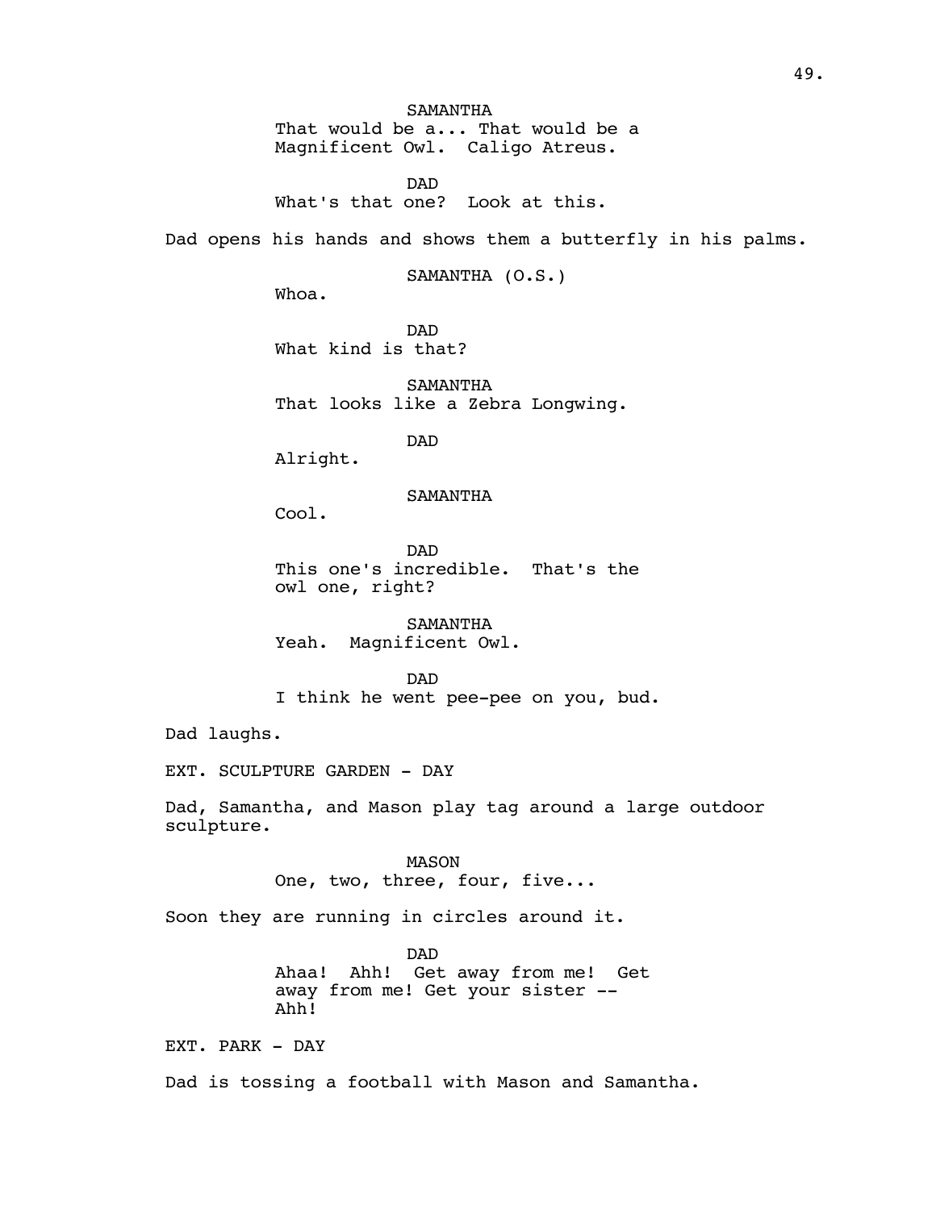SAMANTHA
That would be a... That would be a Magnificent Owl. Caligo Atreus.

DAD
What's that one? Look at this.

Dad opens his hands and shows them a butterfly in his palms.

SAMANTHA (O.S.)
Whoa.

DAD
What kind is that?

SAMANTHA
That looks like a Zebra Longwing.

DAD
Alright.

SAMANTHA
Cool.

DAD
This one's incredible. That's the owl one, right?

SAMANTHA
Yeah. Magnificent Owl.

DAD
I think he went pee-pee on you, bud.

Dad laughs.

EXT. SCULPTURE GARDEN - DAY

Dad, Samantha, and Mason play tag around a large outdoor sculpture.

MASON
One, two, three, four, five...

Soon they are running in circles around it.

DAD
Ahaa! Ahh! Get away from me! Get away from me! Get your sister -- Ahh!

EXT. PARK - DAY

Dad is tossing a football with Mason and Samantha.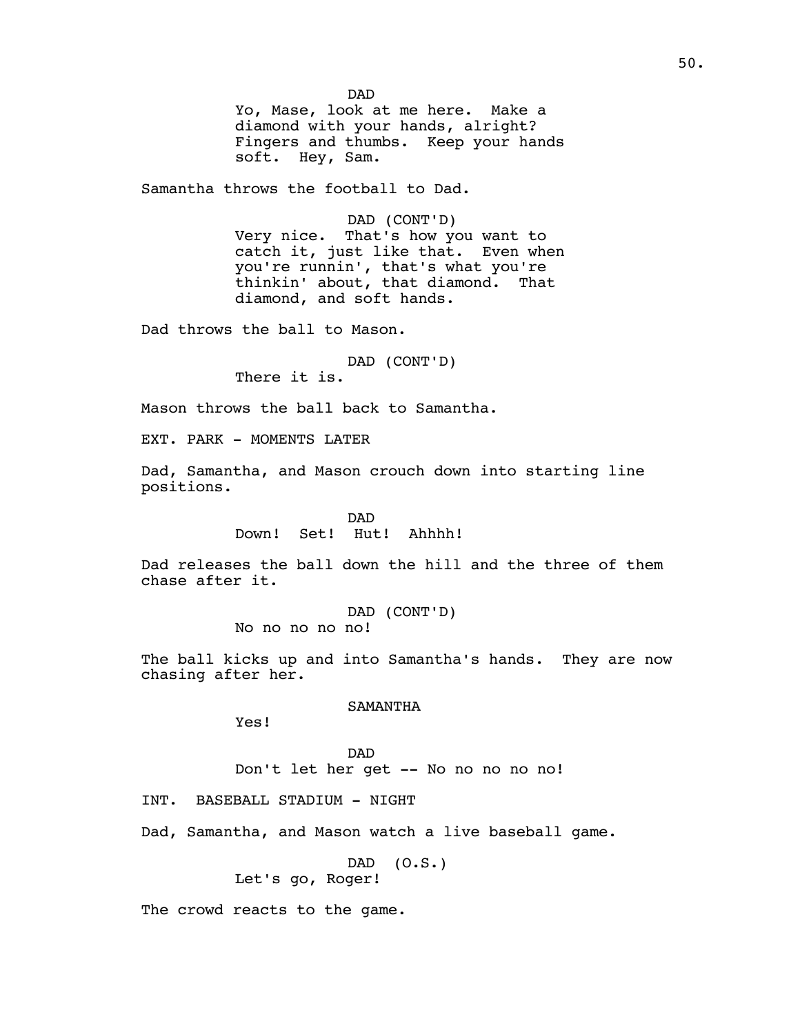DAD

Yo, Mase, look at me here. Make a diamond with your hands, alright? Fingers and thumbs. Keep your hands soft. Hey, Sam.

Samantha throws the football to Dad.

DAD (CONT'D)

Very nice. That's how you want to catch it, just like that. Even when you're runnin', that's what you're thinkin' about, that diamond. That diamond, and soft hands.

Dad throws the ball to Mason.

DAD (CONT'D)

There it is.

Mason throws the ball back to Samantha.

EXT. PARK - MOMENTS LATER

Dad, Samantha, and Mason crouch down into starting line positions.

DAD

Down! Set! Hut! Ahhhh!

Dad releases the ball down the hill and the three of them chase after it.

DAD (CONT'D)

No no no no no!

The ball kicks up and into Samantha's hands. They are now chasing after her.

SAMANTHA

Yes!

DAD

Don't let her get -- No no no no no!

INT. BASEBALL STADIUM - NIGHT

Dad, Samantha, and Mason watch a live baseball game.

DAD (O.S.)

Let's go, Roger!

The crowd reacts to the game.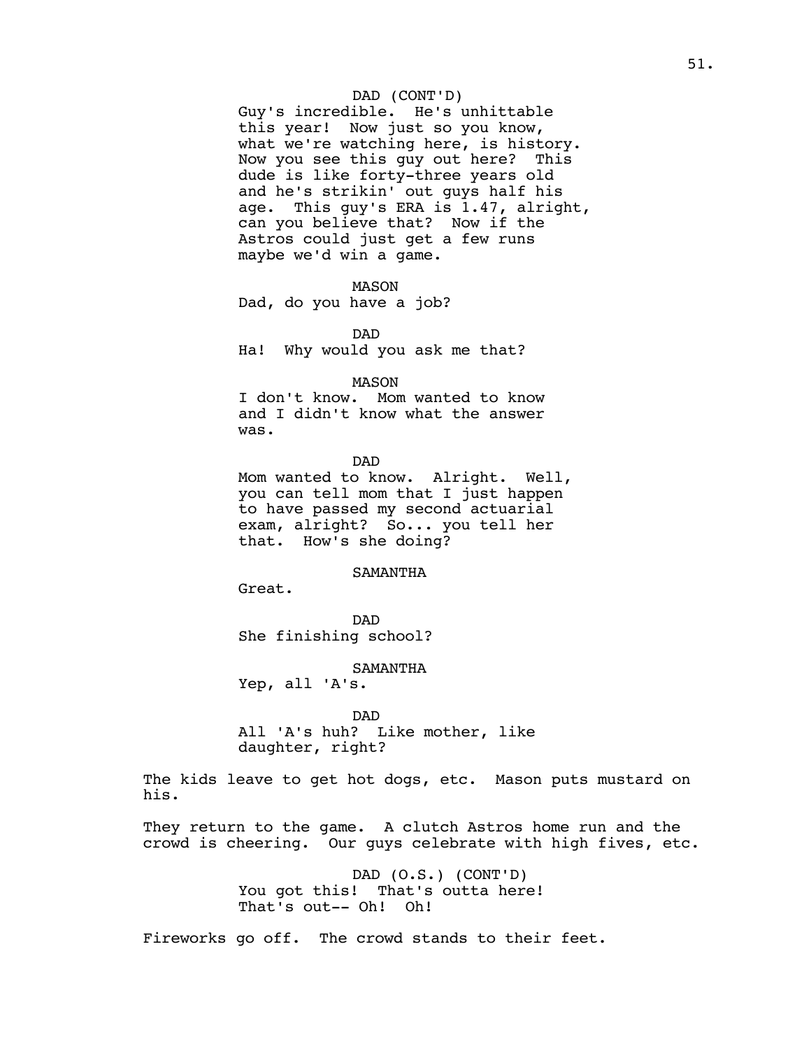DAD (CONT'D)
Guy's incredible. He's unhittable this year! Now just so you know, what we're watching here, is history. Now you see this guy out here? This dude is like forty-three years old and he's strikin' out guys half his age. This guy's ERA is 1.47, alright, can you believe that? Now if the Astros could just get a few runs maybe we'd win a game.

MASON
Dad, do you have a job?

DAD
Ha! Why would you ask me that?

MASON
I don't know. Mom wanted to know and I didn't know what the answer was.

DAD
Mom wanted to know. Alright. Well, you can tell mom that I just happen to have passed my second actuarial exam, alright? So... you tell her that. How's she doing?

SAMANTHA
Great.

DAD
She finishing school?

SAMANTHA
Yep, all 'A's.

DAD
All 'A's huh? Like mother, like daughter, right?

The kids leave to get hot dogs, etc. Mason puts mustard on his.

They return to the game. A clutch Astros home run and the crowd is cheering. Our guys celebrate with high fives, etc.

DAD (O.S.) (CONT'D)
You got this! That's outta here! That's out-- Oh! Oh!

Fireworks go off. The crowd stands to their feet.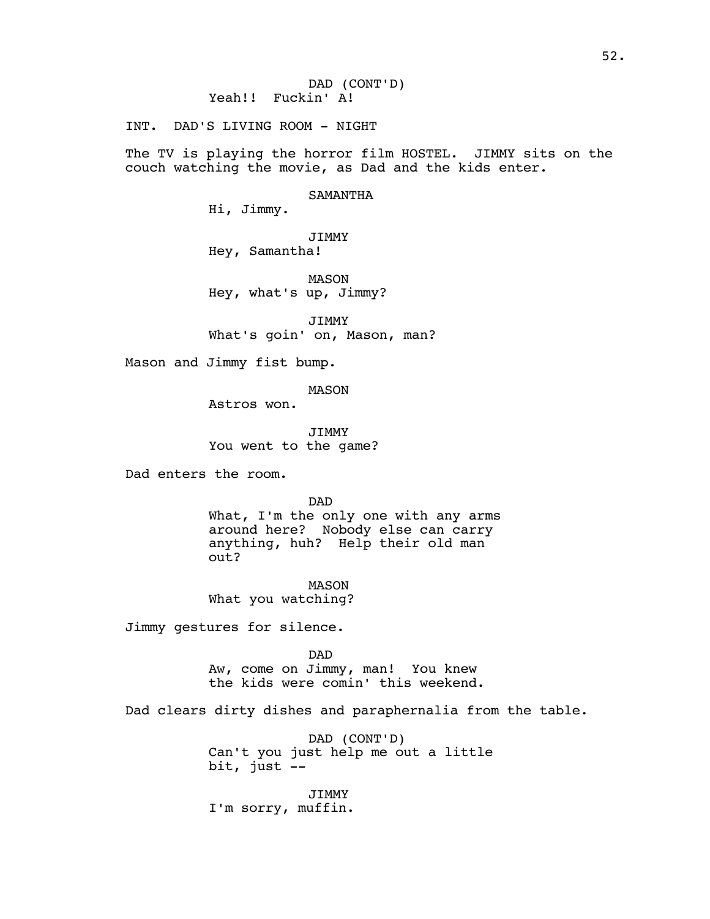DAD (CONT'D)
Yeah!! Fuckin' A!

INT. DAD'S LIVING ROOM - NIGHT

The TV is playing the horror film HOSTEL. JIMMY sits on the couch watching the movie, as Dad and the kids enter.

SAMANTHA
Hi, Jimmy.

JIMMY
Hey, Samantha!

MASON
Hey, what's up, Jimmy?

JIMMY
What's goin' on, Mason, man?

Mason and Jimmy fist bump.

MASON
Astros won.

JIMMY
You went to the game?

Dad enters the room.

DAD
What, I'm the only one with any arms around here? Nobody else can carry anything, huh? Help their old man out?

MASON
What you watching?

Jimmy gestures for silence.

DAD
Aw, come on Jimmy, man! You knew the kids were comin' this weekend.

Dad clears dirty dishes and paraphernalia from the table.

DAD (CONT'D)
Can't you just help me out a little bit, just --

JIMMY
I'm sorry, muffin.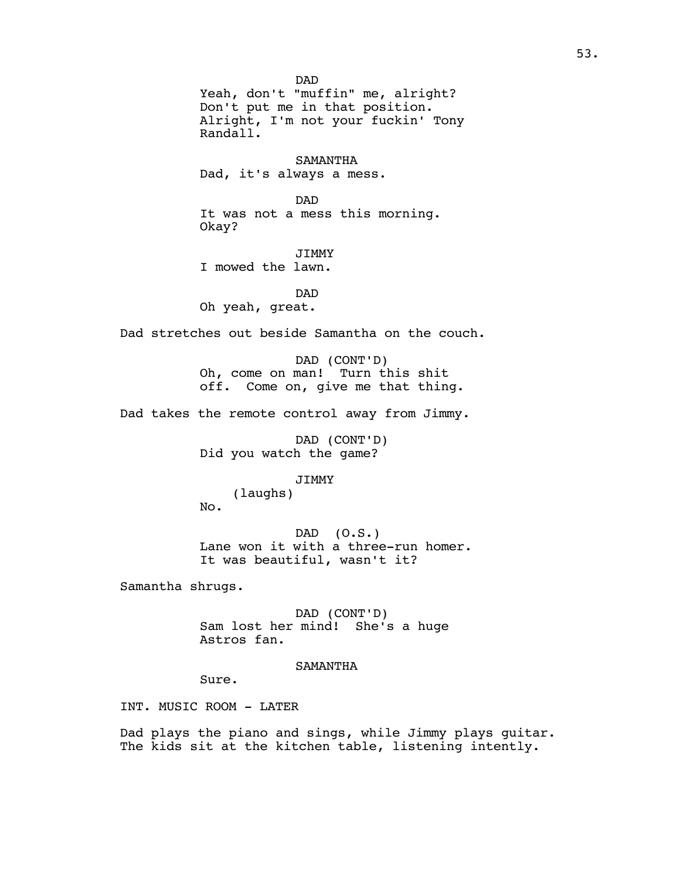DAD
Yeah, don't "muffin" me, alright?
Don't put me in that position.
Alright, I'm not your fuckin' Tony
Randall.

SAMANTHA
Dad, it's always a mess.

DAD
It was not a mess this morning.
Okay?

JIMMY
I mowed the lawn.

DAD
Oh yeah, great.

Dad stretches out beside Samantha on the couch.

DAD (CONT'D)
Oh, come on man! Turn this shit
off. Come on, give me that thing.

Dad takes the remote control away from Jimmy.

DAD (CONT'D)
Did you watch the game?

JIMMY
(laughs)
No.

DAD (O.S.)
Lane won it with a three-run homer.
It was beautiful, wasn't it?

Samantha shrugs.

DAD (CONT'D)
Sam lost her mind! She's a huge
Astros fan.

SAMANTHA
Sure.

INT. MUSIC ROOM - LATER

Dad plays the piano and sings, while Jimmy plays guitar.
The kids sit at the kitchen table, listening intently.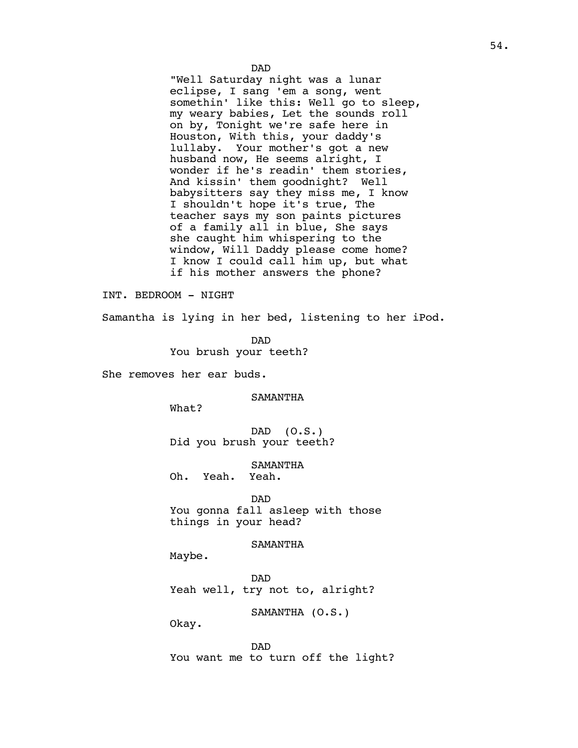DAD
"Well Saturday night was a lunar eclipse, I sang 'em a song, went somethin' like this: Well go to sleep, my weary babies, Let the sounds roll on by, Tonight we're safe here in Houston, With this, your daddy's lullaby. Your mother's got a new husband now, He seems alright, I wonder if he's readin' them stories, And kissin' them goodnight? Well babysitters say they miss me, I know I shouldn't hope it's true, The teacher says my son paints pictures of a family all in blue, She says she caught him whispering to the window, Will Daddy please come home? I know I could call him up, but what if his mother answers the phone?

INT. BEDROOM - NIGHT

Samantha is lying in her bed, listening to her iPod.

DAD
You brush your teeth?

She removes her ear buds.

SAMANTHA
What?

DAD (O.S.)
Did you brush your teeth?

SAMANTHA
Oh. Yeah. Yeah.

DAD
You gonna fall asleep with those things in your head?

SAMANTHA
Maybe.

DAD
Yeah well, try not to, alright?

SAMANTHA (O.S.)
Okay.

DAD
You want me to turn off the light?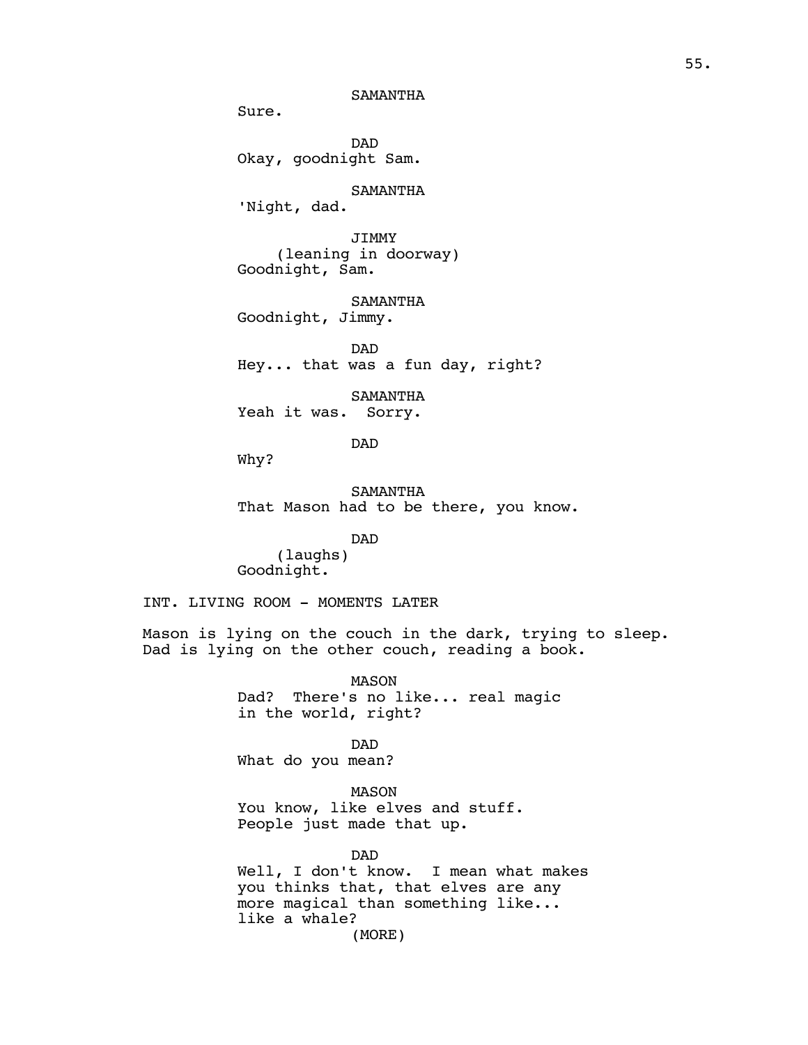SAMANTHA
Sure.

DAD
Okay, goodnight Sam.

SAMANTHA
'Night, dad.

JIMMY
(leaning in doorway)
Goodnight, Sam.

SAMANTHA
Goodnight, Jimmy.

DAD
Hey... that was a fun day, right?

SAMANTHA
Yeah it was.  Sorry.

DAD
Why?

SAMANTHA
That Mason had to be there, you know.

DAD
(laughs)
Goodnight.

INT. LIVING ROOM - MOMENTS LATER

Mason is lying on the couch in the dark, trying to sleep. Dad is lying on the other couch, reading a book.

MASON
Dad?  There's no like... real magic in the world, right?

DAD
What do you mean?

MASON
You know, like elves and stuff. People just made that up.

DAD
Well, I don't know.  I mean what makes you thinks that, that elves are any more magical than something like... like a whale?
(MORE)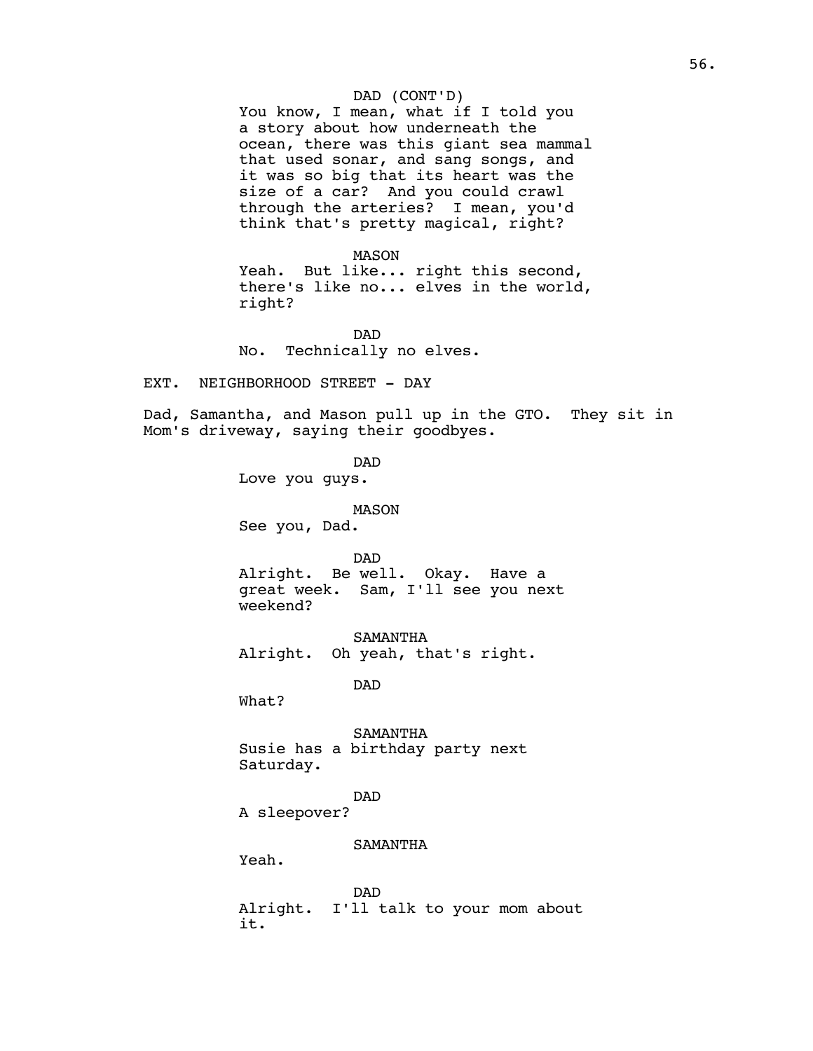DAD (CONT'D)
You know, I mean, what if I told you a story about how underneath the ocean, there was this giant sea mammal that used sonar, and sang songs, and it was so big that its heart was the size of a car? And you could crawl through the arteries? I mean, you'd think that's pretty magical, right?

MASON
Yeah. But like... right this second, there's like no... elves in the world, right?

DAD
No. Technically no elves.

EXT. NEIGHBORHOOD STREET - DAY

Dad, Samantha, and Mason pull up in the GTO. They sit in Mom's driveway, saying their goodbyes.

DAD
Love you guys.

MASON
See you, Dad.

DAD
Alright. Be well. Okay. Have a great week. Sam, I'll see you next weekend?

SAMANTHA
Alright. Oh yeah, that's right.

DAD
What?

SAMANTHA
Susie has a birthday party next Saturday.

DAD
A sleepover?

SAMANTHA
Yeah.

DAD
Alright. I'll talk to your mom about it.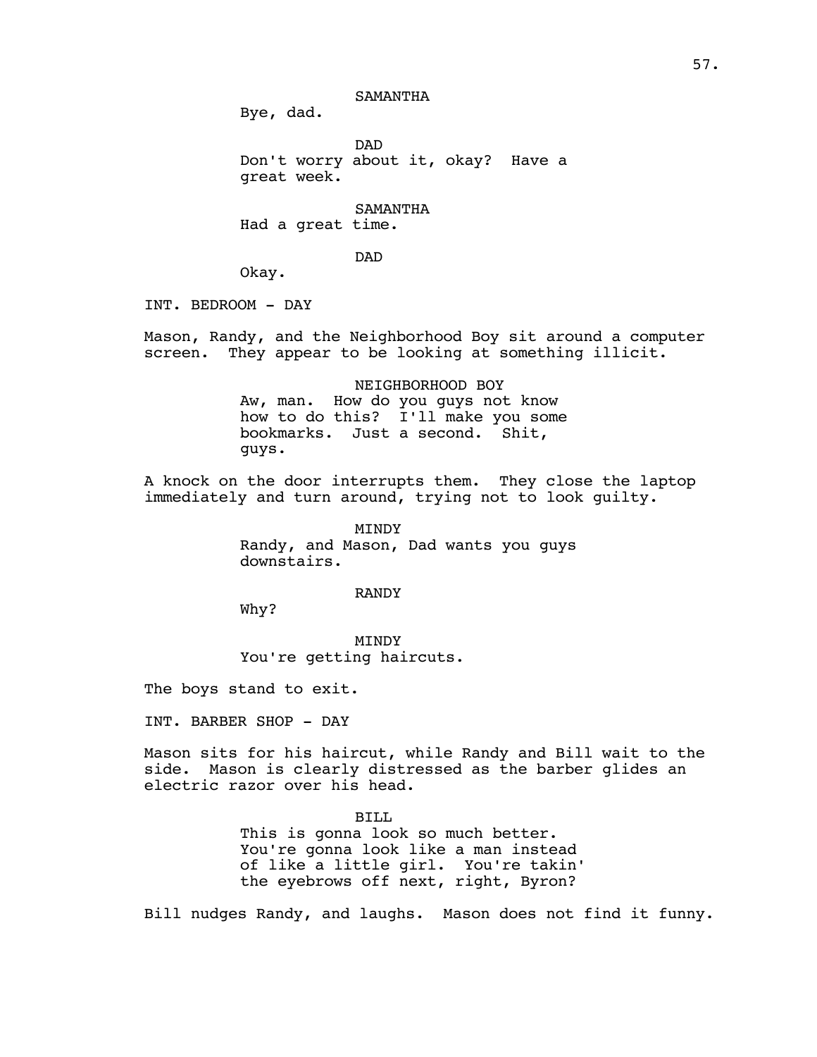SAMANTHA

Bye, dad.

DAD

Don't worry about it, okay? Have a great week.

SAMANTHA

Had a great time.

DAD

Okay.

INT. BEDROOM - DAY

Mason, Randy, and the Neighborhood Boy sit around a computer screen. They appear to be looking at something illicit.

NEIGHBORHOOD BOY

Aw, man. How do you guys not know how to do this? I'll make you some bookmarks. Just a second. Shit, guys.

A knock on the door interrupts them. They close the laptop immediately and turn around, trying not to look guilty.

MINDY

Randy, and Mason, Dad wants you guys downstairs.

RANDY

Why?

MINDY

You're getting haircuts.

The boys stand to exit.

INT. BARBER SHOP - DAY

Mason sits for his haircut, while Randy and Bill wait to the side. Mason is clearly distressed as the barber glides an electric razor over his head.

BILL

This is gonna look so much better. You're gonna look like a man instead of like a little girl. You're takin' the eyebrows off next, right, Byron?

Bill nudges Randy, and laughs. Mason does not find it funny.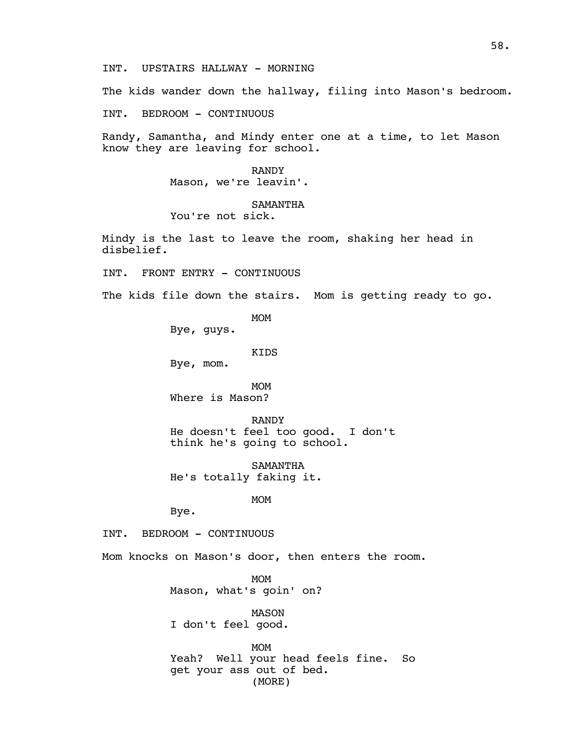INT.  UPSTAIRS HALLWAY - MORNING

The kids wander down the hallway, filing into Mason's bedroom.

INT.  BEDROOM - CONTINUOUS

Randy, Samantha, and Mindy enter one at a time, to let Mason know they are leaving for school.

RANDY
Mason, we're leavin'.

SAMANTHA
You're not sick.

Mindy is the last to leave the room, shaking her head in disbelief.

INT.  FRONT ENTRY - CONTINUOUS

The kids file down the stairs.  Mom is getting ready to go.

MOM
Bye, guys.

KIDS
Bye, mom.

MOM
Where is Mason?

RANDY
He doesn't feel too good.  I don't think he's going to school.

SAMANTHA
He's totally faking it.

MOM
Bye.

INT.  BEDROOM - CONTINUOUS

Mom knocks on Mason's door, then enters the room.

MOM
Mason, what's goin' on?

MASON
I don't feel good.

MOM
Yeah?  Well your head feels fine.  So get your ass out of bed.
(MORE)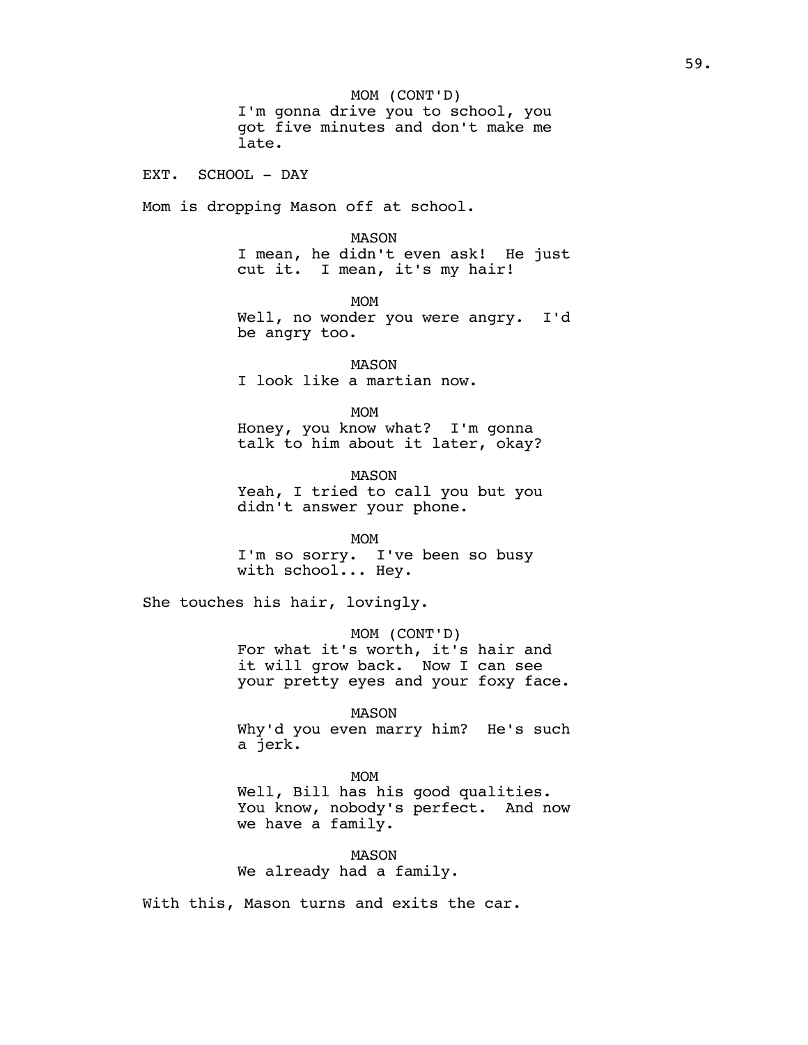MOM (CONT'D)
I'm gonna drive you to school, you got five minutes and don't make me late.

EXT. SCHOOL - DAY

Mom is dropping Mason off at school.

MASON
I mean, he didn't even ask! He just cut it. I mean, it's my hair!

MOM
Well, no wonder you were angry. I'd be angry too.

MASON
I look like a martian now.

MOM
Honey, you know what? I'm gonna talk to him about it later, okay?

MASON
Yeah, I tried to call you but you didn't answer your phone.

MOM
I'm so sorry. I've been so busy with school... Hey.

She touches his hair, lovingly.

MOM (CONT'D)
For what it's worth, it's hair and it will grow back. Now I can see your pretty eyes and your foxy face.

MASON
Why'd you even marry him? He's such a jerk.

MOM
Well, Bill has his good qualities. You know, nobody's perfect. And now we have a family.

MASON
We already had a family.

With this, Mason turns and exits the car.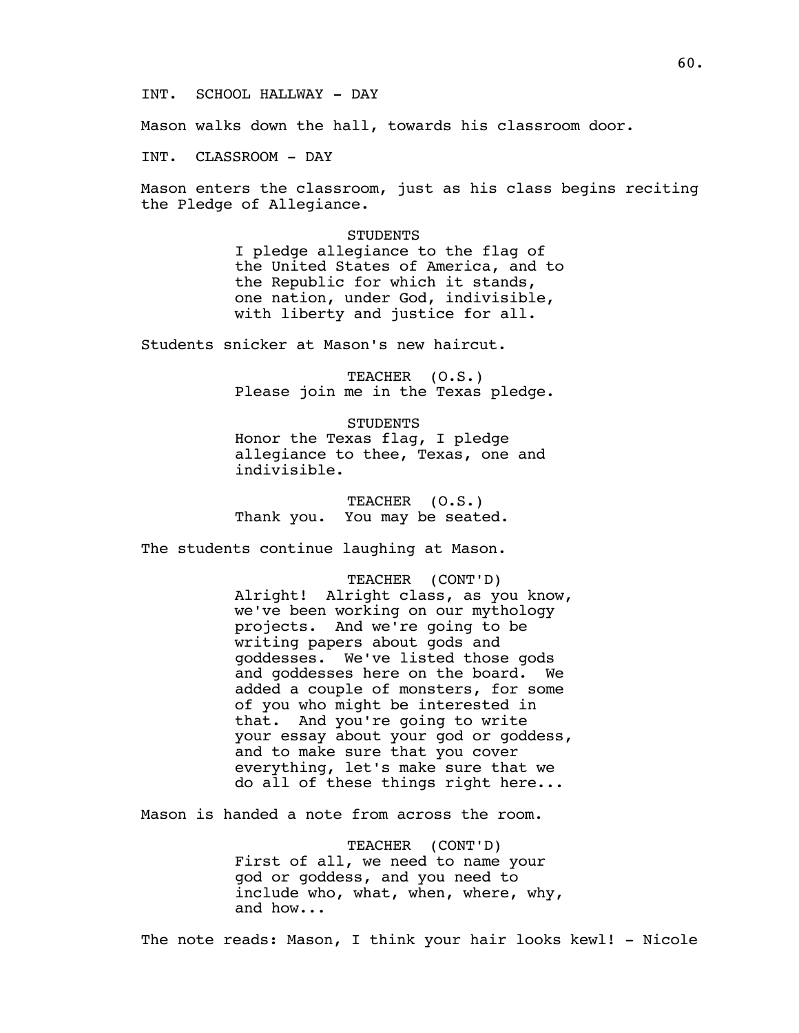INT. SCHOOL HALLWAY - DAY

Mason walks down the hall, towards his classroom door.

INT. CLASSROOM - DAY

Mason enters the classroom, just as his class begins reciting the Pledge of Allegiance.

STUDENTS
I pledge allegiance to the flag of the United States of America, and to the Republic for which it stands, one nation, under God, indivisible, with liberty and justice for all.

Students snicker at Mason's new haircut.

TEACHER (O.S.)
Please join me in the Texas pledge.

STUDENTS
Honor the Texas flag, I pledge allegiance to thee, Texas, one and indivisible.

TEACHER (O.S.)
Thank you. You may be seated.

The students continue laughing at Mason.

TEACHER (CONT'D)
Alright! Alright class, as you know, we've been working on our mythology projects. And we're going to be writing papers about gods and goddesses. We've listed those gods and goddesses here on the board. We added a couple of monsters, for some of you who might be interested in that. And you're going to write your essay about your god or goddess, and to make sure that you cover everything, let's make sure that we do all of these things right here...

Mason is handed a note from across the room.

TEACHER (CONT'D)
First of all, we need to name your god or goddess, and you need to include who, what, when, where, why, and how...

The note reads: Mason, I think your hair looks kewl! - Nicole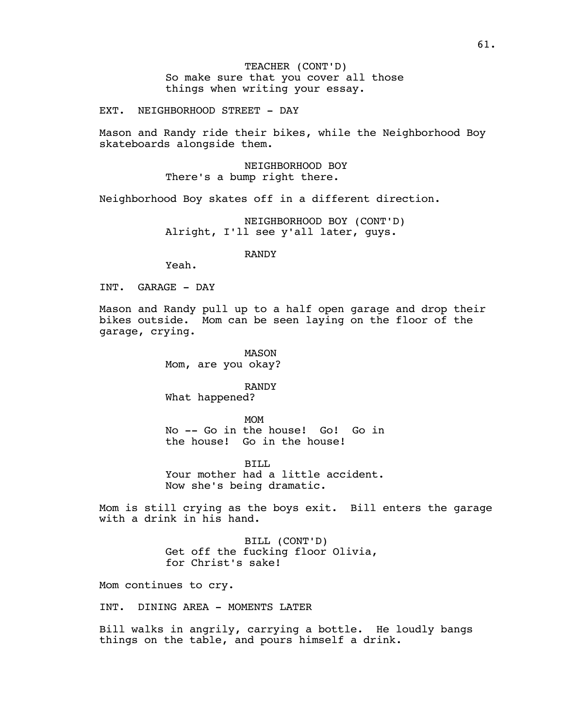TEACHER (CONT'D)
So make sure that you cover all those things when writing your essay.

EXT. NEIGHBORHOOD STREET - DAY

Mason and Randy ride their bikes, while the Neighborhood Boy skateboards alongside them.

NEIGHBORHOOD BOY
There's a bump right there.

Neighborhood Boy skates off in a different direction.

NEIGHBORHOOD BOY (CONT'D)
Alright, I'll see y'all later, guys.

RANDY
Yeah.

INT. GARAGE - DAY

Mason and Randy pull up to a half open garage and drop their bikes outside. Mom can be seen laying on the floor of the garage, crying.

MASON
Mom, are you okay?

RANDY
What happened?

MOM
No -- Go in the house! Go! Go in the house! Go in the house!

BILL
Your mother had a little accident. Now she's being dramatic.

Mom is still crying as the boys exit. Bill enters the garage with a drink in his hand.

BILL (CONT'D)
Get off the fucking floor Olivia, for Christ's sake!

Mom continues to cry.

INT. DINING AREA - MOMENTS LATER

Bill walks in angrily, carrying a bottle. He loudly bangs things on the table, and pours himself a drink.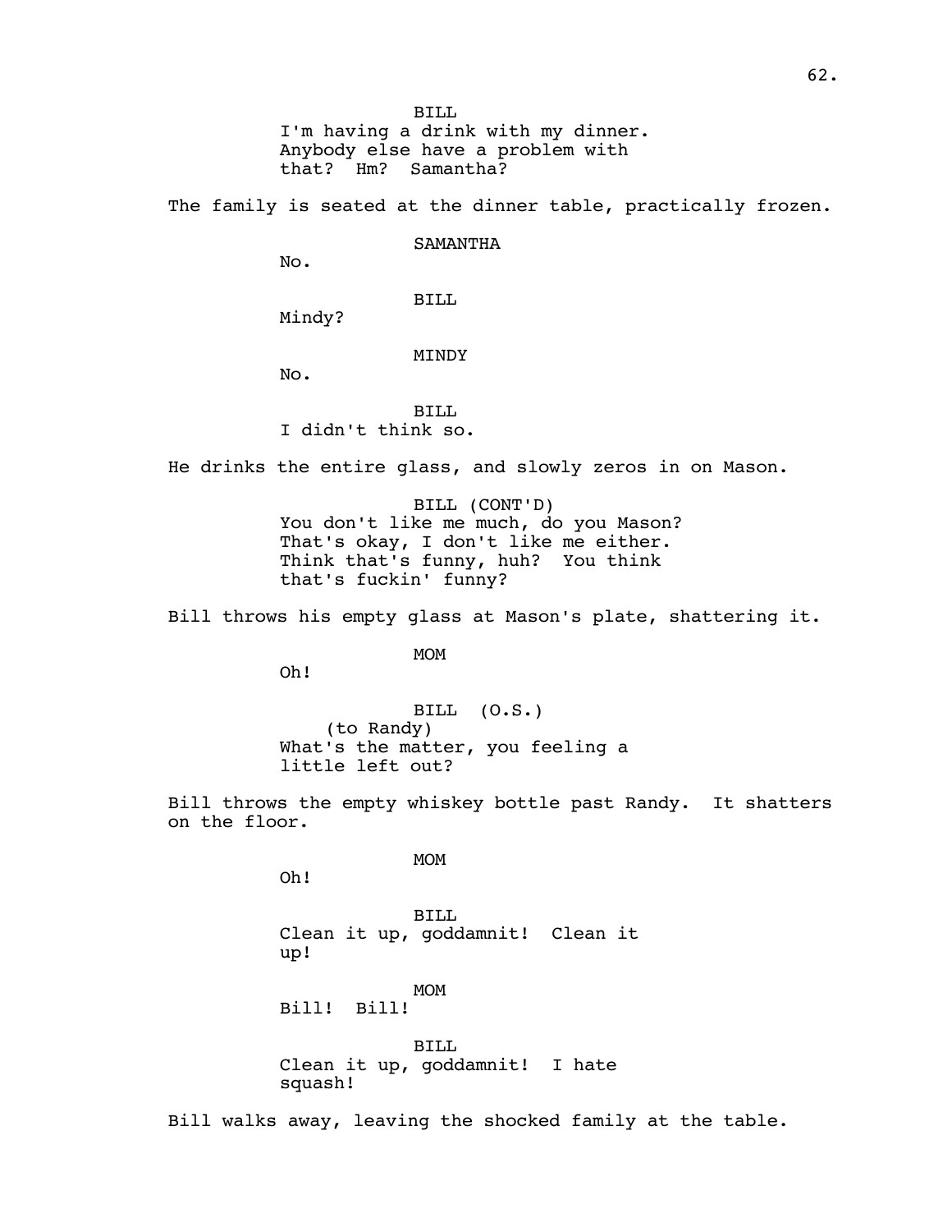BILL
I'm having a drink with my dinner. Anybody else have a problem with that? Hm? Samantha?

The family is seated at the dinner table, practically frozen.

SAMANTHA
No.

BILL
Mindy?

MINDY
No.

BILL
I didn't think so.

He drinks the entire glass, and slowly zeros in on Mason.

BILL (CONT'D)
You don't like me much, do you Mason? That's okay, I don't like me either. Think that's funny, huh? You think that's fuckin' funny?

Bill throws his empty glass at Mason's plate, shattering it.

MOM
Oh!

BILL (O.S.)
(to Randy)
What's the matter, you feeling a little left out?

Bill throws the empty whiskey bottle past Randy. It shatters on the floor.

MOM
Oh!

BILL
Clean it up, goddamnit! Clean it up!

MOM
Bill! Bill!

BILL
Clean it up, goddamnit! I hate squash!

Bill walks away, leaving the shocked family at the table.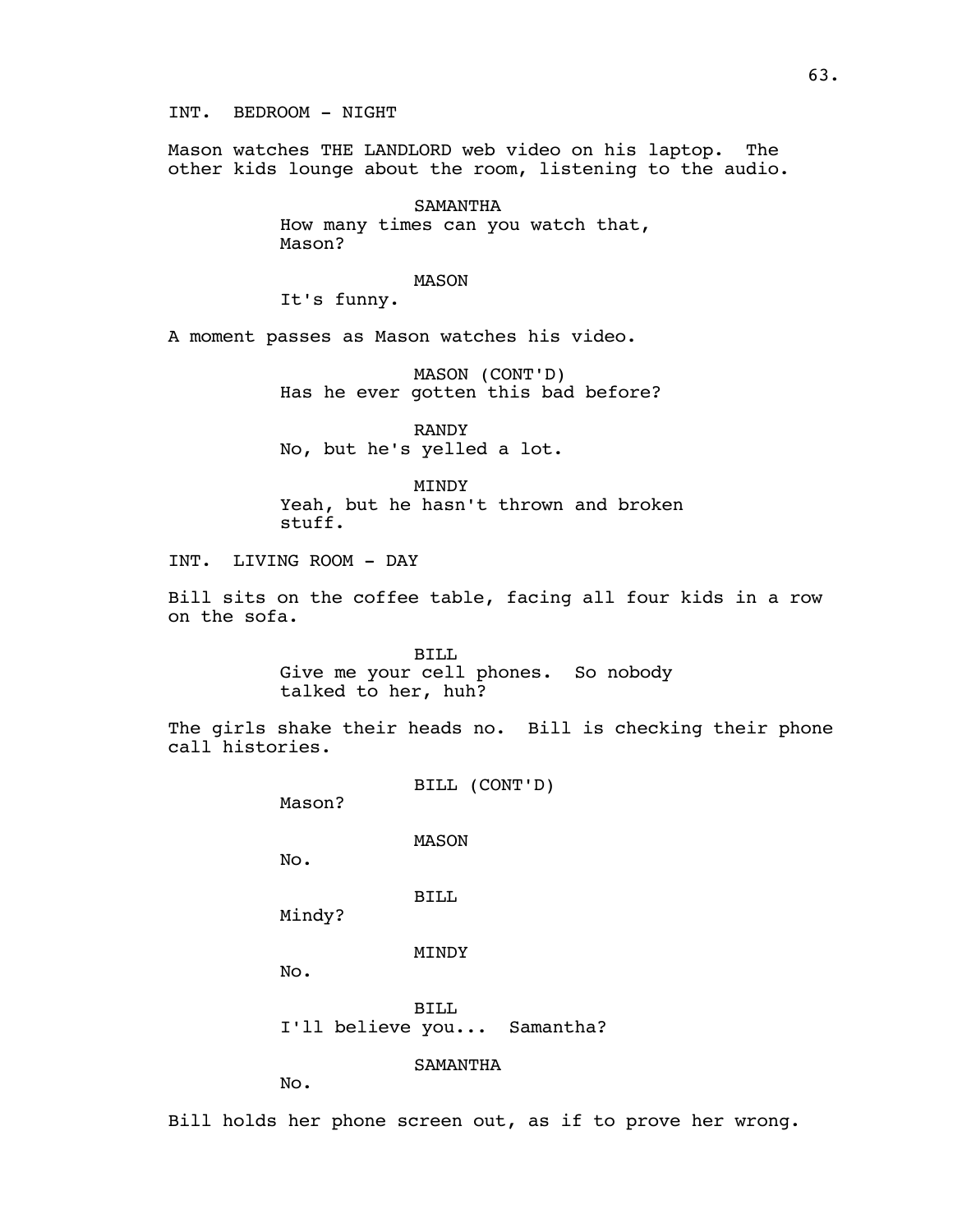INT. BEDROOM - NIGHT

Mason watches THE LANDLORD web video on his laptop. The other kids lounge about the room, listening to the audio.

SAMANTHA
How many times can you watch that, Mason?

MASON
It's funny.

A moment passes as Mason watches his video.

MASON (CONT'D)
Has he ever gotten this bad before?

RANDY
No, but he's yelled a lot.

MINDY
Yeah, but he hasn't thrown and broken stuff.

INT. LIVING ROOM - DAY

Bill sits on the coffee table, facing all four kids in a row on the sofa.

BILL
Give me your cell phones. So nobody talked to her, huh?

The girls shake their heads no. Bill is checking their phone call histories.

BILL (CONT'D)
Mason?

MASON
No.

BILL
Mindy?

MINDY
No.

BILL
I'll believe you... Samantha?

SAMANTHA
No.

Bill holds her phone screen out, as if to prove her wrong.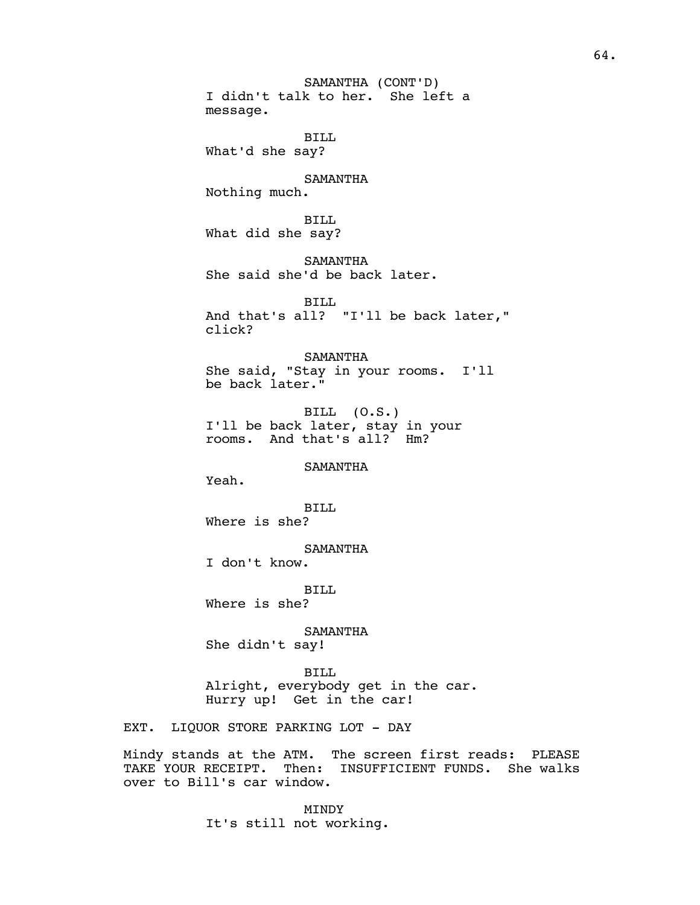SAMANTHA (CONT'D)
I didn't talk to her. She left a message.

BILL
What'd she say?

SAMANTHA
Nothing much.

BILL
What did she say?

SAMANTHA
She said she'd be back later.

BILL
And that's all? "I'll be back later," click?

SAMANTHA
She said, "Stay in your rooms. I'll be back later."

BILL (O.S.)
I'll be back later, stay in your rooms. And that's all? Hm?

SAMANTHA
Yeah.

BILL
Where is she?

SAMANTHA
I don't know.

BILL
Where is she?

SAMANTHA
She didn't say!

BILL
Alright, everybody get in the car. Hurry up! Get in the car!

EXT. LIQUOR STORE PARKING LOT - DAY

Mindy stands at the ATM. The screen first reads: PLEASE TAKE YOUR RECEIPT. Then: INSUFFICIENT FUNDS. She walks over to Bill's car window.

MINDY
It's still not working.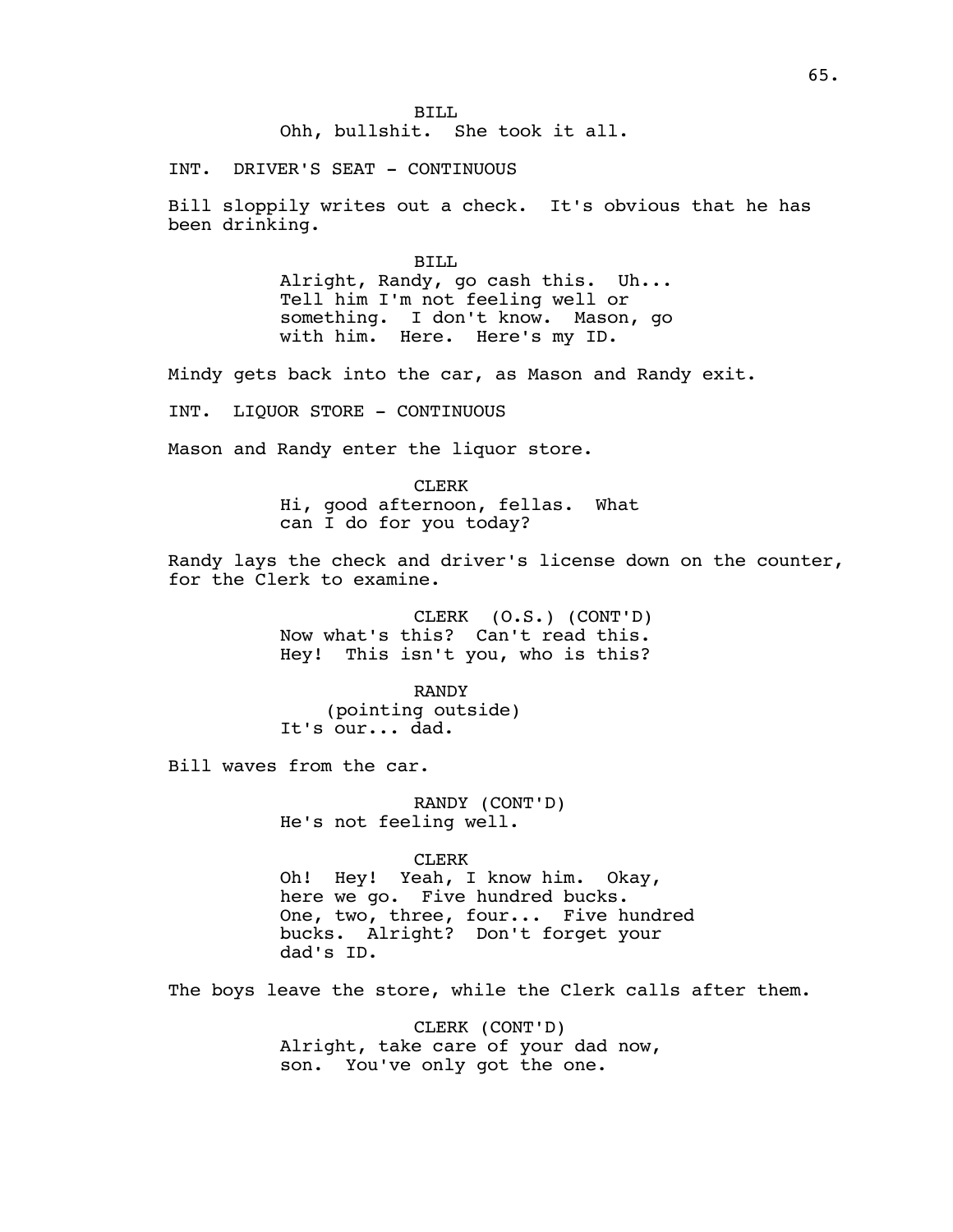BILL
Ohh, bullshit. She took it all.

INT. DRIVER'S SEAT - CONTINUOUS

Bill sloppily writes out a check. It's obvious that he has been drinking.

BILL
Alright, Randy, go cash this. Uh... Tell him I'm not feeling well or something. I don't know. Mason, go with him. Here. Here's my ID.

Mindy gets back into the car, as Mason and Randy exit.

INT. LIQUOR STORE - CONTINUOUS

Mason and Randy enter the liquor store.

CLERK
Hi, good afternoon, fellas. What can I do for you today?

Randy lays the check and driver's license down on the counter, for the Clerk to examine.

CLERK (O.S.) (CONT'D)
Now what's this? Can't read this. Hey! This isn't you, who is this?

RANDY
(pointing outside)
It's our... dad.

Bill waves from the car.

RANDY (CONT'D)
He's not feeling well.

CLERK
Oh! Hey! Yeah, I know him. Okay, here we go. Five hundred bucks. One, two, three, four... Five hundred bucks. Alright? Don't forget your dad's ID.

The boys leave the store, while the Clerk calls after them.

CLERK (CONT'D)
Alright, take care of your dad now, son. You've only got the one.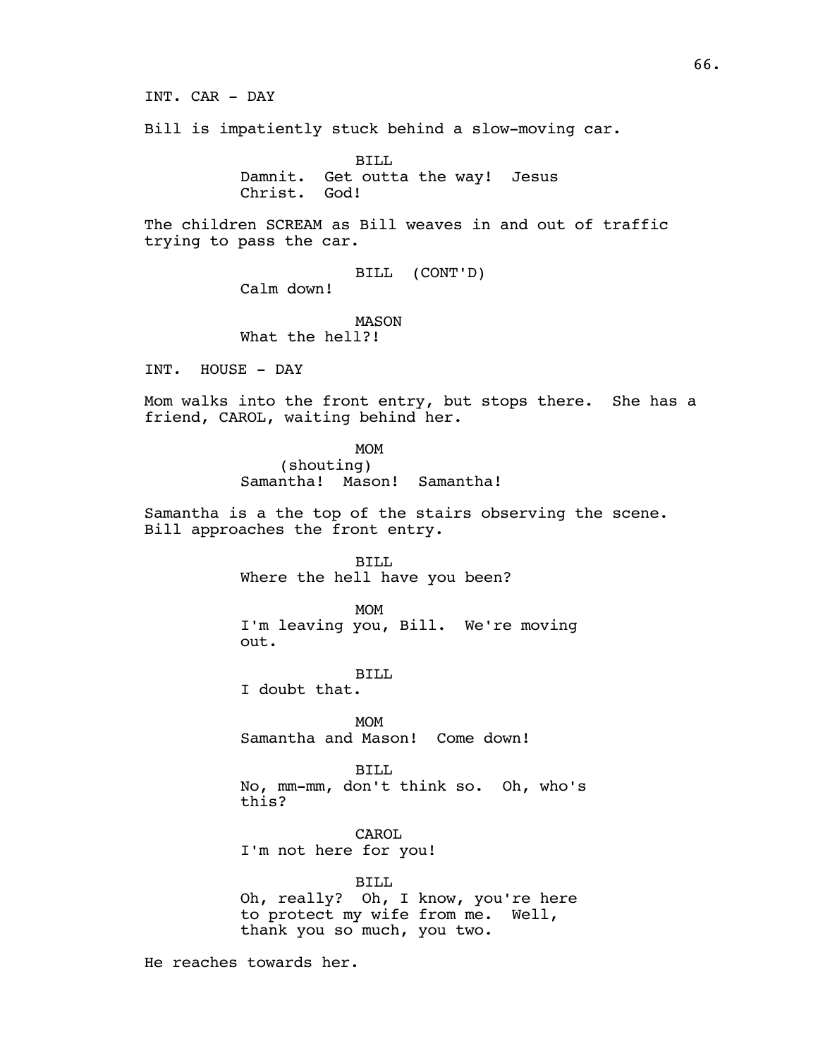INT. CAR - DAY

Bill is impatiently stuck behind a slow-moving car.

BILL
Damnit. Get outta the way! Jesus Christ. God!

The children SCREAM as Bill weaves in and out of traffic trying to pass the car.

BILL (CONT'D)
Calm down!

MASON
What the hell?!

INT. HOUSE - DAY

Mom walks into the front entry, but stops there. She has a friend, CAROL, waiting behind her.

MOM
(shouting)
Samantha! Mason! Samantha!

Samantha is a the top of the stairs observing the scene. Bill approaches the front entry.

BILL
Where the hell have you been?

MOM
I'm leaving you, Bill. We're moving out.

BILL
I doubt that.

MOM
Samantha and Mason! Come down!

BILL
No, mm-mm, don't think so. Oh, who's this?

CAROL
I'm not here for you!

BILL
Oh, really? Oh, I know, you're here to protect my wife from me. Well, thank you so much, you two.

He reaches towards her.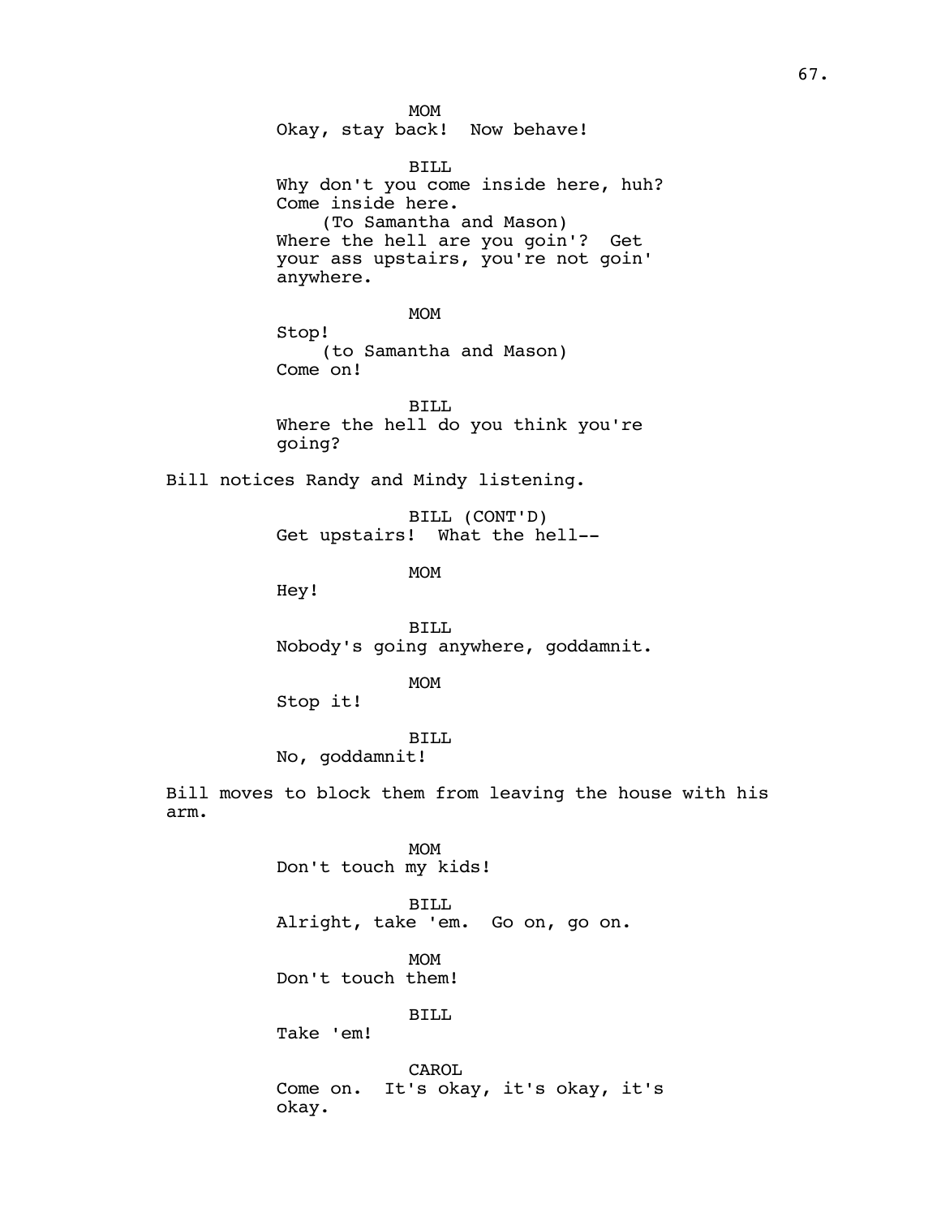MOM
Okay, stay back!  Now behave!

BILL
Why don't you come inside here, huh? Come inside here.
(To Samantha and Mason)
Where the hell are you goin'?  Get your ass upstairs, you're not goin' anywhere.

MOM
Stop!
(to Samantha and Mason)
Come on!

BILL
Where the hell do you think you're going?

Bill notices Randy and Mindy listening.

BILL (CONT'D)
Get upstairs!  What the hell--

MOM
Hey!

BILL
Nobody's going anywhere, goddamnit.

MOM
Stop it!

BILL
No, goddamnit!

Bill moves to block them from leaving the house with his arm.

MOM
Don't touch my kids!

BILL
Alright, take 'em.  Go on, go on.

MOM
Don't touch them!

BILL
Take 'em!

CAROL
Come on.  It's okay, it's okay, it's okay.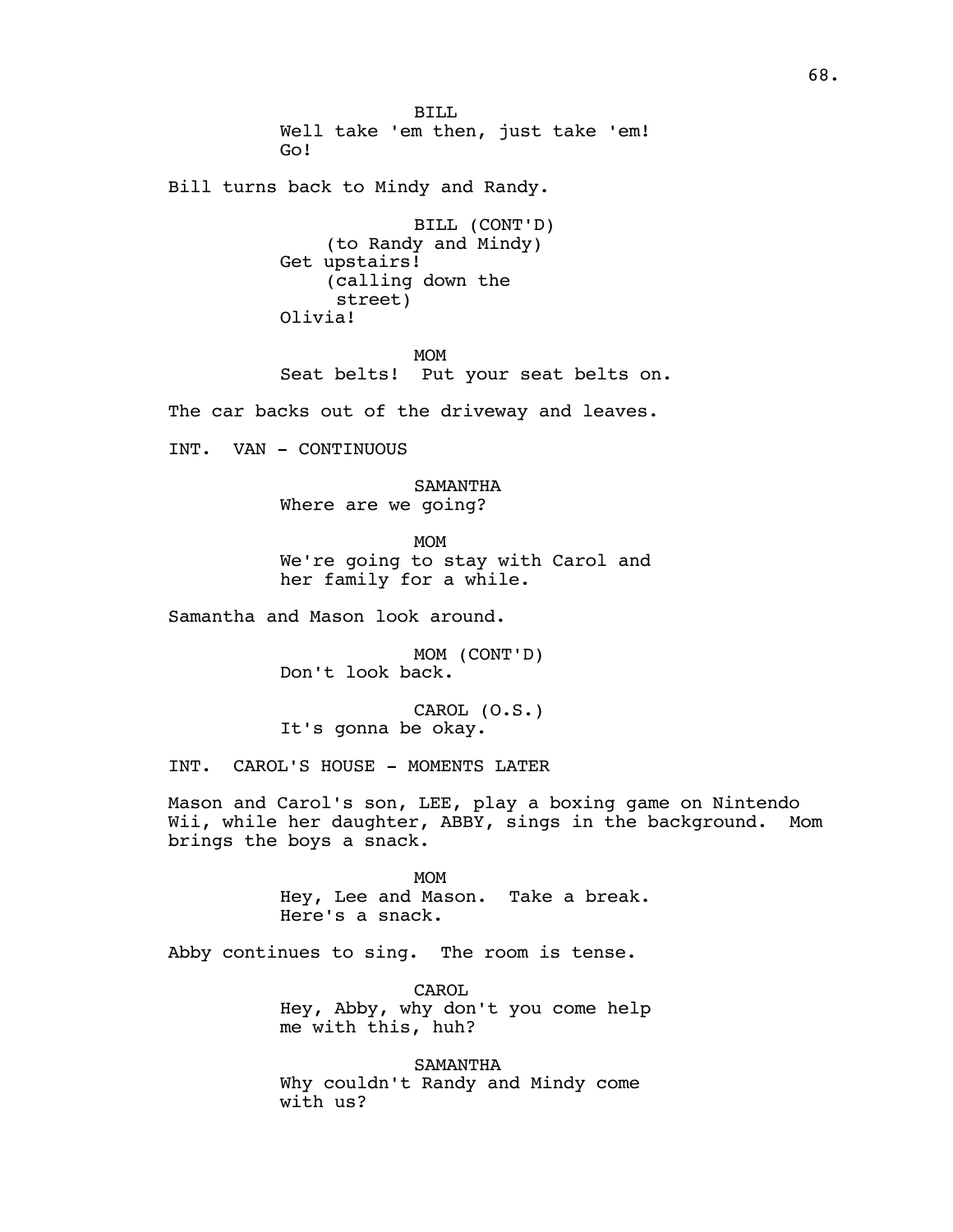BILL
Well take 'em then, just take 'em! Go!

Bill turns back to Mindy and Randy.

BILL (CONT'D)
(to Randy and Mindy)
Get upstairs!
(calling down the street)
Olivia!

MOM
Seat belts! Put your seat belts on.

The car backs out of the driveway and leaves.

INT. VAN - CONTINUOUS

SAMANTHA
Where are we going?

MOM
We're going to stay with Carol and her family for a while.

Samantha and Mason look around.

MOM (CONT'D)
Don't look back.

CAROL (O.S.)
It's gonna be okay.

INT. CAROL'S HOUSE - MOMENTS LATER

Mason and Carol's son, LEE, play a boxing game on Nintendo Wii, while her daughter, ABBY, sings in the background. Mom brings the boys a snack.

MOM
Hey, Lee and Mason. Take a break. Here's a snack.

Abby continues to sing. The room is tense.

CAROL
Hey, Abby, why don't you come help me with this, huh?

SAMANTHA
Why couldn't Randy and Mindy come with us?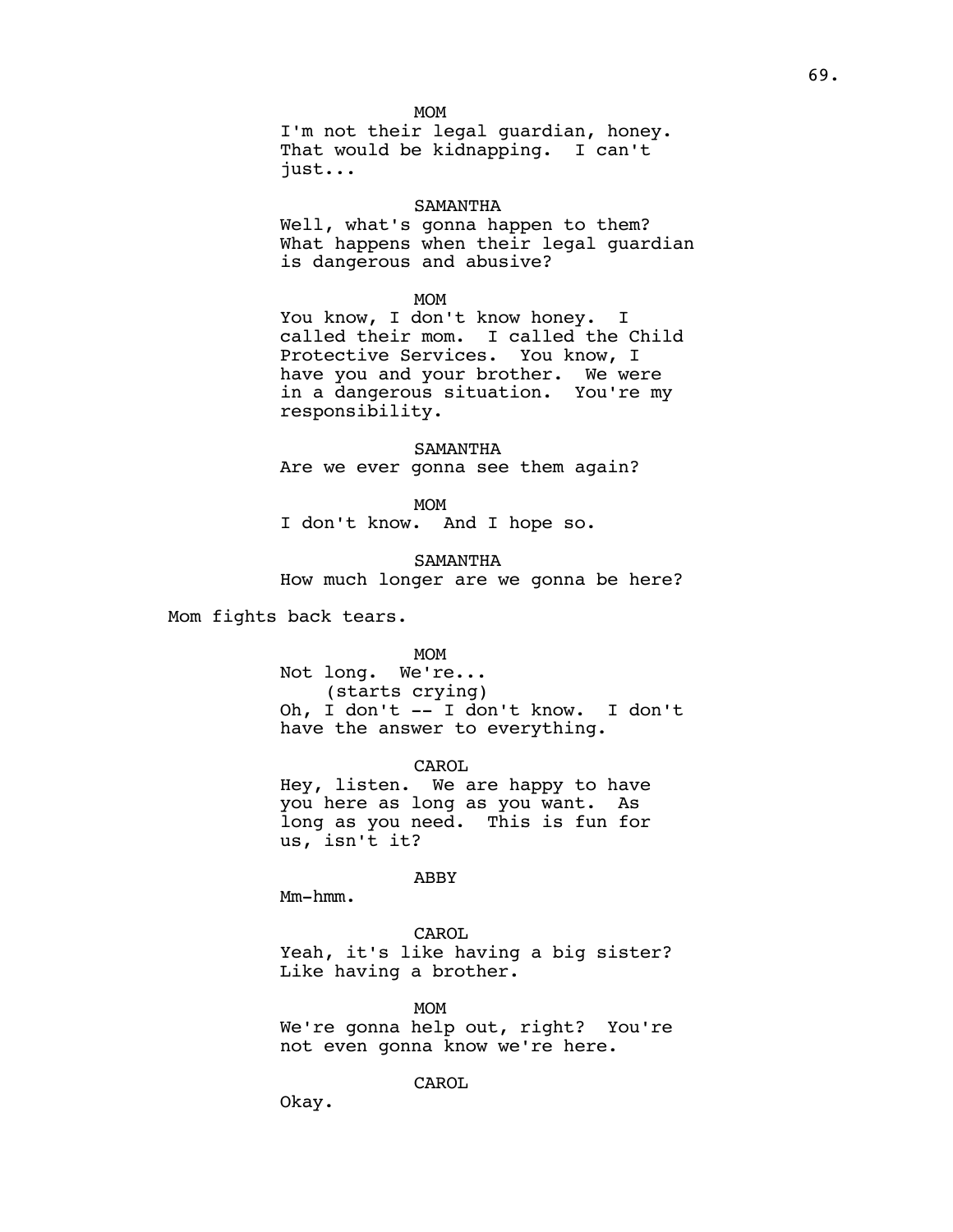MOM
I'm not their legal guardian, honey. That would be kidnapping. I can't just...

SAMANTHA
Well, what's gonna happen to them? What happens when their legal guardian is dangerous and abusive?

MOM
You know, I don't know honey. I called their mom. I called the Child Protective Services. You know, I have you and your brother. We were in a dangerous situation. You're my responsibility.

SAMANTHA
Are we ever gonna see them again?

MOM
I don't know. And I hope so.

SAMANTHA
How much longer are we gonna be here?

Mom fights back tears.

MOM
Not long. We're...
(starts crying)
Oh, I don't -- I don't know. I don't have the answer to everything.

CAROL
Hey, listen. We are happy to have you here as long as you want. As long as you need. This is fun for us, isn't it?

ABBY
Mm-hmm.

CAROL
Yeah, it's like having a big sister? Like having a brother.

MOM
We're gonna help out, right? You're not even gonna know we're here.

CAROL
Okay.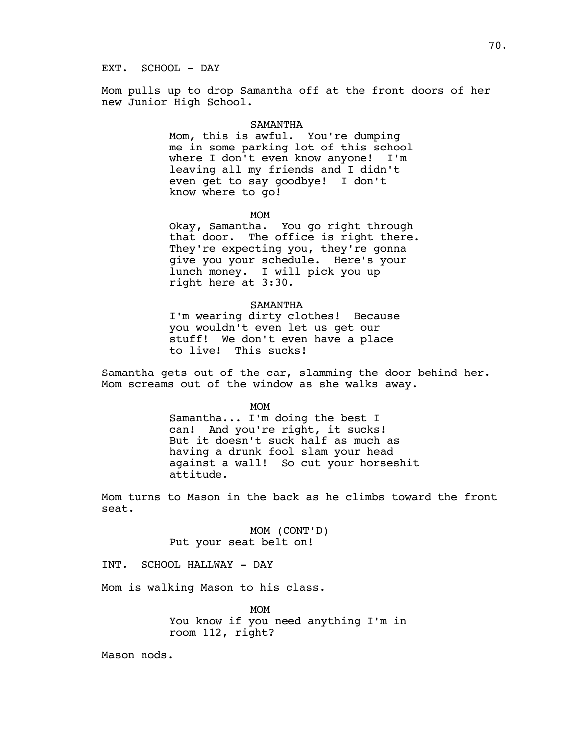EXT. SCHOOL - DAY

Mom pulls up to drop Samantha off at the front doors of her new Junior High School.

SAMANTHA

Mom, this is awful. You're dumping me in some parking lot of this school where I don't even know anyone! I'm leaving all my friends and I didn't even get to say goodbye! I don't know where to go!

MOM

Okay, Samantha. You go right through that door. The office is right there. They're expecting you, they're gonna give you your schedule. Here's your lunch money. I will pick you up right here at 3:30.

SAMANTHA

I'm wearing dirty clothes! Because you wouldn't even let us get our stuff! We don't even have a place to live! This sucks!

Samantha gets out of the car, slamming the door behind her. Mom screams out of the window as she walks away.

MOM

Samantha... I'm doing the best I can! And you're right, it sucks! But it doesn't suck half as much as having a drunk fool slam your head against a wall! So cut your horseshit attitude.

Mom turns to Mason in the back as he climbs toward the front seat.

MOM (CONT'D)

Put your seat belt on!

INT. SCHOOL HALLWAY - DAY

Mom is walking Mason to his class.

MOM

You know if you need anything I'm in room 112, right?

Mason nods.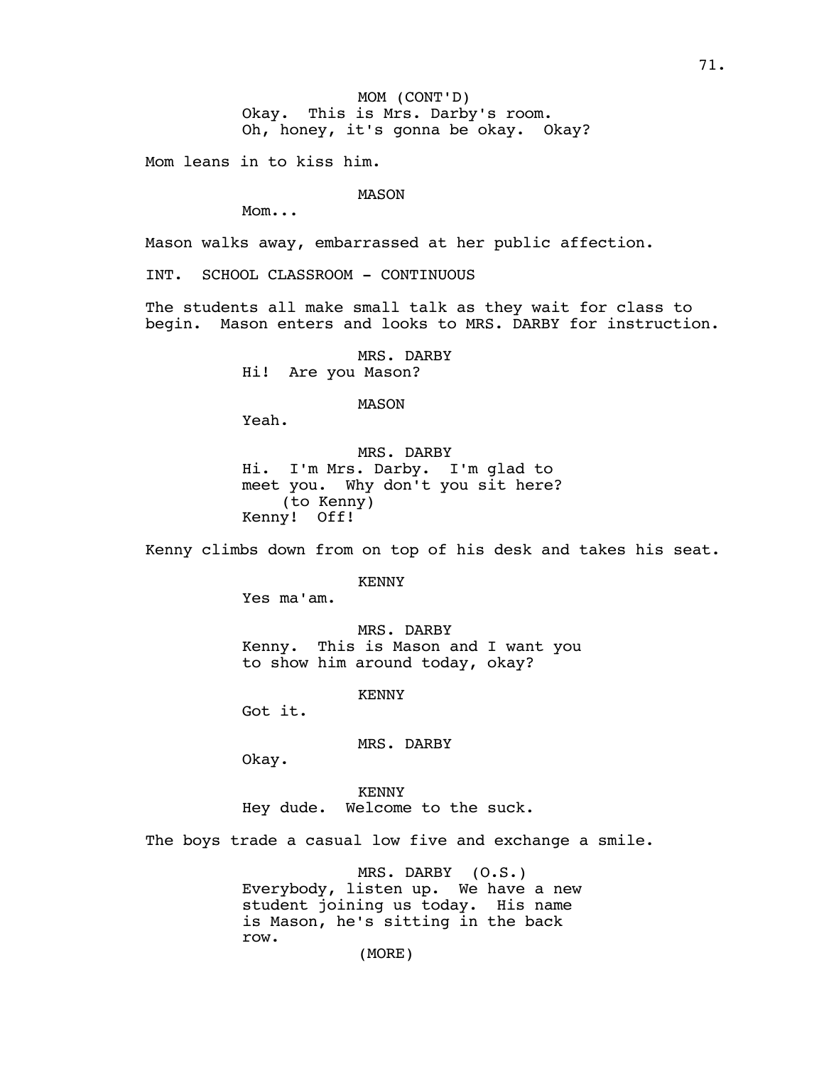MOM (CONT'D)
Okay. This is Mrs. Darby's room.
Oh, honey, it's gonna be okay. Okay?

Mom leans in to kiss him.

MASON
Mom...

Mason walks away, embarrassed at her public affection.

INT. SCHOOL CLASSROOM - CONTINUOUS

The students all make small talk as they wait for class to begin. Mason enters and looks to MRS. DARBY for instruction.

MRS. DARBY
Hi! Are you Mason?

MASON
Yeah.

MRS. DARBY
Hi. I'm Mrs. Darby. I'm glad to meet you. Why don't you sit here?
(to Kenny)
Kenny! Off!

Kenny climbs down from on top of his desk and takes his seat.

KENNY
Yes ma'am.

MRS. DARBY
Kenny. This is Mason and I want you to show him around today, okay?

KENNY
Got it.

MRS. DARBY
Okay.

KENNY
Hey dude. Welcome to the suck.

The boys trade a casual low five and exchange a smile.

MRS. DARBY (O.S.)
Everybody, listen up. We have a new student joining us today. His name is Mason, he's sitting in the back row.
(MORE)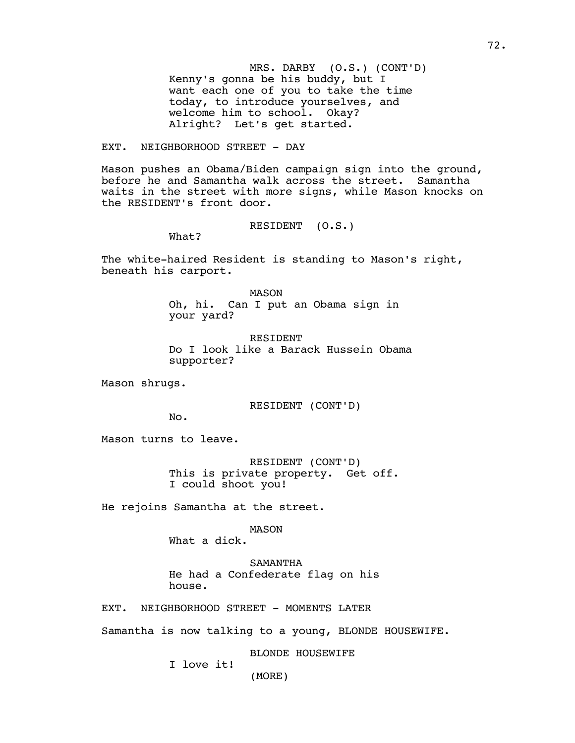MRS. DARBY (O.S.) (CONT'D)
Kenny's gonna be his buddy, but I want each one of you to take the time today, to introduce yourselves, and welcome him to school. Okay? Alright? Let's get started.

EXT. NEIGHBORHOOD STREET - DAY

Mason pushes an Obama/Biden campaign sign into the ground, before he and Samantha walk across the street. Samantha waits in the street with more signs, while Mason knocks on the RESIDENT's front door.

RESIDENT (O.S.)
What?

The white-haired Resident is standing to Mason's right, beneath his carport.

MASON
Oh, hi. Can I put an Obama sign in your yard?

RESIDENT
Do I look like a Barack Hussein Obama supporter?

Mason shrugs.

RESIDENT (CONT'D)
No.

Mason turns to leave.

RESIDENT (CONT'D)
This is private property. Get off. I could shoot you!

He rejoins Samantha at the street.

MASON
What a dick.

SAMANTHA
He had a Confederate flag on his house.

EXT. NEIGHBORHOOD STREET - MOMENTS LATER

Samantha is now talking to a young, BLONDE HOUSEWIFE.

BLONDE HOUSEWIFE
I love it!
(MORE)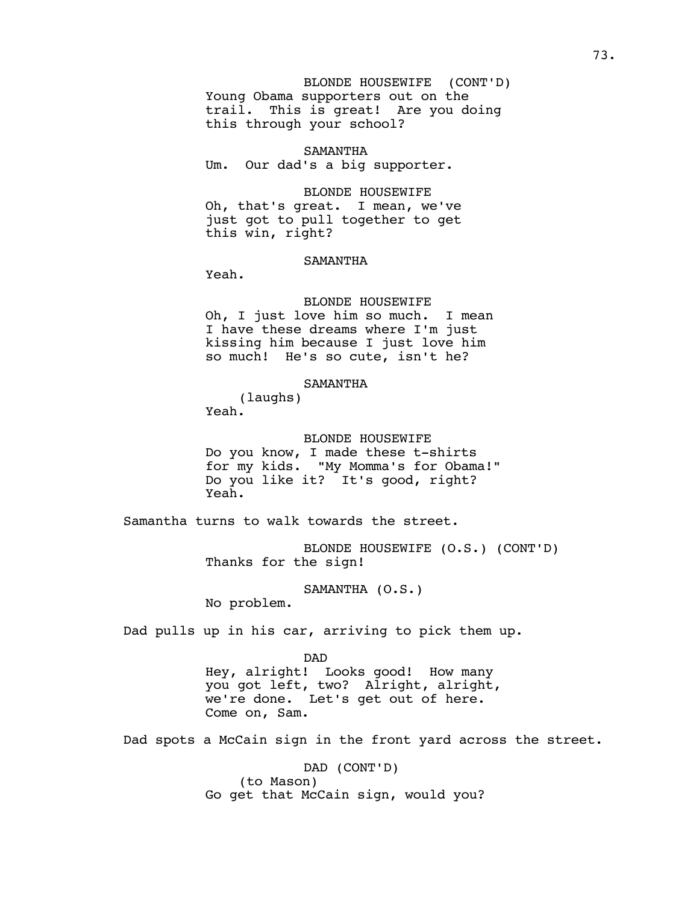BLONDE HOUSEWIFE (CONT'D)
Young Obama supporters out on the trail. This is great! Are you doing this through your school?

SAMANTHA
Um. Our dad's a big supporter.

BLONDE HOUSEWIFE
Oh, that's great. I mean, we've just got to pull together to get this win, right?

SAMANTHA
Yeah.

BLONDE HOUSEWIFE
Oh, I just love him so much. I mean I have these dreams where I'm just kissing him because I just love him so much! He's so cute, isn't he?

SAMANTHA
(laughs)
Yeah.

BLONDE HOUSEWIFE
Do you know, I made these t-shirts for my kids. "My Momma's for Obama!" Do you like it? It's good, right? Yeah.

Samantha turns to walk towards the street.

BLONDE HOUSEWIFE (O.S.) (CONT'D)
Thanks for the sign!

SAMANTHA (O.S.)
No problem.

Dad pulls up in his car, arriving to pick them up.

DAD
Hey, alright! Looks good! How many you got left, two? Alright, alright, we're done. Let's get out of here. Come on, Sam.

Dad spots a McCain sign in the front yard across the street.

DAD (CONT'D)
(to Mason)
Go get that McCain sign, would you?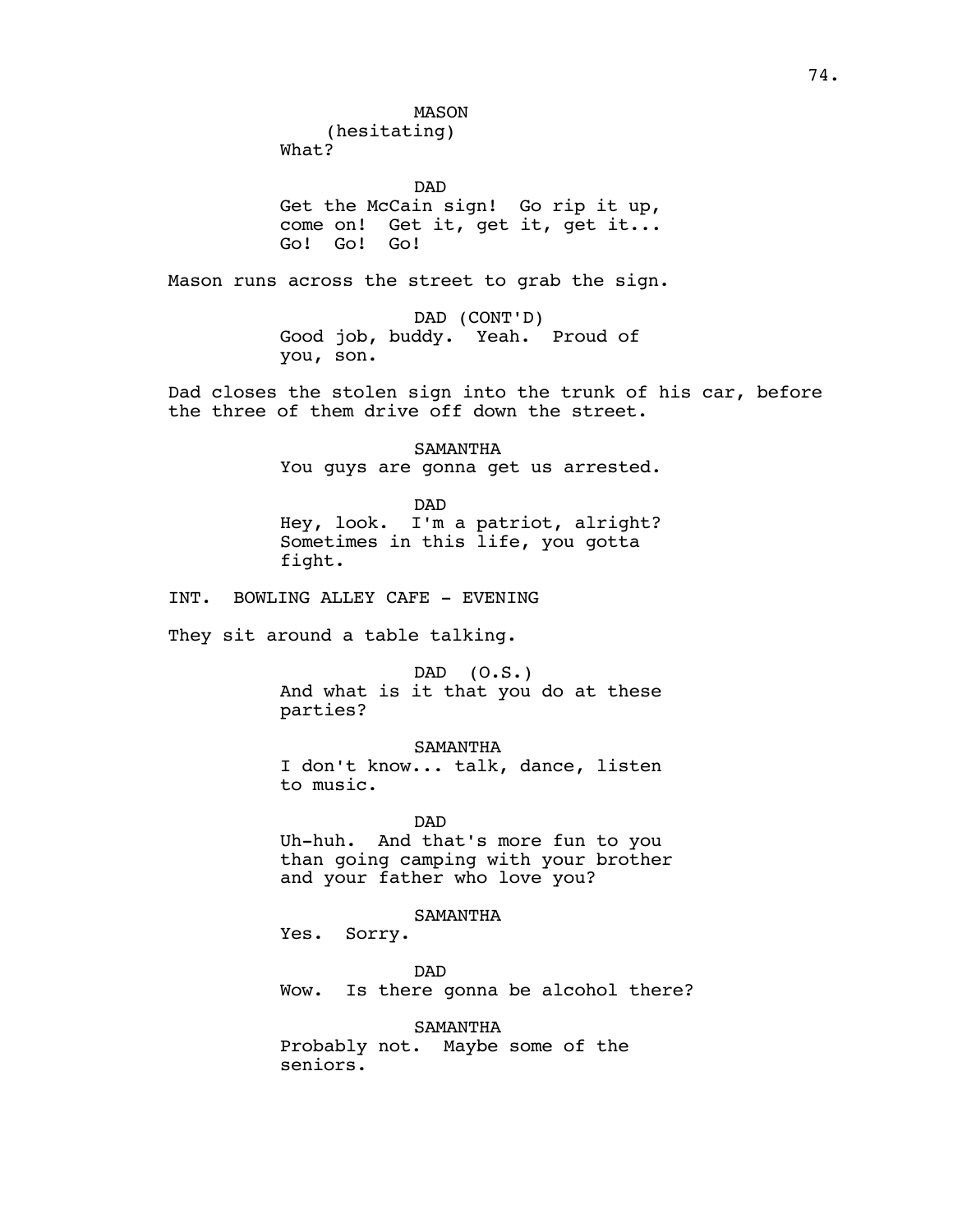MASON
(hesitating)
What?

DAD
Get the McCain sign! Go rip it up, come on! Get it, get it, get it... Go! Go! Go!

Mason runs across the street to grab the sign.

DAD (CONT'D)
Good job, buddy. Yeah. Proud of you, son.

Dad closes the stolen sign into the trunk of his car, before the three of them drive off down the street.

SAMANTHA
You guys are gonna get us arrested.

DAD
Hey, look. I'm a patriot, alright? Sometimes in this life, you gotta fight.

INT. BOWLING ALLEY CAFE - EVENING

They sit around a table talking.

DAD (O.S.)
And what is it that you do at these parties?

SAMANTHA
I don't know... talk, dance, listen to music.

DAD
Uh-huh. And that's more fun to you than going camping with your brother and your father who love you?

SAMANTHA
Yes. Sorry.

DAD
Wow. Is there gonna be alcohol there?

SAMANTHA
Probably not. Maybe some of the seniors.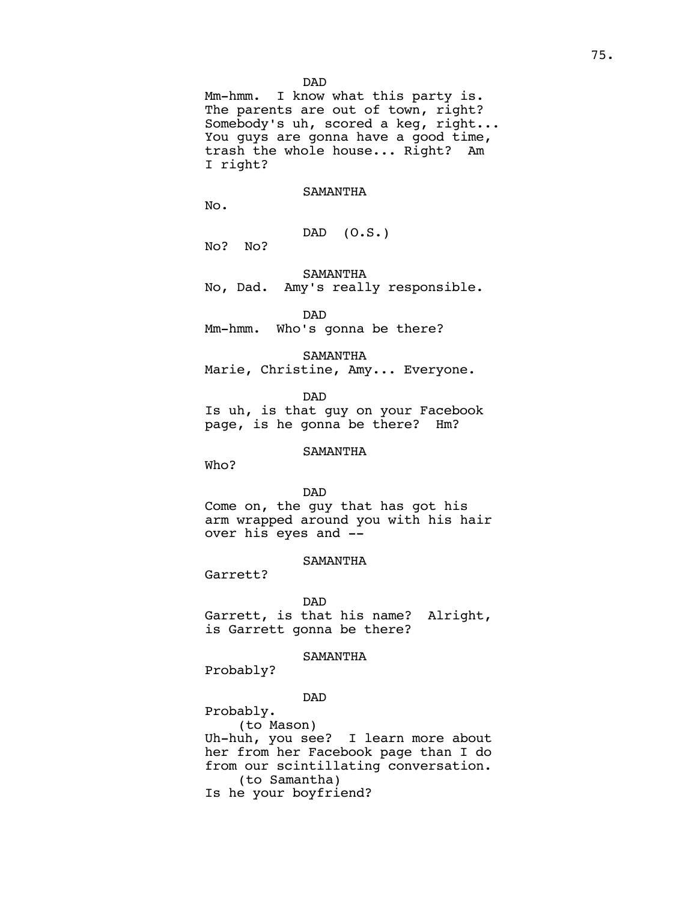DAD

Mm-hmm. I know what this party is. The parents are out of town, right? Somebody's uh, scored a keg, right... You guys are gonna have a good time, trash the whole house... Right? Am I right?

SAMANTHA

No.

DAD (O.S.)

No? No?

SAMANTHA

No, Dad. Amy's really responsible.

DAD

Mm-hmm. Who's gonna be there?

SAMANTHA

Marie, Christine, Amy... Everyone.

DAD

Is uh, is that guy on your Facebook page, is he gonna be there? Hm?

SAMANTHA

Who?

DAD

Come on, the guy that has got his arm wrapped around you with his hair over his eyes and --

SAMANTHA

Garrett?

DAD

Garrett, is that his name? Alright, is Garrett gonna be there?

SAMANTHA

Probably?

DAD

Probably.

(to Mason)

Uh-huh, you see? I learn more about her from her Facebook page than I do from our scintillating conversation.

(to Samantha)

Is he your boyfriend?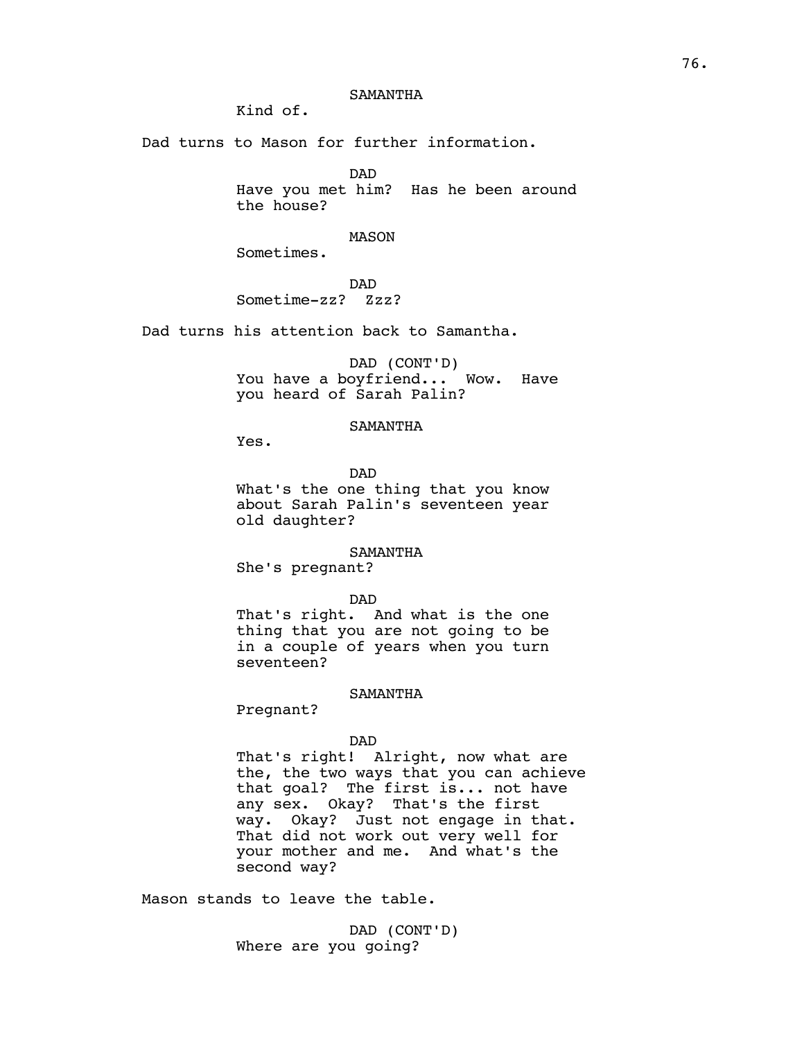SAMANTHA

Kind of.

Dad turns to Mason for further information.

DAD

Have you met him? Has he been around the house?

MASON

Sometimes.

DAD

Sometime-zz? Zzz?

Dad turns his attention back to Samantha.

DAD (CONT'D)

You have a boyfriend... Wow. Have you heard of Sarah Palin?

SAMANTHA

Yes.

DAD

What's the one thing that you know about Sarah Palin's seventeen year old daughter?

SAMANTHA

She's pregnant?

DAD

That's right. And what is the one thing that you are not going to be in a couple of years when you turn seventeen?

SAMANTHA

Pregnant?

DAD

That's right! Alright, now what are the, the two ways that you can achieve that goal? The first is... not have any sex. Okay? That's the first way. Okay? Just not engage in that. That did not work out very well for your mother and me. And what's the second way?

Mason stands to leave the table.

DAD (CONT'D)

Where are you going?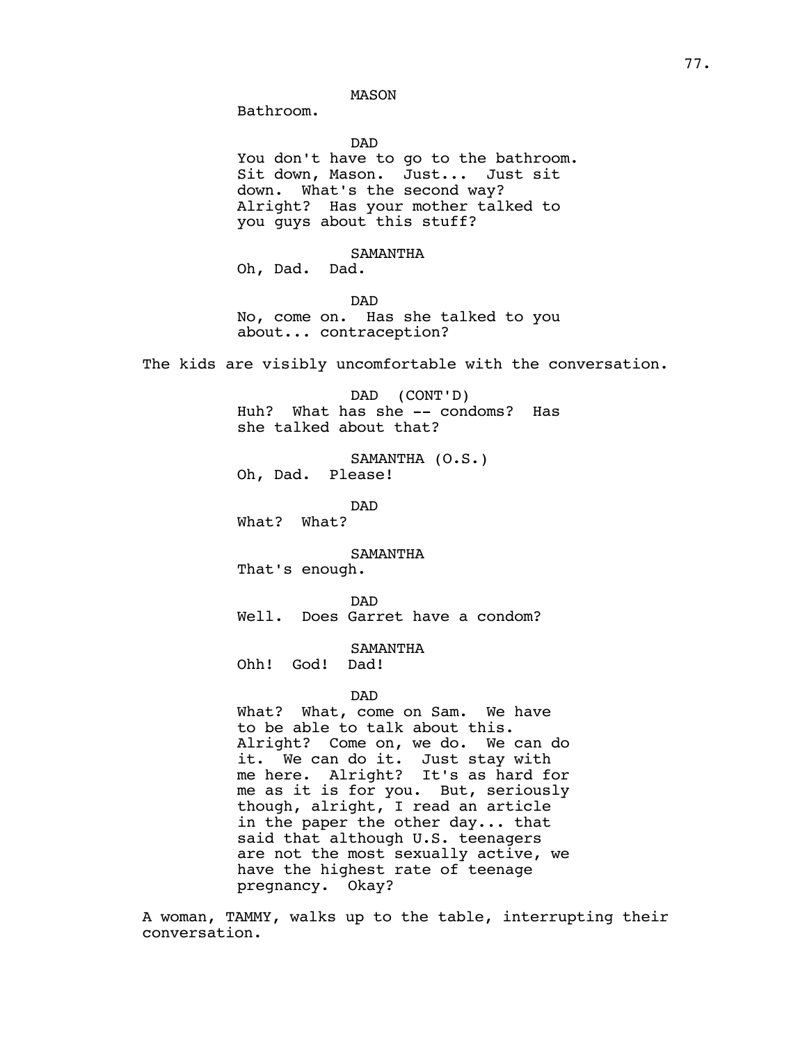MASON

Bathroom.

DAD

You don't have to go to the bathroom. Sit down, Mason. Just... Just sit down. What's the second way? Alright? Has your mother talked to you guys about this stuff?

SAMANTHA

Oh, Dad. Dad.

DAD

No, come on. Has she talked to you about... contraception?

The kids are visibly uncomfortable with the conversation.

DAD (CONT'D)

Huh? What has she -- condoms? Has she talked about that?

SAMANTHA (O.S.)

Oh, Dad. Please!

DAD

What? What?

SAMANTHA

That's enough.

DAD

Well. Does Garret have a condom?

SAMANTHA

Ohh! God! Dad!

DAD

What? What, come on Sam. We have to be able to talk about this. Alright? Come on, we do. We can do it. We can do it. Just stay with me here. Alright? It's as hard for me as it is for you. But, seriously though, alright, I read an article in the paper the other day... that said that although U.S. teenagers are not the most sexually active, we have the highest rate of teenage pregnancy. Okay?

A woman, TAMMY, walks up to the table, interrupting their conversation.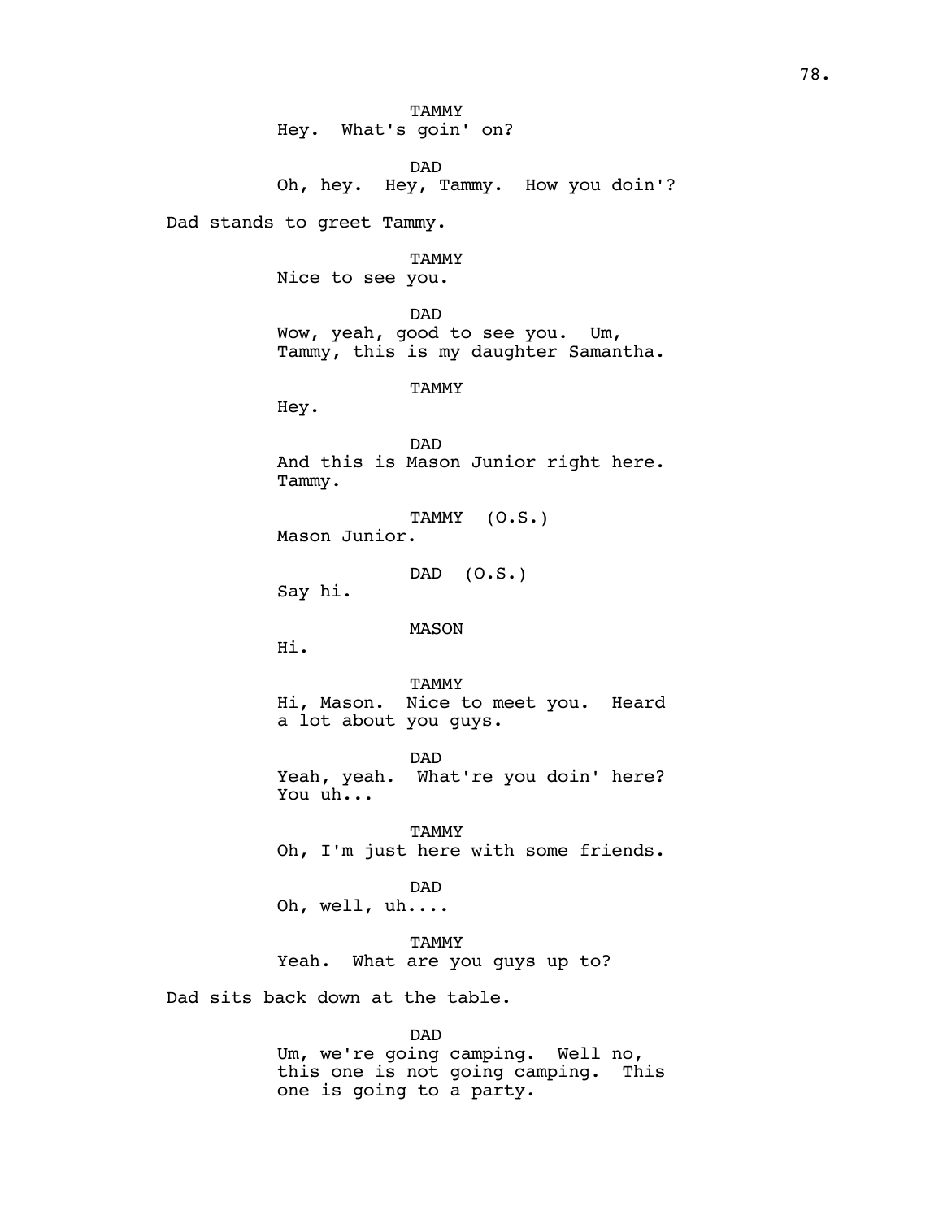TAMMY
Hey. What's goin' on?

DAD
Oh, hey. Hey, Tammy. How you doin'?

Dad stands to greet Tammy.

TAMMY
Nice to see you.

DAD
Wow, yeah, good to see you. Um,
Tammy, this is my daughter Samantha.

TAMMY
Hey.

DAD
And this is Mason Junior right here.
Tammy.

TAMMY (O.S.)
Mason Junior.

DAD (O.S.)
Say hi.

MASON
Hi.

TAMMY
Hi, Mason. Nice to meet you. Heard
a lot about you guys.

DAD
Yeah, yeah. What're you doin' here?
You uh...

TAMMY
Oh, I'm just here with some friends.

DAD
Oh, well, uh....

TAMMY
Yeah. What are you guys up to?

Dad sits back down at the table.

DAD
Um, we're going camping. Well no,
this one is not going camping. This
one is going to a party.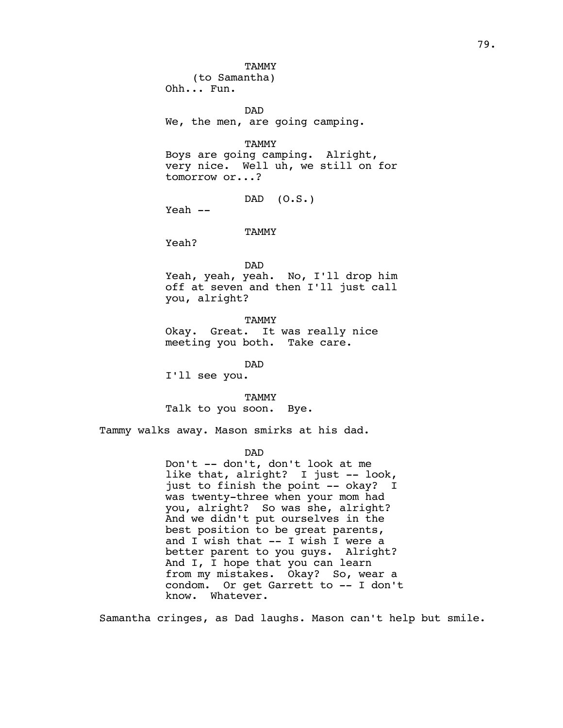TAMMY
(to Samantha)
Ohh... Fun.

DAD
We, the men, are going camping.

TAMMY
Boys are going camping. Alright, very nice. Well uh, we still on for tomorrow or...?

DAD (O.S.)
Yeah --

TAMMY
Yeah?

DAD
Yeah, yeah, yeah. No, I'll drop him off at seven and then I'll just call you, alright?

TAMMY
Okay. Great. It was really nice meeting you both. Take care.

DAD
I'll see you.

TAMMY
Talk to you soon. Bye.

Tammy walks away. Mason smirks at his dad.

DAD
Don't -- don't, don't look at me like that, alright? I just -- look, just to finish the point -- okay? I was twenty-three when your mom had you, alright? So was she, alright? And we didn't put ourselves in the best position to be great parents, and I wish that -- I wish I were a better parent to you guys. Alright? And I, I hope that you can learn from my mistakes. Okay? So, wear a condom. Or get Garrett to -- I don't know. Whatever.

Samantha cringes, as Dad laughs. Mason can't help but smile.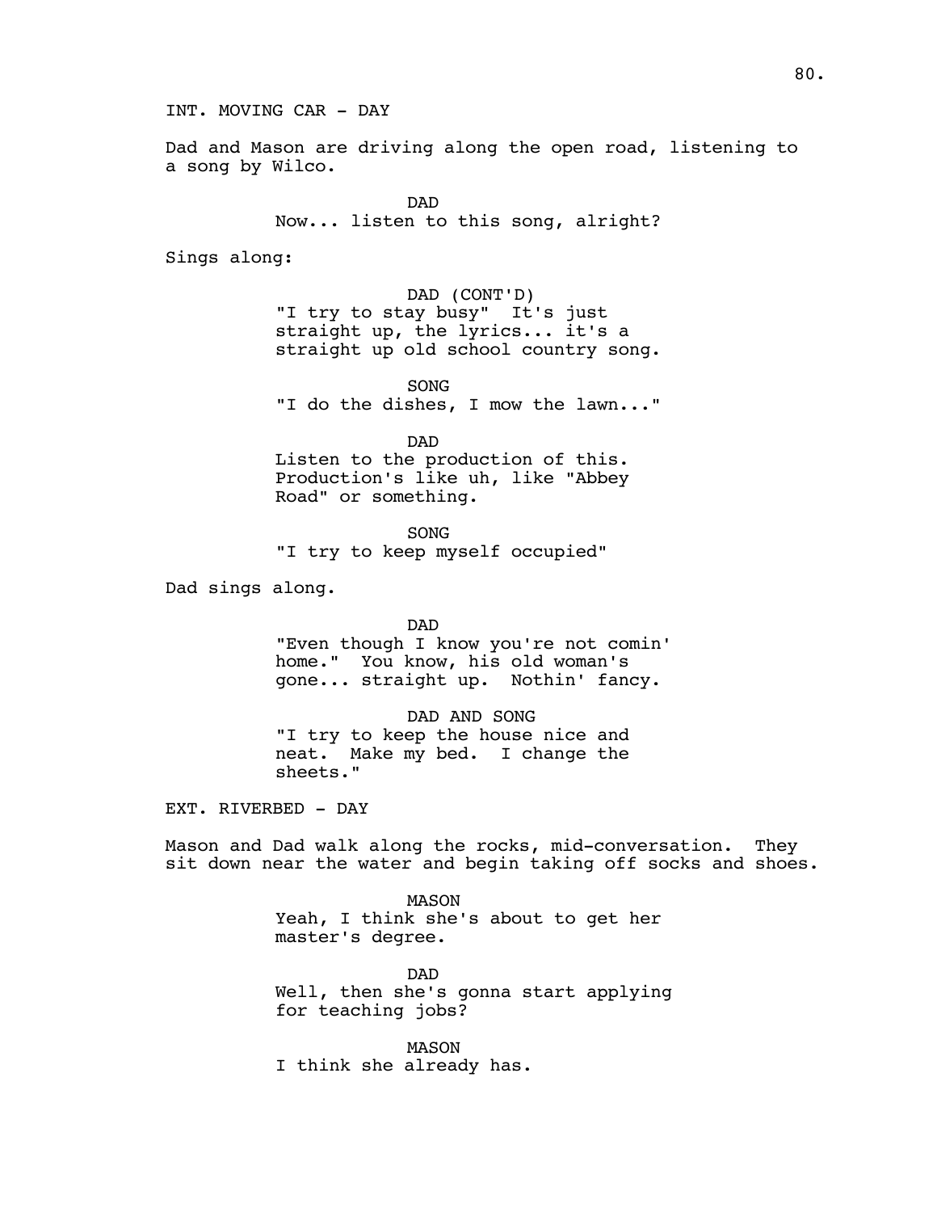INT. MOVING CAR - DAY

Dad and Mason are driving along the open road, listening to a song by Wilco.

DAD
Now... listen to this song, alright?

Sings along:

DAD (CONT'D)
"I try to stay busy" It's just straight up, the lyrics... it's a straight up old school country song.

SONG
"I do the dishes, I mow the lawn..."

DAD
Listen to the production of this. Production's like uh, like "Abbey Road" or something.

SONG
"I try to keep myself occupied"

Dad sings along.

DAD
"Even though I know you're not comin' home." You know, his old woman's gone... straight up. Nothin' fancy.

DAD AND SONG
"I try to keep the house nice and neat. Make my bed. I change the sheets."

EXT. RIVERBED - DAY

Mason and Dad walk along the rocks, mid-conversation. They sit down near the water and begin taking off socks and shoes.

MASON
Yeah, I think she's about to get her master's degree.

DAD
Well, then she's gonna start applying for teaching jobs?

MASON
I think she already has.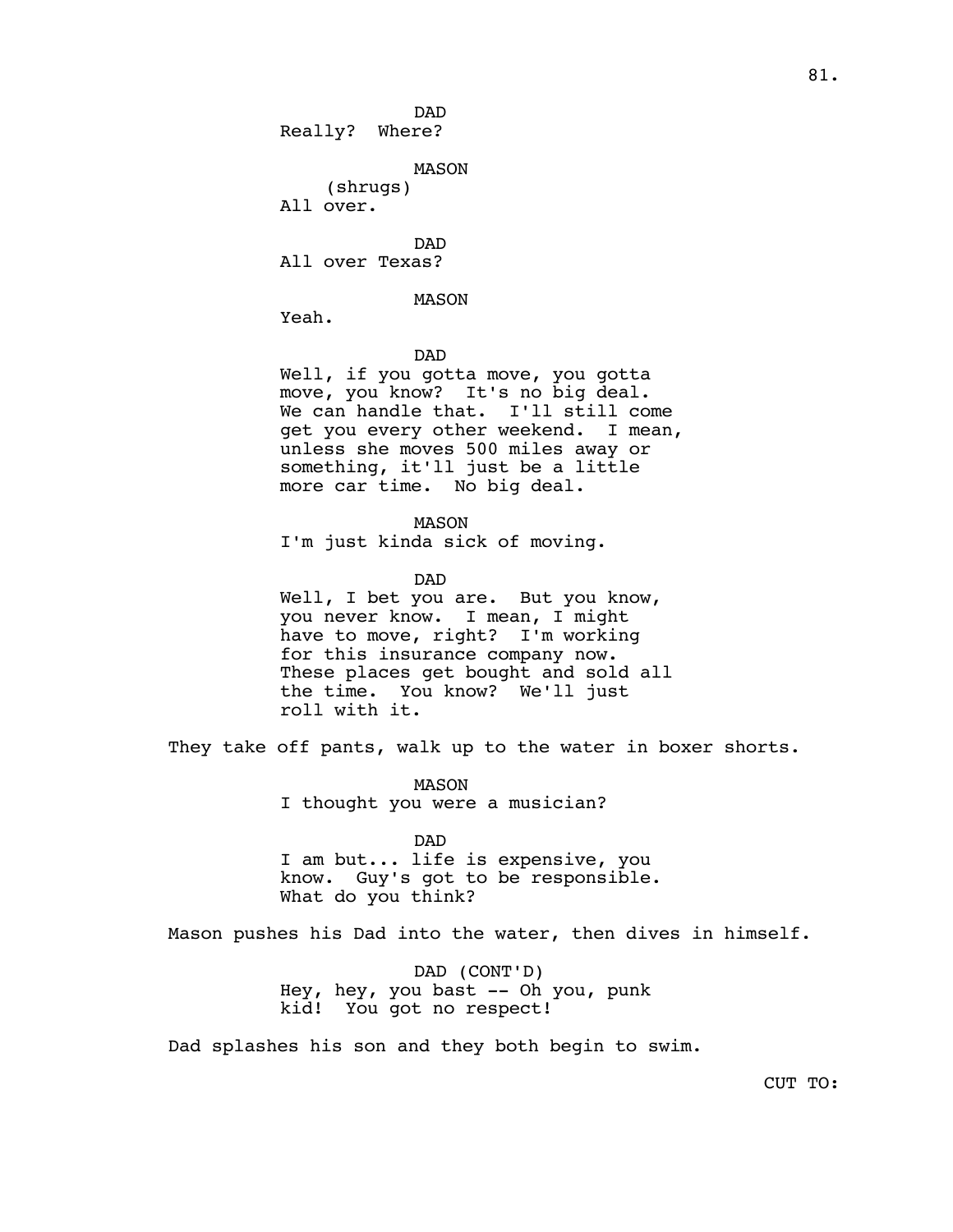DAD
Really?  Where?

MASON
(shrugs)
All over.

DAD
All over Texas?

MASON
Yeah.

DAD
Well, if you gotta move, you gotta move, you know?  It's no big deal. We can handle that.  I'll still come get you every other weekend.  I mean, unless she moves 500 miles away or something, it'll just be a little more car time.  No big deal.

MASON
I'm just kinda sick of moving.

DAD
Well, I bet you are.  But you know, you never know.  I mean, I might have to move, right?  I'm working for this insurance company now. These places get bought and sold all the time.  You know?  We'll just roll with it.

They take off pants, walk up to the water in boxer shorts.

MASON
I thought you were a musician?

DAD
I am but... life is expensive, you know.  Guy's got to be responsible. What do you think?

Mason pushes his Dad into the water, then dives in himself.

DAD (CONT'D)
Hey, hey, you bast -- Oh you, punk kid!  You got no respect!

Dad splashes his son and they both begin to swim.

CUT TO: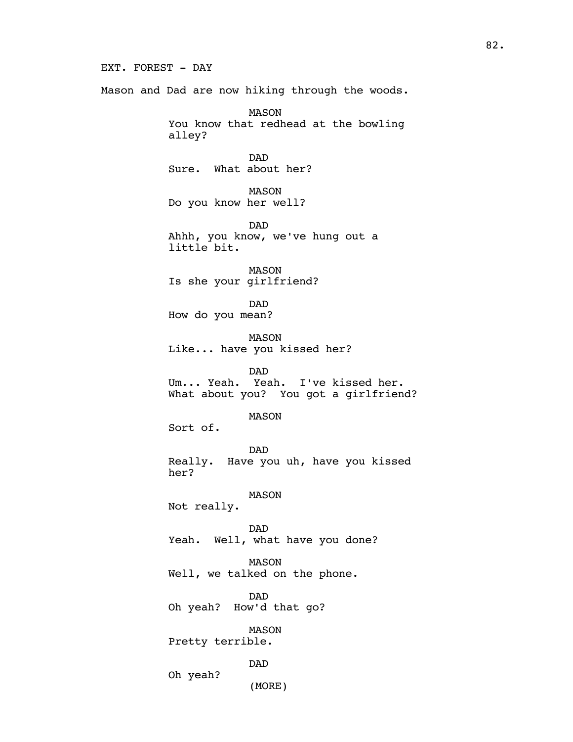EXT. FOREST - DAY

Mason and Dad are now hiking through the woods.

MASON
You know that redhead at the bowling alley?

DAD
Sure. What about her?

MASON
Do you know her well?

DAD
Ahhh, you know, we've hung out a little bit.

MASON
Is she your girlfriend?

DAD
How do you mean?

MASON
Like... have you kissed her?

DAD
Um... Yeah. Yeah. I've kissed her. What about you? You got a girlfriend?

MASON
Sort of.

DAD
Really. Have you uh, have you kissed her?

MASON
Not really.

DAD
Yeah. Well, what have you done?

MASON
Well, we talked on the phone.

DAD
Oh yeah? How'd that go?

MASON
Pretty terrible.

DAD
Oh yeah?
(MORE)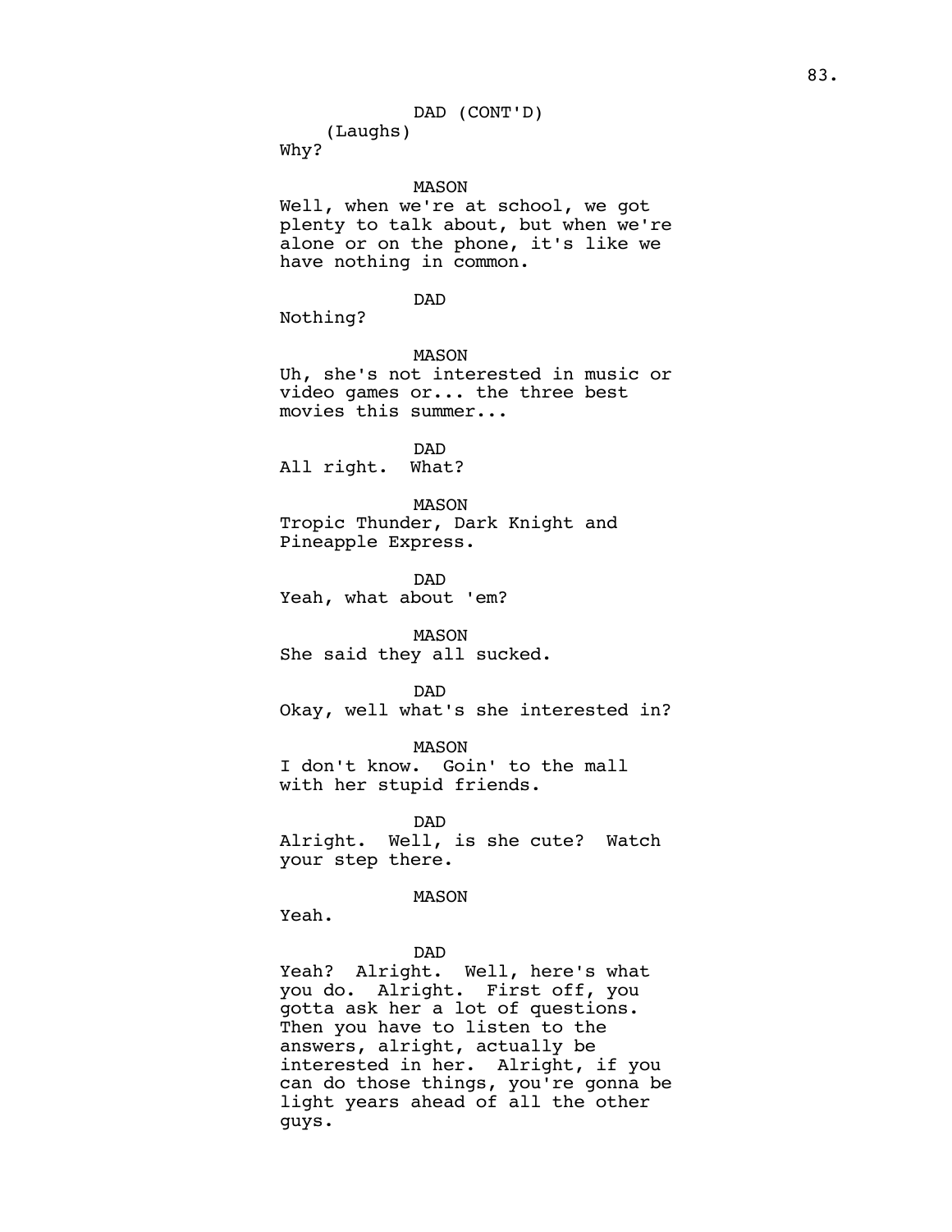DAD (CONT'D)
(Laughs)
Why?

MASON
Well, when we're at school, we got plenty to talk about, but when we're alone or on the phone, it's like we have nothing in common.

DAD
Nothing?

MASON
Uh, she's not interested in music or video games or... the three best movies this summer...

DAD
All right. What?

MASON
Tropic Thunder, Dark Knight and Pineapple Express.

DAD
Yeah, what about 'em?

MASON
She said they all sucked.

DAD
Okay, well what's she interested in?

MASON
I don't know. Goin' to the mall with her stupid friends.

DAD
Alright. Well, is she cute? Watch your step there.

MASON
Yeah.

DAD
Yeah? Alright. Well, here's what you do. Alright. First off, you gotta ask her a lot of questions. Then you have to listen to the answers, alright, actually be interested in her. Alright, if you can do those things, you're gonna be light years ahead of all the other guys.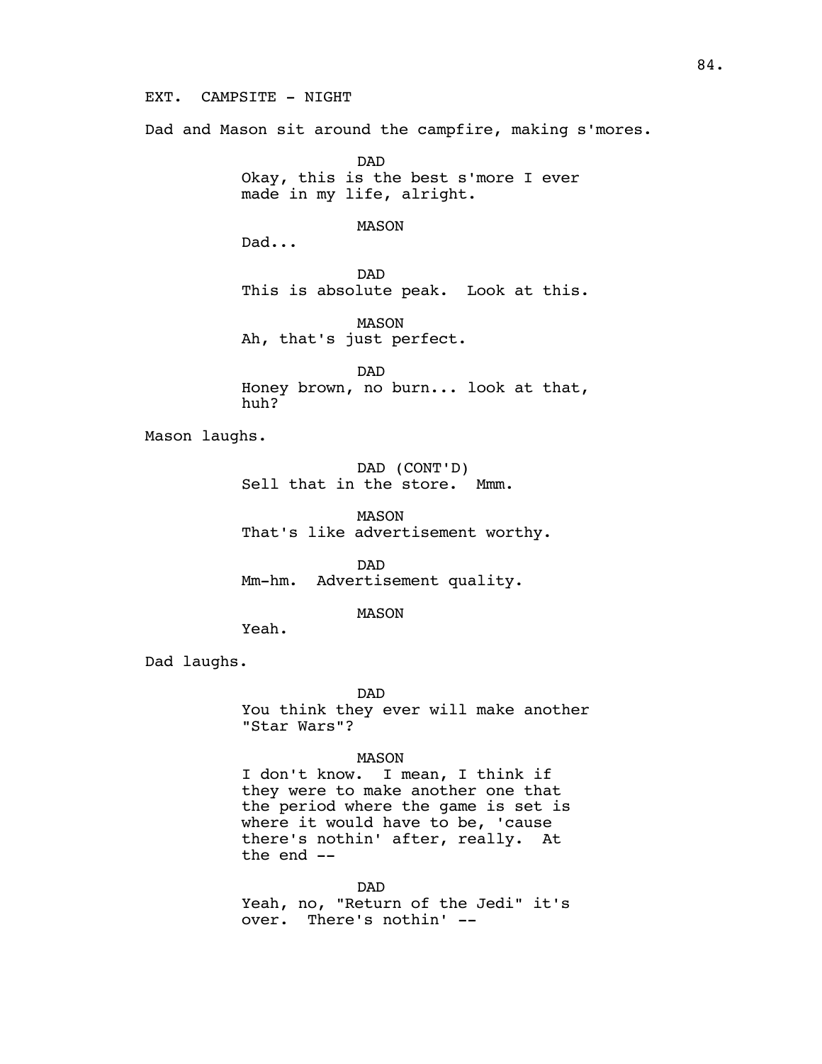EXT. CAMPSITE - NIGHT

Dad and Mason sit around the campfire, making s'mores.

DAD
Okay, this is the best s'more I ever made in my life, alright.

MASON
Dad...

DAD
This is absolute peak. Look at this.

MASON
Ah, that's just perfect.

DAD
Honey brown, no burn... look at that, huh?

Mason laughs.

DAD (CONT'D)
Sell that in the store. Mmm.

MASON
That's like advertisement worthy.

DAD
Mm-hm. Advertisement quality.

MASON
Yeah.

Dad laughs.

DAD
You think they ever will make another "Star Wars"?

MASON
I don't know. I mean, I think if they were to make another one that the period where the game is set is where it would have to be, 'cause there's nothin' after, really. At the end --

DAD
Yeah, no, "Return of the Jedi" it's over. There's nothin' --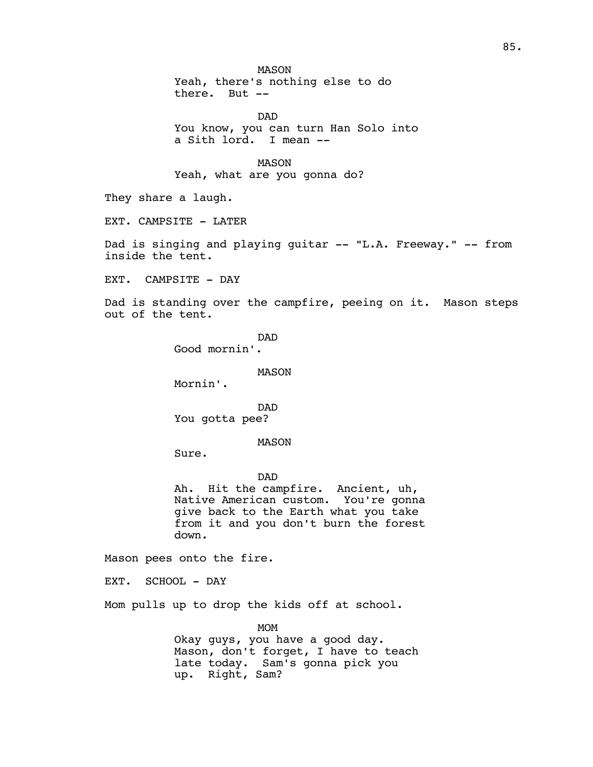MASON

Yeah, there's nothing else to do there. But --

DAD

You know, you can turn Han Solo into a Sith lord. I mean --

MASON

Yeah, what are you gonna do?

They share a laugh.

EXT. CAMPSITE - LATER

Dad is singing and playing guitar -- "L.A. Freeway." -- from inside the tent.

EXT. CAMPSITE - DAY

Dad is standing over the campfire, peeing on it. Mason steps out of the tent.

DAD

Good mornin'.

MASON

Mornin'.

DAD

You gotta pee?

MASON

Sure.

DAD

Ah. Hit the campfire. Ancient, uh, Native American custom. You're gonna give back to the Earth what you take from it and you don't burn the forest down.

Mason pees onto the fire.

EXT. SCHOOL - DAY

Mom pulls up to drop the kids off at school.

MOM

Okay guys, you have a good day. Mason, don't forget, I have to teach late today. Sam's gonna pick you up. Right, Sam?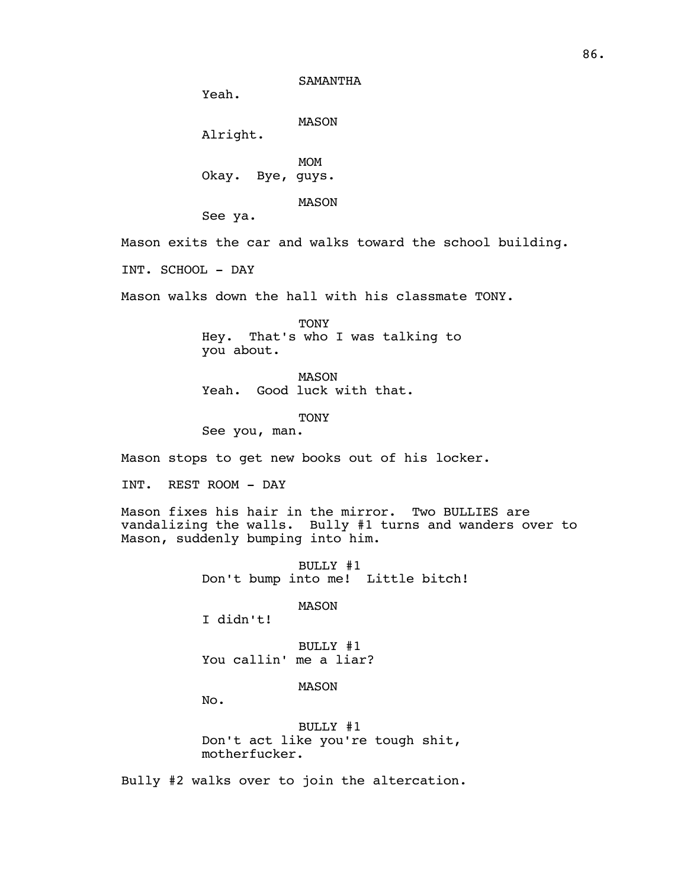SAMANTHA
Yeah.

MASON
Alright.

MOM
Okay. Bye, guys.

MASON
See ya.

Mason exits the car and walks toward the school building.

INT. SCHOOL - DAY

Mason walks down the hall with his classmate TONY.

TONY
Hey. That's who I was talking to you about.

MASON
Yeah. Good luck with that.

TONY
See you, man.

Mason stops to get new books out of his locker.

INT. REST ROOM - DAY

Mason fixes his hair in the mirror. Two BULLIES are vandalizing the walls. Bully #1 turns and wanders over to Mason, suddenly bumping into him.

BULLY #1
Don't bump into me! Little bitch!

MASON
I didn't!

BULLY #1
You callin' me a liar?

MASON
No.

BULLY #1
Don't act like you're tough shit, motherfucker.

Bully #2 walks over to join the altercation.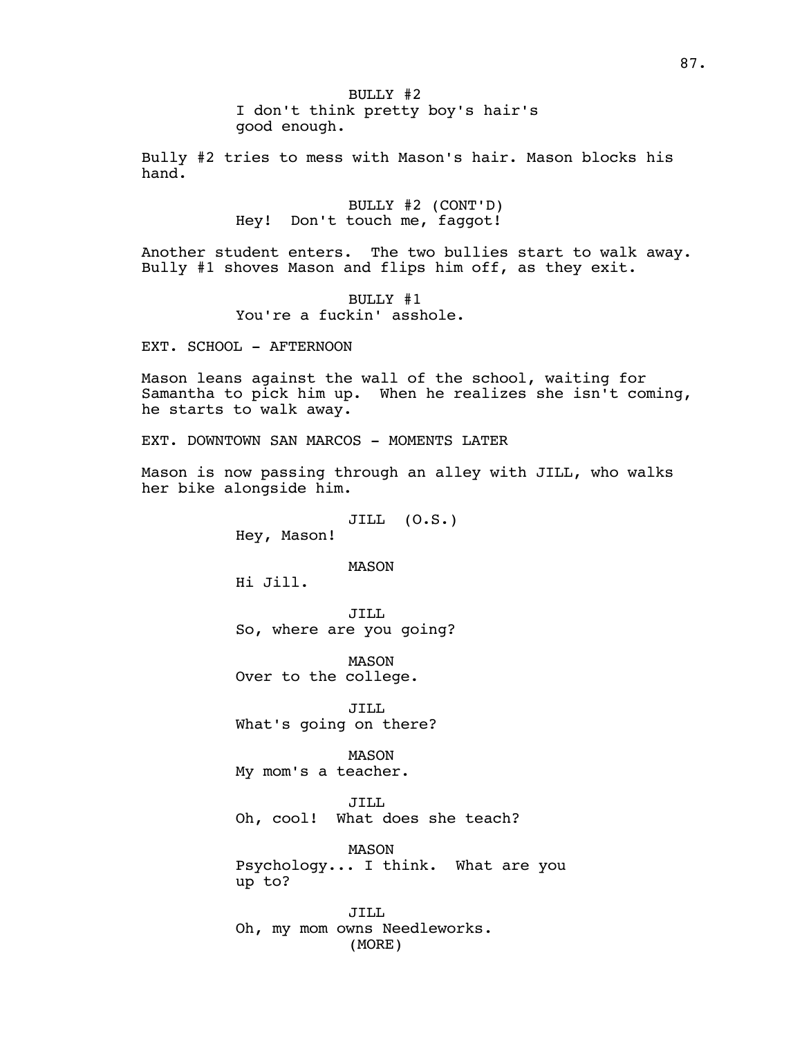BULLY #2
I don't think pretty boy's hair's good enough.

Bully #2 tries to mess with Mason's hair. Mason blocks his hand.

BULLY #2 (CONT'D)
Hey! Don't touch me, faggot!

Another student enters. The two bullies start to walk away. Bully #1 shoves Mason and flips him off, as they exit.

BULLY #1
You're a fuckin' asshole.

EXT. SCHOOL - AFTERNOON

Mason leans against the wall of the school, waiting for Samantha to pick him up. When he realizes she isn't coming, he starts to walk away.

EXT. DOWNTOWN SAN MARCOS - MOMENTS LATER

Mason is now passing through an alley with JILL, who walks her bike alongside him.

JILL (O.S.)
Hey, Mason!

MASON
Hi Jill.

JILL
So, where are you going?

MASON
Over to the college.

JILL
What's going on there?

MASON
My mom's a teacher.

JILL
Oh, cool! What does she teach?

MASON
Psychology... I think. What are you up to?

JILL
Oh, my mom owns Needleworks.
(MORE)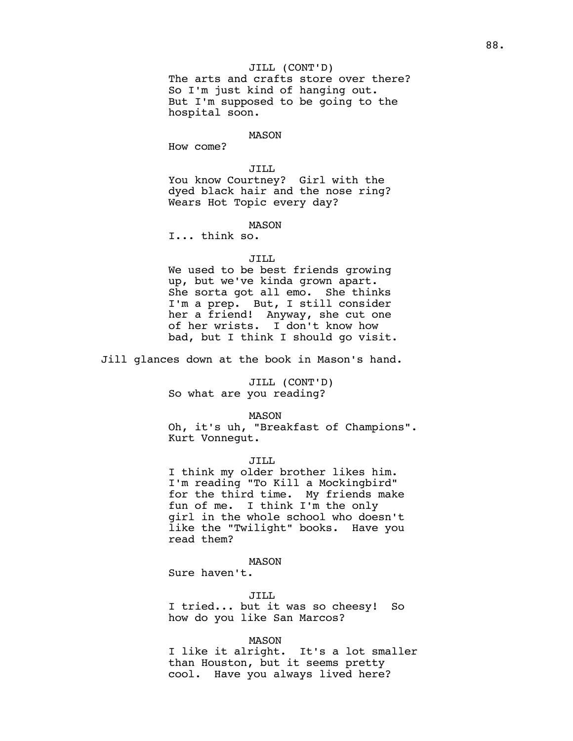JILL (CONT'D)
The arts and crafts store over there? So I'm just kind of hanging out. But I'm supposed to be going to the hospital soon.

MASON
How come?

JILL
You know Courtney? Girl with the dyed black hair and the nose ring? Wears Hot Topic every day?

MASON
I... think so.

JILL
We used to be best friends growing up, but we've kinda grown apart. She sorta got all emo. She thinks I'm a prep. But, I still consider her a friend! Anyway, she cut one of her wrists. I don't know how bad, but I think I should go visit.

Jill glances down at the book in Mason's hand.

JILL (CONT'D)
So what are you reading?

MASON
Oh, it's uh, "Breakfast of Champions". Kurt Vonnegut.

JILL
I think my older brother likes him. I'm reading "To Kill a Mockingbird" for the third time. My friends make fun of me. I think I'm the only girl in the whole school who doesn't like the "Twilight" books. Have you read them?

MASON
Sure haven't.

JILL
I tried... but it was so cheesy! So how do you like San Marcos?

MASON
I like it alright. It's a lot smaller than Houston, but it seems pretty cool. Have you always lived here?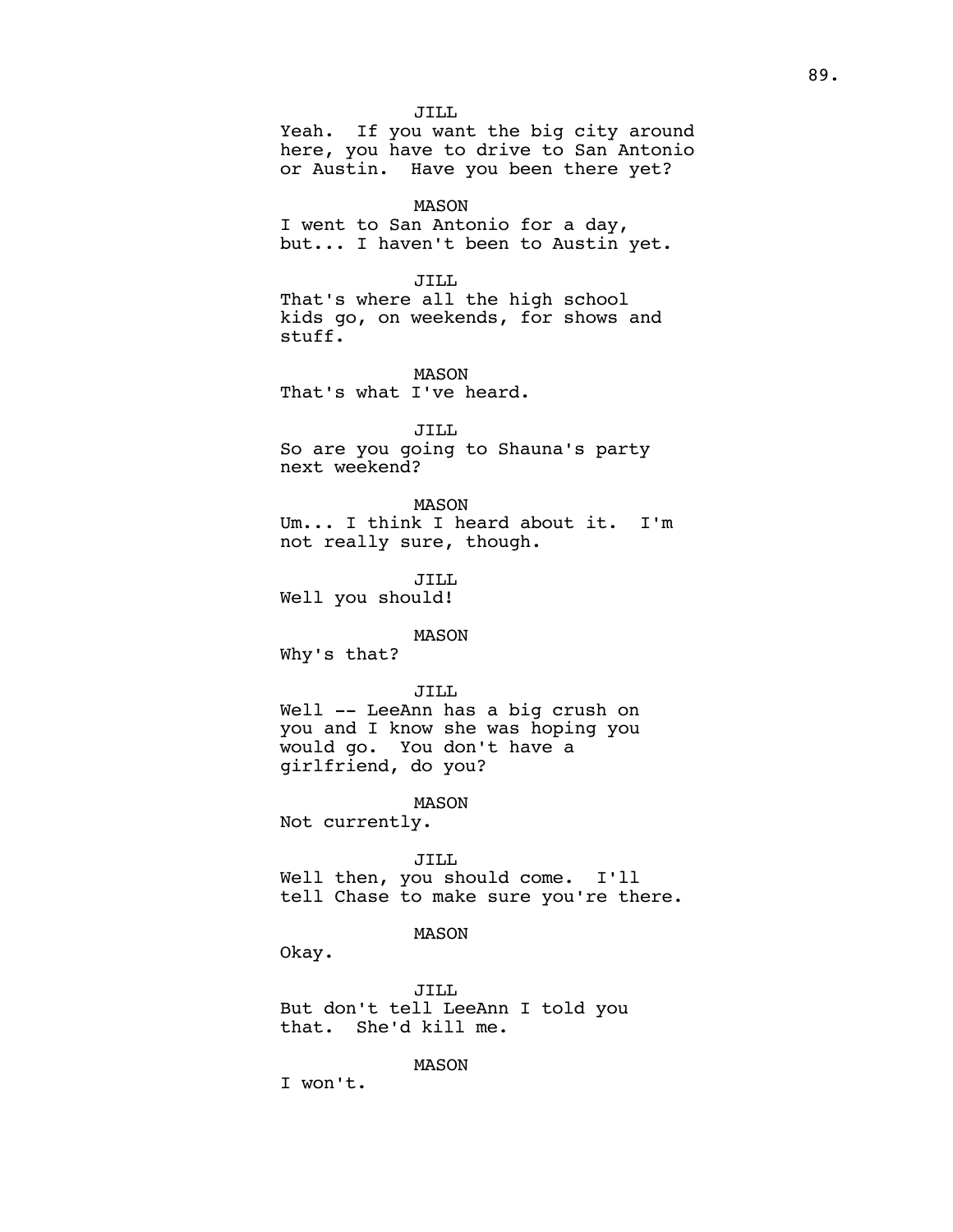JILL

Yeah. If you want the big city around here, you have to drive to San Antonio or Austin. Have you been there yet?

MASON

I went to San Antonio for a day, but... I haven't been to Austin yet.

JILL

That's where all the high school kids go, on weekends, for shows and stuff.

MASON

That's what I've heard.

JILL

So are you going to Shauna's party next weekend?

MASON

Um... I think I heard about it. I'm not really sure, though.

JILL

Well you should!

MASON

Why's that?

JILL

Well -- LeeAnn has a big crush on you and I know she was hoping you would go. You don't have a girlfriend, do you?

MASON

Not currently.

JILL

Well then, you should come. I'll tell Chase to make sure you're there.

MASON

Okay.

JILL

But don't tell LeeAnn I told you that. She'd kill me.

MASON

I won't.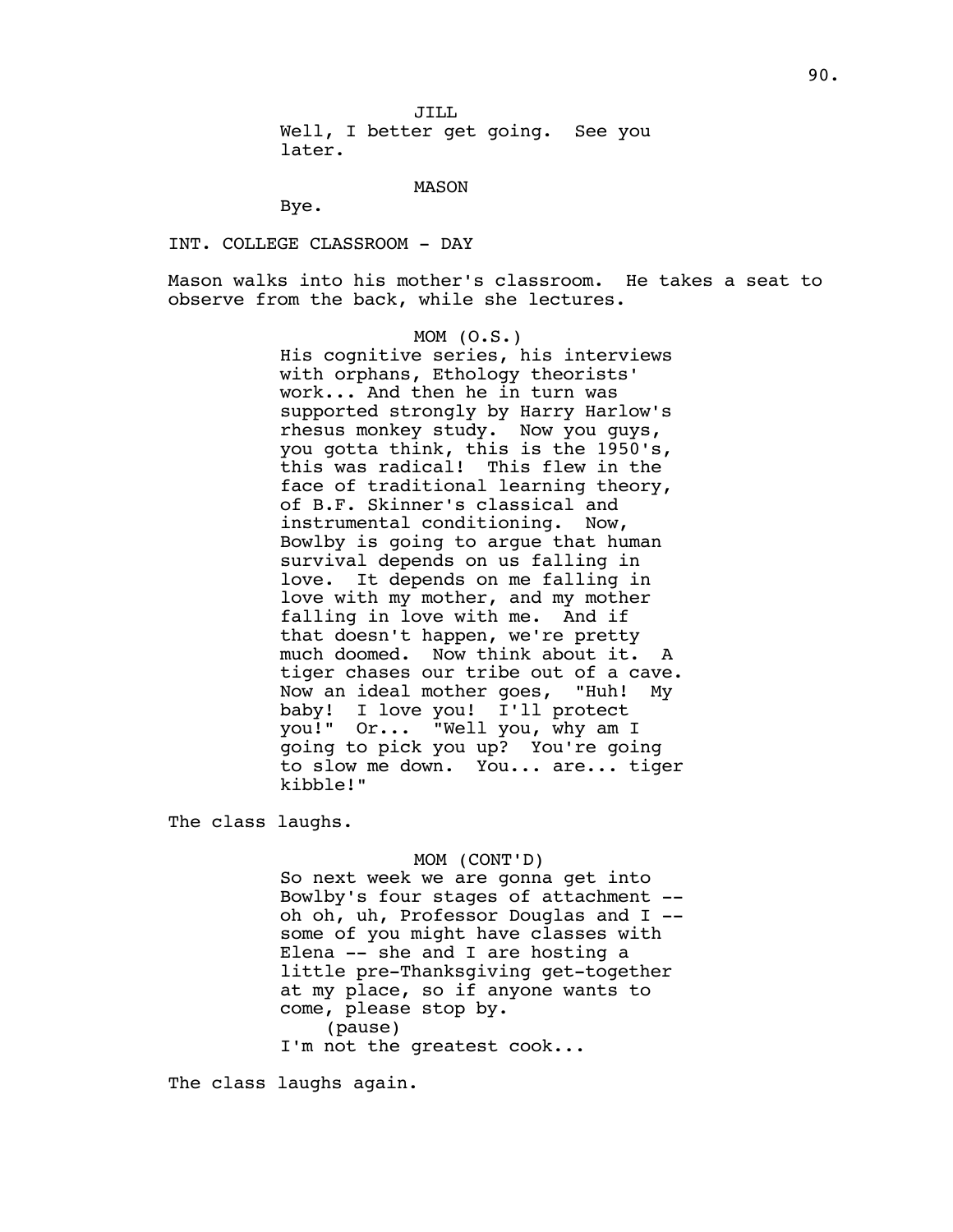JILL

Well, I better get going. See you later.

MASON

Bye.

INT. COLLEGE CLASSROOM - DAY

Mason walks into his mother's classroom. He takes a seat to observe from the back, while she lectures.

MOM (O.S.)

His cognitive series, his interviews with orphans, Ethology theorists' work... And then he in turn was supported strongly by Harry Harlow's rhesus monkey study. Now you guys, you gotta think, this is the 1950's, this was radical! This flew in the face of traditional learning theory, of B.F. Skinner's classical and instrumental conditioning. Now, Bowlby is going to argue that human survival depends on us falling in love. It depends on me falling in love with my mother, and my mother falling in love with me. And if that doesn't happen, we're pretty much doomed. Now think about it. A tiger chases our tribe out of a cave. Now an ideal mother goes, "Huh! My baby! I love you! I'll protect you!" Or... "Well you, why am I going to pick you up? You're going to slow me down. You... are... tiger kibble!"

The class laughs.

MOM (CONT'D)

So next week we are gonna get into Bowlby's four stages of attachment -- oh oh, uh, Professor Douglas and I -- some of you might have classes with Elena -- she and I are hosting a little pre-Thanksgiving get-together at my place, so if anyone wants to come, please stop by.

(pause)

I'm not the greatest cook...

The class laughs again.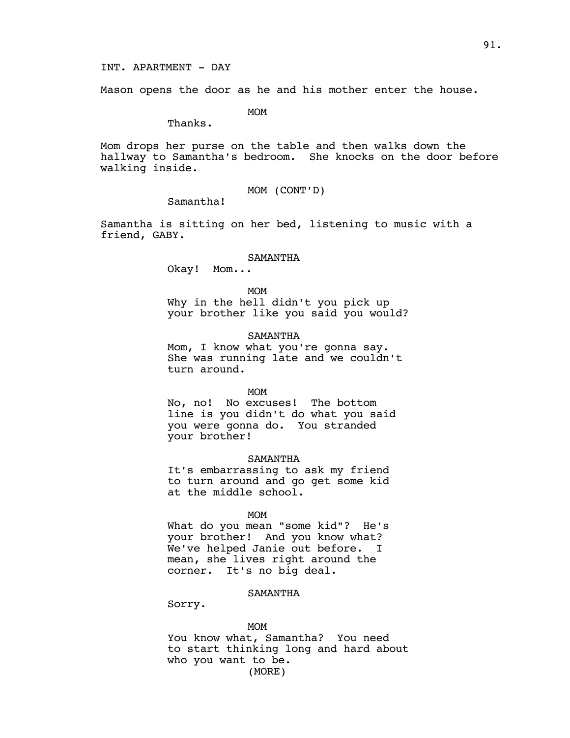INT. APARTMENT - DAY

Mason opens the door as he and his mother enter the house.

MOM

Thanks.

Mom drops her purse on the table and then walks down the hallway to Samantha's bedroom. She knocks on the door before walking inside.

MOM (CONT'D)

Samantha!

Samantha is sitting on her bed, listening to music with a friend, GABY.

SAMANTHA

Okay! Mom...

MOM

Why in the hell didn't you pick up your brother like you said you would?

SAMANTHA

Mom, I know what you're gonna say. She was running late and we couldn't turn around.

MOM

No, no! No excuses! The bottom line is you didn't do what you said you were gonna do. You stranded your brother!

SAMANTHA

It's embarrassing to ask my friend to turn around and go get some kid at the middle school.

MOM

What do you mean "some kid"? He's your brother! And you know what? We've helped Janie out before. I mean, she lives right around the corner. It's no big deal.

SAMANTHA

Sorry.

MOM

You know what, Samantha? You need to start thinking long and hard about who you want to be.

(MORE)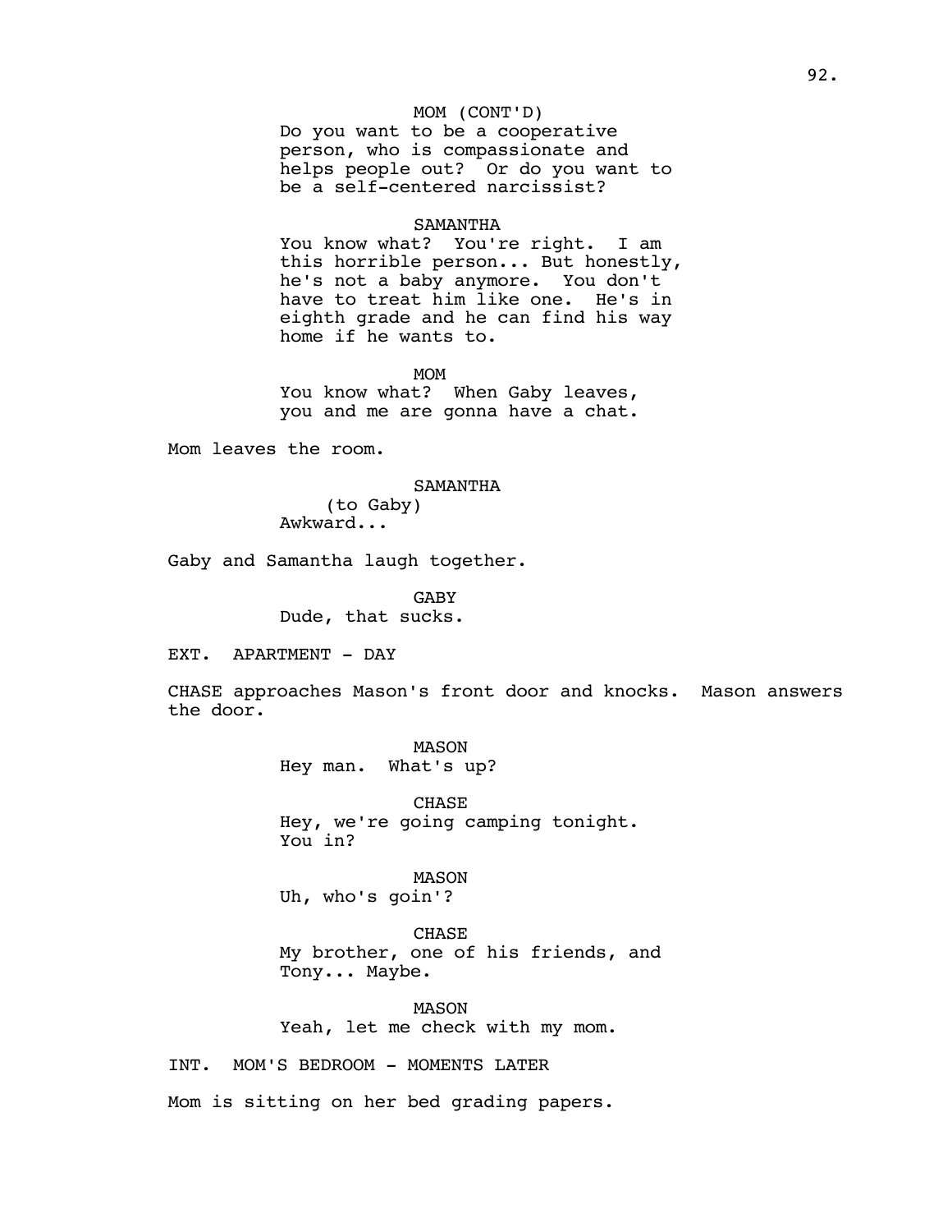MOM (CONT'D)
Do you want to be a cooperative person, who is compassionate and helps people out? Or do you want to be a self-centered narcissist?

SAMANTHA
You know what? You're right. I am this horrible person... But honestly, he's not a baby anymore. You don't have to treat him like one. He's in eighth grade and he can find his way home if he wants to.

MOM
You know what? When Gaby leaves, you and me are gonna have a chat.

Mom leaves the room.

SAMANTHA
(to Gaby)
Awkward...

Gaby and Samantha laugh together.

GABY
Dude, that sucks.

EXT. APARTMENT - DAY

CHASE approaches Mason's front door and knocks. Mason answers the door.

MASON
Hey man. What's up?

CHASE
Hey, we're going camping tonight. You in?

MASON
Uh, who's goin'?

CHASE
My brother, one of his friends, and Tony... Maybe.

MASON
Yeah, let me check with my mom.

INT. MOM'S BEDROOM - MOMENTS LATER

Mom is sitting on her bed grading papers.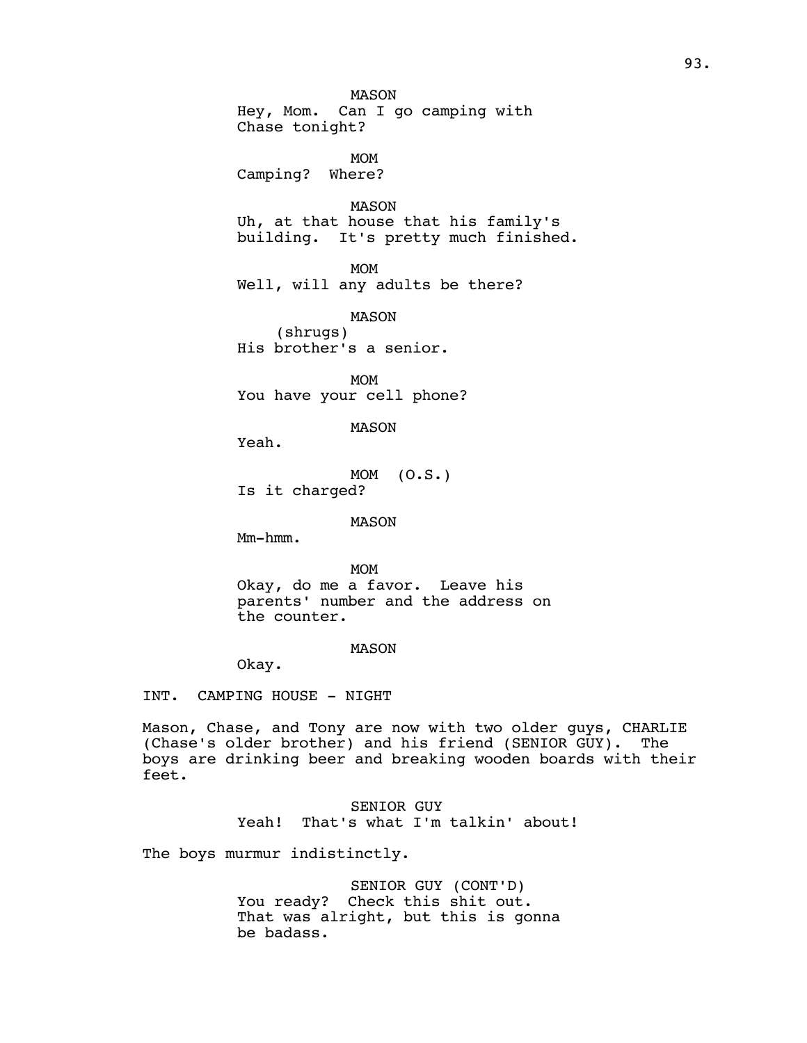MASON
Hey, Mom. Can I go camping with Chase tonight?

MOM
Camping? Where?

MASON
Uh, at that house that his family's building. It's pretty much finished.

MOM
Well, will any adults be there?

MASON
(shrugs)
His brother's a senior.

MOM
You have your cell phone?

MASON
Yeah.

MOM (O.S.)
Is it charged?

MASON
Mm-hmm.

MOM
Okay, do me a favor. Leave his parents' number and the address on the counter.

MASON
Okay.

INT. CAMPING HOUSE - NIGHT

Mason, Chase, and Tony are now with two older guys, CHARLIE (Chase's older brother) and his friend (SENIOR GUY). The boys are drinking beer and breaking wooden boards with their feet.

SENIOR GUY
Yeah! That's what I'm talkin' about!

The boys murmur indistinctly.

SENIOR GUY (CONT'D)
You ready? Check this shit out. That was alright, but this is gonna be badass.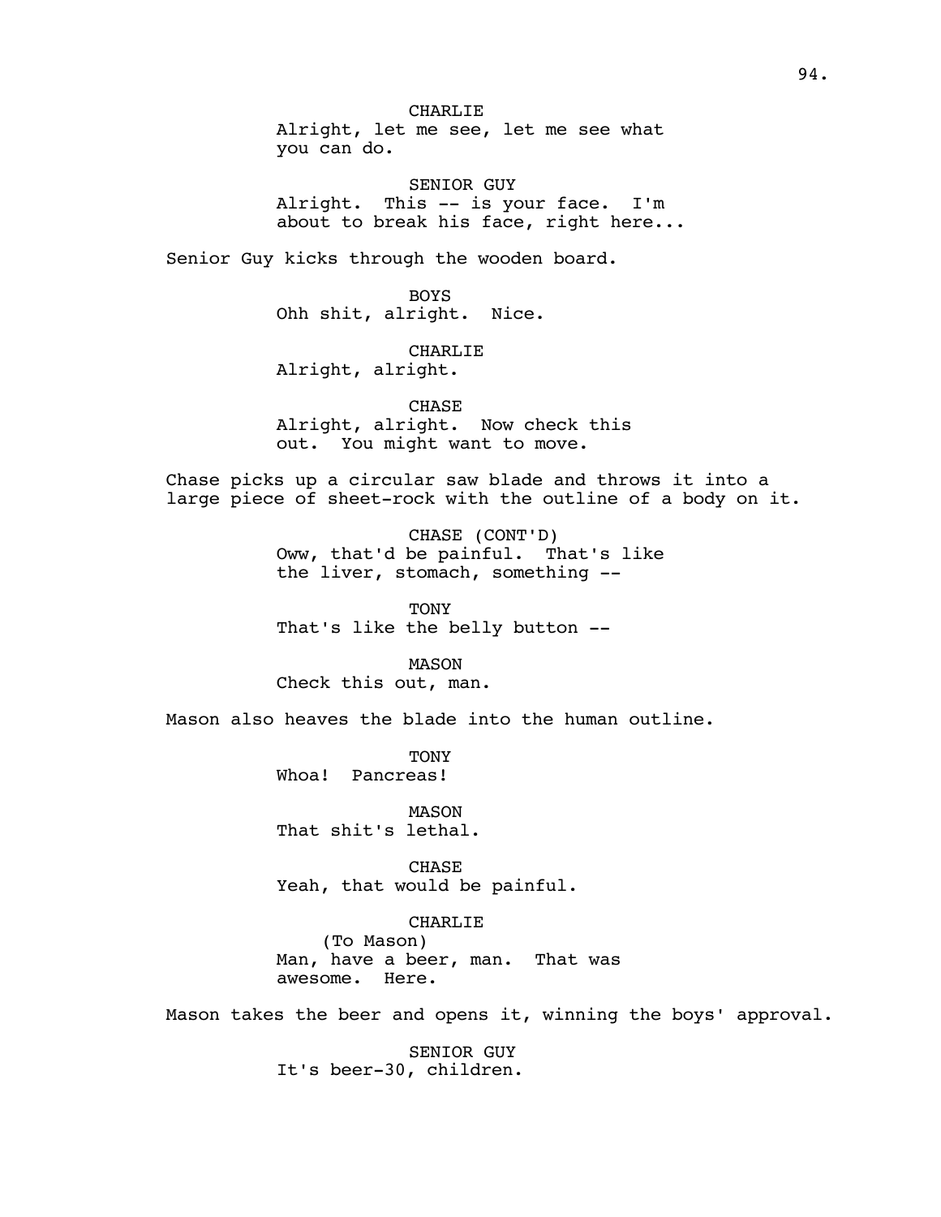CHARLIE
Alright, let me see, let me see what you can do.

SENIOR GUY
Alright. This -- is your face. I'm about to break his face, right here...

Senior Guy kicks through the wooden board.

BOYS
Ohh shit, alright. Nice.

CHARLIE
Alright, alright.

CHASE
Alright, alright. Now check this out. You might want to move.

Chase picks up a circular saw blade and throws it into a large piece of sheet-rock with the outline of a body on it.

CHASE (CONT'D)
Oww, that'd be painful. That's like the liver, stomach, something --

TONY
That's like the belly button --

MASON
Check this out, man.

Mason also heaves the blade into the human outline.

TONY
Whoa! Pancreas!

MASON
That shit's lethal.

CHASE
Yeah, that would be painful.

CHARLIE
(To Mason)
Man, have a beer, man. That was awesome. Here.

Mason takes the beer and opens it, winning the boys' approval.

SENIOR GUY
It's beer-30, children.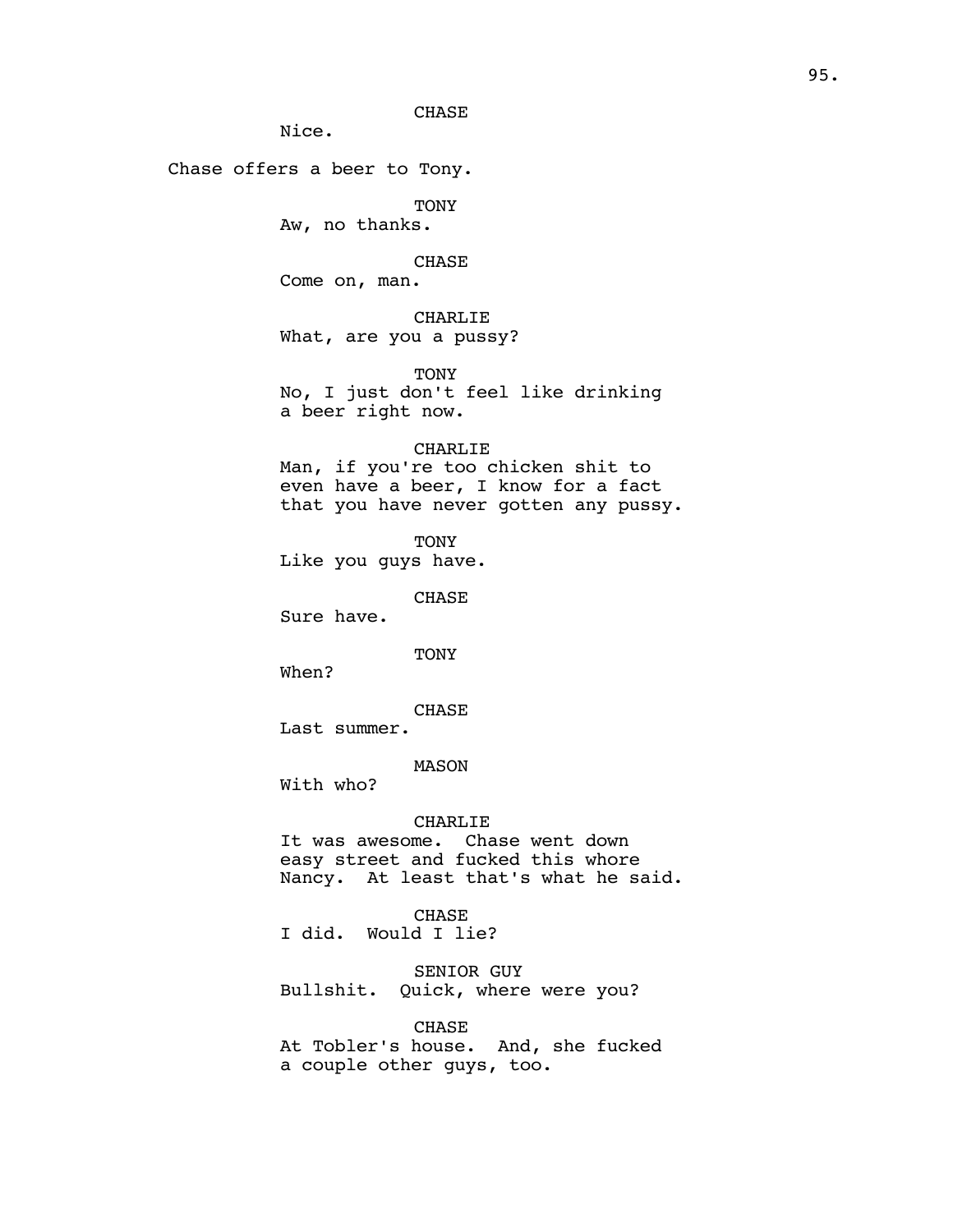CHASE
Nice.

Chase offers a beer to Tony.

TONY
Aw, no thanks.

CHASE
Come on, man.

CHARLIE
What, are you a pussy?

TONY
No, I just don't feel like drinking a beer right now.

CHARLIE
Man, if you're too chicken shit to even have a beer, I know for a fact that you have never gotten any pussy.

TONY
Like you guys have.

CHASE
Sure have.

TONY
When?

CHASE
Last summer.

MASON
With who?

CHARLIE
It was awesome. Chase went down easy street and fucked this whore Nancy. At least that's what he said.

CHASE
I did. Would I lie?

SENIOR GUY
Bullshit. Quick, where were you?

CHASE
At Tobler's house. And, she fucked a couple other guys, too.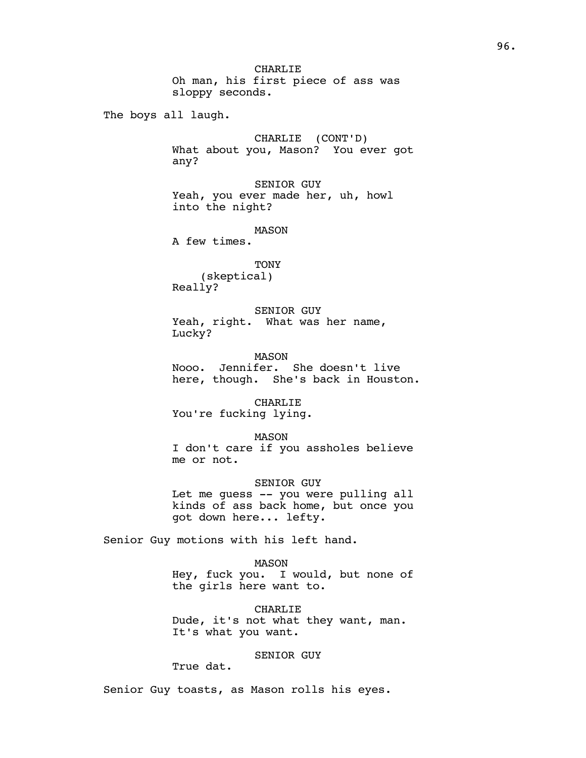CHARLIE
Oh man, his first piece of ass was sloppy seconds.

The boys all laugh.

CHARLIE (CONT'D)
What about you, Mason? You ever got any?

SENIOR GUY
Yeah, you ever made her, uh, howl into the night?

MASON
A few times.

TONY
(skeptical)
Really?

SENIOR GUY
Yeah, right. What was her name, Lucky?

MASON
Nooo. Jennifer. She doesn't live here, though. She's back in Houston.

CHARLIE
You're fucking lying.

MASON
I don't care if you assholes believe me or not.

SENIOR GUY
Let me guess -- you were pulling all kinds of ass back home, but once you got down here... lefty.

Senior Guy motions with his left hand.

MASON
Hey, fuck you. I would, but none of the girls here want to.

CHARLIE
Dude, it's not what they want, man. It's what you want.

SENIOR GUY
True dat.

Senior Guy toasts, as Mason rolls his eyes.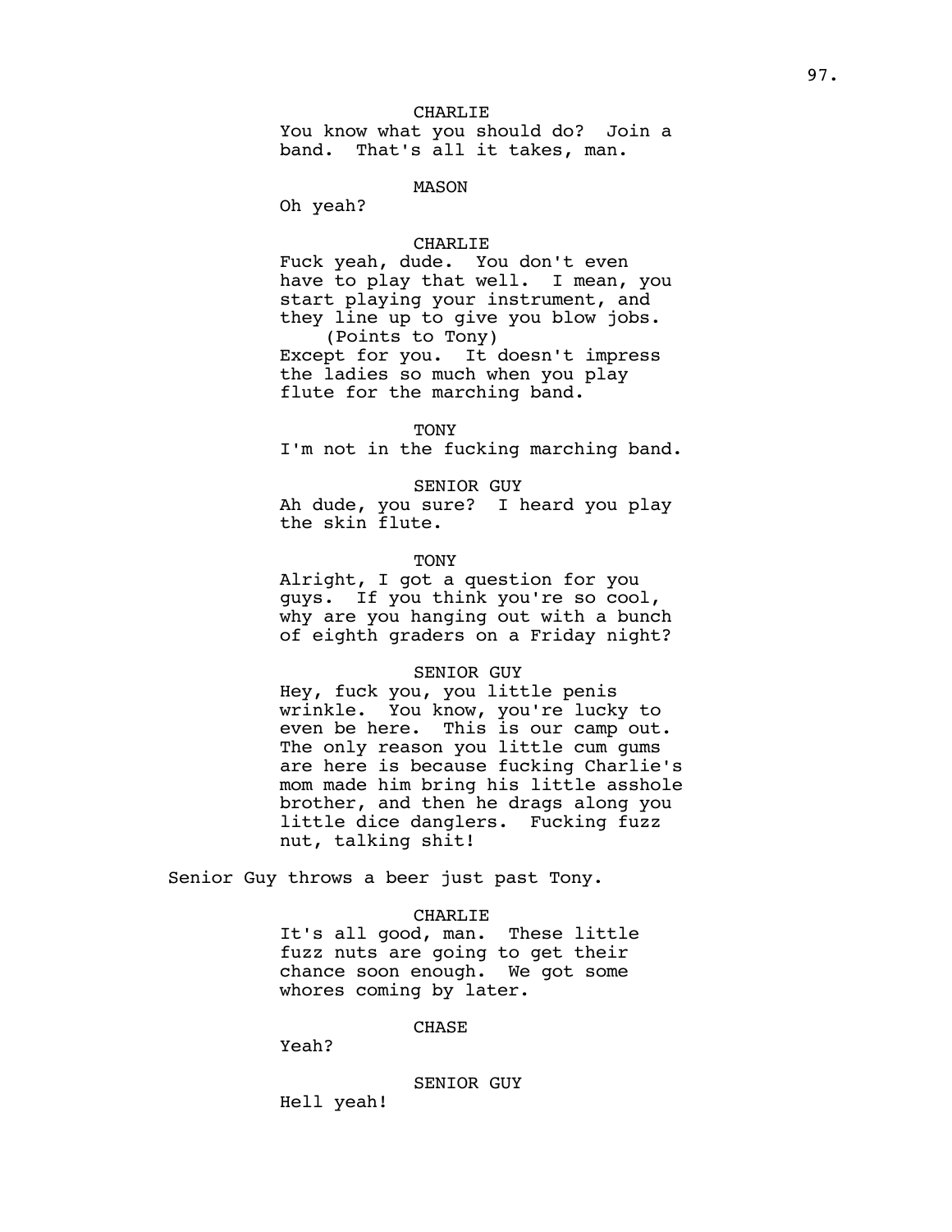CHARLIE

You know what you should do? Join a band. That's all it takes, man.

MASON

Oh yeah?

CHARLIE

Fuck yeah, dude. You don't even have to play that well. I mean, you start playing your instrument, and they line up to give you blow jobs.

(Points to Tony)

Except for you. It doesn't impress the ladies so much when you play flute for the marching band.

TONY

I'm not in the fucking marching band.

SENIOR GUY

Ah dude, you sure? I heard you play the skin flute.

TONY

Alright, I got a question for you guys. If you think you're so cool, why are you hanging out with a bunch of eighth graders on a Friday night?

SENIOR GUY

Hey, fuck you, you little penis wrinkle. You know, you're lucky to even be here. This is our camp out. The only reason you little cum gums are here is because fucking Charlie's mom made him bring his little asshole brother, and then he drags along you little dice danglers. Fucking fuzz nut, talking shit!

Senior Guy throws a beer just past Tony.

CHARLIE

It's all good, man. These little fuzz nuts are going to get their chance soon enough. We got some whores coming by later.

CHASE

Yeah?

SENIOR GUY

Hell yeah!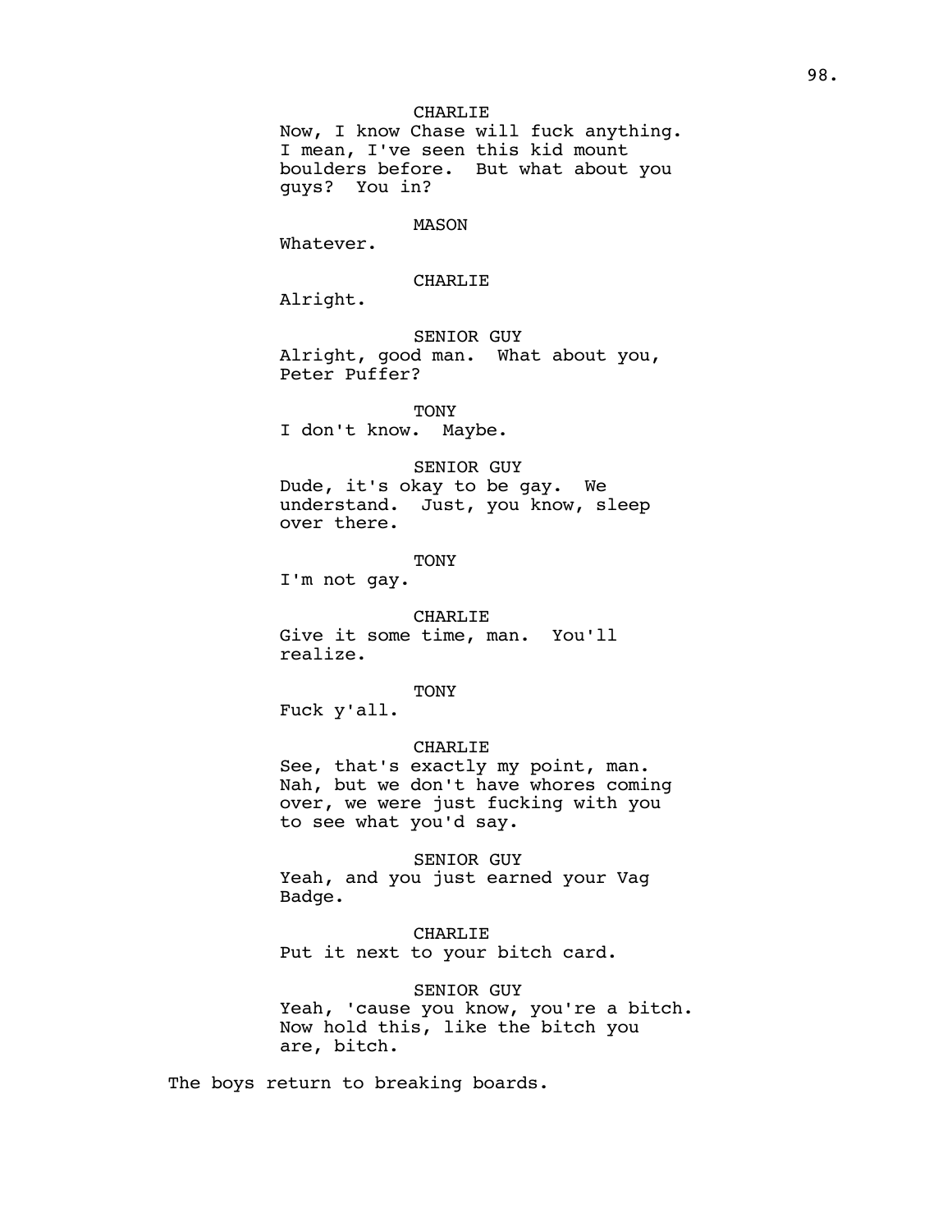CHARLIE
Now, I know Chase will fuck anything. I mean, I've seen this kid mount boulders before. But what about you guys? You in?

MASON
Whatever.

CHARLIE
Alright.

SENIOR GUY
Alright, good man. What about you, Peter Puffer?

TONY
I don't know. Maybe.

SENIOR GUY
Dude, it's okay to be gay. We understand. Just, you know, sleep over there.

TONY
I'm not gay.

CHARLIE
Give it some time, man. You'll realize.

TONY
Fuck y'all.

CHARLIE
See, that's exactly my point, man. Nah, but we don't have whores coming over, we were just fucking with you to see what you'd say.

SENIOR GUY
Yeah, and you just earned your Vag Badge.

CHARLIE
Put it next to your bitch card.

SENIOR GUY
Yeah, 'cause you know, you're a bitch. Now hold this, like the bitch you are, bitch.

The boys return to breaking boards.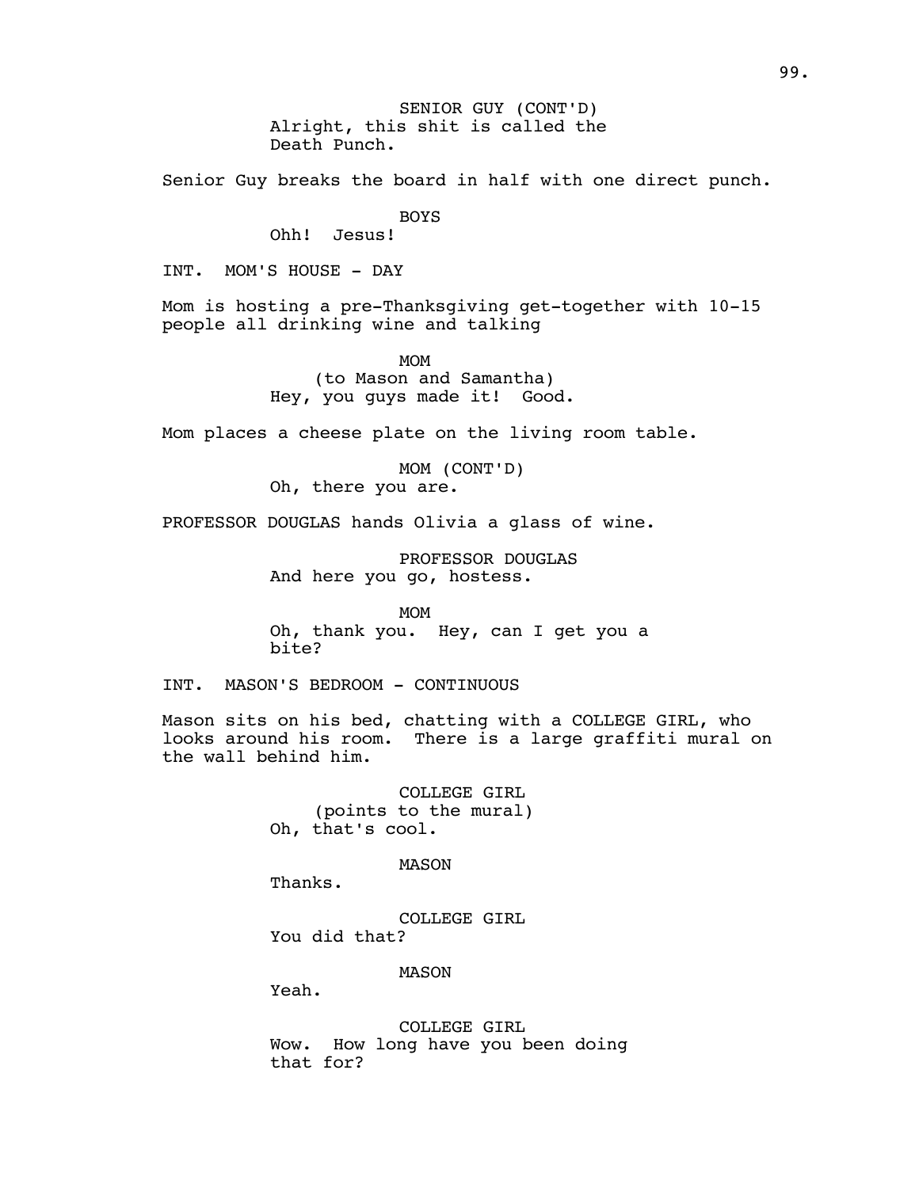SENIOR GUY (CONT'D)
Alright, this shit is called the Death Punch.

Senior Guy breaks the board in half with one direct punch.

BOYS
Ohh! Jesus!

INT. MOM'S HOUSE - DAY

Mom is hosting a pre-Thanksgiving get-together with 10-15 people all drinking wine and talking

MOM
(to Mason and Samantha)
Hey, you guys made it! Good.

Mom places a cheese plate on the living room table.

MOM (CONT'D)
Oh, there you are.

PROFESSOR DOUGLAS hands Olivia a glass of wine.

PROFESSOR DOUGLAS
And here you go, hostess.

MOM
Oh, thank you. Hey, can I get you a bite?

INT. MASON'S BEDROOM - CONTINUOUS

Mason sits on his bed, chatting with a COLLEGE GIRL, who looks around his room. There is a large graffiti mural on the wall behind him.

COLLEGE GIRL
(points to the mural)
Oh, that's cool.

MASON
Thanks.

COLLEGE GIRL
You did that?

MASON
Yeah.

COLLEGE GIRL
Wow. How long have you been doing that for?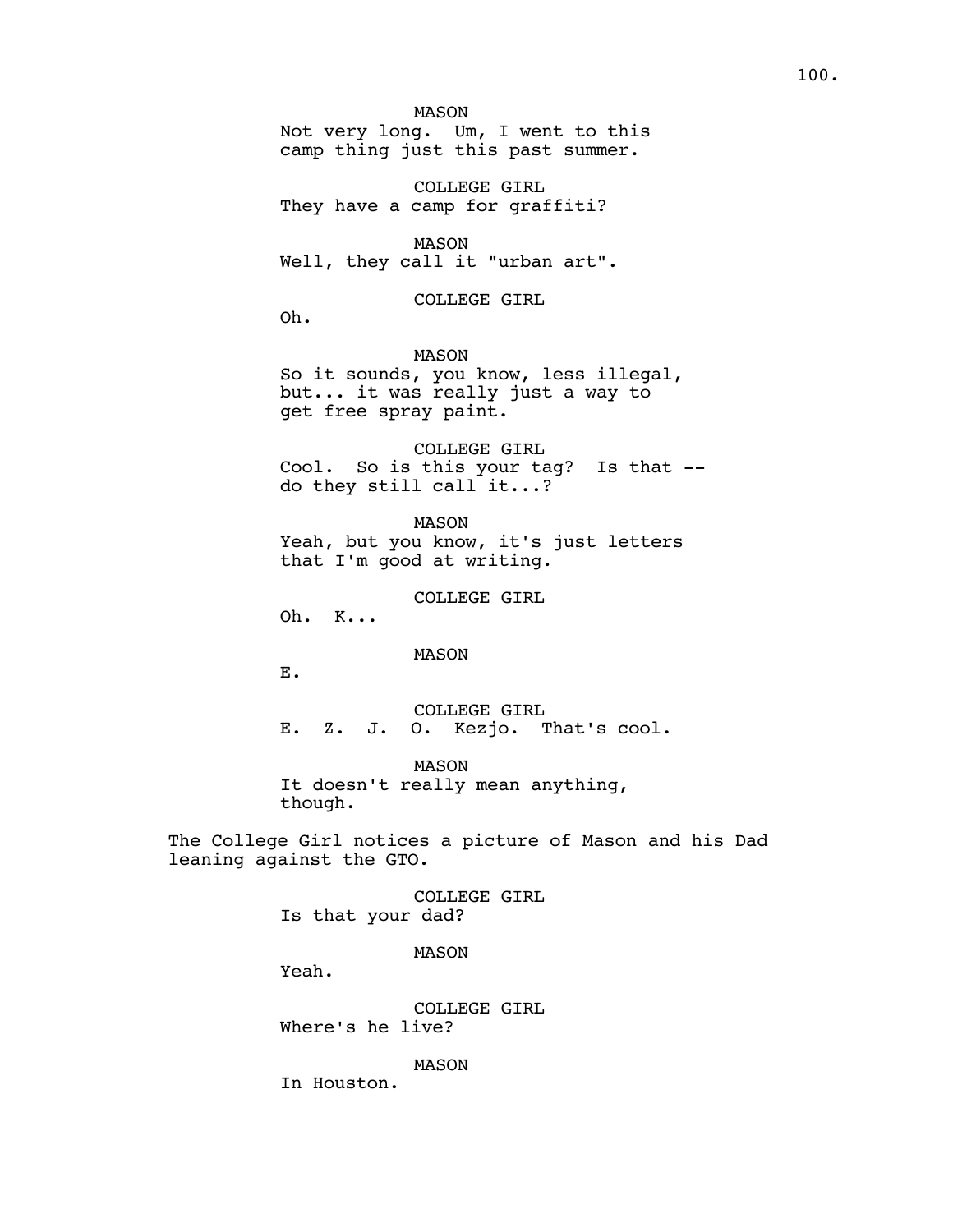MASON
Not very long. Um, I went to this camp thing just this past summer.

COLLEGE GIRL
They have a camp for graffiti?

MASON
Well, they call it "urban art".

COLLEGE GIRL
Oh.

MASON
So it sounds, you know, less illegal, but... it was really just a way to get free spray paint.

COLLEGE GIRL
Cool. So is this your tag? Is that -- do they still call it...?

MASON
Yeah, but you know, it's just letters that I'm good at writing.

COLLEGE GIRL
Oh. K...

MASON
E.

COLLEGE GIRL
E. Z. J. O. Kezjo. That's cool.

MASON
It doesn't really mean anything, though.

The College Girl notices a picture of Mason and his Dad leaning against the GTO.

COLLEGE GIRL
Is that your dad?

MASON
Yeah.

COLLEGE GIRL
Where's he live?

MASON
In Houston.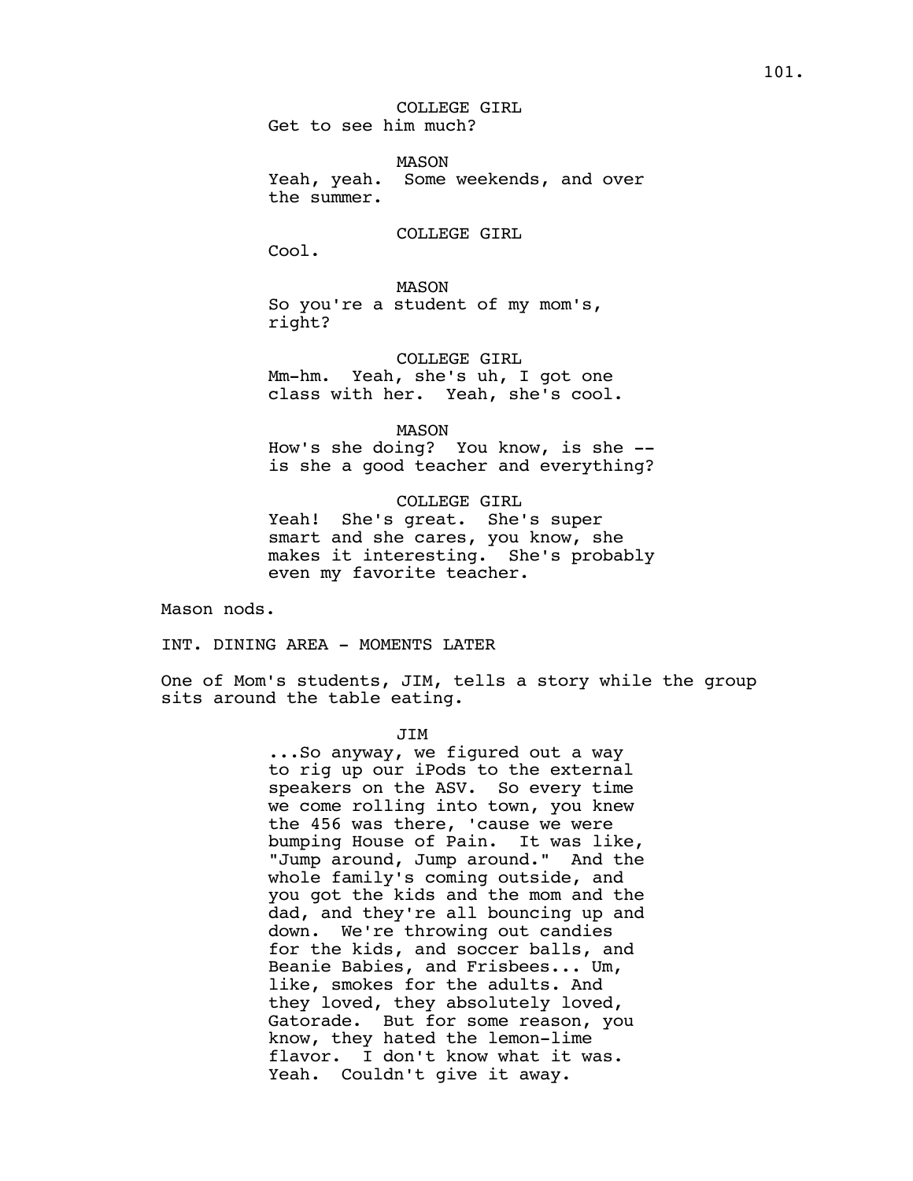COLLEGE GIRL
Get to see him much?

MASON
Yeah, yeah. Some weekends, and over the summer.

COLLEGE GIRL
Cool.

MASON
So you're a student of my mom's, right?

COLLEGE GIRL
Mm-hm. Yeah, she's uh, I got one class with her. Yeah, she's cool.

MASON
How's she doing? You know, is she -- is she a good teacher and everything?

COLLEGE GIRL
Yeah! She's great. She's super smart and she cares, you know, she makes it interesting. She's probably even my favorite teacher.

Mason nods.

INT. DINING AREA - MOMENTS LATER

One of Mom's students, JIM, tells a story while the group sits around the table eating.

JIM
...So anyway, we figured out a way to rig up our iPods to the external speakers on the ASV. So every time we come rolling into town, you knew the 456 was there, 'cause we were bumping House of Pain. It was like, "Jump around, Jump around." And the whole family's coming outside, and you got the kids and the mom and the dad, and they're all bouncing up and down. We're throwing out candies for the kids, and soccer balls, and Beanie Babies, and Frisbees... Um, like, smokes for the adults. And they loved, they absolutely loved, Gatorade. But for some reason, you know, they hated the lemon-lime flavor. I don't know what it was. Yeah. Couldn't give it away.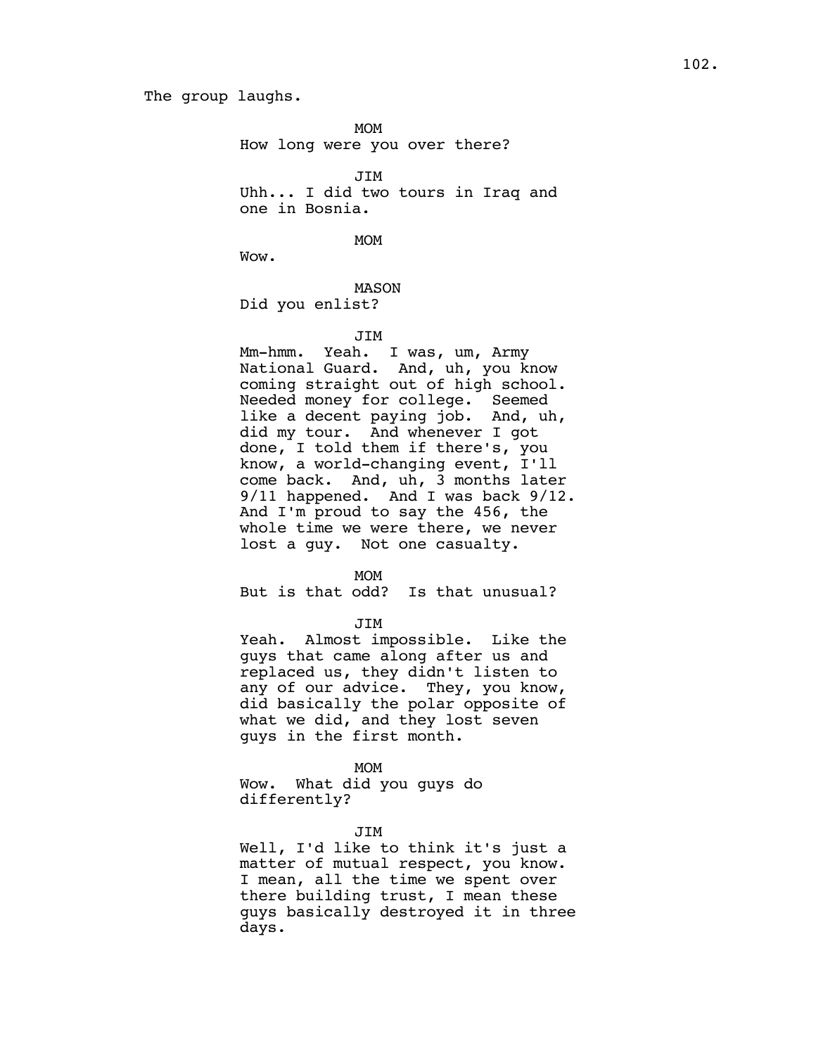The group laughs.

MOM

How long were you over there?

JIM

Uhh... I did two tours in Iraq and one in Bosnia.

MOM

Wow.

MASON

Did you enlist?

JIM

Mm-hmm. Yeah. I was, um, Army National Guard. And, uh, you know coming straight out of high school. Needed money for college. Seemed like a decent paying job. And, uh, did my tour. And whenever I got done, I told them if there's, you know, a world-changing event, I'll come back. And, uh, 3 months later 9/11 happened. And I was back 9/12. And I'm proud to say the 456, the whole time we were there, we never lost a guy. Not one casualty.

MOM

But is that odd? Is that unusual?

JIM

Yeah. Almost impossible. Like the guys that came along after us and replaced us, they didn't listen to any of our advice. They, you know, did basically the polar opposite of what we did, and they lost seven guys in the first month.

MOM

Wow. What did you guys do differently?

JIM

Well, I'd like to think it's just a matter of mutual respect, you know. I mean, all the time we spent over there building trust, I mean these guys basically destroyed it in three days.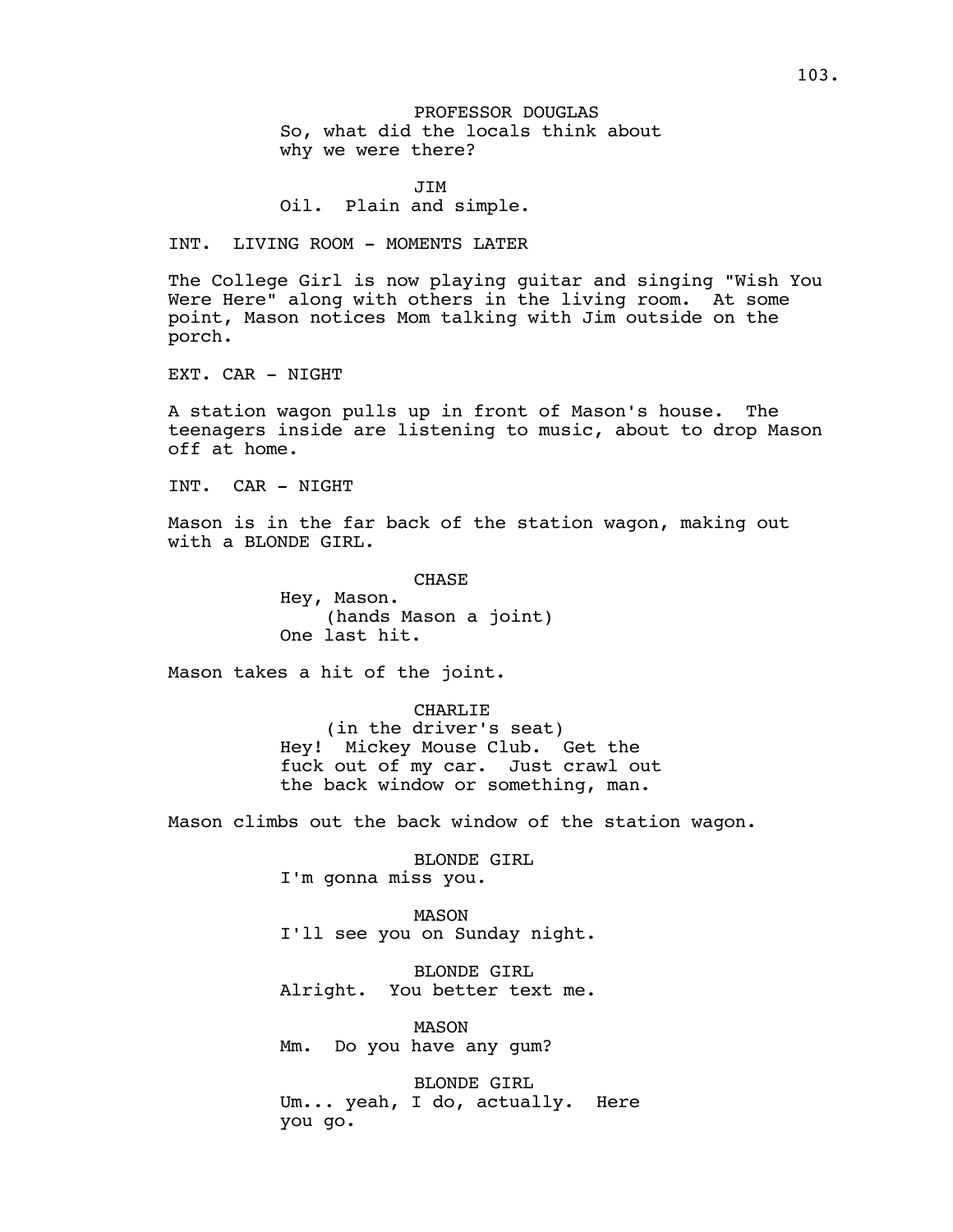PROFESSOR DOUGLAS
So, what did the locals think about why we were there?

JIM
Oil. Plain and simple.

INT. LIVING ROOM - MOMENTS LATER

The College Girl is now playing guitar and singing "Wish You Were Here" along with others in the living room. At some point, Mason notices Mom talking with Jim outside on the porch.

EXT. CAR - NIGHT

A station wagon pulls up in front of Mason's house. The teenagers inside are listening to music, about to drop Mason off at home.

INT. CAR - NIGHT

Mason is in the far back of the station wagon, making out with a BLONDE GIRL.

CHASE
Hey, Mason.
(hands Mason a joint)
One last hit.

Mason takes a hit of the joint.

CHARLIE
(in the driver's seat)
Hey! Mickey Mouse Club. Get the fuck out of my car. Just crawl out the back window or something, man.

Mason climbs out the back window of the station wagon.

BLONDE GIRL
I'm gonna miss you.

MASON
I'll see you on Sunday night.

BLONDE GIRL
Alright. You better text me.

MASON
Mm. Do you have any gum?

BLONDE GIRL
Um... yeah, I do, actually. Here you go.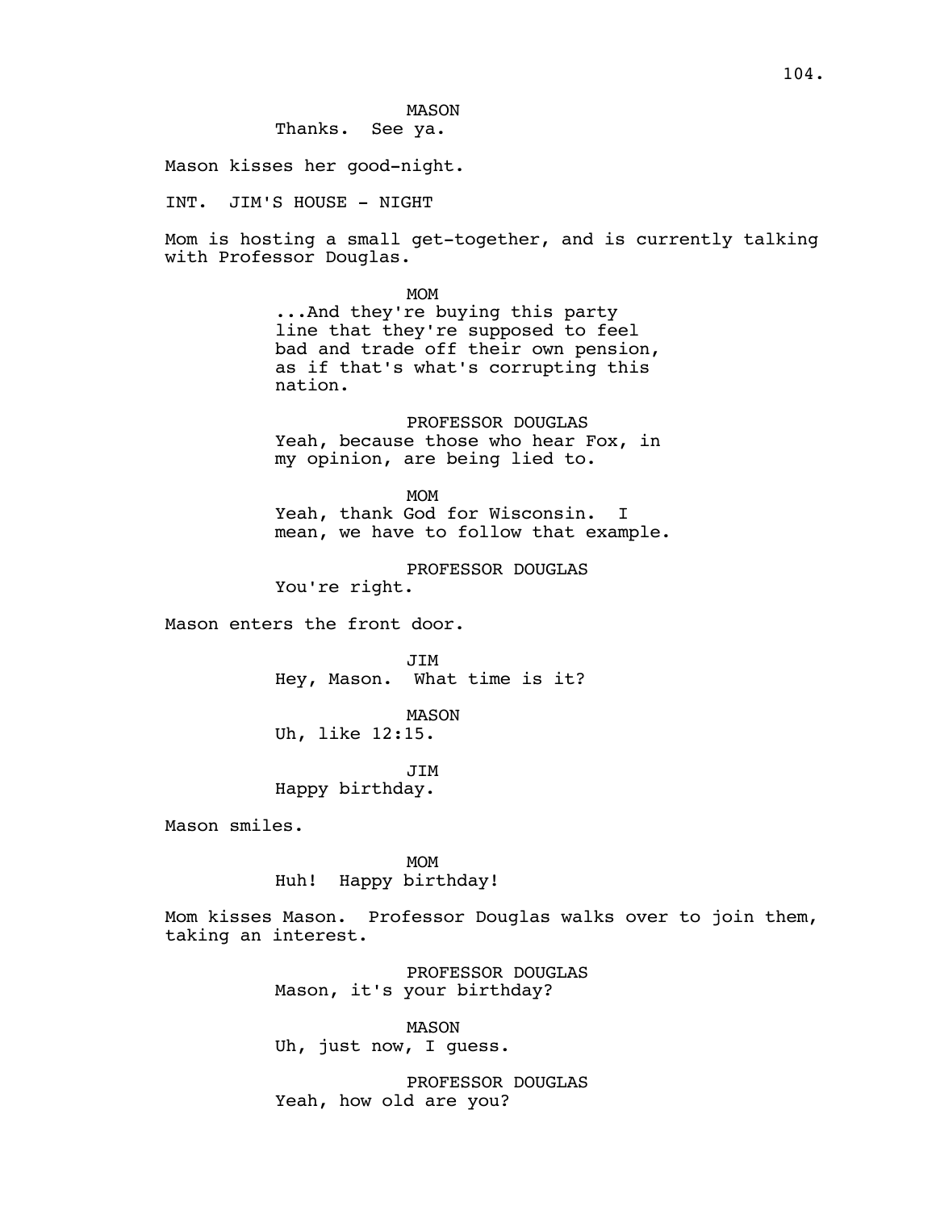MASON
Thanks. See ya.

Mason kisses her good-night.

INT. JIM'S HOUSE - NIGHT

Mom is hosting a small get-together, and is currently talking with Professor Douglas.

MOM
...And they're buying this party line that they're supposed to feel bad and trade off their own pension, as if that's what's corrupting this nation.

PROFESSOR DOUGLAS
Yeah, because those who hear Fox, in my opinion, are being lied to.

MOM
Yeah, thank God for Wisconsin. I mean, we have to follow that example.

PROFESSOR DOUGLAS
You're right.

Mason enters the front door.

JIM
Hey, Mason. What time is it?

MASON
Uh, like 12:15.

JIM
Happy birthday.

Mason smiles.

MOM
Huh! Happy birthday!

Mom kisses Mason. Professor Douglas walks over to join them, taking an interest.

PROFESSOR DOUGLAS
Mason, it's your birthday?

MASON
Uh, just now, I guess.

PROFESSOR DOUGLAS
Yeah, how old are you?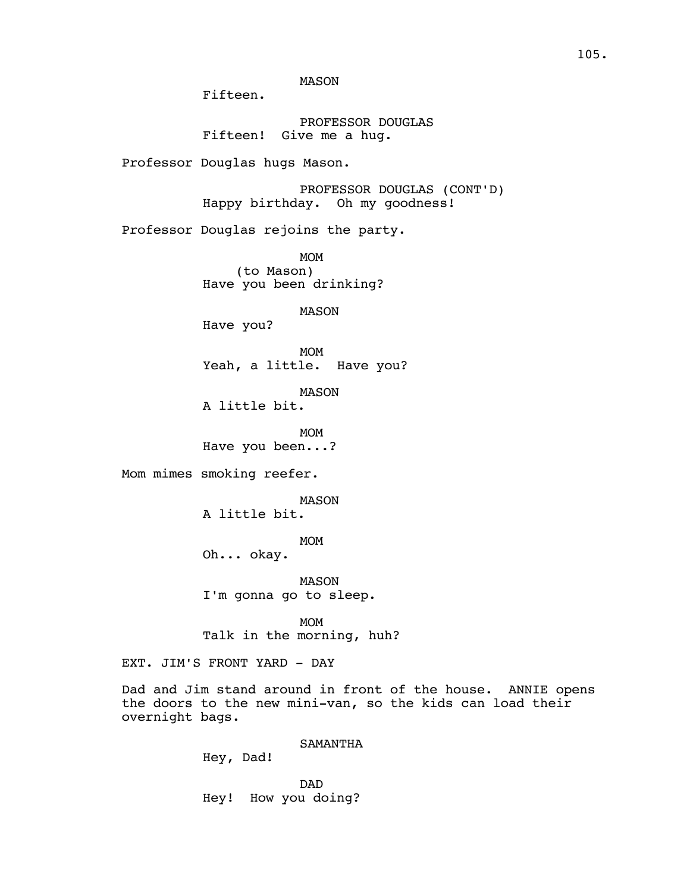MASON

Fifteen.

PROFESSOR DOUGLAS

Fifteen! Give me a hug.

Professor Douglas hugs Mason.

PROFESSOR DOUGLAS (CONT'D)

Happy birthday. Oh my goodness!

Professor Douglas rejoins the party.

MOM

(to Mason)

Have you been drinking?

MASON

Have you?

MOM

Yeah, a little. Have you?

MASON

A little bit.

MOM

Have you been...?

Mom mimes smoking reefer.

MASON

A little bit.

MOM

Oh... okay.

MASON

I'm gonna go to sleep.

MOM

Talk in the morning, huh?

EXT. JIM'S FRONT YARD - DAY

Dad and Jim stand around in front of the house. ANNIE opens the doors to the new mini-van, so the kids can load their overnight bags.

SAMANTHA

Hey, Dad!

DAD

Hey! How you doing?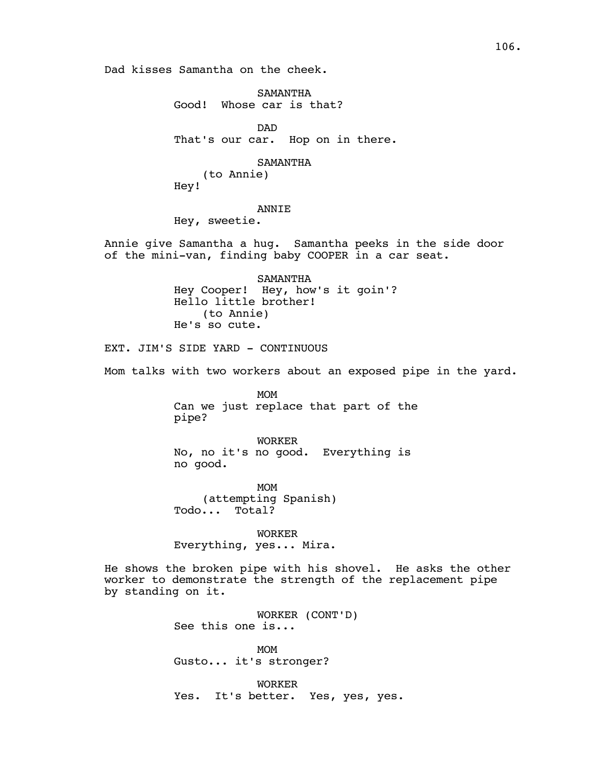Dad kisses Samantha on the cheek.

SAMANTHA
Good! Whose car is that?

DAD
That's our car. Hop on in there.

SAMANTHA
(to Annie)
Hey!

ANNIE
Hey, sweetie.

Annie give Samantha a hug. Samantha peeks in the side door of the mini-van, finding baby COOPER in a car seat.

SAMANTHA
Hey Cooper! Hey, how's it goin'?
Hello little brother!
(to Annie)
He's so cute.

EXT. JIM'S SIDE YARD - CONTINUOUS

Mom talks with two workers about an exposed pipe in the yard.

MOM
Can we just replace that part of the pipe?

WORKER
No, no it's no good. Everything is no good.

MOM
(attempting Spanish)
Todo... Total?

WORKER
Everything, yes... Mira.

He shows the broken pipe with his shovel. He asks the other worker to demonstrate the strength of the replacement pipe by standing on it.

WORKER (CONT'D)
See this one is...

MOM
Gusto... it's stronger?

WORKER
Yes. It's better. Yes, yes, yes.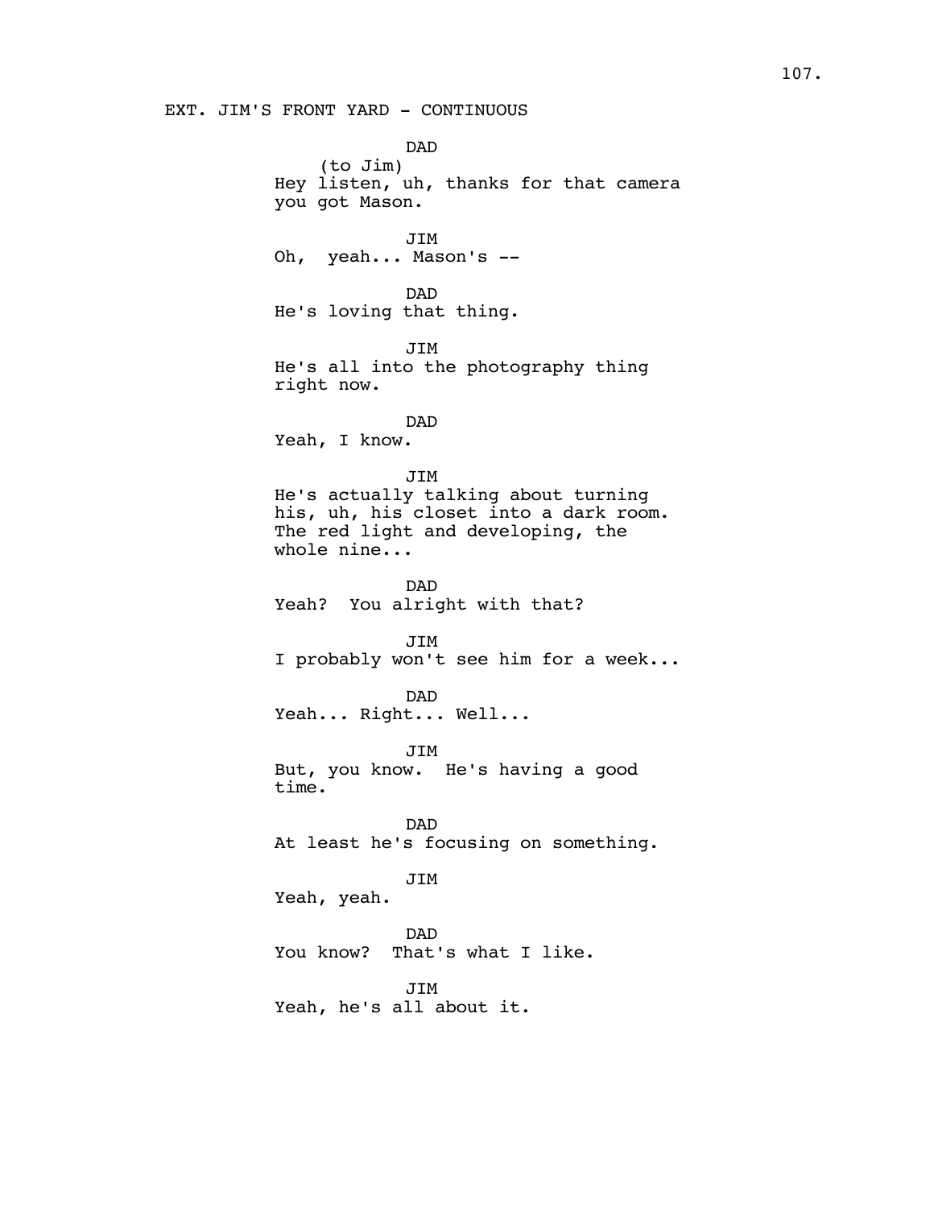EXT. JIM'S FRONT YARD - CONTINUOUS

DAD
(to Jim)
Hey listen, uh, thanks for that camera you got Mason.

JIM
Oh,  yeah... Mason's --

DAD
He's loving that thing.

JIM
He's all into the photography thing right now.

DAD
Yeah, I know.

JIM
He's actually talking about turning his, uh, his closet into a dark room. The red light and developing, the whole nine...

DAD
Yeah?  You alright with that?

JIM
I probably won't see him for a week...

DAD
Yeah... Right... Well...

JIM
But, you know.  He's having a good time.

DAD
At least he's focusing on something.

JIM
Yeah, yeah.

DAD
You know?  That's what I like.

JIM
Yeah, he's all about it.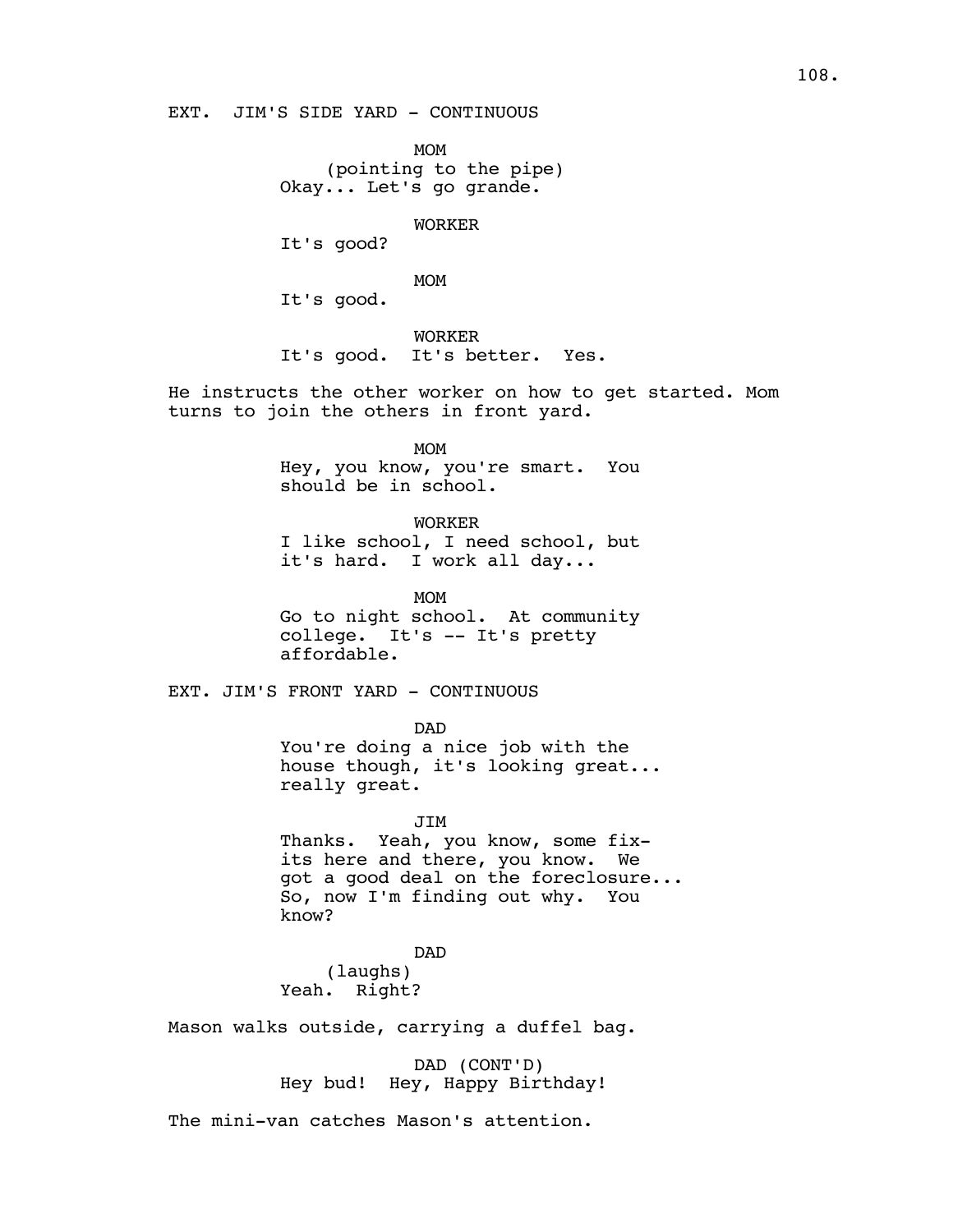EXT. JIM'S SIDE YARD - CONTINUOUS

MOM
(pointing to the pipe)
Okay... Let's go grande.

WORKER
It's good?

MOM
It's good.

WORKER
It's good. It's better. Yes.

He instructs the other worker on how to get started. Mom turns to join the others in front yard.

MOM
Hey, you know, you're smart. You should be in school.

WORKER
I like school, I need school, but it's hard. I work all day...

MOM
Go to night school. At community college. It's -- It's pretty affordable.

EXT. JIM'S FRONT YARD - CONTINUOUS

DAD
You're doing a nice job with the house though, it's looking great... really great.

JIM
Thanks. Yeah, you know, some fix-its here and there, you know. We got a good deal on the foreclosure... So, now I'm finding out why. You know?

DAD
(laughs)
Yeah. Right?

Mason walks outside, carrying a duffel bag.

DAD (CONT'D)
Hey bud! Hey, Happy Birthday!

The mini-van catches Mason's attention.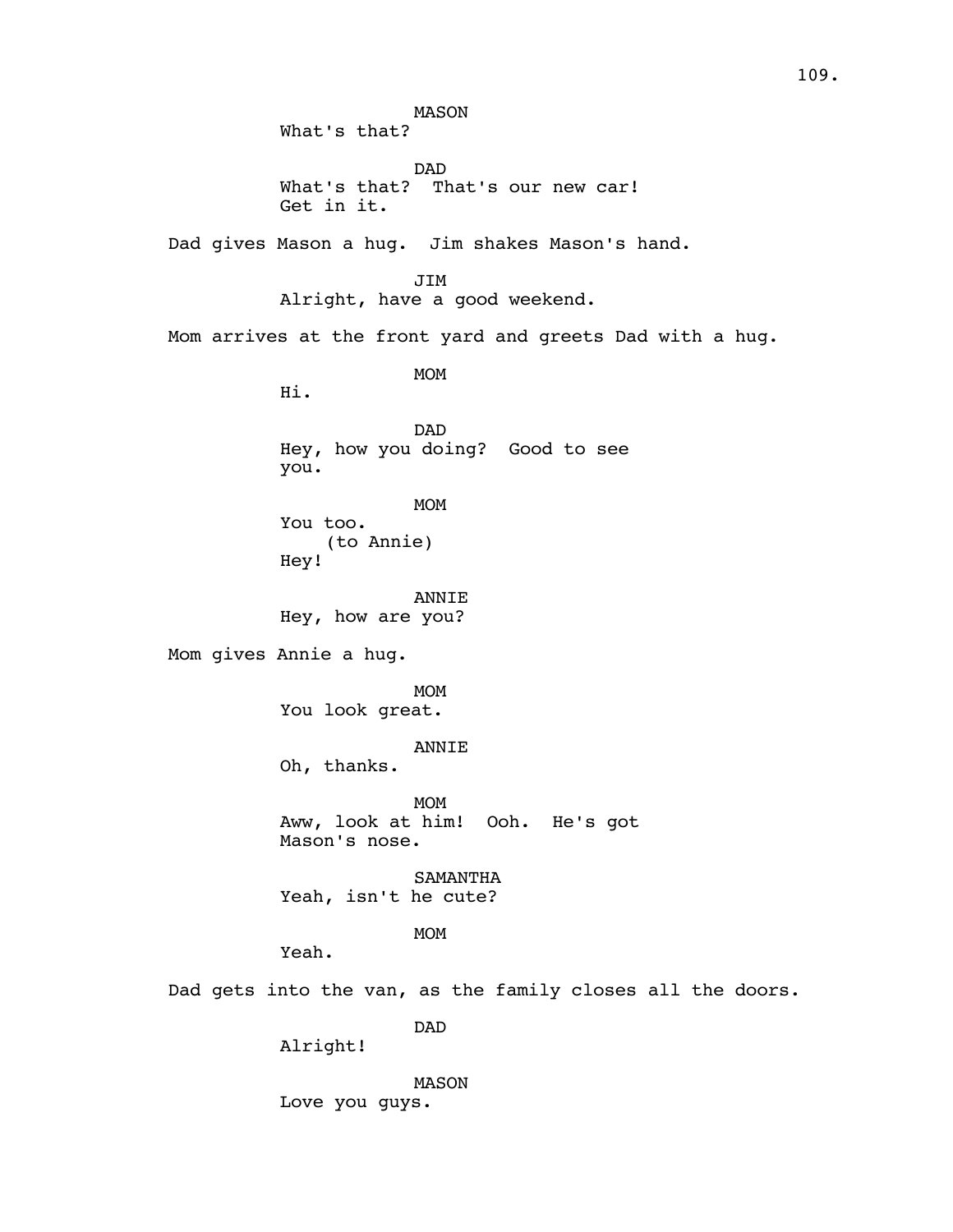MASON
What's that?

DAD
What's that? That's our new car!
Get in it.

Dad gives Mason a hug. Jim shakes Mason's hand.

JIM
Alright, have a good weekend.

Mom arrives at the front yard and greets Dad with a hug.

MOM
Hi.

DAD
Hey, how you doing? Good to see
you.

MOM
You too.
(to Annie)
Hey!

ANNIE
Hey, how are you?

Mom gives Annie a hug.

MOM
You look great.

ANNIE
Oh, thanks.

MOM
Aww, look at him! Ooh. He's got
Mason's nose.

SAMANTHA
Yeah, isn't he cute?

MOM
Yeah.

Dad gets into the van, as the family closes all the doors.

DAD
Alright!

MASON
Love you guys.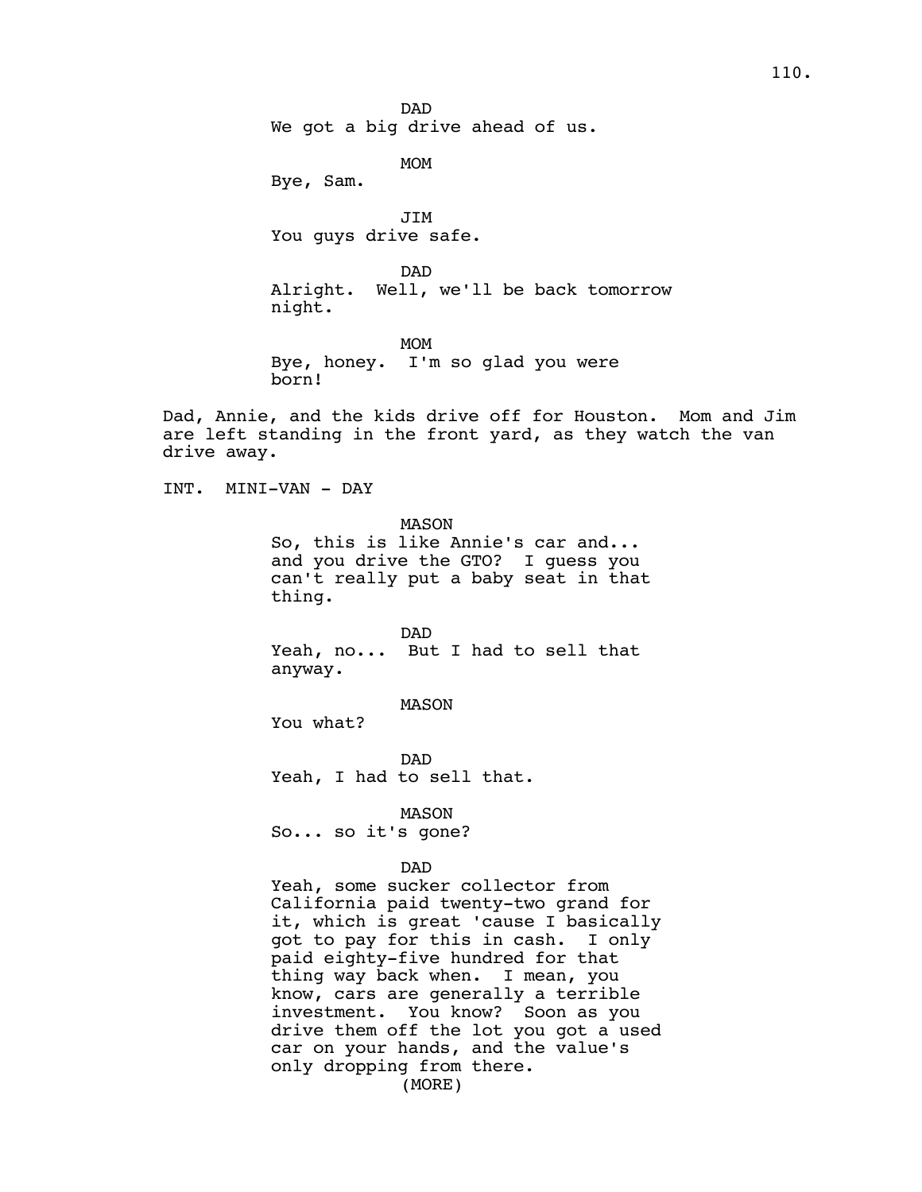DAD
We got a big drive ahead of us.

MOM
Bye, Sam.

JIM
You guys drive safe.

DAD
Alright. Well, we'll be back tomorrow night.

MOM
Bye, honey. I'm so glad you were born!

Dad, Annie, and the kids drive off for Houston. Mom and Jim are left standing in the front yard, as they watch the van drive away.

INT. MINI-VAN - DAY

MASON
So, this is like Annie's car and... and you drive the GTO? I guess you can't really put a baby seat in that thing.

DAD
Yeah, no... But I had to sell that anyway.

MASON
You what?

DAD
Yeah, I had to sell that.

MASON
So... so it's gone?

DAD
Yeah, some sucker collector from California paid twenty-two grand for it, which is great 'cause I basically got to pay for this in cash. I only paid eighty-five hundred for that thing way back when. I mean, you know, cars are generally a terrible investment. You know? Soon as you drive them off the lot you got a used car on your hands, and the value's only dropping from there.
(MORE)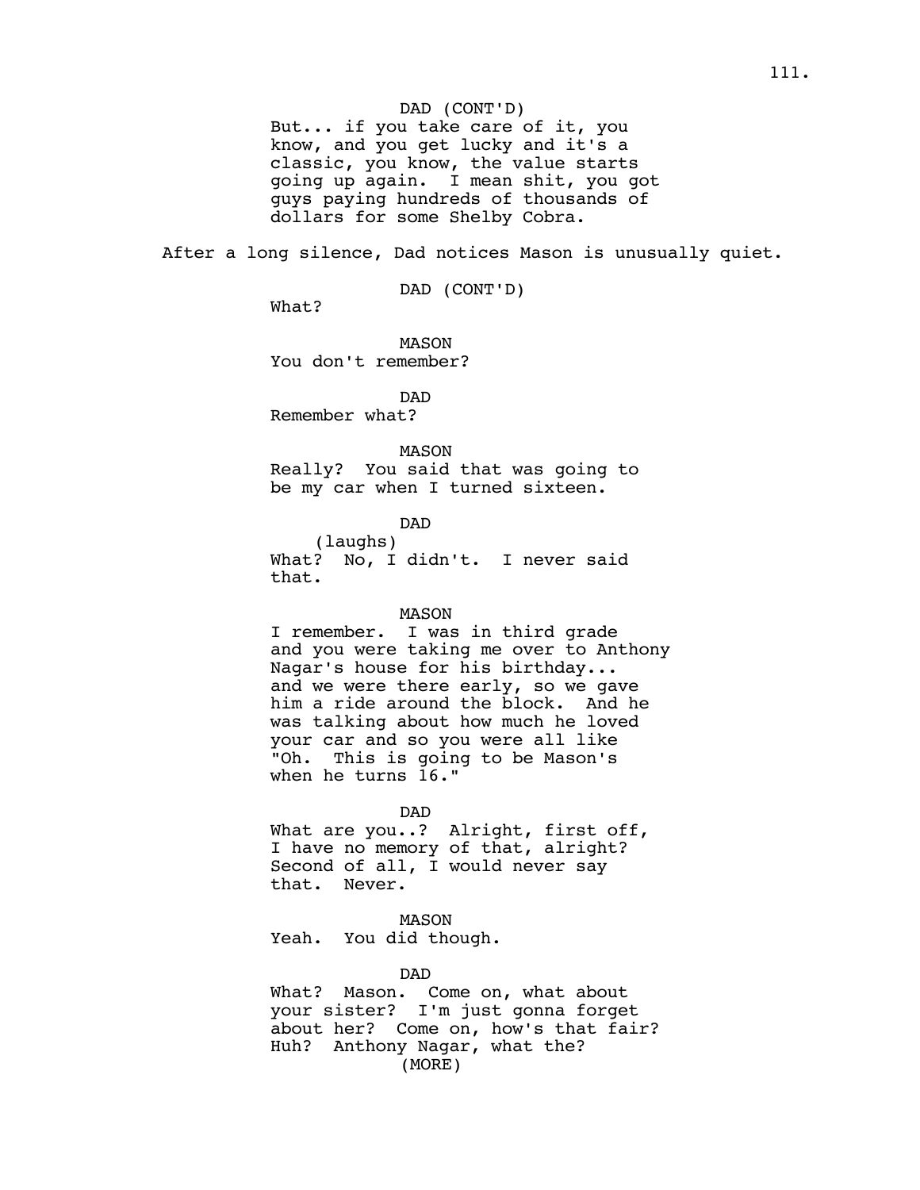DAD (CONT'D)
But... if you take care of it, you know, and you get lucky and it's a classic, you know, the value starts going up again. I mean shit, you got guys paying hundreds of thousands of dollars for some Shelby Cobra.

After a long silence, Dad notices Mason is unusually quiet.

DAD (CONT'D)
What?

MASON
You don't remember?

DAD
Remember what?

MASON
Really? You said that was going to be my car when I turned sixteen.

DAD
(laughs)
What? No, I didn't. I never said that.

MASON
I remember. I was in third grade and you were taking me over to Anthony Nagar's house for his birthday... and we were there early, so we gave him a ride around the block. And he was talking about how much he loved your car and so you were all like "Oh. This is going to be Mason's when he turns 16."

DAD
What are you..? Alright, first off, I have no memory of that, alright? Second of all, I would never say that. Never.

MASON
Yeah. You did though.

DAD
What? Mason. Come on, what about your sister? I'm just gonna forget about her? Come on, how's that fair? Huh? Anthony Nagar, what the?
(MORE)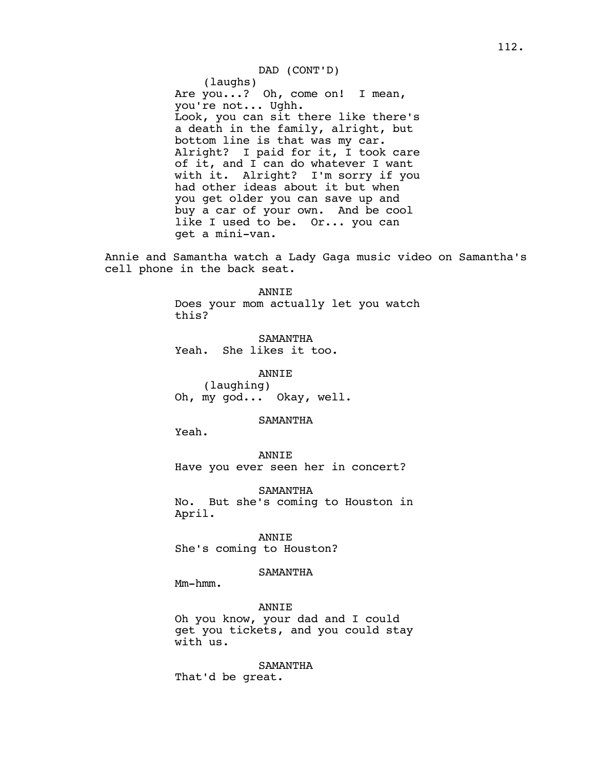DAD (CONT'D)
(laughs)
Are you...? Oh, come on! I mean, you're not... Ughh.
Look, you can sit there like there's a death in the family, alright, but bottom line is that was my car. Alright? I paid for it, I took care of it, and I can do whatever I want with it. Alright? I'm sorry if you had other ideas about it but when you get older you can save up and buy a car of your own. And be cool like I used to be. Or... you can get a mini-van.

Annie and Samantha watch a Lady Gaga music video on Samantha's cell phone in the back seat.

ANNIE
Does your mom actually let you watch this?

SAMANTHA
Yeah. She likes it too.

ANNIE
(laughing)
Oh, my god... Okay, well.

SAMANTHA
Yeah.

ANNIE
Have you ever seen her in concert?

SAMANTHA
No. But she's coming to Houston in April.

ANNIE
She's coming to Houston?

SAMANTHA
Mm-hmm.

ANNIE
Oh you know, your dad and I could get you tickets, and you could stay with us.

SAMANTHA
That'd be great.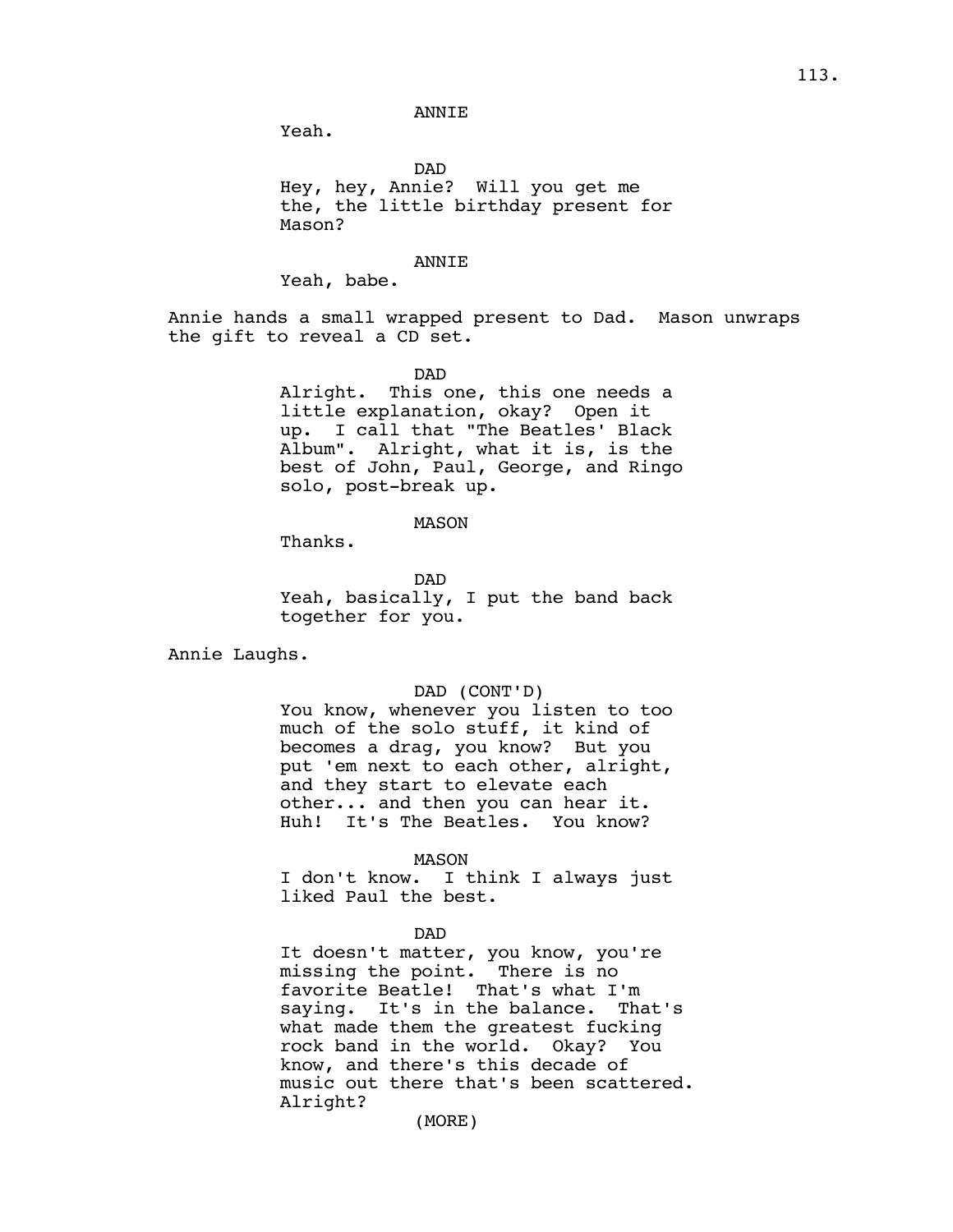ANNIE

Yeah.

DAD

Hey, hey, Annie? Will you get me the, the little birthday present for Mason?

ANNIE

Yeah, babe.

Annie hands a small wrapped present to Dad. Mason unwraps the gift to reveal a CD set.

DAD

Alright. This one, this one needs a little explanation, okay? Open it up. I call that "The Beatles' Black Album". Alright, what it is, is the best of John, Paul, George, and Ringo solo, post-break up.

MASON

Thanks.

DAD

Yeah, basically, I put the band back together for you.

Annie Laughs.

DAD (CONT'D)

You know, whenever you listen to too much of the solo stuff, it kind of becomes a drag, you know? But you put 'em next to each other, alright, and they start to elevate each other... and then you can hear it. Huh! It's The Beatles. You know?

MASON

I don't know. I think I always just liked Paul the best.

DAD

It doesn't matter, you know, you're missing the point. There is no favorite Beatle! That's what I'm saying. It's in the balance. That's what made them the greatest fucking rock band in the world. Okay? You know, and there's this decade of music out there that's been scattered. Alright?

(MORE)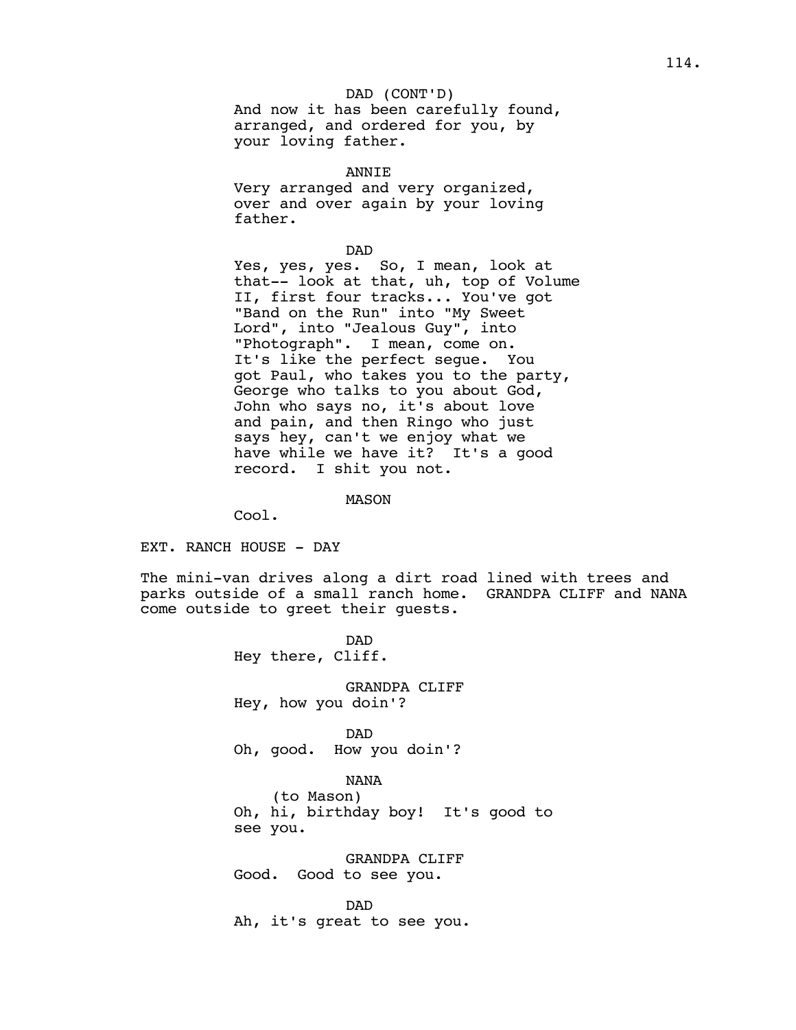DAD (CONT'D)
And now it has been carefully found, arranged, and ordered for you, by your loving father.

ANNIE
Very arranged and very organized, over and over again by your loving father.

DAD
Yes, yes, yes. So, I mean, look at that-- look at that, uh, top of Volume II, first four tracks... You've got "Band on the Run" into "My Sweet Lord", into "Jealous Guy", into "Photograph". I mean, come on. It's like the perfect segue. You got Paul, who takes you to the party, George who talks to you about God, John who says no, it's about love and pain, and then Ringo who just says hey, can't we enjoy what we have while we have it? It's a good record. I shit you not.

MASON
Cool.

EXT. RANCH HOUSE - DAY

The mini-van drives along a dirt road lined with trees and parks outside of a small ranch home. GRANDPA CLIFF and NANA come outside to greet their guests.

DAD
Hey there, Cliff.

GRANDPA CLIFF
Hey, how you doin'?

DAD
Oh, good. How you doin'?

NANA
(to Mason)
Oh, hi, birthday boy! It's good to see you.

GRANDPA CLIFF
Good. Good to see you.

DAD
Ah, it's great to see you.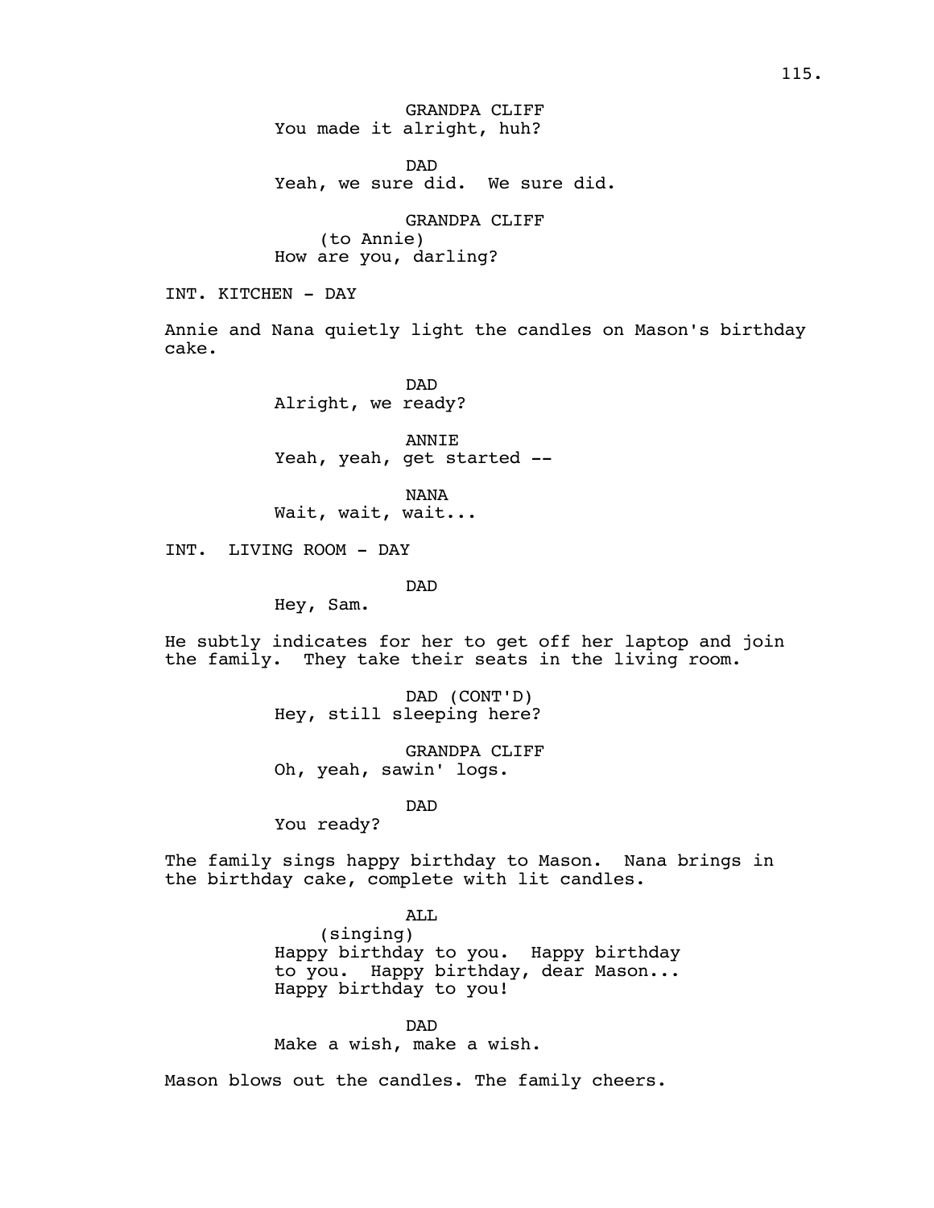GRANDPA CLIFF
You made it alright, huh?

DAD
Yeah, we sure did.  We sure did.

GRANDPA CLIFF
(to Annie)
How are you, darling?

INT. KITCHEN - DAY

Annie and Nana quietly light the candles on Mason's birthday cake.

DAD
Alright, we ready?

ANNIE
Yeah, yeah, get started --

NANA
Wait, wait, wait...

INT.  LIVING ROOM - DAY

DAD
Hey, Sam.

He subtly indicates for her to get off her laptop and join the family.  They take their seats in the living room.

DAD (CONT'D)
Hey, still sleeping here?

GRANDPA CLIFF
Oh, yeah, sawin' logs.

DAD
You ready?

The family sings happy birthday to Mason.  Nana brings in the birthday cake, complete with lit candles.

ALL
(singing)
Happy birthday to you.  Happy birthday to you.  Happy birthday, dear Mason...
Happy birthday to you!

DAD
Make a wish, make a wish.

Mason blows out the candles. The family cheers.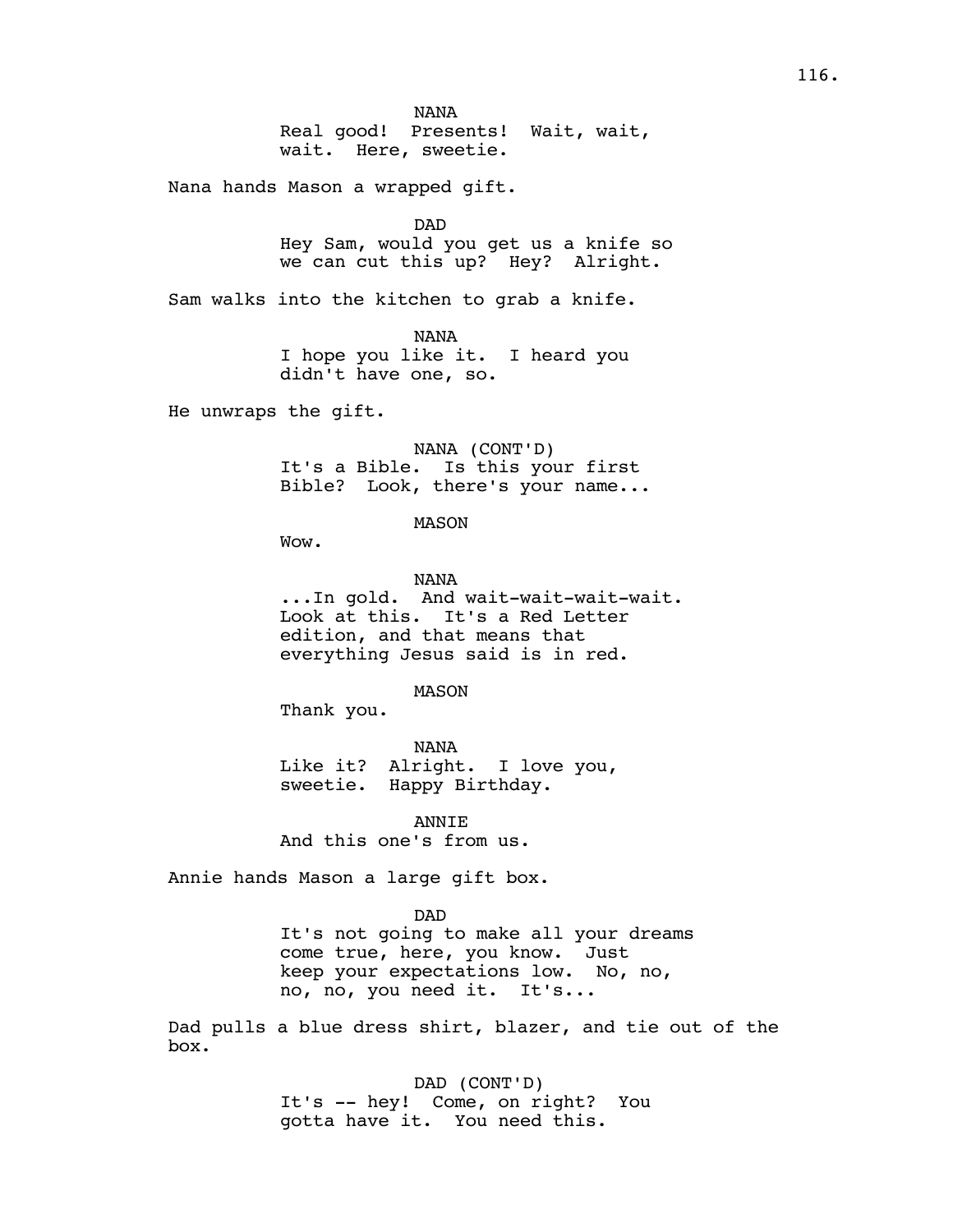NANA
Real good! Presents! Wait, wait, wait. Here, sweetie.

Nana hands Mason a wrapped gift.

DAD
Hey Sam, would you get us a knife so we can cut this up? Hey? Alright.

Sam walks into the kitchen to grab a knife.

NANA
I hope you like it. I heard you didn't have one, so.

He unwraps the gift.

NANA (CONT'D)
It's a Bible. Is this your first Bible? Look, there's your name...

MASON
Wow.

NANA
...In gold. And wait-wait-wait-wait. Look at this. It's a Red Letter edition, and that means that everything Jesus said is in red.

MASON
Thank you.

NANA
Like it? Alright. I love you, sweetie. Happy Birthday.

ANNIE
And this one's from us.

Annie hands Mason a large gift box.

DAD
It's not going to make all your dreams come true, here, you know. Just keep your expectations low. No, no, no, no, you need it. It's...

Dad pulls a blue dress shirt, blazer, and tie out of the box.

DAD (CONT'D)
It's -- hey! Come, on right? You gotta have it. You need this.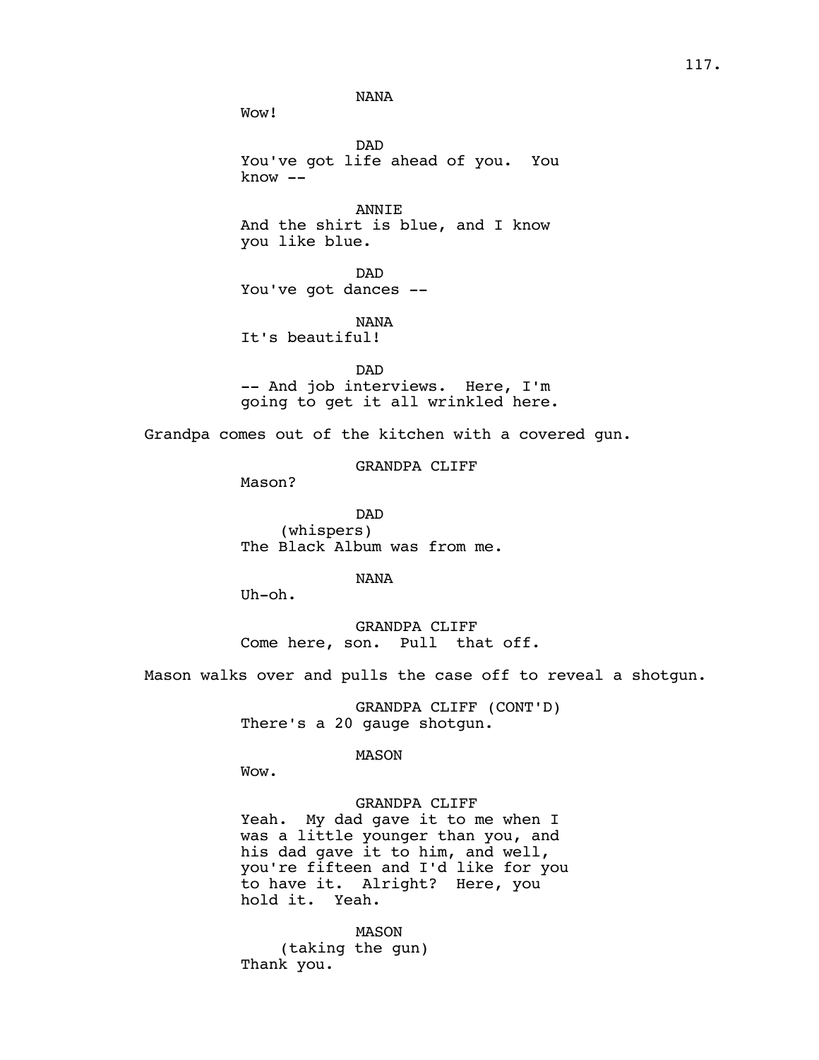NANA

Wow!

DAD

You've got life ahead of you. You know --

ANNIE

And the shirt is blue, and I know you like blue.

DAD

You've got dances --

NANA

It's beautiful!

DAD

-- And job interviews. Here, I'm going to get it all wrinkled here.

Grandpa comes out of the kitchen with a covered gun.

GRANDPA CLIFF

Mason?

DAD

(whispers)

The Black Album was from me.

NANA

Uh-oh.

GRANDPA CLIFF

Come here, son. Pull that off.

Mason walks over and pulls the case off to reveal a shotgun.

GRANDPA CLIFF (CONT'D)

There's a 20 gauge shotgun.

MASON

Wow.

GRANDPA CLIFF

Yeah. My dad gave it to me when I was a little younger than you, and his dad gave it to him, and well, you're fifteen and I'd like for you to have it. Alright? Here, you hold it. Yeah.

MASON

(taking the gun)

Thank you.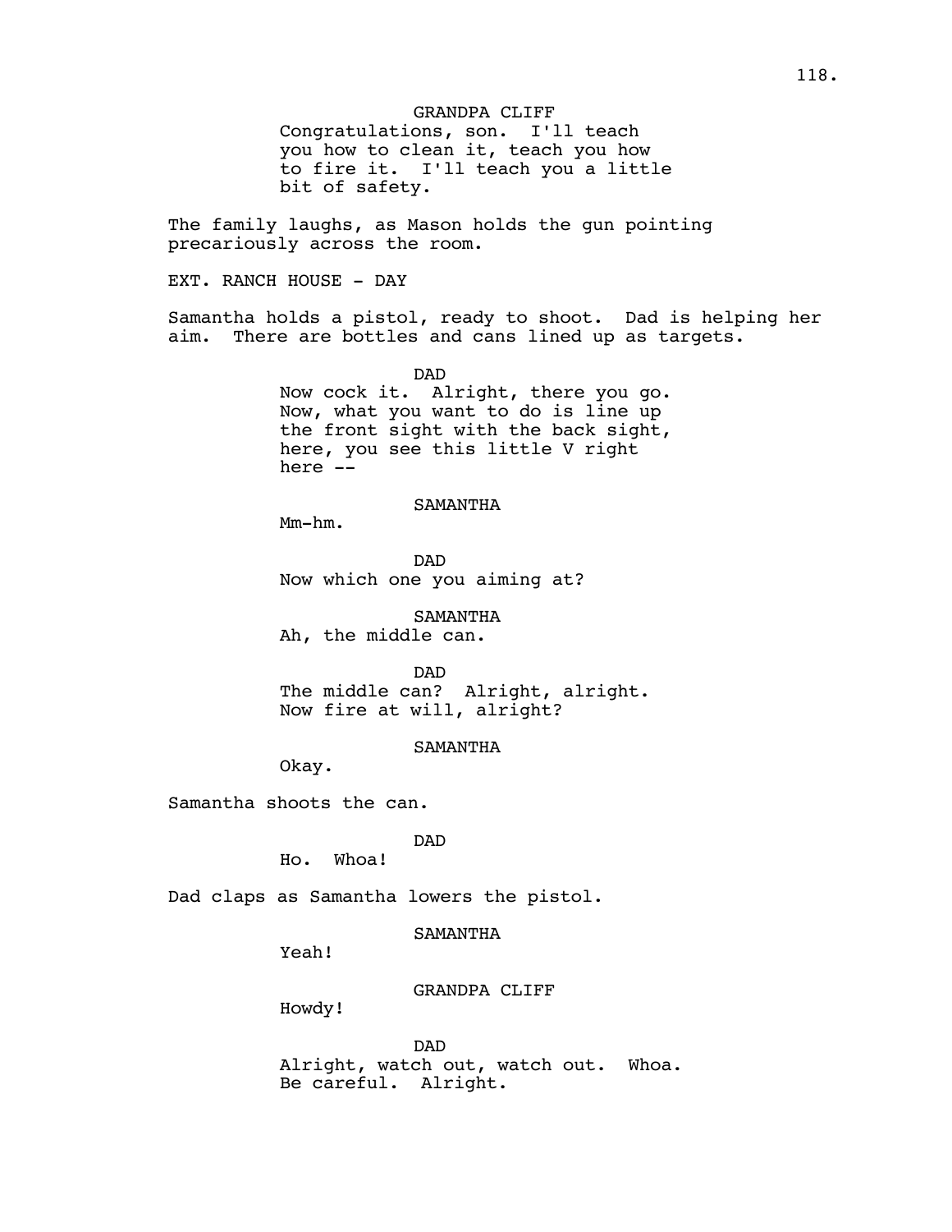GRANDPA CLIFF
Congratulations, son. I'll teach you how to clean it, teach you how to fire it. I'll teach you a little bit of safety.

The family laughs, as Mason holds the gun pointing precariously across the room.

EXT. RANCH HOUSE - DAY

Samantha holds a pistol, ready to shoot. Dad is helping her aim. There are bottles and cans lined up as targets.

DAD
Now cock it. Alright, there you go. Now, what you want to do is line up the front sight with the back sight, here, you see this little V right here --

SAMANTHA
Mm-hm.

DAD
Now which one you aiming at?

SAMANTHA
Ah, the middle can.

DAD
The middle can? Alright, alright. Now fire at will, alright?

SAMANTHA
Okay.

Samantha shoots the can.

DAD
Ho. Whoa!

Dad claps as Samantha lowers the pistol.

SAMANTHA
Yeah!

GRANDPA CLIFF
Howdy!

DAD
Alright, watch out, watch out. Whoa. Be careful. Alright.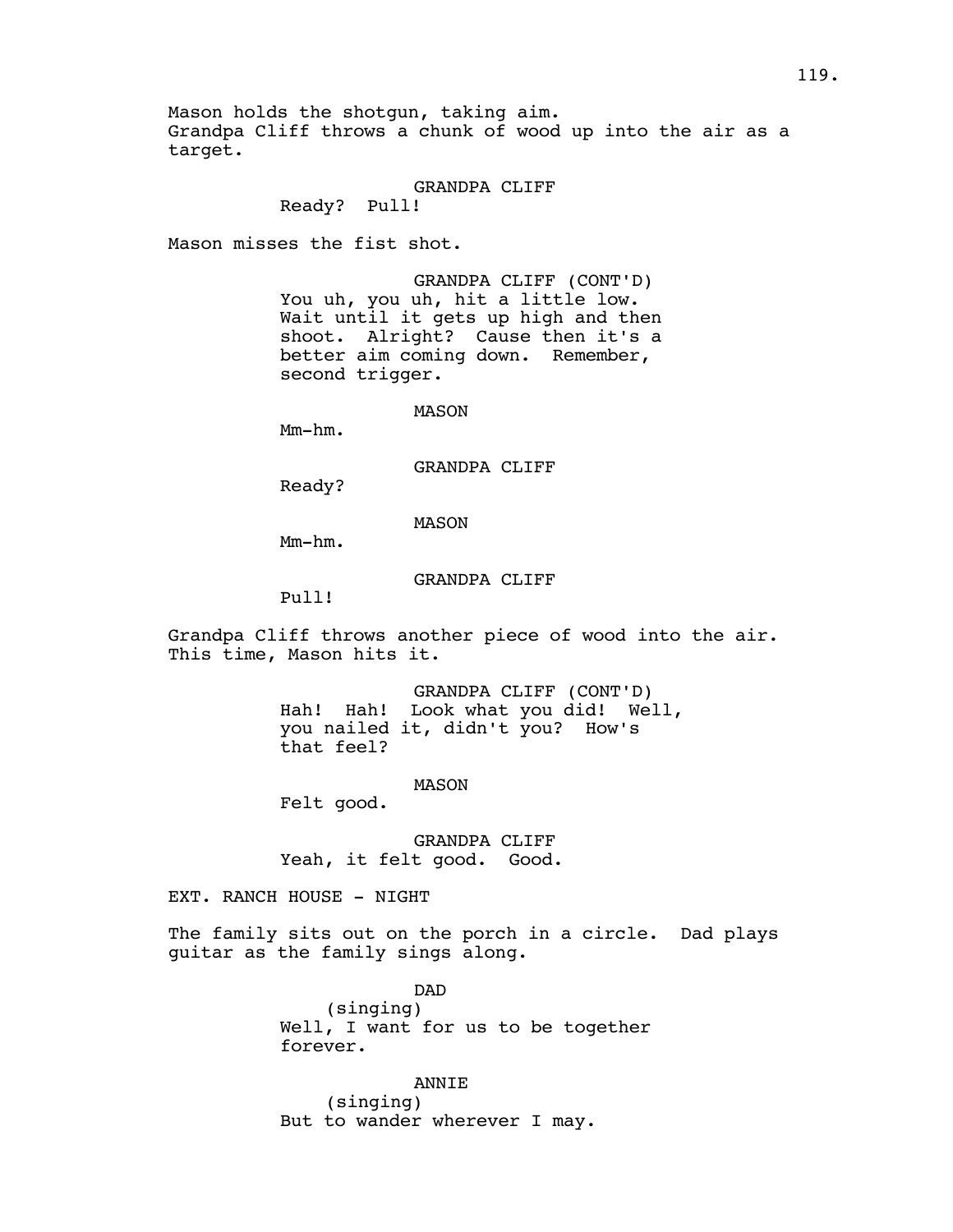Mason holds the shotgun, taking aim.
Grandpa Cliff throws a chunk of wood up into the air as a target.

GRANDPA CLIFF
Ready? Pull!

Mason misses the fist shot.

GRANDPA CLIFF (CONT'D)
You uh, you uh, hit a little low. Wait until it gets up high and then shoot. Alright? Cause then it's a better aim coming down. Remember, second trigger.

MASON
Mm-hm.

GRANDPA CLIFF
Ready?

MASON
Mm-hm.

GRANDPA CLIFF
Pull!

Grandpa Cliff throws another piece of wood into the air. This time, Mason hits it.

GRANDPA CLIFF (CONT'D)
Hah! Hah! Look what you did! Well, you nailed it, didn't you? How's that feel?

MASON
Felt good.

GRANDPA CLIFF
Yeah, it felt good. Good.

EXT. RANCH HOUSE - NIGHT

The family sits out on the porch in a circle. Dad plays guitar as the family sings along.

DAD
(singing)
Well, I want for us to be together forever.

ANNIE
(singing)
But to wander wherever I may.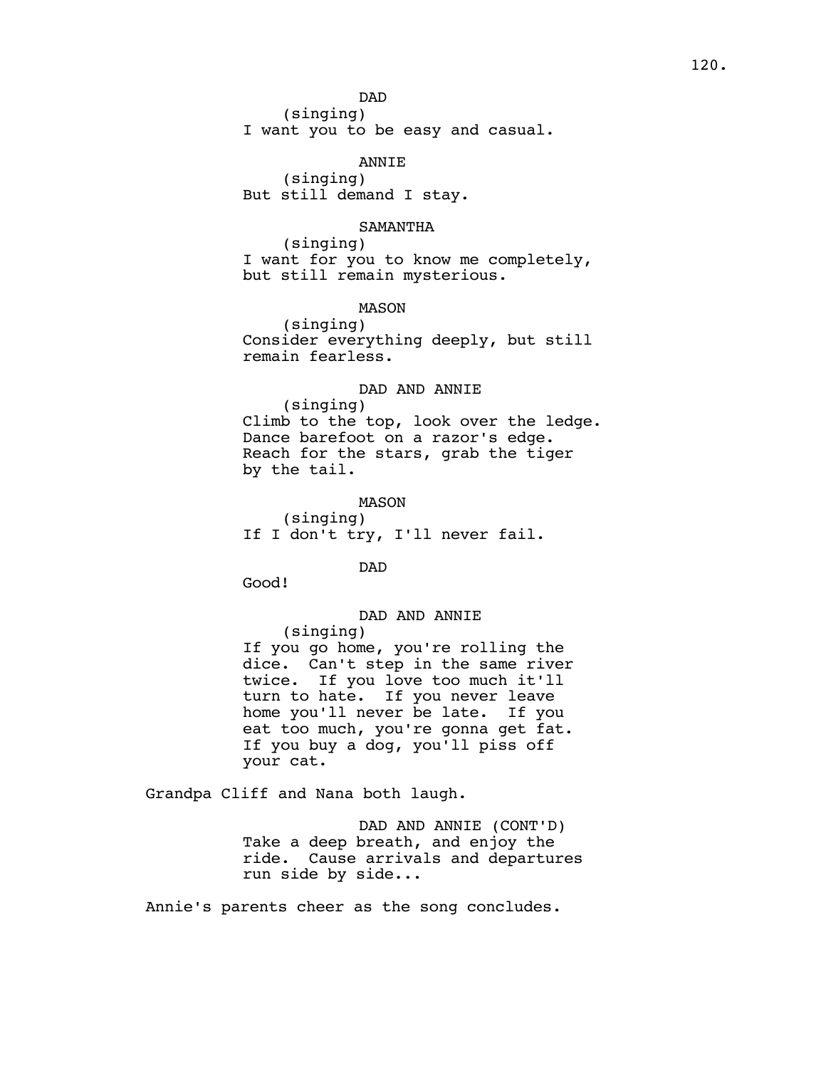DAD
(singing)
I want you to be easy and casual.

ANNIE
(singing)
But still demand I stay.

SAMANTHA
(singing)
I want for you to know me completely, but still remain mysterious.

MASON
(singing)
Consider everything deeply, but still remain fearless.

DAD AND ANNIE
(singing)
Climb to the top, look over the ledge.
Dance barefoot on a razor's edge.
Reach for the stars, grab the tiger by the tail.

MASON
(singing)
If I don't try, I'll never fail.

DAD
Good!

DAD AND ANNIE
(singing)
If you go home, you're rolling the dice. Can't step in the same river twice. If you love too much it'll turn to hate. If you never leave home you'll never be late. If you eat too much, you're gonna get fat. If you buy a dog, you'll piss off your cat.

Grandpa Cliff and Nana both laugh.

DAD AND ANNIE (CONT'D)
Take a deep breath, and enjoy the ride. Cause arrivals and departures run side by side...

Annie's parents cheer as the song concludes.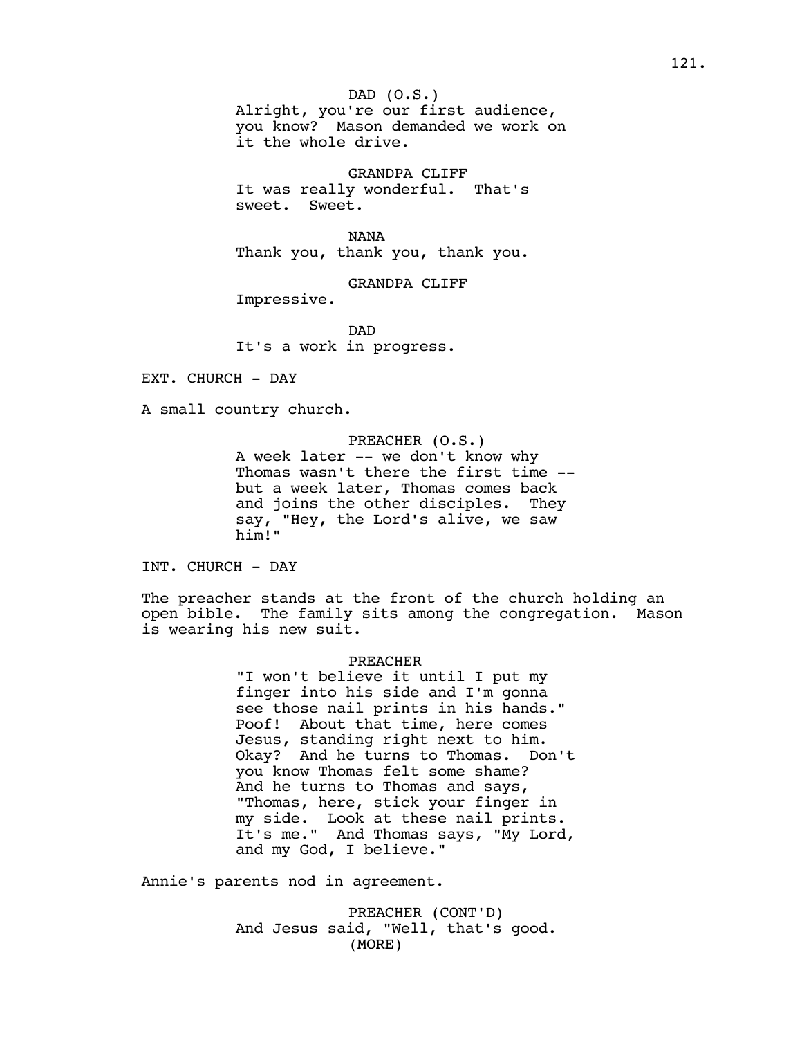DAD (O.S.)
Alright, you're our first audience, you know? Mason demanded we work on it the whole drive.

GRANDPA CLIFF
It was really wonderful. That's sweet. Sweet.

NANA
Thank you, thank you, thank you.

GRANDPA CLIFF
Impressive.

DAD
It's a work in progress.

EXT. CHURCH - DAY

A small country church.

PREACHER (O.S.)
A week later -- we don't know why Thomas wasn't there the first time -- but a week later, Thomas comes back and joins the other disciples. They say, "Hey, the Lord's alive, we saw him!"

INT. CHURCH - DAY

The preacher stands at the front of the church holding an open bible. The family sits among the congregation. Mason is wearing his new suit.

PREACHER
"I won't believe it until I put my finger into his side and I'm gonna see those nail prints in his hands." Poof! About that time, here comes Jesus, standing right next to him. Okay? And he turns to Thomas. Don't you know Thomas felt some shame? And he turns to Thomas and says, "Thomas, here, stick your finger in my side. Look at these nail prints. It's me." And Thomas says, "My Lord, and my God, I believe."

Annie's parents nod in agreement.

PREACHER (CONT'D)
And Jesus said, "Well, that's good.
(MORE)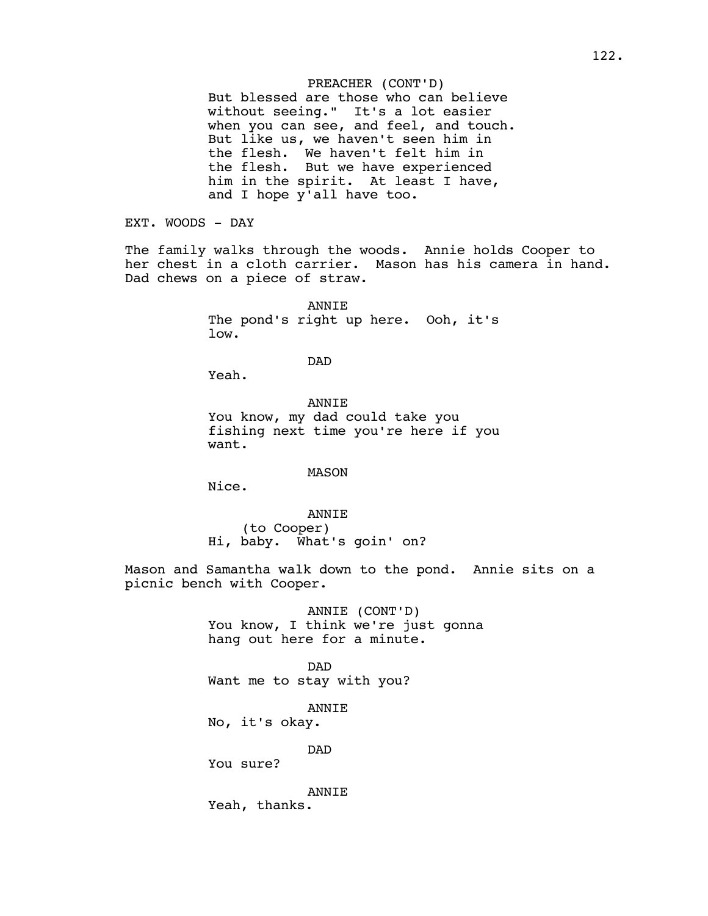PREACHER (CONT'D)
But blessed are those who can believe without seeing." It's a lot easier when you can see, and feel, and touch. But like us, we haven't seen him in the flesh. We haven't felt him in the flesh. But we have experienced him in the spirit. At least I have, and I hope y'all have too.

EXT. WOODS - DAY

The family walks through the woods. Annie holds Cooper to her chest in a cloth carrier. Mason has his camera in hand. Dad chews on a piece of straw.

ANNIE
The pond's right up here. Ooh, it's low.

DAD
Yeah.

ANNIE
You know, my dad could take you fishing next time you're here if you want.

MASON
Nice.

ANNIE
(to Cooper)
Hi, baby. What's goin' on?

Mason and Samantha walk down to the pond. Annie sits on a picnic bench with Cooper.

ANNIE (CONT'D)
You know, I think we're just gonna hang out here for a minute.

DAD
Want me to stay with you?

ANNIE
No, it's okay.

DAD
You sure?

ANNIE
Yeah, thanks.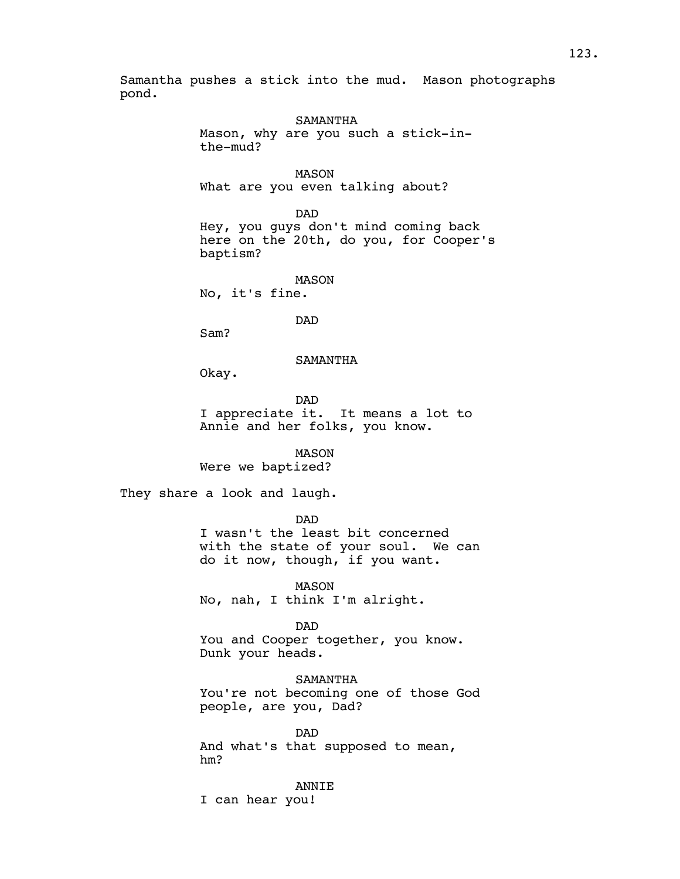Samantha pushes a stick into the mud. Mason photographs pond.

SAMANTHA
Mason, why are you such a stick-in-the-mud?

MASON
What are you even talking about?

DAD
Hey, you guys don't mind coming back here on the 20th, do you, for Cooper's baptism?

MASON
No, it's fine.

DAD
Sam?

SAMANTHA
Okay.

DAD
I appreciate it. It means a lot to Annie and her folks, you know.

MASON
Were we baptized?

They share a look and laugh.

DAD
I wasn't the least bit concerned with the state of your soul. We can do it now, though, if you want.

MASON
No, nah, I think I'm alright.

DAD
You and Cooper together, you know. Dunk your heads.

SAMANTHA
You're not becoming one of those God people, are you, Dad?

DAD
And what's that supposed to mean, hm?

ANNIE
I can hear you!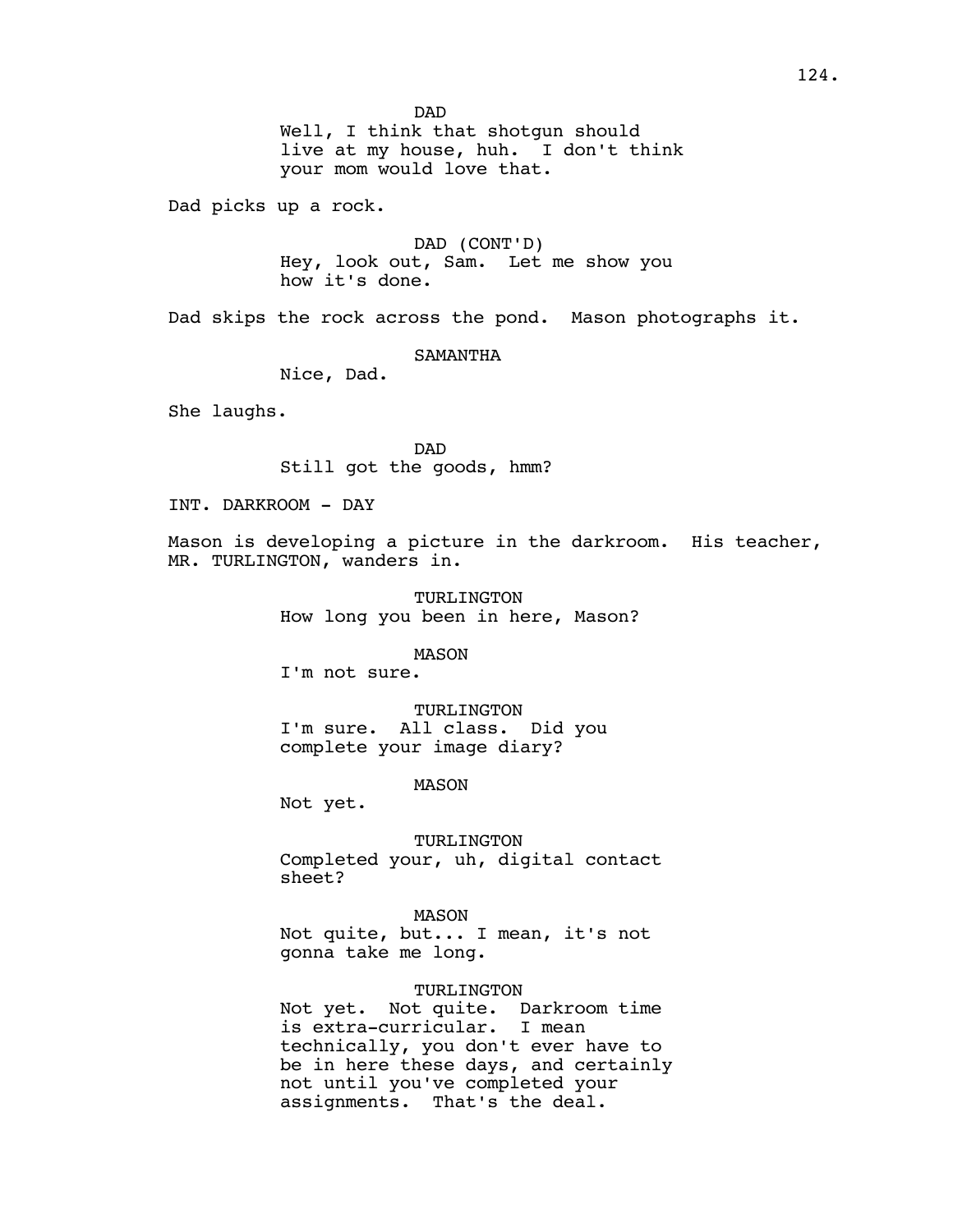DAD

Well, I think that shotgun should live at my house, huh. I don't think your mom would love that.

Dad picks up a rock.

DAD (CONT'D)

Hey, look out, Sam. Let me show you how it's done.

Dad skips the rock across the pond. Mason photographs it.

SAMANTHA

Nice, Dad.

She laughs.

DAD

Still got the goods, hmm?

INT. DARKROOM - DAY

Mason is developing a picture in the darkroom. His teacher, MR. TURLINGTON, wanders in.

TURLINGTON

How long you been in here, Mason?

MASON

I'm not sure.

TURLINGTON

I'm sure. All class. Did you complete your image diary?

MASON

Not yet.

TURLINGTON

Completed your, uh, digital contact sheet?

MASON

Not quite, but... I mean, it's not gonna take me long.

TURLINGTON

Not yet. Not quite. Darkroom time is extra-curricular. I mean technically, you don't ever have to be in here these days, and certainly not until you've completed your assignments. That's the deal.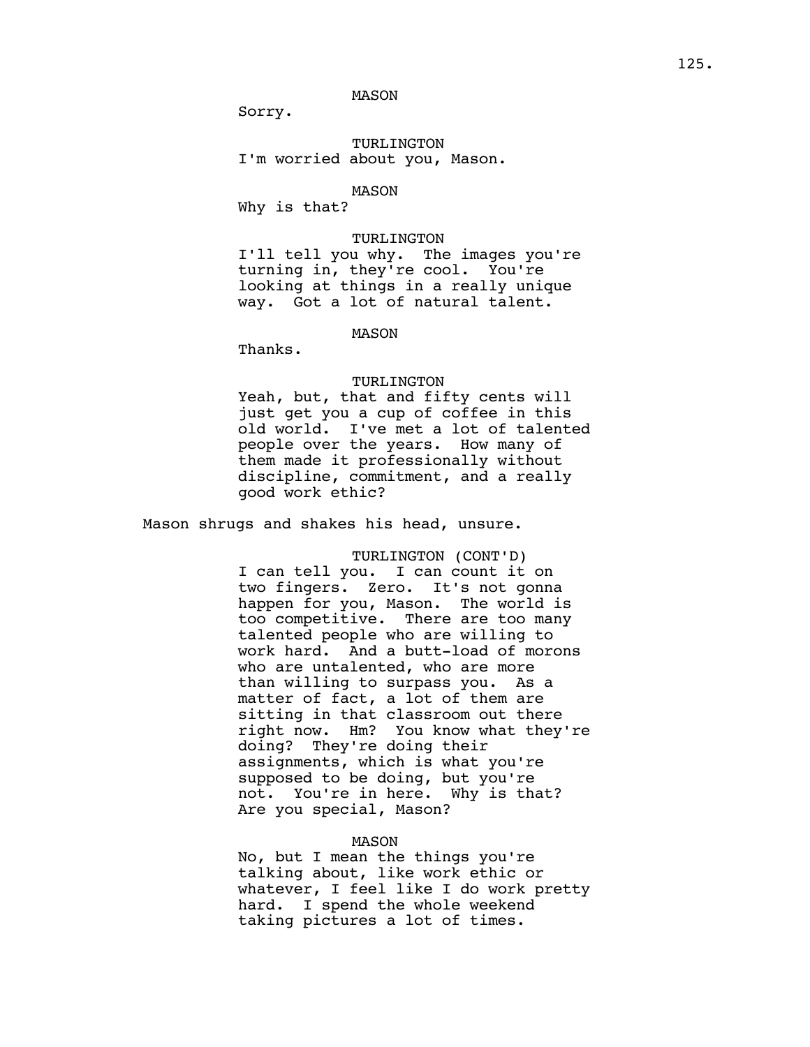MASON

Sorry.

TURLINGTON

I'm worried about you, Mason.

MASON

Why is that?

TURLINGTON

I'll tell you why. The images you're turning in, they're cool. You're looking at things in a really unique way. Got a lot of natural talent.

MASON

Thanks.

TURLINGTON

Yeah, but, that and fifty cents will just get you a cup of coffee in this old world. I've met a lot of talented people over the years. How many of them made it professionally without discipline, commitment, and a really good work ethic?

Mason shrugs and shakes his head, unsure.

TURLINGTON (CONT'D)

I can tell you. I can count it on two fingers. Zero. It's not gonna happen for you, Mason. The world is too competitive. There are too many talented people who are willing to work hard. And a butt-load of morons who are untalented, who are more than willing to surpass you. As a matter of fact, a lot of them are sitting in that classroom out there right now. Hm? You know what they're doing? They're doing their assignments, which is what you're supposed to be doing, but you're not. You're in here. Why is that? Are you special, Mason?

MASON

No, but I mean the things you're talking about, like work ethic or whatever, I feel like I do work pretty hard. I spend the whole weekend taking pictures a lot of times.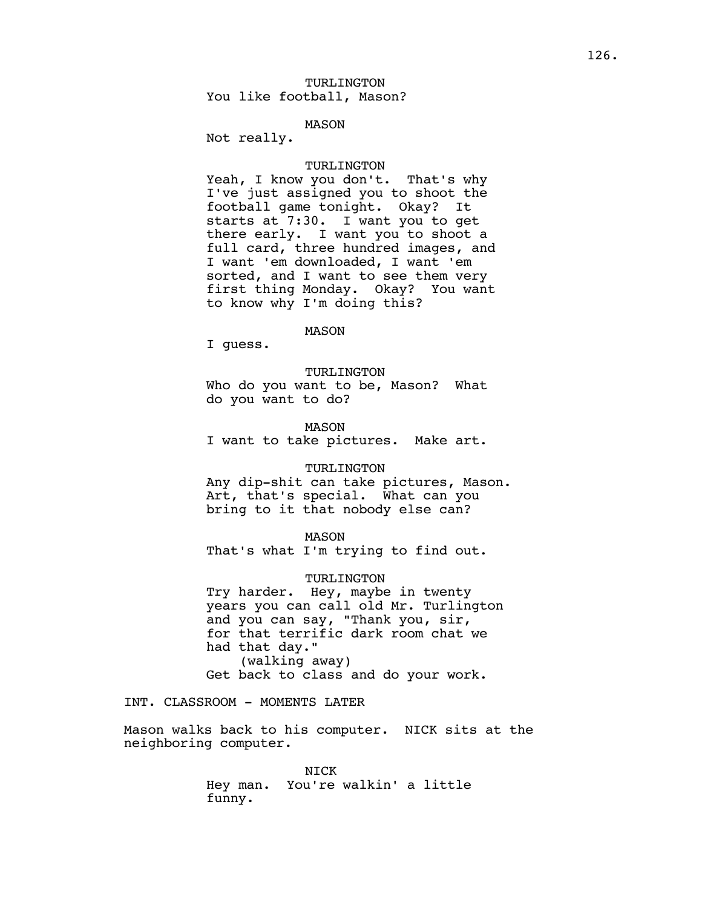TURLINGTON
You like football, Mason?

MASON
Not really.

TURLINGTON
Yeah, I know you don't. That's why I've just assigned you to shoot the football game tonight. Okay? It starts at 7:30. I want you to get there early. I want you to shoot a full card, three hundred images, and I want 'em downloaded, I want 'em sorted, and I want to see them very first thing Monday. Okay? You want to know why I'm doing this?

MASON
I guess.

TURLINGTON
Who do you want to be, Mason? What do you want to do?

MASON
I want to take pictures. Make art.

TURLINGTON
Any dip-shit can take pictures, Mason. Art, that's special. What can you bring to it that nobody else can?

MASON
That's what I'm trying to find out.

TURLINGTON
Try harder. Hey, maybe in twenty years you can call old Mr. Turlington and you can say, "Thank you, sir, for that terrific dark room chat we had that day."
(walking away)
Get back to class and do your work.

INT. CLASSROOM - MOMENTS LATER

Mason walks back to his computer. NICK sits at the neighboring computer.

NICK
Hey man. You're walkin' a little funny.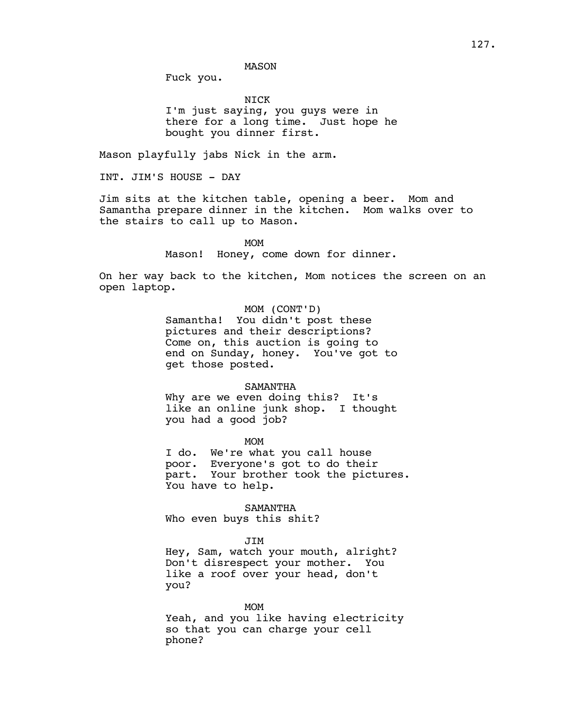MASON
Fuck you.

NICK
I'm just saying, you guys were in there for a long time. Just hope he bought you dinner first.

Mason playfully jabs Nick in the arm.

INT. JIM'S HOUSE - DAY

Jim sits at the kitchen table, opening a beer. Mom and Samantha prepare dinner in the kitchen. Mom walks over to the stairs to call up to Mason.

MOM
Mason! Honey, come down for dinner.

On her way back to the kitchen, Mom notices the screen on an open laptop.

MOM (CONT'D)
Samantha! You didn't post these pictures and their descriptions? Come on, this auction is going to end on Sunday, honey. You've got to get those posted.

SAMANTHA
Why are we even doing this? It's like an online junk shop. I thought you had a good job?

MOM
I do. We're what you call house poor. Everyone's got to do their part. Your brother took the pictures. You have to help.

SAMANTHA
Who even buys this shit?

JIM
Hey, Sam, watch your mouth, alright? Don't disrespect your mother. You like a roof over your head, don't you?

MOM
Yeah, and you like having electricity so that you can charge your cell phone?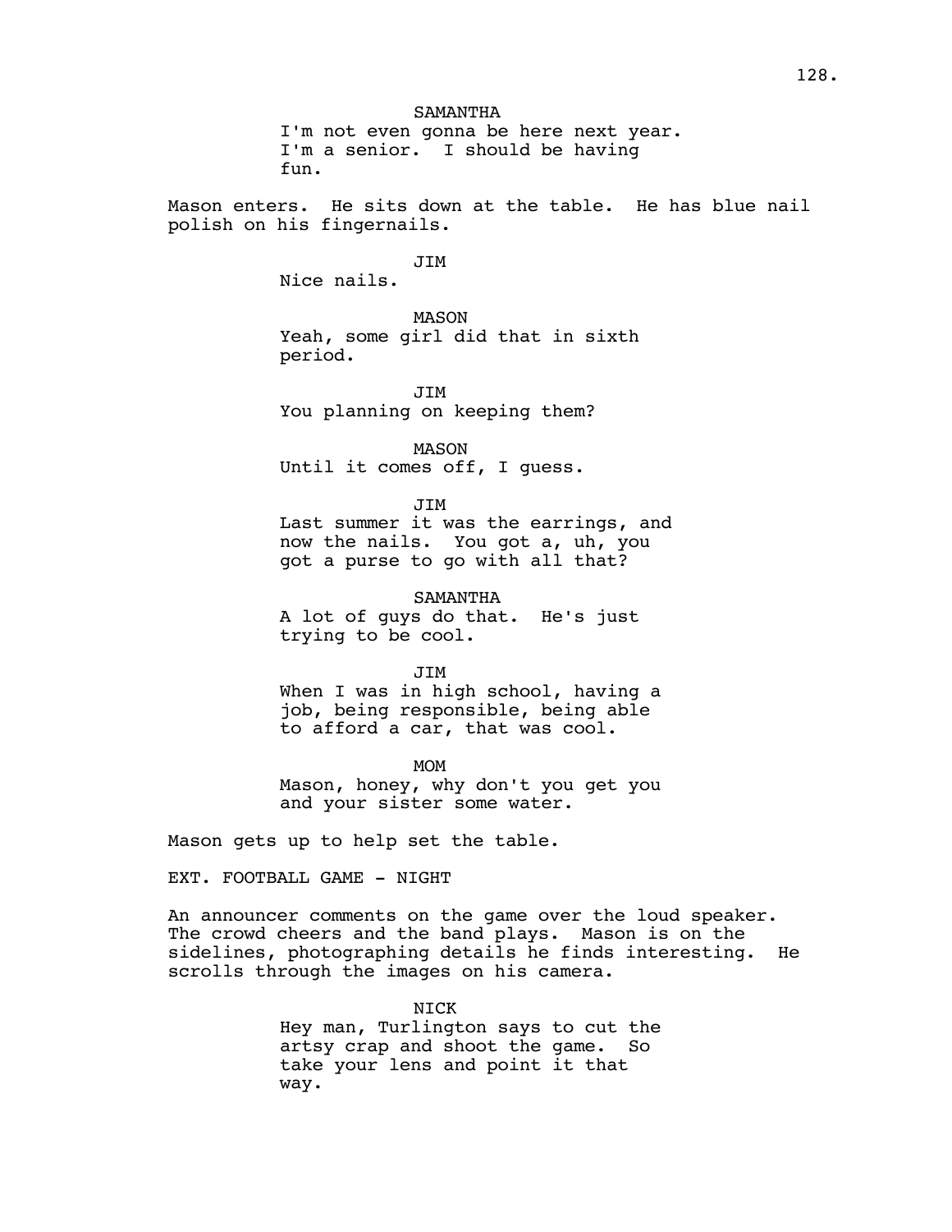SAMANTHA

I'm not even gonna be here next year. I'm a senior. I should be having fun.

Mason enters. He sits down at the table. He has blue nail polish on his fingernails.

JIM

Nice nails.

MASON

Yeah, some girl did that in sixth period.

JIM

You planning on keeping them?

MASON

Until it comes off, I guess.

JIM

Last summer it was the earrings, and now the nails. You got a, uh, you got a purse to go with all that?

SAMANTHA

A lot of guys do that. He's just trying to be cool.

JIM

When I was in high school, having a job, being responsible, being able to afford a car, that was cool.

MOM

Mason, honey, why don't you get you and your sister some water.

Mason gets up to help set the table.

EXT. FOOTBALL GAME - NIGHT

An announcer comments on the game over the loud speaker. The crowd cheers and the band plays. Mason is on the sidelines, photographing details he finds interesting. He scrolls through the images on his camera.

NICK

Hey man, Turlington says to cut the artsy crap and shoot the game. So take your lens and point it that way.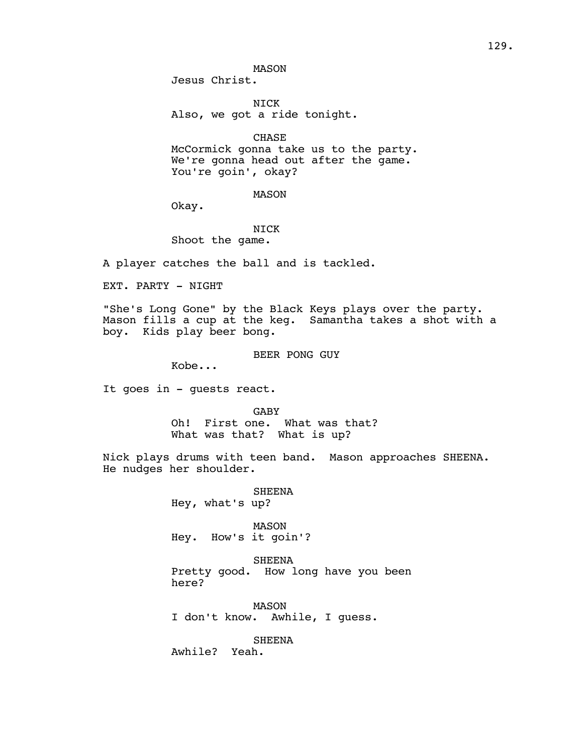MASON

Jesus Christ.

NICK

Also, we got a ride tonight.

CHASE

McCormick gonna take us to the party. We're gonna head out after the game. You're goin', okay?

MASON

Okay.

NICK

Shoot the game.

A player catches the ball and is tackled.

EXT. PARTY - NIGHT

"She's Long Gone" by the Black Keys plays over the party. Mason fills a cup at the keg. Samantha takes a shot with a boy. Kids play beer bong.

BEER PONG GUY

Kobe...

It goes in - guests react.

GABY

Oh! First one. What was that? What was that? What is up?

Nick plays drums with teen band. Mason approaches SHEENA. He nudges her shoulder.

SHEENA

Hey, what's up?

MASON

Hey. How's it goin'?

SHEENA

Pretty good. How long have you been here?

MASON

I don't know. Awhile, I guess.

SHEENA

Awhile? Yeah.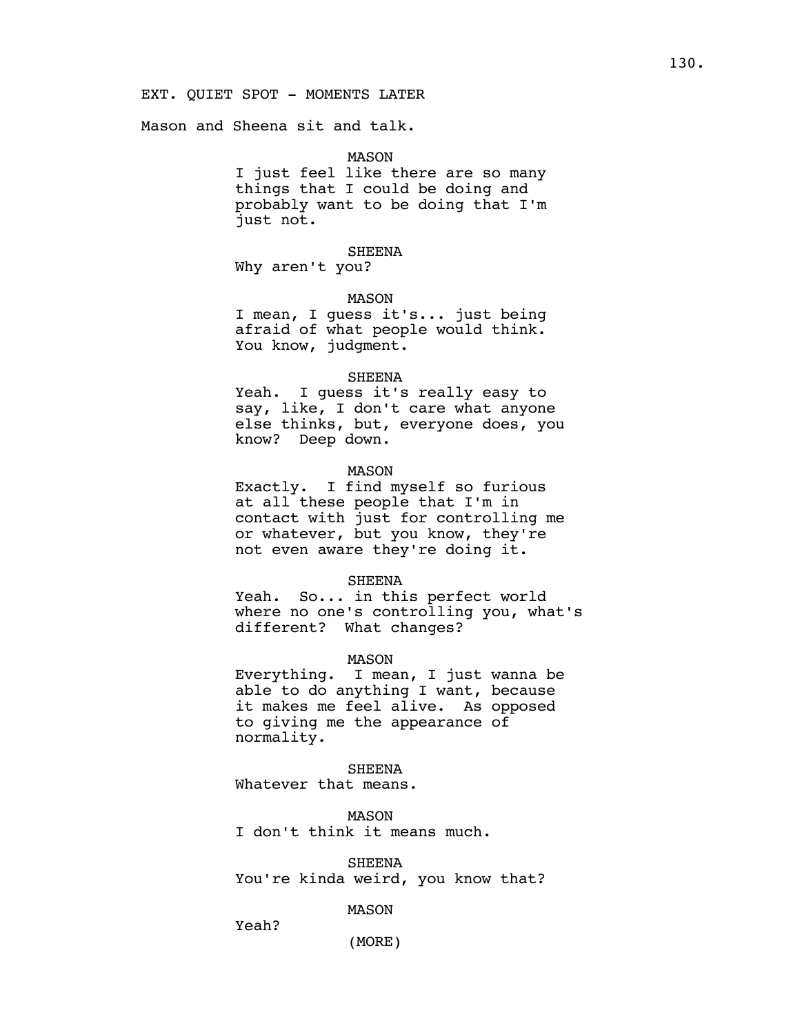EXT. QUIET SPOT - MOMENTS LATER

Mason and Sheena sit and talk.

MASON
I just feel like there are so many things that I could be doing and probably want to be doing that I'm just not.

SHEENA
Why aren't you?

MASON
I mean, I guess it's... just being afraid of what people would think. You know, judgment.

SHEENA
Yeah. I guess it's really easy to say, like, I don't care what anyone else thinks, but, everyone does, you know? Deep down.

MASON
Exactly. I find myself so furious at all these people that I'm in contact with just for controlling me or whatever, but you know, they're not even aware they're doing it.

SHEENA
Yeah. So... in this perfect world where no one's controlling you, what's different? What changes?

MASON
Everything. I mean, I just wanna be able to do anything I want, because it makes me feel alive. As opposed to giving me the appearance of normality.

SHEENA
Whatever that means.

MASON
I don't think it means much.

SHEENA
You're kinda weird, you know that?

MASON
Yeah?
(MORE)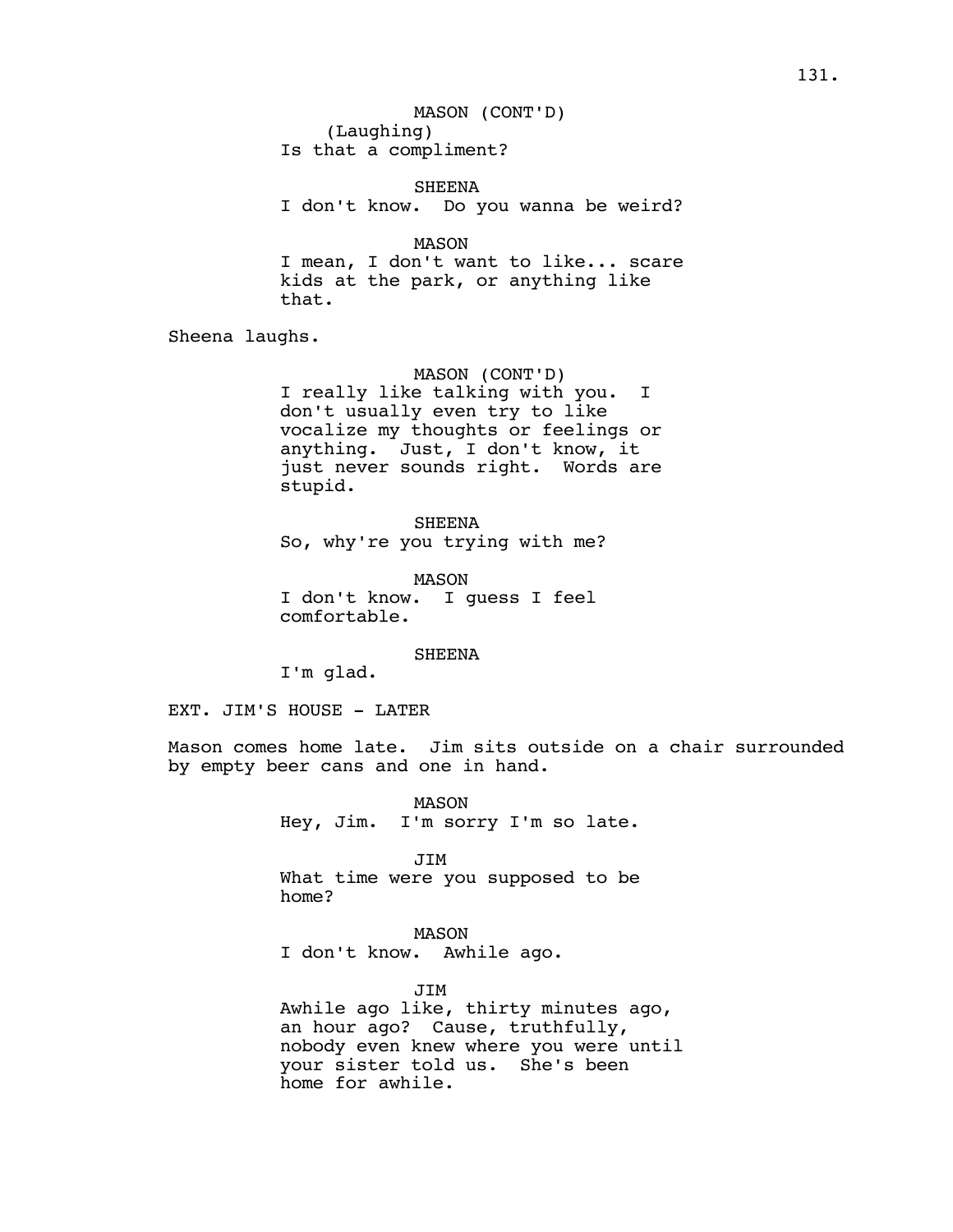MASON (CONT'D)
(Laughing)
Is that a compliment?

SHEENA
I don't know. Do you wanna be weird?

MASON
I mean, I don't want to like... scare kids at the park, or anything like that.

Sheena laughs.

MASON (CONT'D)
I really like talking with you. I don't usually even try to like vocalize my thoughts or feelings or anything. Just, I don't know, it just never sounds right. Words are stupid.

SHEENA
So, why're you trying with me?

MASON
I don't know. I guess I feel comfortable.

SHEENA
I'm glad.

EXT. JIM'S HOUSE - LATER

Mason comes home late. Jim sits outside on a chair surrounded by empty beer cans and one in hand.

MASON
Hey, Jim. I'm sorry I'm so late.

JIM
What time were you supposed to be home?

MASON
I don't know. Awhile ago.

JIM
Awhile ago like, thirty minutes ago, an hour ago? Cause, truthfully, nobody even knew where you were until your sister told us. She's been home for awhile.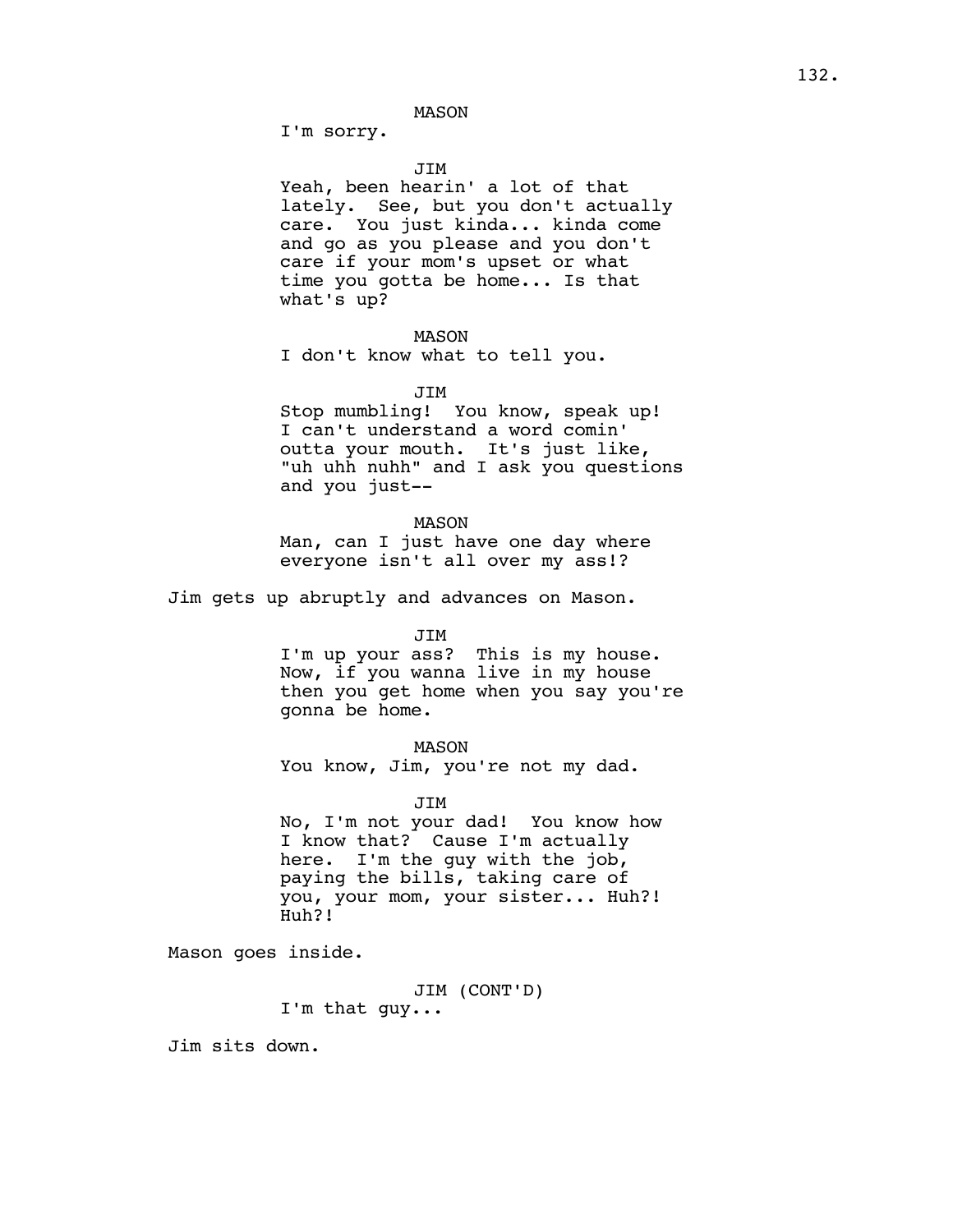MASON

I'm sorry.

JIM

Yeah, been hearin' a lot of that lately. See, but you don't actually care. You just kinda... kinda come and go as you please and you don't care if your mom's upset or what time you gotta be home... Is that what's up?

MASON

I don't know what to tell you.

JIM

Stop mumbling! You know, speak up! I can't understand a word comin' outta your mouth. It's just like, "uh uhh nuhh" and I ask you questions and you just--

MASON

Man, can I just have one day where everyone isn't all over my ass!?

Jim gets up abruptly and advances on Mason.

JIM

I'm up your ass? This is my house. Now, if you wanna live in my house then you get home when you say you're gonna be home.

MASON

You know, Jim, you're not my dad.

JIM

No, I'm not your dad! You know how I know that? Cause I'm actually here. I'm the guy with the job, paying the bills, taking care of you, your mom, your sister... Huh?! Huh?!

Mason goes inside.

JIM (CONT'D)

I'm that guy...

Jim sits down.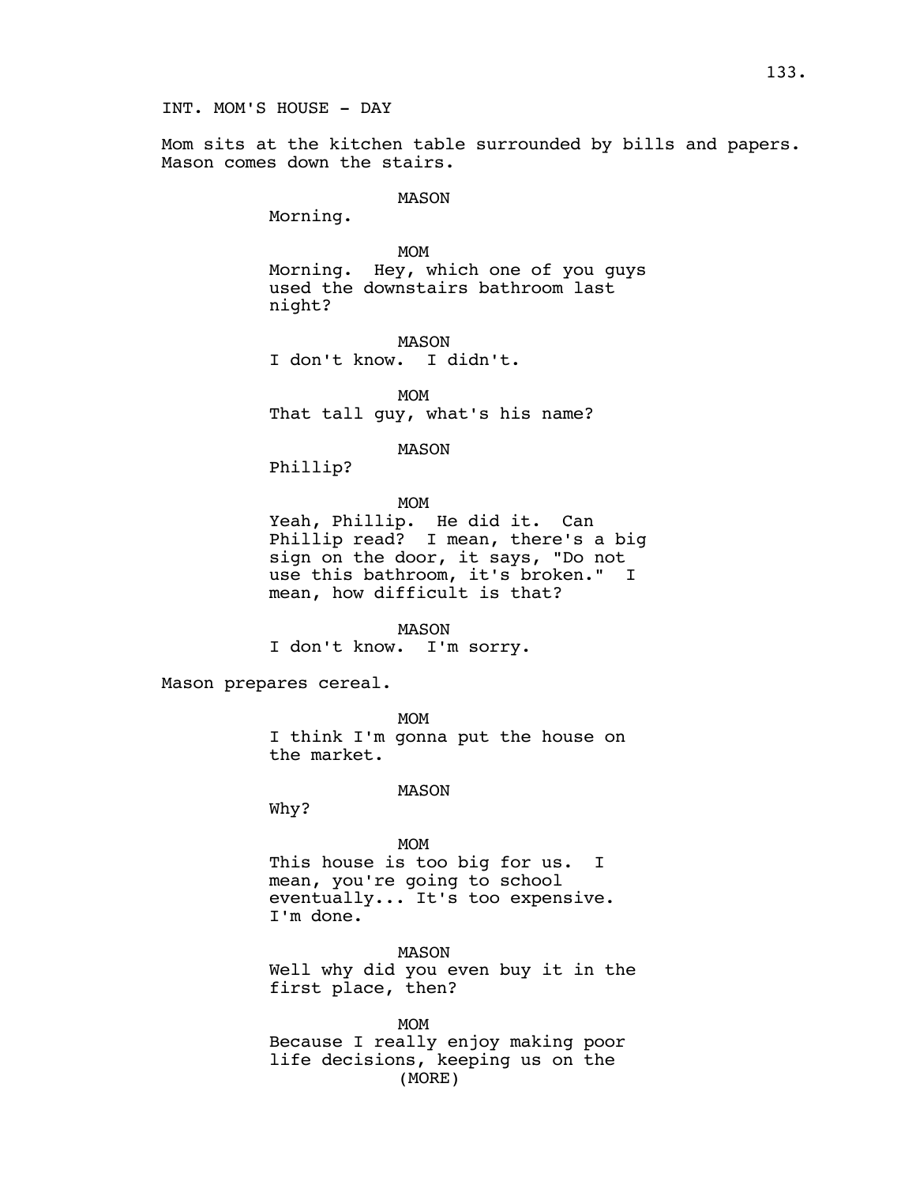INT. MOM'S HOUSE - DAY

Mom sits at the kitchen table surrounded by bills and papers. Mason comes down the stairs.

MASON
Morning.

MOM
Morning. Hey, which one of you guys used the downstairs bathroom last night?

MASON
I don't know. I didn't.

MOM
That tall guy, what's his name?

MASON
Phillip?

MOM
Yeah, Phillip. He did it. Can Phillip read? I mean, there's a big sign on the door, it says, "Do not use this bathroom, it's broken." I mean, how difficult is that?

MASON
I don't know. I'm sorry.

Mason prepares cereal.

MOM
I think I'm gonna put the house on the market.

MASON
Why?

MOM
This house is too big for us. I mean, you're going to school eventually... It's too expensive. I'm done.

MASON
Well why did you even buy it in the first place, then?

MOM
Because I really enjoy making poor life decisions, keeping us on the
(MORE)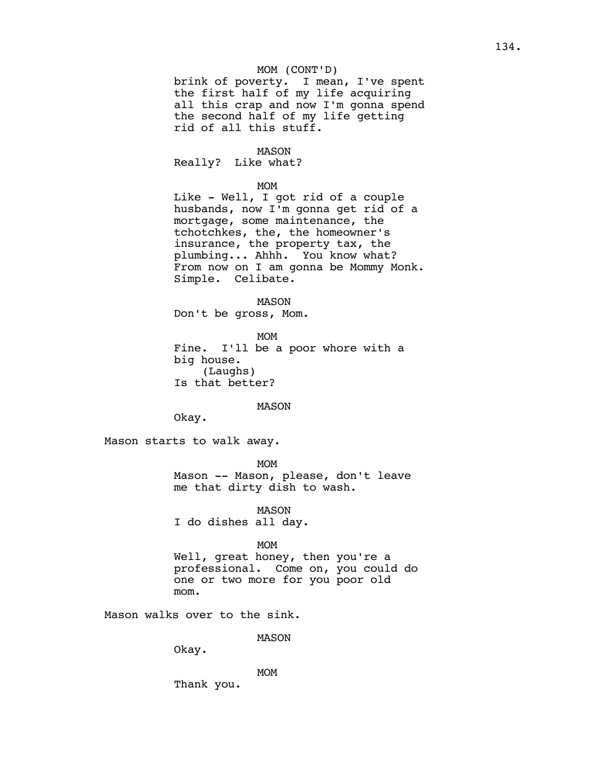MOM (CONT'D)

brink of poverty. I mean, I've spent the first half of my life acquiring all this crap and now I'm gonna spend the second half of my life getting rid of all this stuff.

MASON

Really? Like what?

MOM

Like - Well, I got rid of a couple husbands, now I'm gonna get rid of a mortgage, some maintenance, the tchotchkes, the, the homeowner's insurance, the property tax, the plumbing... Ahhh. You know what? From now on I am gonna be Mommy Monk. Simple. Celibate.

MASON

Don't be gross, Mom.

MOM

Fine. I'll be a poor whore with a big house.
(Laughs)
Is that better?

MASON

Okay.

Mason starts to walk away.

MOM

Mason -- Mason, please, don't leave me that dirty dish to wash.

MASON

I do dishes all day.

MOM

Well, great honey, then you're a professional. Come on, you could do one or two more for you poor old mom.

Mason walks over to the sink.

MASON

Okay.

MOM

Thank you.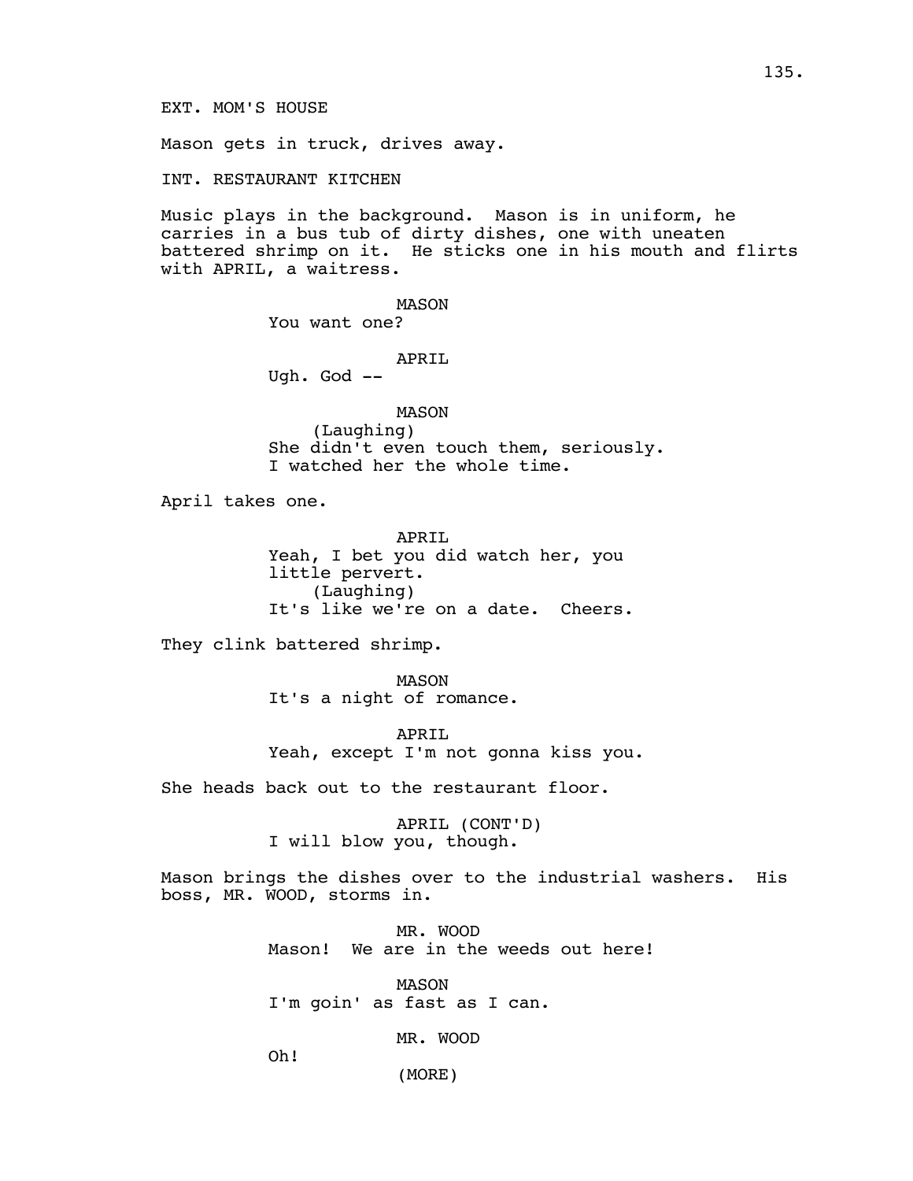EXT. MOM'S HOUSE

Mason gets in truck, drives away.

INT. RESTAURANT KITCHEN

Music plays in the background. Mason is in uniform, he carries in a bus tub of dirty dishes, one with uneaten battered shrimp on it. He sticks one in his mouth and flirts with APRIL, a waitress.

MASON
You want one?

APRIL
Ugh. God --

MASON
(Laughing)
She didn't even touch them, seriously. I watched her the whole time.

April takes one.

APRIL
Yeah, I bet you did watch her, you little pervert.
(Laughing)
It's like we're on a date. Cheers.

They clink battered shrimp.

MASON
It's a night of romance.

APRIL
Yeah, except I'm not gonna kiss you.

She heads back out to the restaurant floor.

APRIL (CONT'D)
I will blow you, though.

Mason brings the dishes over to the industrial washers. His boss, MR. WOOD, storms in.

MR. WOOD
Mason! We are in the weeds out here!

MASON
I'm goin' as fast as I can.

MR. WOOD
Oh!
(MORE)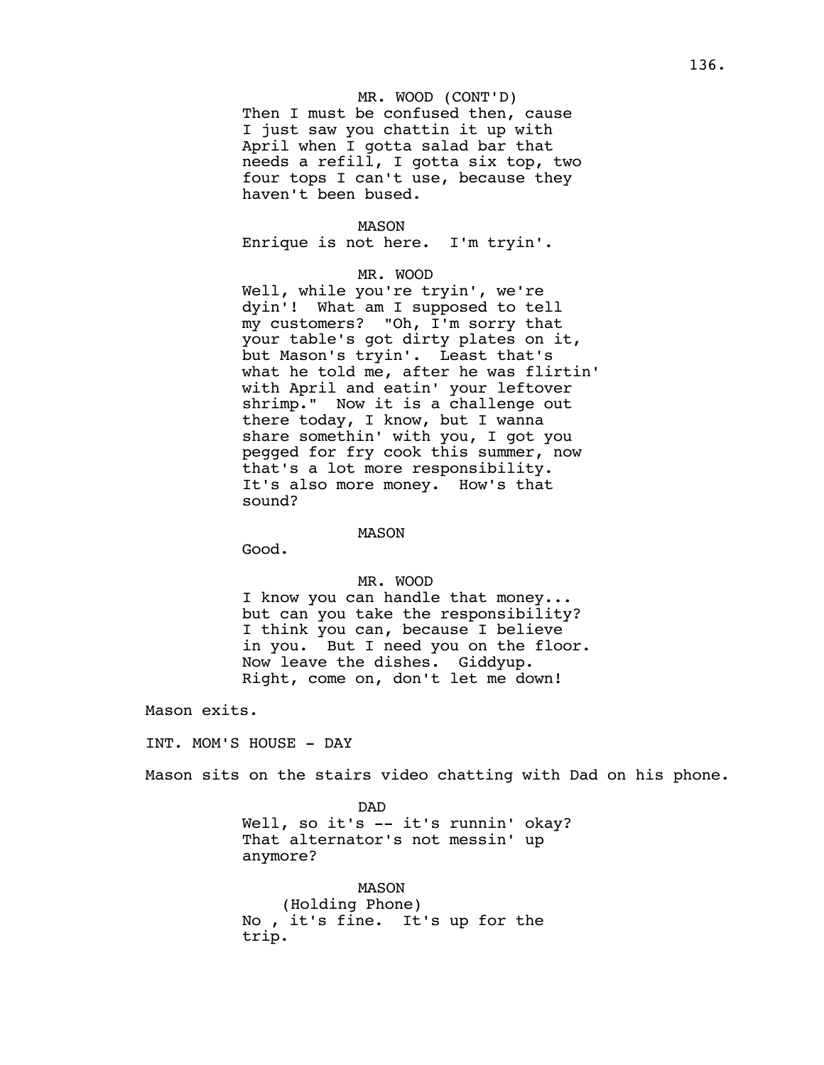MR. WOOD (CONT'D)
Then I must be confused then, cause I just saw you chattin it up with April when I gotta salad bar that needs a refill, I gotta six top, two four tops I can't use, because they haven't been bused.

MASON
Enrique is not here.  I'm tryin'.

MR. WOOD
Well, while you're tryin', we're dyin'!  What am I supposed to tell my customers?  "Oh, I'm sorry that your table's got dirty plates on it, but Mason's tryin'.  Least that's what he told me, after he was flirtin' with April and eatin' your leftover shrimp."  Now it is a challenge out there today, I know, but I wanna share somethin' with you, I got you pegged for fry cook this summer, now that's a lot more responsibility.  It's also more money.  How's that sound?

MASON
Good.

MR. WOOD
I know you can handle that money... but can you take the responsibility?  I think you can, because I believe in you.  But I need you on the floor.  Now leave the dishes.  Giddyup.  Right, come on, don't let me down!

Mason exits.

INT. MOM'S HOUSE - DAY

Mason sits on the stairs video chatting with Dad on his phone.

DAD
Well, so it's -- it's runnin' okay?  That alternator's not messin' up anymore?

MASON
(Holding Phone)
No , it's fine.  It's up for the trip.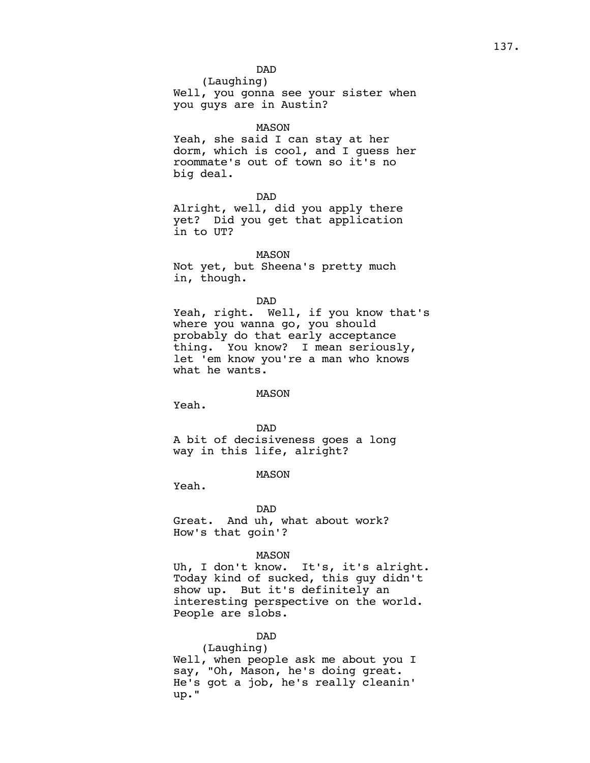DAD
(Laughing)
Well, you gonna see your sister when you guys are in Austin?

MASON
Yeah, she said I can stay at her dorm, which is cool, and I guess her roommate's out of town so it's no big deal.

DAD
Alright, well, did you apply there yet? Did you get that application in to UT?

MASON
Not yet, but Sheena's pretty much in, though.

DAD
Yeah, right. Well, if you know that's where you wanna go, you should probably do that early acceptance thing. You know? I mean seriously, let 'em know you're a man who knows what he wants.

MASON
Yeah.

DAD
A bit of decisiveness goes a long way in this life, alright?

MASON
Yeah.

DAD
Great. And uh, what about work? How's that goin'?

MASON
Uh, I don't know. It's, it's alright. Today kind of sucked, this guy didn't show up. But it's definitely an interesting perspective on the world. People are slobs.

DAD
(Laughing)
Well, when people ask me about you I say, "Oh, Mason, he's doing great. He's got a job, he's really cleanin' up."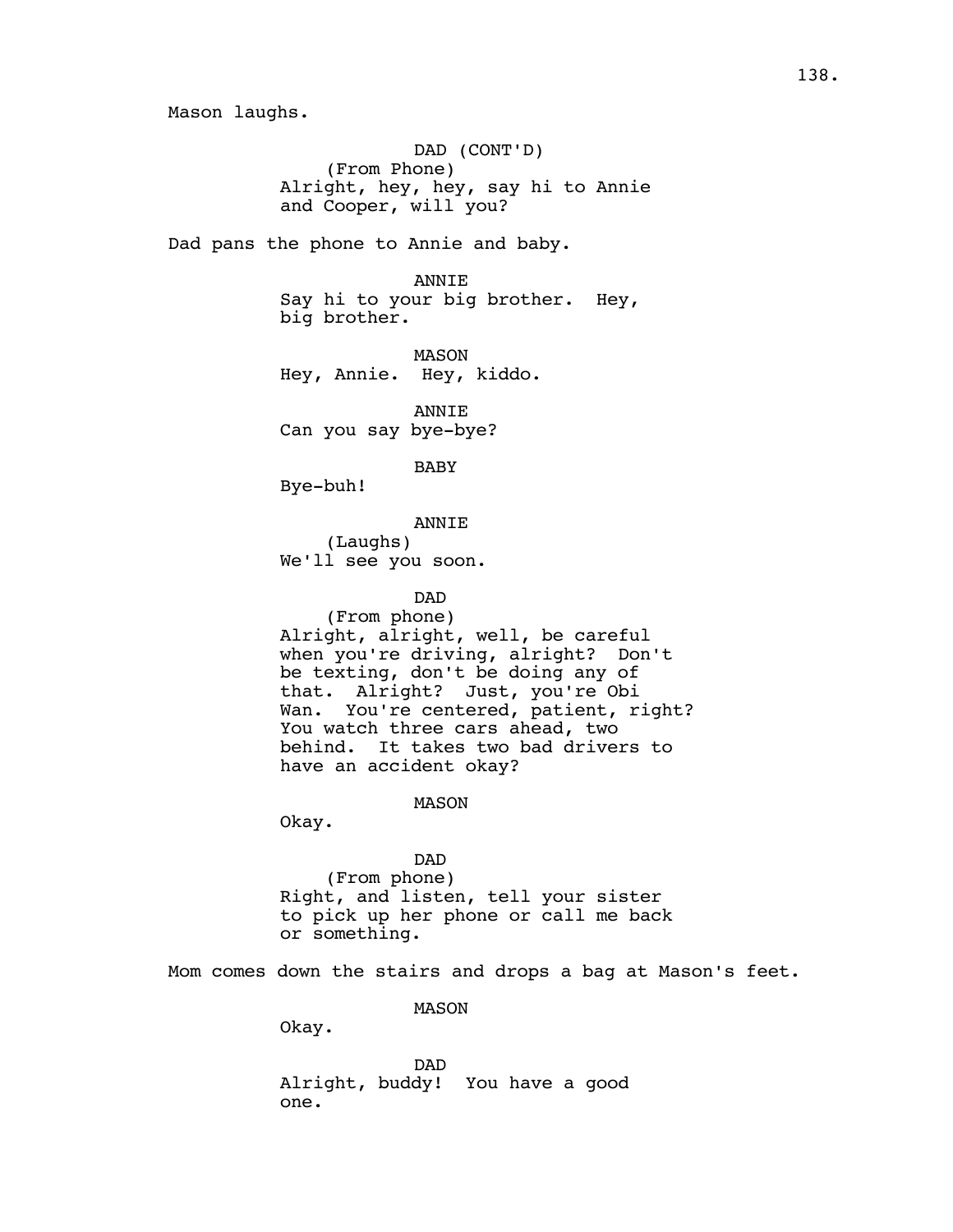Mason laughs.

DAD (CONT'D)
(From Phone)
Alright, hey, hey, say hi to Annie and Cooper, will you?

Dad pans the phone to Annie and baby.

ANNIE
Say hi to your big brother. Hey, big brother.

MASON
Hey, Annie. Hey, kiddo.

ANNIE
Can you say bye-bye?

BABY
Bye-buh!

ANNIE
(Laughs)
We'll see you soon.

DAD
(From phone)
Alright, alright, well, be careful when you're driving, alright? Don't be texting, don't be doing any of that. Alright? Just, you're Obi Wan. You're centered, patient, right? You watch three cars ahead, two behind. It takes two bad drivers to have an accident okay?

MASON
Okay.

DAD
(From phone)
Right, and listen, tell your sister to pick up her phone or call me back or something.

Mom comes down the stairs and drops a bag at Mason's feet.

MASON
Okay.

DAD
Alright, buddy! You have a good one.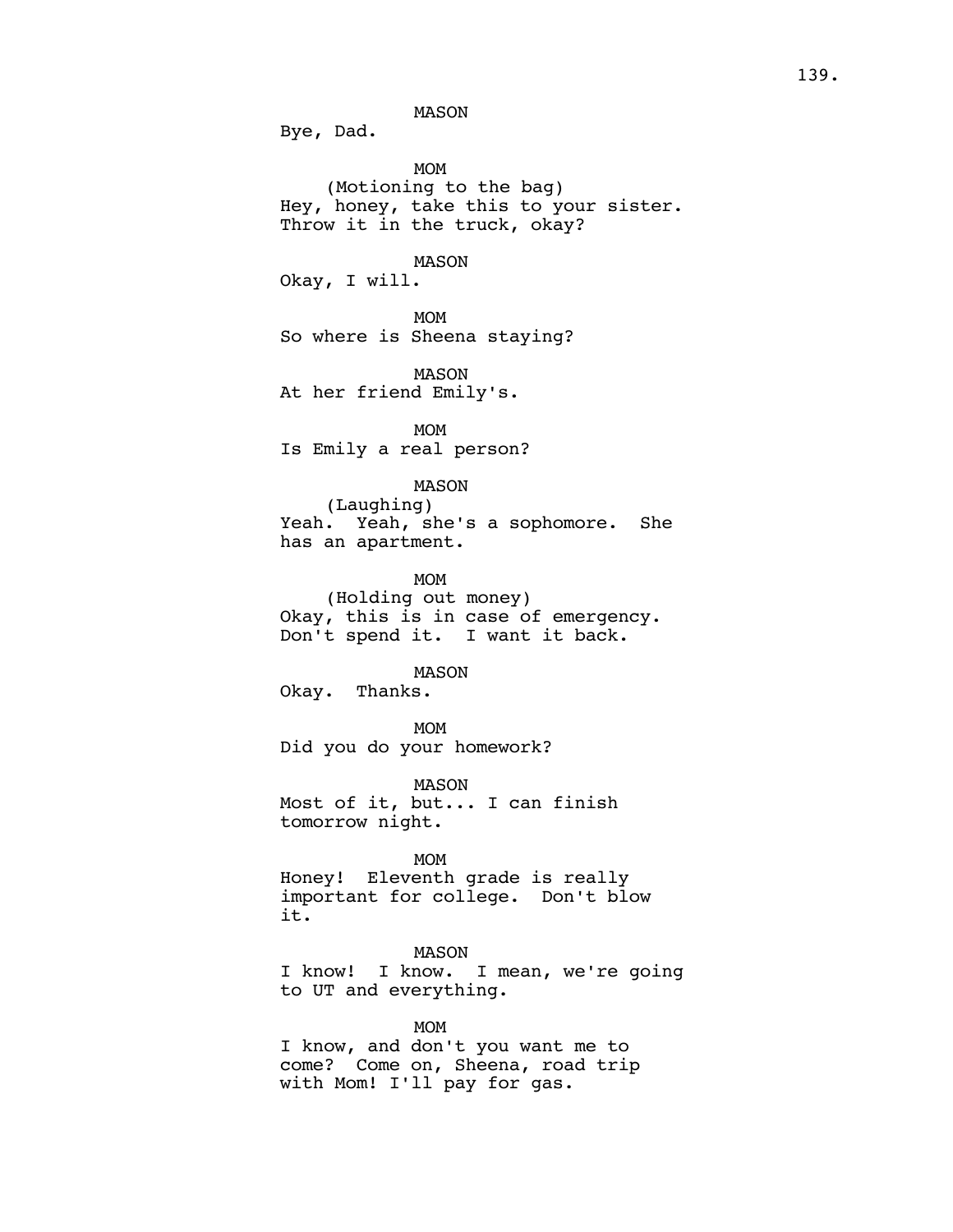MASON

Bye, Dad.

MOM

(Motioning to the bag)

Hey, honey, take this to your sister. Throw it in the truck, okay?

MASON

Okay, I will.

MOM

So where is Sheena staying?

MASON

At her friend Emily's.

MOM

Is Emily a real person?

MASON

(Laughing)

Yeah. Yeah, she's a sophomore. She has an apartment.

MOM

(Holding out money)

Okay, this is in case of emergency. Don't spend it. I want it back.

MASON

Okay. Thanks.

MOM

Did you do your homework?

MASON

Most of it, but... I can finish tomorrow night.

MOM

Honey! Eleventh grade is really important for college. Don't blow it.

MASON

I know! I know. I mean, we're going to UT and everything.

MOM

I know, and don't you want me to come? Come on, Sheena, road trip with Mom! I'll pay for gas.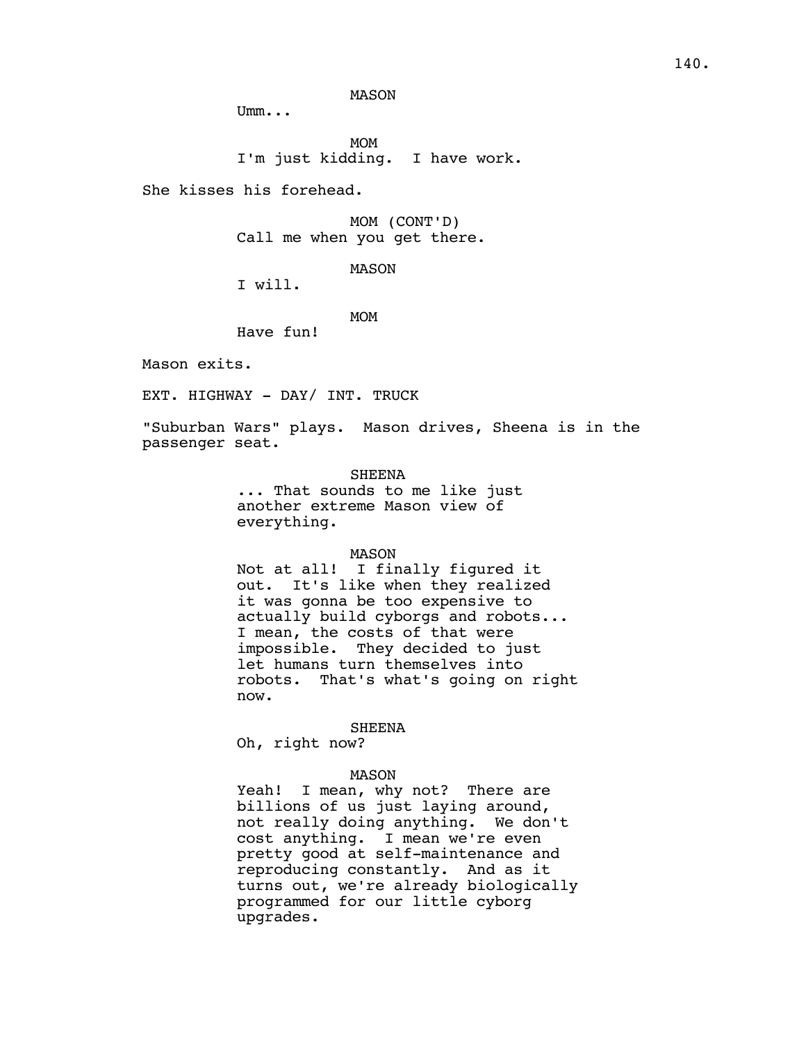MASON

Umm...

MOM

I'm just kidding. I have work.

She kisses his forehead.

MOM (CONT'D)

Call me when you get there.

MASON

I will.

MOM

Have fun!

Mason exits.

EXT. HIGHWAY - DAY/ INT. TRUCK

"Suburban Wars" plays. Mason drives, Sheena is in the passenger seat.

SHEENA

... That sounds to me like just another extreme Mason view of everything.

MASON

Not at all! I finally figured it out. It's like when they realized it was gonna be too expensive to actually build cyborgs and robots... I mean, the costs of that were impossible. They decided to just let humans turn themselves into robots. That's what's going on right now.

SHEENA

Oh, right now?

MASON

Yeah! I mean, why not? There are billions of us just laying around, not really doing anything. We don't cost anything. I mean we're even pretty good at self-maintenance and reproducing constantly. And as it turns out, we're already biologically programmed for our little cyborg upgrades.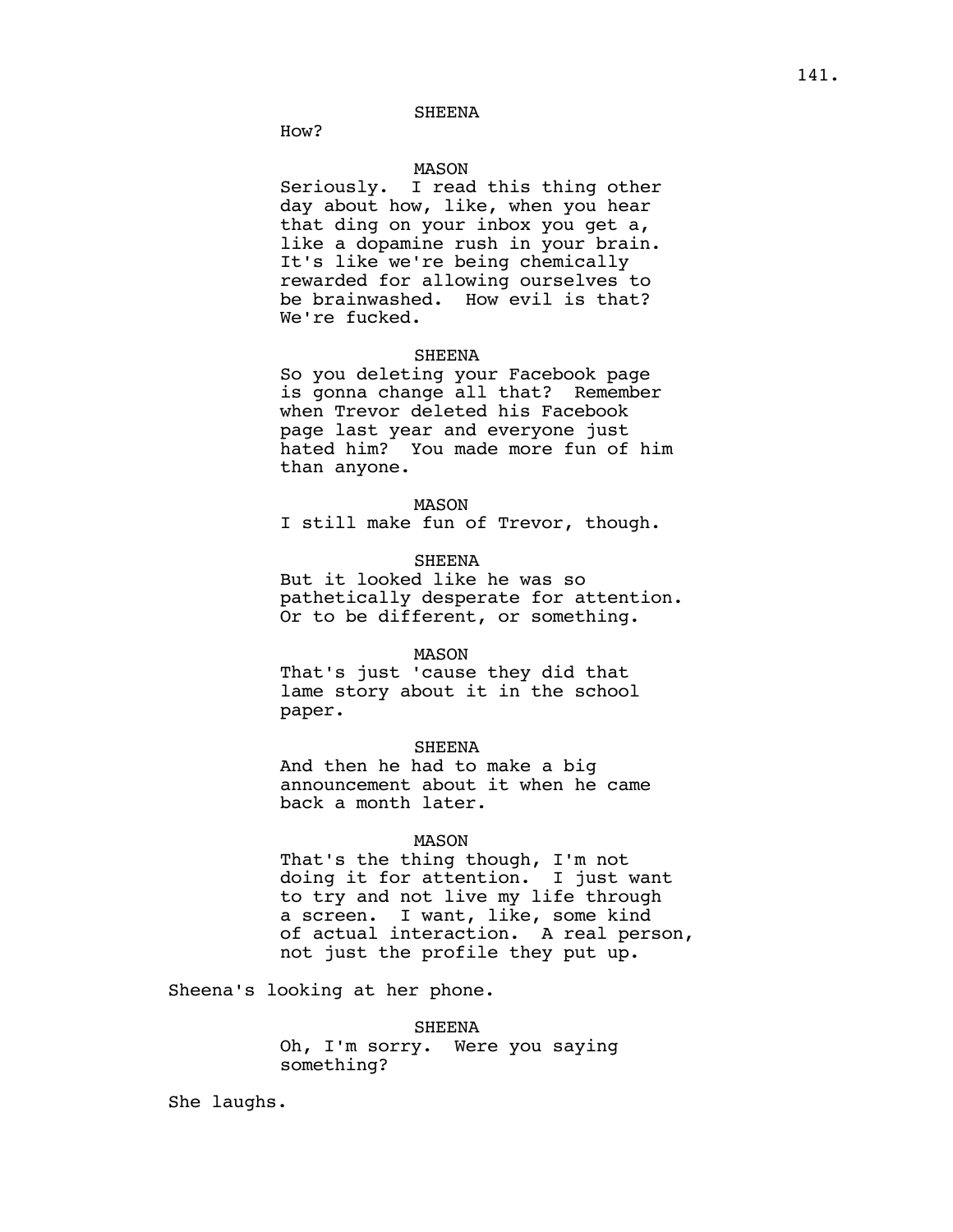SHEENA

How?

MASON

Seriously. I read this thing other day about how, like, when you hear that ding on your inbox you get a, like a dopamine rush in your brain. It's like we're being chemically rewarded for allowing ourselves to be brainwashed. How evil is that? We're fucked.

SHEENA

So you deleting your Facebook page is gonna change all that? Remember when Trevor deleted his Facebook page last year and everyone just hated him? You made more fun of him than anyone.

MASON

I still make fun of Trevor, though.

SHEENA

But it looked like he was so pathetically desperate for attention. Or to be different, or something.

MASON

That's just 'cause they did that lame story about it in the school paper.

SHEENA

And then he had to make a big announcement about it when he came back a month later.

MASON

That's the thing though, I'm not doing it for attention. I just want to try and not live my life through a screen. I want, like, some kind of actual interaction. A real person, not just the profile they put up.

Sheena's looking at her phone.

SHEENA

Oh, I'm sorry. Were you saying something?

She laughs.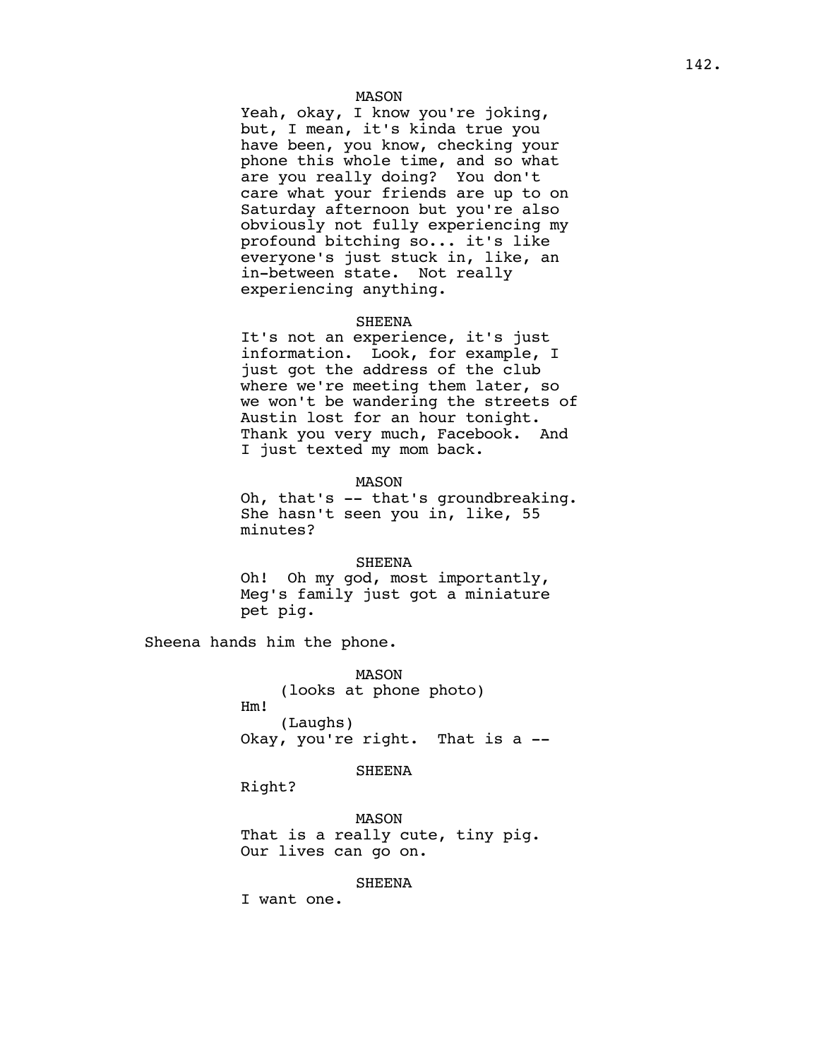MASON

Yeah, okay, I know you're joking, but, I mean, it's kinda true you have been, you know, checking your phone this whole time, and so what are you really doing? You don't care what your friends are up to on Saturday afternoon but you're also obviously not fully experiencing my profound bitching so... it's like everyone's just stuck in, like, an in-between state. Not really experiencing anything.

SHEENA

It's not an experience, it's just information. Look, for example, I just got the address of the club where we're meeting them later, so we won't be wandering the streets of Austin lost for an hour tonight. Thank you very much, Facebook. And I just texted my mom back.

MASON

Oh, that's -- that's groundbreaking. She hasn't seen you in, like, 55 minutes?

SHEENA

Oh! Oh my god, most importantly, Meg's family just got a miniature pet pig.

Sheena hands him the phone.

MASON

(looks at phone photo)

Hm!

(Laughs)

Okay, you're right. That is a --

SHEENA

Right?

MASON

That is a really cute, tiny pig. Our lives can go on.

SHEENA

I want one.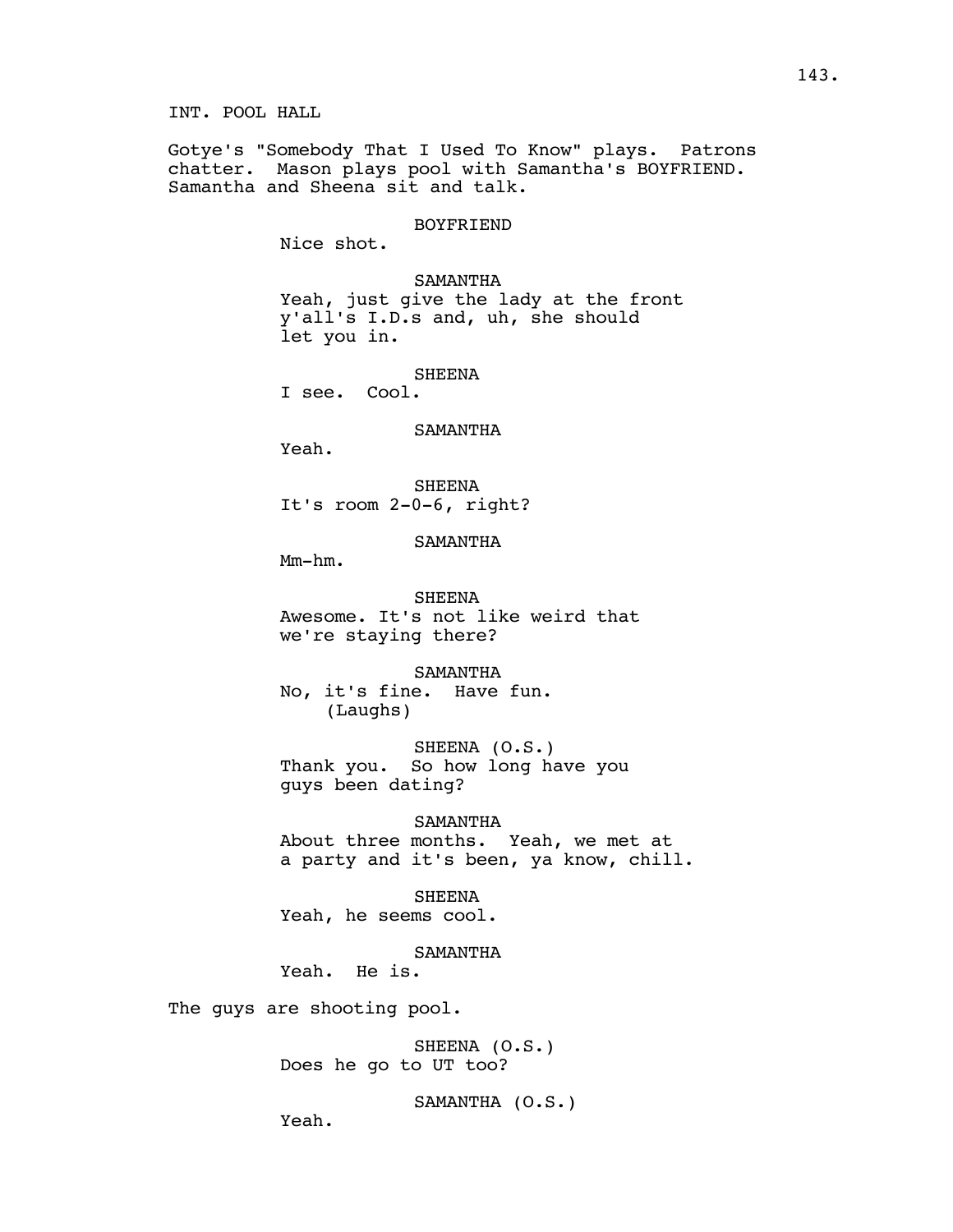INT. POOL HALL

Gotye's "Somebody That I Used To Know" plays. Patrons chatter. Mason plays pool with Samantha's BOYFRIEND. Samantha and Sheena sit and talk.

BOYFRIEND
Nice shot.

SAMANTHA
Yeah, just give the lady at the front y'all's I.D.s and, uh, she should let you in.

SHEENA
I see. Cool.

SAMANTHA
Yeah.

SHEENA
It's room 2-0-6, right?

SAMANTHA
Mm-hm.

SHEENA
Awesome. It's not like weird that we're staying there?

SAMANTHA
No, it's fine. Have fun.
(Laughs)

SHEENA (O.S.)
Thank you. So how long have you guys been dating?

SAMANTHA
About three months. Yeah, we met at a party and it's been, ya know, chill.

SHEENA
Yeah, he seems cool.

SAMANTHA
Yeah. He is.

The guys are shooting pool.

SHEENA (O.S.)
Does he go to UT too?

SAMANTHA (O.S.)
Yeah.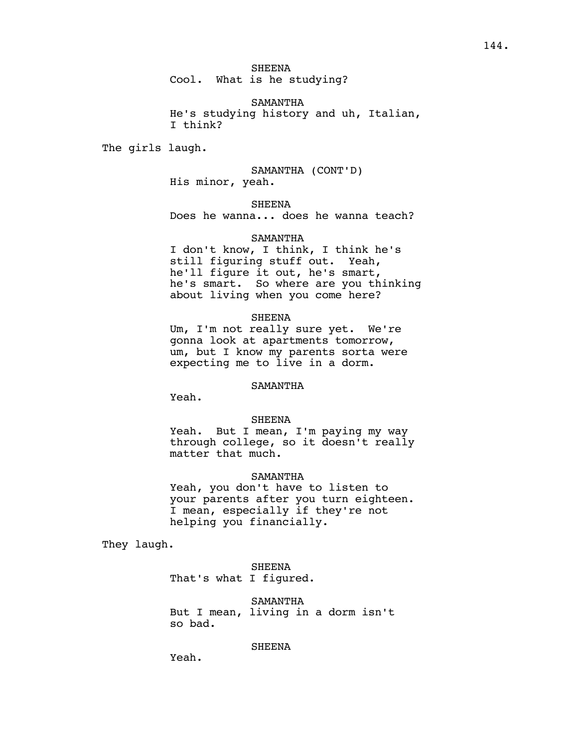SHEENA

Cool. What is he studying?

SAMANTHA

He's studying history and uh, Italian, I think?

The girls laugh.

SAMANTHA (CONT'D)

His minor, yeah.

SHEENA

Does he wanna... does he wanna teach?

SAMANTHA

I don't know, I think, I think he's still figuring stuff out. Yeah, he'll figure it out, he's smart, he's smart. So where are you thinking about living when you come here?

SHEENA

Um, I'm not really sure yet. We're gonna look at apartments tomorrow, um, but I know my parents sorta were expecting me to live in a dorm.

SAMANTHA

Yeah.

SHEENA

Yeah. But I mean, I'm paying my way through college, so it doesn't really matter that much.

SAMANTHA

Yeah, you don't have to listen to your parents after you turn eighteen. I mean, especially if they're not helping you financially.

They laugh.

SHEENA

That's what I figured.

SAMANTHA

But I mean, living in a dorm isn't so bad.

SHEENA

Yeah.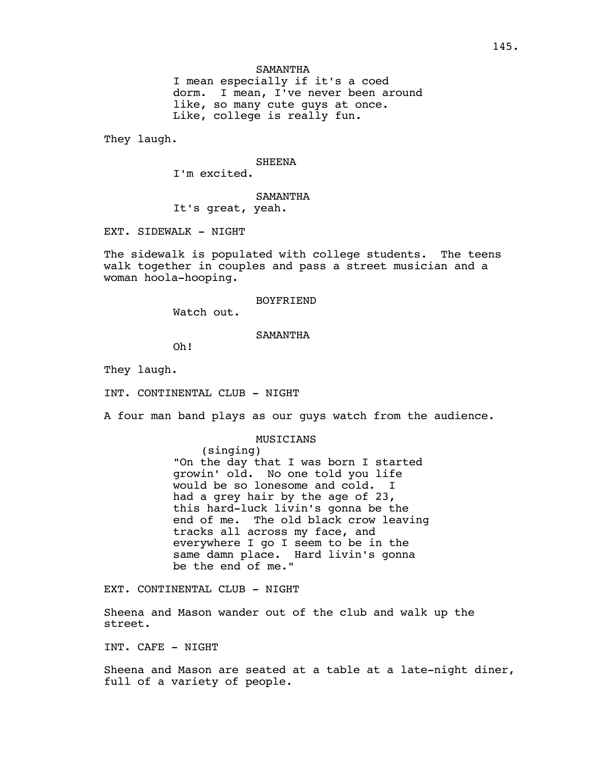SAMANTHA
I mean especially if it's a coed dorm. I mean, I've never been around like, so many cute guys at once. Like, college is really fun.

They laugh.

SHEENA
I'm excited.

SAMANTHA
It's great, yeah.

EXT. SIDEWALK - NIGHT

The sidewalk is populated with college students. The teens walk together in couples and pass a street musician and a woman hoola-hooping.

BOYFRIEND
Watch out.

SAMANTHA
Oh!

They laugh.

INT. CONTINENTAL CLUB - NIGHT

A four man band plays as our guys watch from the audience.

MUSICIANS
(singing)
"On the day that I was born I started growin' old. No one told you life would be so lonesome and cold. I had a grey hair by the age of 23, this hard-luck livin's gonna be the end of me. The old black crow leaving tracks all across my face, and everywhere I go I seem to be in the same damn place. Hard livin's gonna be the end of me."

EXT. CONTINENTAL CLUB - NIGHT

Sheena and Mason wander out of the club and walk up the street.

INT. CAFE - NIGHT

Sheena and Mason are seated at a table at a late-night diner, full of a variety of people.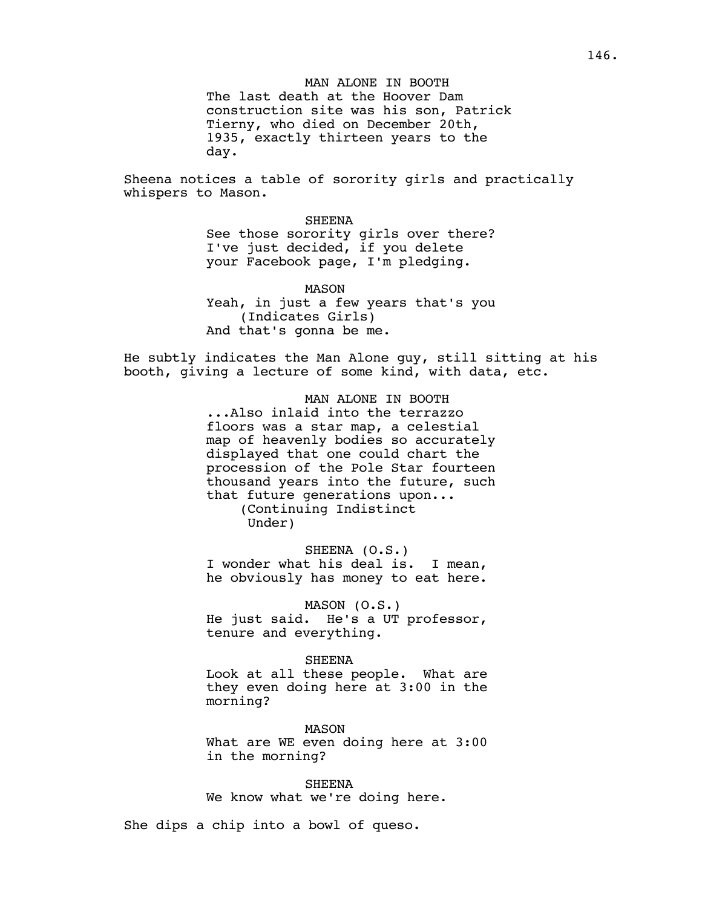MAN ALONE IN BOOTH
The last death at the Hoover Dam construction site was his son, Patrick Tierny, who died on December 20th, 1935, exactly thirteen years to the day.

Sheena notices a table of sorority girls and practically whispers to Mason.

SHEENA
See those sorority girls over there? I've just decided, if you delete your Facebook page, I'm pledging.

MASON
Yeah, in just a few years that's you
(Indicates Girls)
And that's gonna be me.

He subtly indicates the Man Alone guy, still sitting at his booth, giving a lecture of some kind, with data, etc.

MAN ALONE IN BOOTH
...Also inlaid into the terrazzo floors was a star map, a celestial map of heavenly bodies so accurately displayed that one could chart the procession of the Pole Star fourteen thousand years into the future, such that future generations upon...
(Continuing Indistinct Under)

SHEENA (O.S.)
I wonder what his deal is. I mean, he obviously has money to eat here.

MASON (O.S.)
He just said. He's a UT professor, tenure and everything.

SHEENA
Look at all these people. What are they even doing here at 3:00 in the morning?

MASON
What are WE even doing here at 3:00 in the morning?

SHEENA
We know what we're doing here.

She dips a chip into a bowl of queso.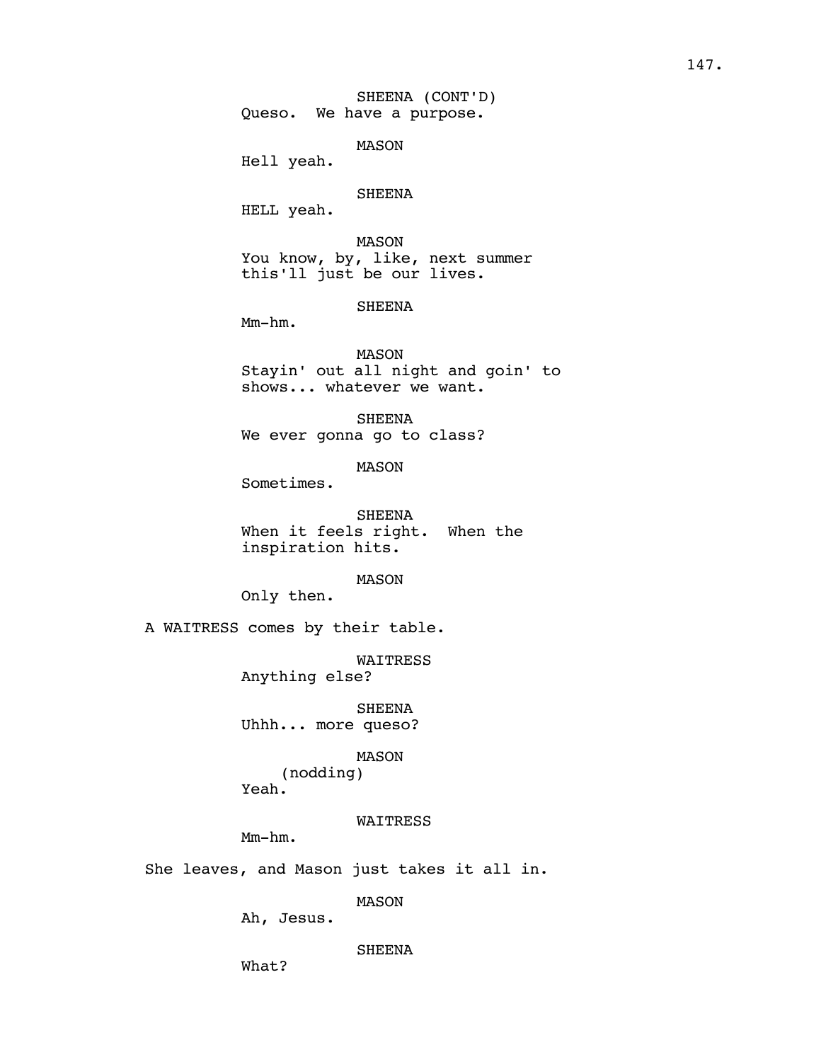SHEENA (CONT'D)
Queso. We have a purpose.

MASON
Hell yeah.

SHEENA
HELL yeah.

MASON
You know, by, like, next summer this'll just be our lives.

SHEENA
Mm-hm.

MASON
Stayin' out all night and goin' to shows... whatever we want.

SHEENA
We ever gonna go to class?

MASON
Sometimes.

SHEENA
When it feels right. When the inspiration hits.

MASON
Only then.

A WAITRESS comes by their table.

WAITRESS
Anything else?

SHEENA
Uhhh... more queso?

MASON
(nodding)
Yeah.

WAITRESS
Mm-hm.

She leaves, and Mason just takes it all in.

MASON
Ah, Jesus.

SHEENA
What?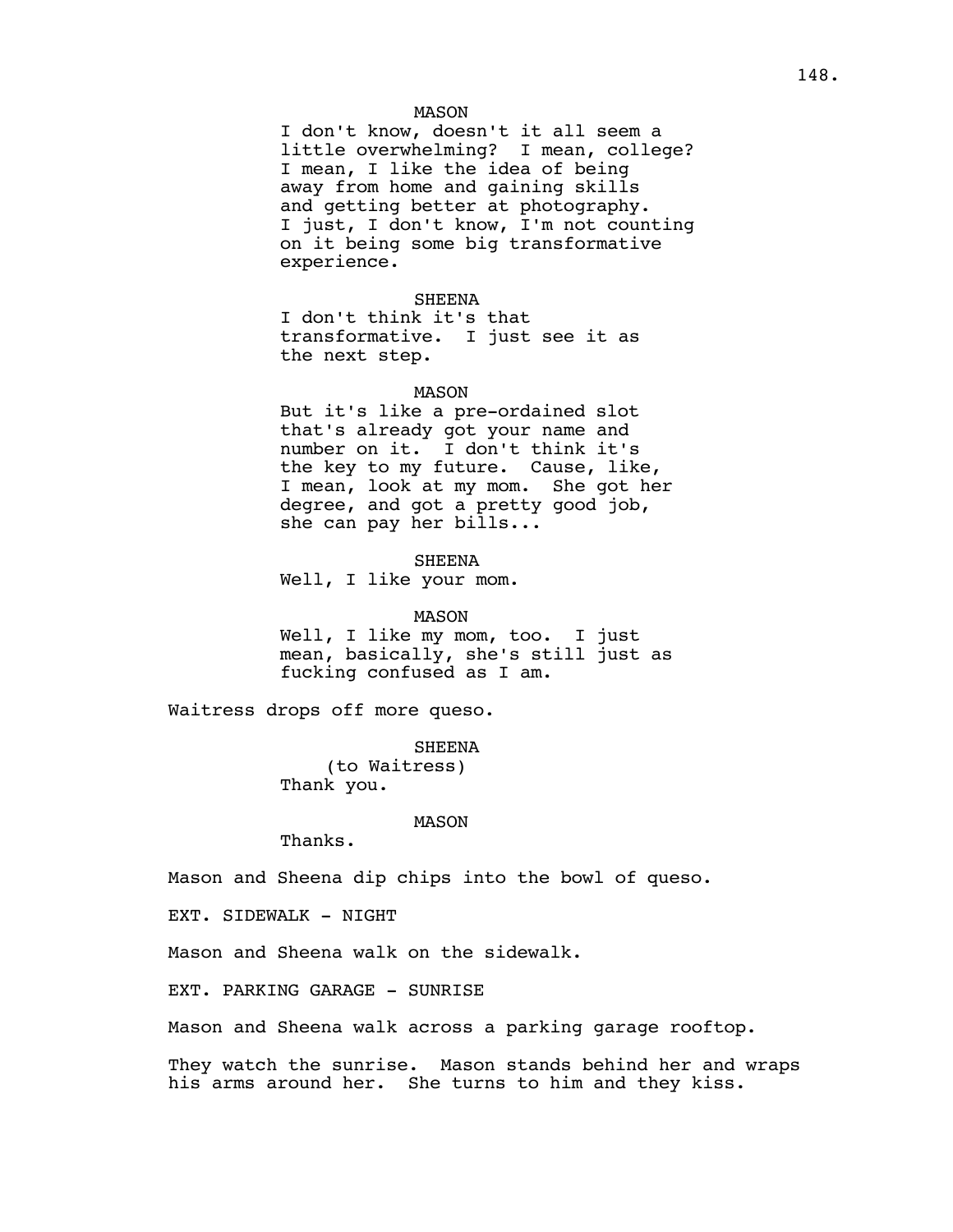MASON

I don't know, doesn't it all seem a little overwhelming? I mean, college? I mean, I like the idea of being away from home and gaining skills and getting better at photography. I just, I don't know, I'm not counting on it being some big transformative experience.

SHEENA

I don't think it's that transformative. I just see it as the next step.

MASON

But it's like a pre-ordained slot that's already got your name and number on it. I don't think it's the key to my future. Cause, like, I mean, look at my mom. She got her degree, and got a pretty good job, she can pay her bills...

SHEENA

Well, I like your mom.

MASON

Well, I like my mom, too. I just mean, basically, she's still just as fucking confused as I am.

Waitress drops off more queso.

SHEENA

(to Waitress)

Thank you.

MASON

Thanks.

Mason and Sheena dip chips into the bowl of queso.

EXT. SIDEWALK - NIGHT

Mason and Sheena walk on the sidewalk.

EXT. PARKING GARAGE - SUNRISE

Mason and Sheena walk across a parking garage rooftop.

They watch the sunrise. Mason stands behind her and wraps his arms around her. She turns to him and they kiss.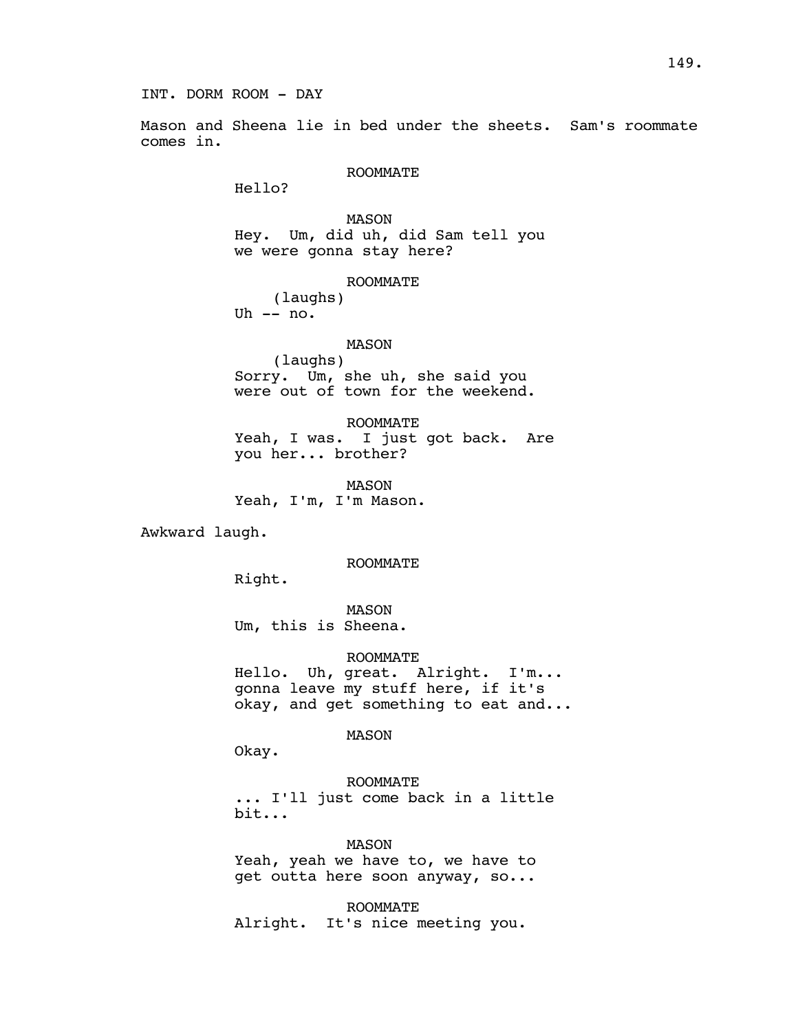INT. DORM ROOM - DAY

Mason and Sheena lie in bed under the sheets. Sam's roommate comes in.

ROOMMATE
Hello?

MASON
Hey. Um, did uh, did Sam tell you we were gonna stay here?

ROOMMATE
(laughs)
Uh -- no.

MASON
(laughs)
Sorry. Um, she uh, she said you were out of town for the weekend.

ROOMMATE
Yeah, I was. I just got back. Are you her... brother?

MASON
Yeah, I'm, I'm Mason.

Awkward laugh.

ROOMMATE
Right.

MASON
Um, this is Sheena.

ROOMMATE
Hello. Uh, great. Alright. I'm... gonna leave my stuff here, if it's okay, and get something to eat and...

MASON
Okay.

ROOMMATE
... I'll just come back in a little bit...

MASON
Yeah, yeah we have to, we have to get outta here soon anyway, so...

ROOMMATE
Alright. It's nice meeting you.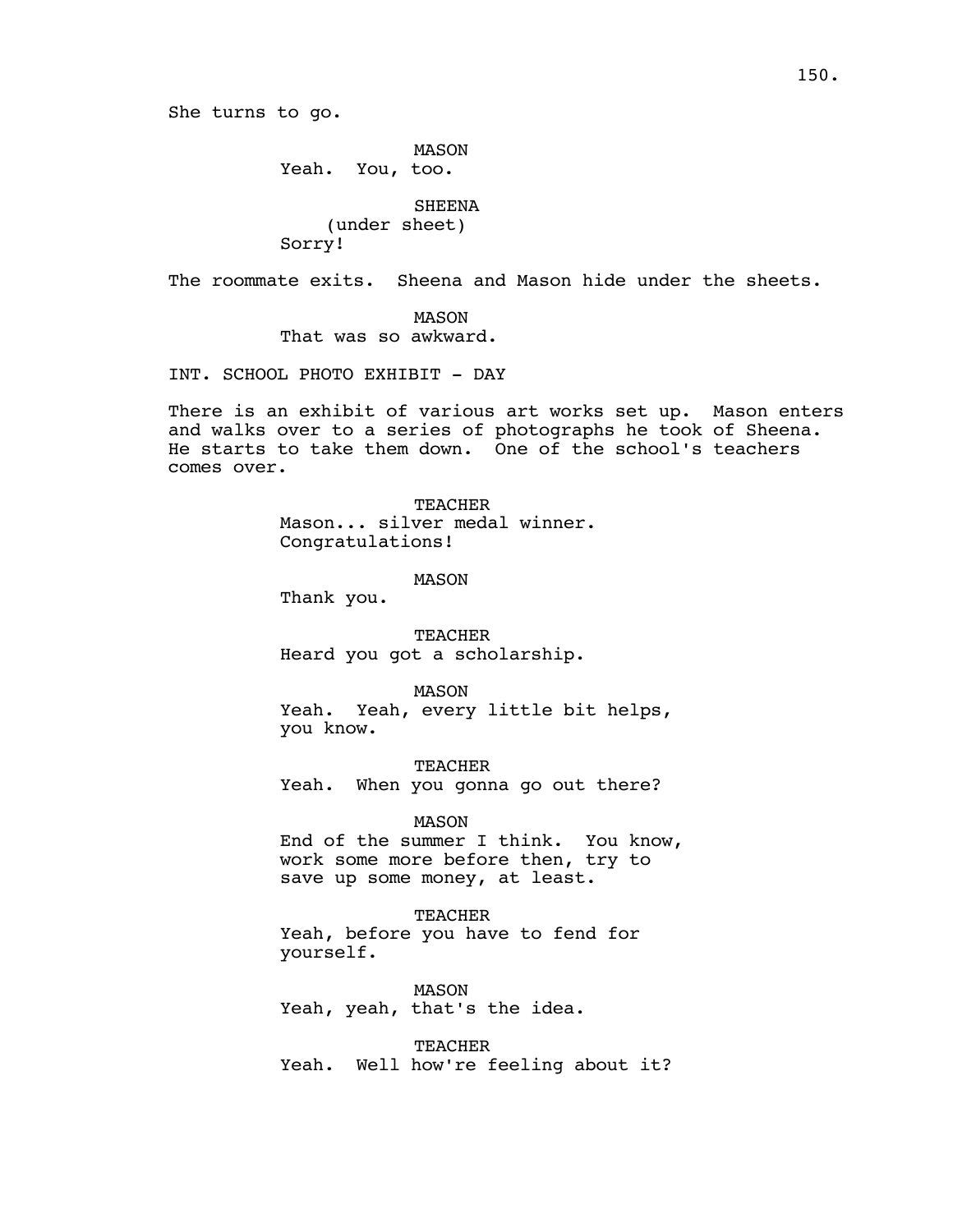She turns to go.

MASON
Yeah.  You, too.

SHEENA
(under sheet)
Sorry!

The roommate exits.  Sheena and Mason hide under the sheets.

MASON
That was so awkward.

INT. SCHOOL PHOTO EXHIBIT - DAY

There is an exhibit of various art works set up.  Mason enters and walks over to a series of photographs he took of Sheena. He starts to take them down.  One of the school's teachers comes over.

TEACHER
Mason... silver medal winner.
Congratulations!

MASON
Thank you.

TEACHER
Heard you got a scholarship.

MASON
Yeah.  Yeah, every little bit helps,
you know.

TEACHER
Yeah.  When you gonna go out there?

MASON
End of the summer I think.  You know,
work some more before then, try to
save up some money, at least.

TEACHER
Yeah, before you have to fend for
yourself.

MASON
Yeah, yeah, that's the idea.

TEACHER
Yeah.  Well how're feeling about it?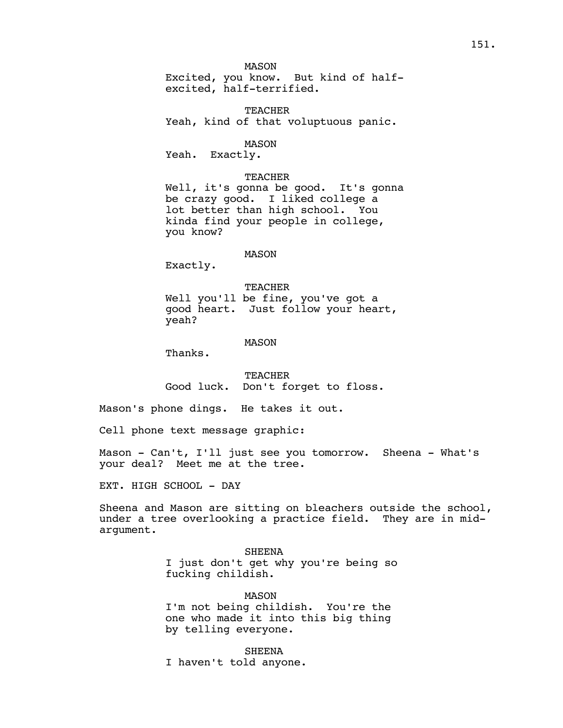MASON
Excited, you know. But kind of half-excited, half-terrified.

TEACHER
Yeah, kind of that voluptuous panic.

MASON
Yeah. Exactly.

TEACHER
Well, it's gonna be good. It's gonna be crazy good. I liked college a lot better than high school. You kinda find your people in college, you know?

MASON
Exactly.

TEACHER
Well you'll be fine, you've got a good heart. Just follow your heart, yeah?

MASON
Thanks.

TEACHER
Good luck. Don't forget to floss.

Mason's phone dings. He takes it out.

Cell phone text message graphic:

Mason - Can't, I'll just see you tomorrow. Sheena - What's your deal? Meet me at the tree.

EXT. HIGH SCHOOL - DAY

Sheena and Mason are sitting on bleachers outside the school, under a tree overlooking a practice field. They are in mid-argument.

SHEENA
I just don't get why you're being so fucking childish.

MASON
I'm not being childish. You're the one who made it into this big thing by telling everyone.

SHEENA
I haven't told anyone.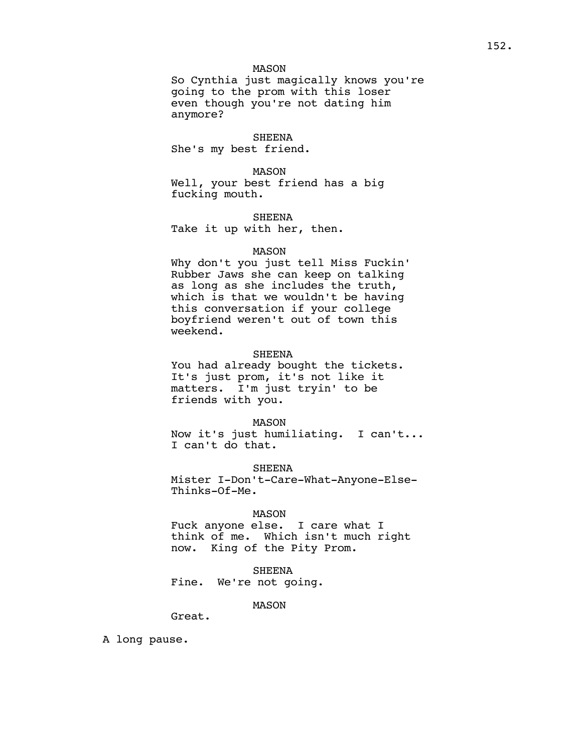MASON

So Cynthia just magically knows you're going to the prom with this loser even though you're not dating him anymore?

SHEENA

She's my best friend.

MASON

Well, your best friend has a big fucking mouth.

SHEENA

Take it up with her, then.

MASON

Why don't you just tell Miss Fuckin' Rubber Jaws she can keep on talking as long as she includes the truth, which is that we wouldn't be having this conversation if your college boyfriend weren't out of town this weekend.

SHEENA

You had already bought the tickets. It's just prom, it's not like it matters. I'm just tryin' to be friends with you.

MASON

Now it's just humiliating. I can't... I can't do that.

SHEENA

Mister I-Don't-Care-What-Anyone-Else-Thinks-Of-Me.

MASON

Fuck anyone else. I care what I think of me. Which isn't much right now. King of the Pity Prom.

SHEENA

Fine. We're not going.

MASON

Great.

A long pause.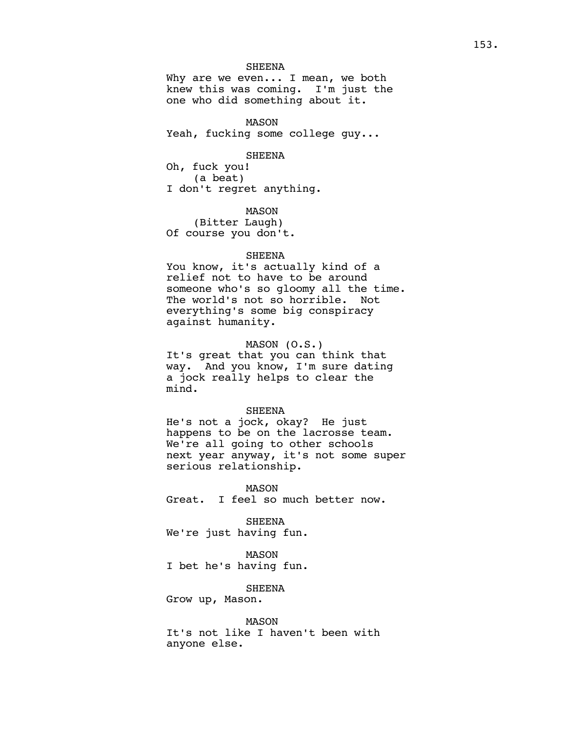SHEENA
Why are we even... I mean, we both knew this was coming. I'm just the one who did something about it.

MASON
Yeah, fucking some college guy...

SHEENA
Oh, fuck you!
(a beat)
I don't regret anything.

MASON
(Bitter Laugh)
Of course you don't.

SHEENA
You know, it's actually kind of a relief not to have to be around someone who's so gloomy all the time. The world's not so horrible. Not everything's some big conspiracy against humanity.

MASON (O.S.)
It's great that you can think that way. And you know, I'm sure dating a jock really helps to clear the mind.

SHEENA
He's not a jock, okay? He just happens to be on the lacrosse team. We're all going to other schools next year anyway, it's not some super serious relationship.

MASON
Great. I feel so much better now.

SHEENA
We're just having fun.

MASON
I bet he's having fun.

SHEENA
Grow up, Mason.

MASON
It's not like I haven't been with anyone else.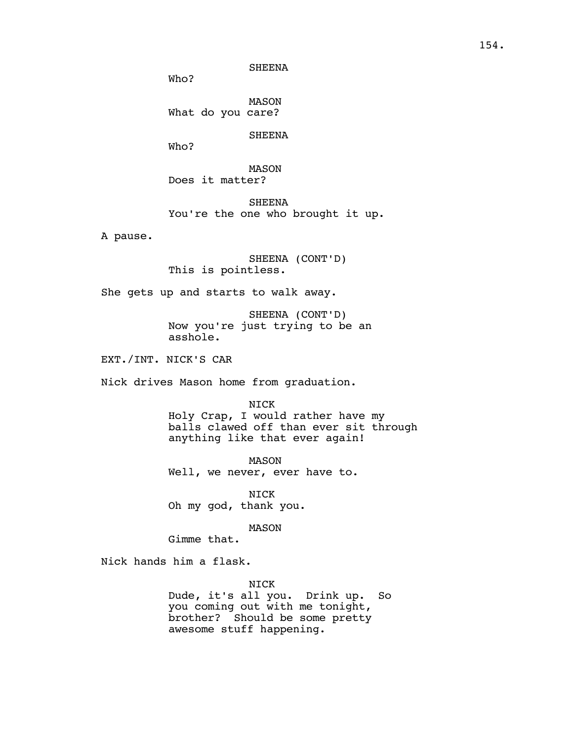SHEENA

Who?

MASON

What do you care?

SHEENA

Who?

MASON

Does it matter?

SHEENA

You're the one who brought it up.

A pause.

SHEENA (CONT'D)

This is pointless.

She gets up and starts to walk away.

SHEENA (CONT'D)

Now you're just trying to be an asshole.

EXT./INT. NICK'S CAR

Nick drives Mason home from graduation.

NICK

Holy Crap, I would rather have my balls clawed off than ever sit through anything like that ever again!

MASON

Well, we never, ever have to.

NICK

Oh my god, thank you.

MASON

Gimme that.

Nick hands him a flask.

NICK

Dude, it's all you. Drink up. So you coming out with me tonight, brother? Should be some pretty awesome stuff happening.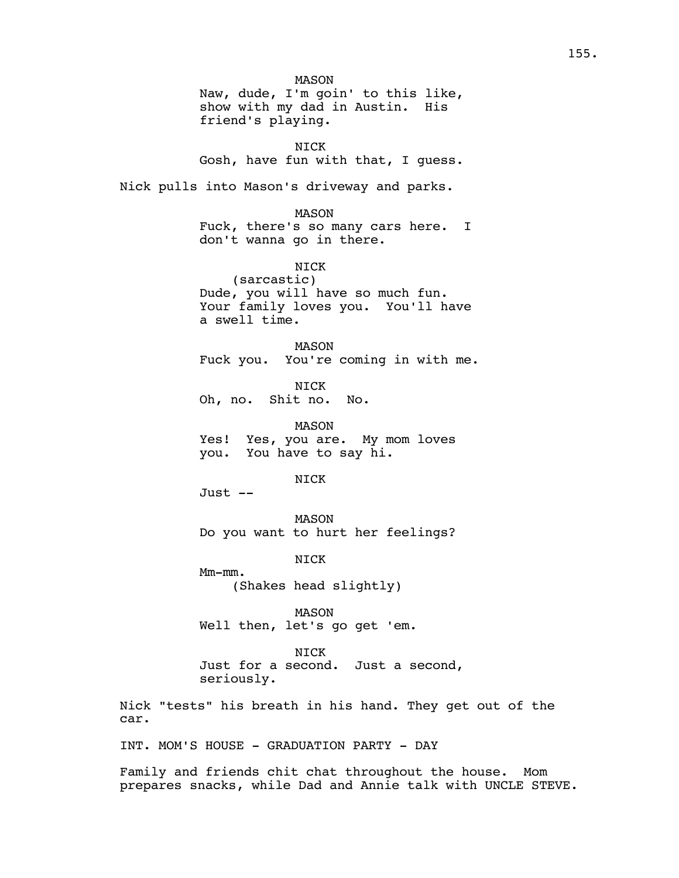MASON
Naw, dude, I'm goin' to this like, show with my dad in Austin. His friend's playing.

NICK
Gosh, have fun with that, I guess.

Nick pulls into Mason's driveway and parks.

MASON
Fuck, there's so many cars here. I don't wanna go in there.

NICK
(sarcastic)
Dude, you will have so much fun. Your family loves you. You'll have a swell time.

MASON
Fuck you. You're coming in with me.

NICK
Oh, no. Shit no. No.

MASON
Yes! Yes, you are. My mom loves you. You have to say hi.

NICK
Just --

MASON
Do you want to hurt her feelings?

NICK
Mm-mm.
(Shakes head slightly)

MASON
Well then, let's go get 'em.

NICK
Just for a second. Just a second, seriously.

Nick "tests" his breath in his hand. They get out of the car.

INT. MOM'S HOUSE - GRADUATION PARTY - DAY

Family and friends chit chat throughout the house. Mom prepares snacks, while Dad and Annie talk with UNCLE STEVE.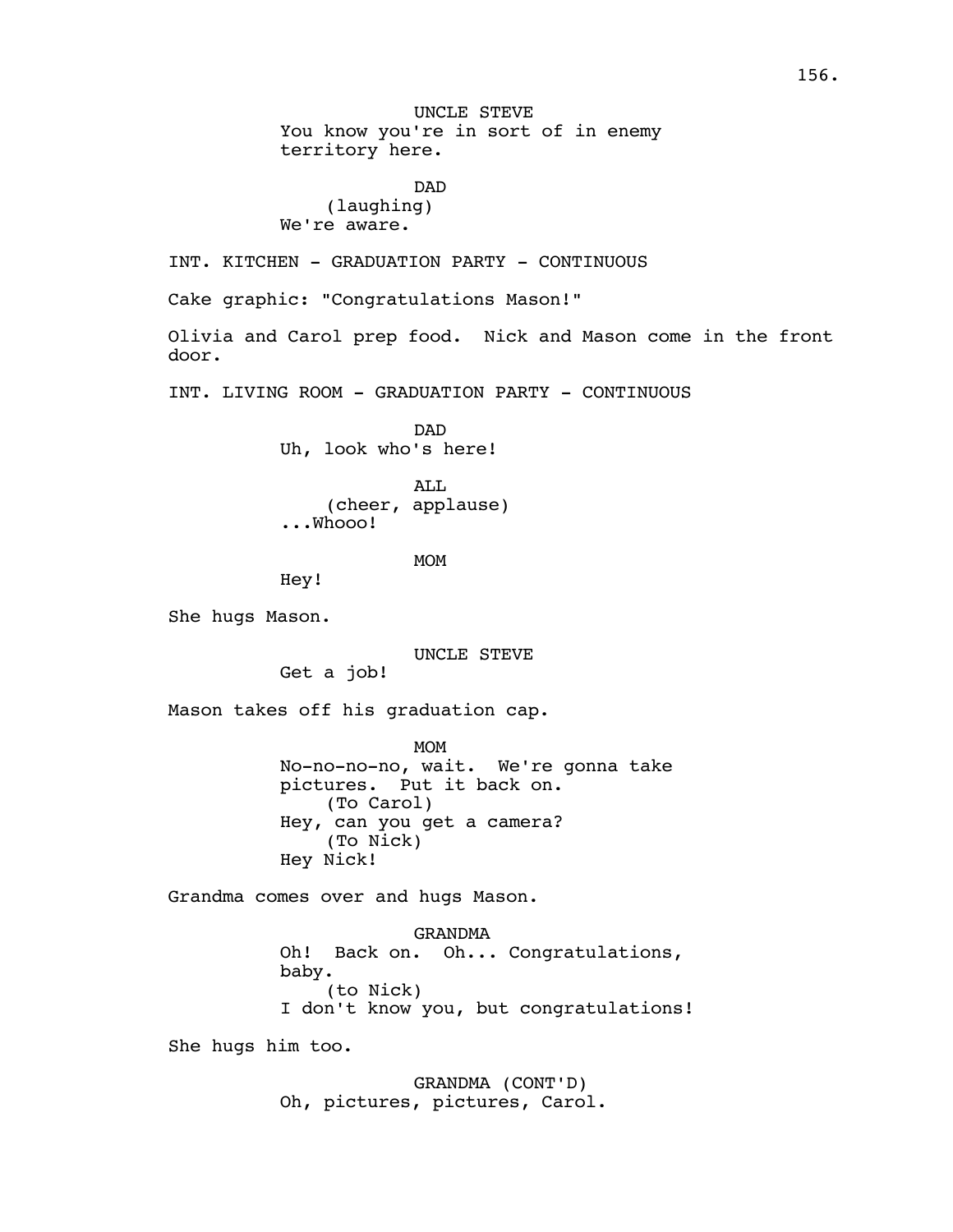UNCLE STEVE
You know you're in sort of in enemy territory here.

DAD
(laughing)
We're aware.

INT. KITCHEN - GRADUATION PARTY - CONTINUOUS

Cake graphic: "Congratulations Mason!"

Olivia and Carol prep food. Nick and Mason come in the front door.

INT. LIVING ROOM - GRADUATION PARTY - CONTINUOUS

DAD
Uh, look who's here!

ALL
(cheer, applause)
...Whooo!

MOM
Hey!

She hugs Mason.

UNCLE STEVE
Get a job!

Mason takes off his graduation cap.

MOM
No-no-no-no, wait. We're gonna take pictures. Put it back on.
(To Carol)
Hey, can you get a camera?
(To Nick)
Hey Nick!

Grandma comes over and hugs Mason.

GRANDMA
Oh! Back on. Oh... Congratulations, baby.
(to Nick)
I don't know you, but congratulations!

She hugs him too.

GRANDMA (CONT'D)
Oh, pictures, pictures, Carol.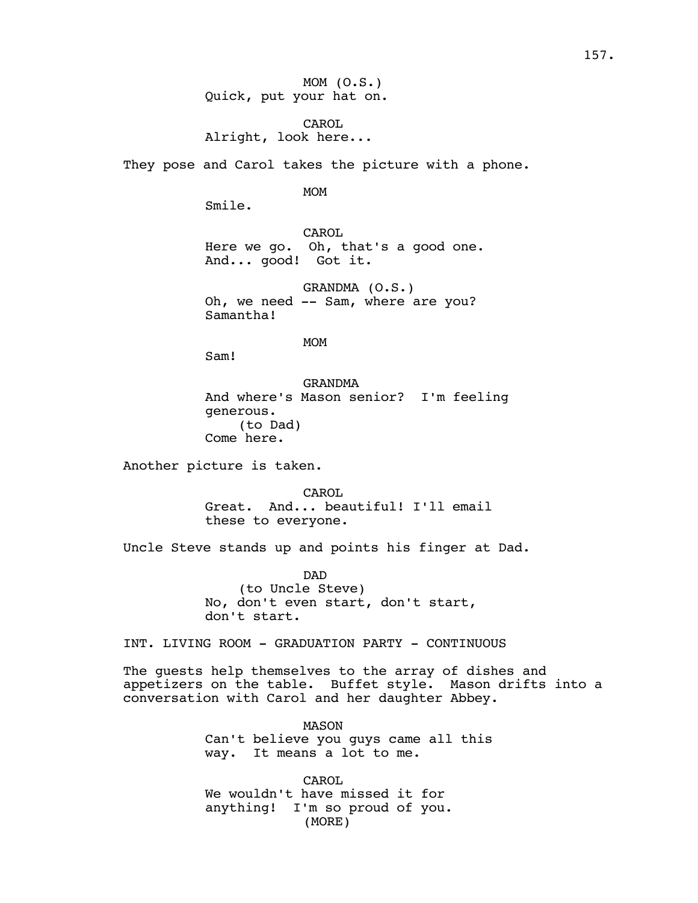MOM (O.S.)
Quick, put your hat on.

CAROL
Alright, look here...

They pose and Carol takes the picture with a phone.

MOM
Smile.

CAROL
Here we go. Oh, that's a good one. And... good! Got it.

GRANDMA (O.S.)
Oh, we need -- Sam, where are you? Samantha!

MOM
Sam!

GRANDMA
And where's Mason senior? I'm feeling generous.
(to Dad)
Come here.

Another picture is taken.

CAROL
Great. And... beautiful! I'll email these to everyone.

Uncle Steve stands up and points his finger at Dad.

DAD
(to Uncle Steve)
No, don't even start, don't start, don't start.

INT. LIVING ROOM - GRADUATION PARTY - CONTINUOUS

The guests help themselves to the array of dishes and appetizers on the table. Buffet style. Mason drifts into a conversation with Carol and her daughter Abbey.

MASON
Can't believe you guys came all this way. It means a lot to me.

CAROL
We wouldn't have missed it for anything! I'm so proud of you.
(MORE)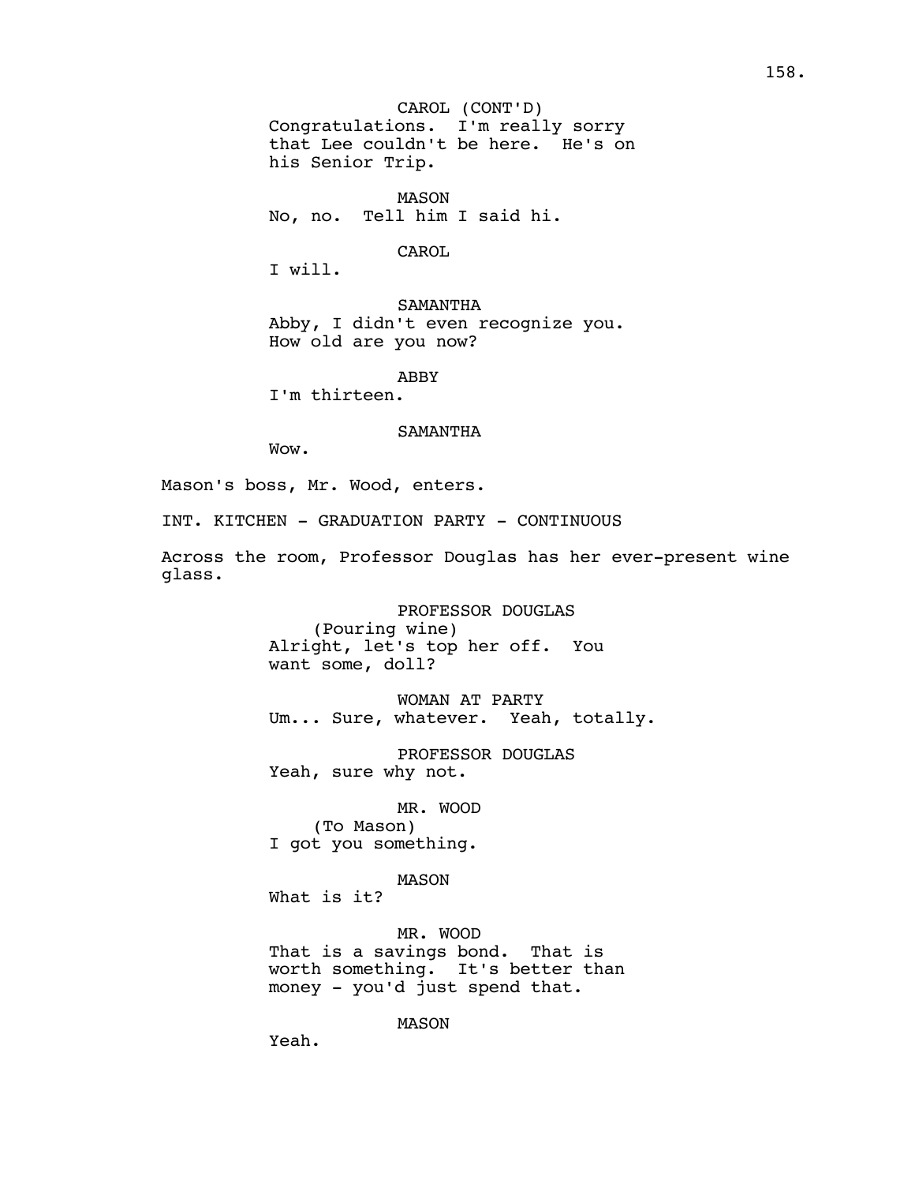CAROL (CONT'D)
Congratulations. I'm really sorry that Lee couldn't be here. He's on his Senior Trip.

MASON
No, no. Tell him I said hi.

CAROL
I will.

SAMANTHA
Abby, I didn't even recognize you. How old are you now?

ABBY
I'm thirteen.

SAMANTHA
Wow.

Mason's boss, Mr. Wood, enters.

INT. KITCHEN - GRADUATION PARTY - CONTINUOUS

Across the room, Professor Douglas has her ever-present wine glass.

PROFESSOR DOUGLAS
(Pouring wine)
Alright, let's top her off. You want some, doll?

WOMAN AT PARTY
Um... Sure, whatever. Yeah, totally.

PROFESSOR DOUGLAS
Yeah, sure why not.

MR. WOOD
(To Mason)
I got you something.

MASON
What is it?

MR. WOOD
That is a savings bond. That is worth something. It's better than money - you'd just spend that.

MASON
Yeah.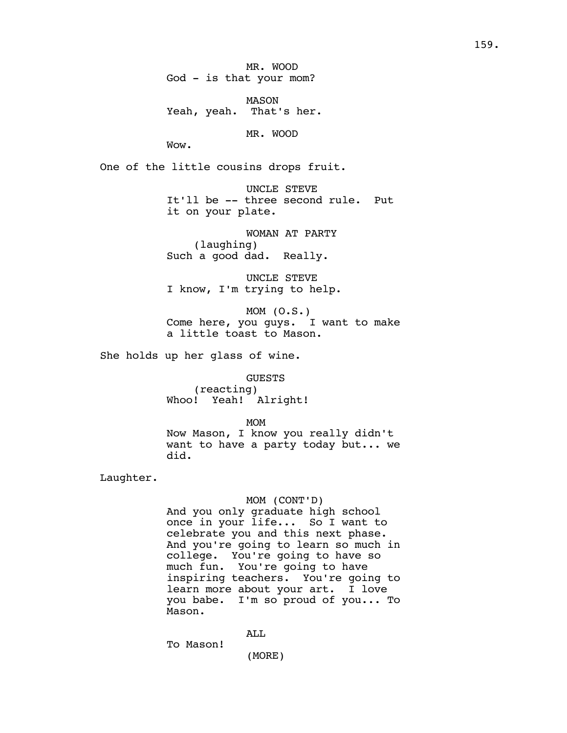MR. WOOD
God - is that your mom?

MASON
Yeah, yeah. That's her.

MR. WOOD
Wow.

One of the little cousins drops fruit.

UNCLE STEVE
It'll be -- three second rule. Put it on your plate.

WOMAN AT PARTY
(laughing)
Such a good dad. Really.

UNCLE STEVE
I know, I'm trying to help.

MOM (O.S.)
Come here, you guys. I want to make a little toast to Mason.

She holds up her glass of wine.

GUESTS
(reacting)
Whoo! Yeah! Alright!

MOM
Now Mason, I know you really didn't want to have a party today but... we did.

Laughter.

MOM (CONT'D)
And you only graduate high school once in your life... So I want to celebrate you and this next phase. And you're going to learn so much in college. You're going to have so much fun. You're going to have inspiring teachers. You're going to learn more about your art. I love you babe. I'm so proud of you... To Mason.

ALL
To Mason!
(MORE)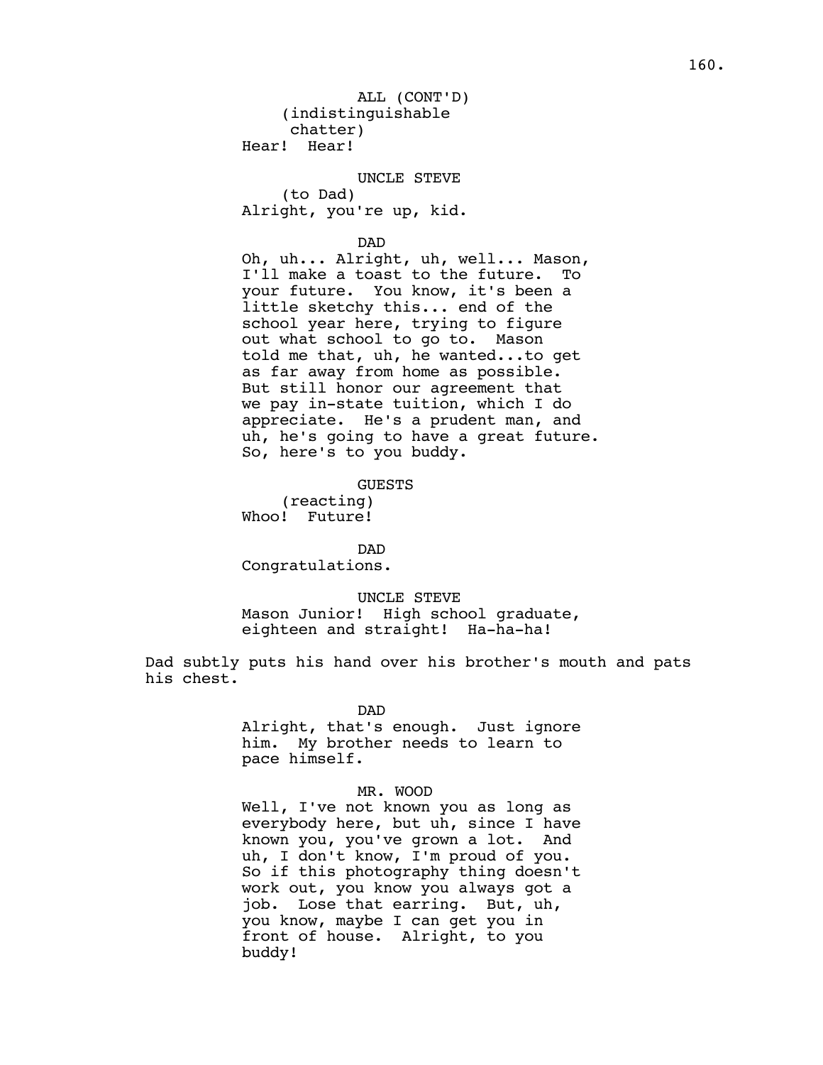ALL (CONT'D)
(indistinguishable chatter)
Hear! Hear!

UNCLE STEVE
(to Dad)
Alright, you're up, kid.

DAD
Oh, uh... Alright, uh, well... Mason, I'll make a toast to the future. To your future. You know, it's been a little sketchy this... end of the school year here, trying to figure out what school to go to. Mason told me that, uh, he wanted...to get as far away from home as possible. But still honor our agreement that we pay in-state tuition, which I do appreciate. He's a prudent man, and uh, he's going to have a great future. So, here's to you buddy.

GUESTS
(reacting)
Whoo! Future!

DAD
Congratulations.

UNCLE STEVE
Mason Junior! High school graduate, eighteen and straight! Ha-ha-ha!

Dad subtly puts his hand over his brother's mouth and pats his chest.

DAD
Alright, that's enough. Just ignore him. My brother needs to learn to pace himself.

MR. WOOD
Well, I've not known you as long as everybody here, but uh, since I have known you, you've grown a lot. And uh, I don't know, I'm proud of you. So if this photography thing doesn't work out, you know you always got a job. Lose that earring. But, uh, you know, maybe I can get you in front of house. Alright, to you buddy!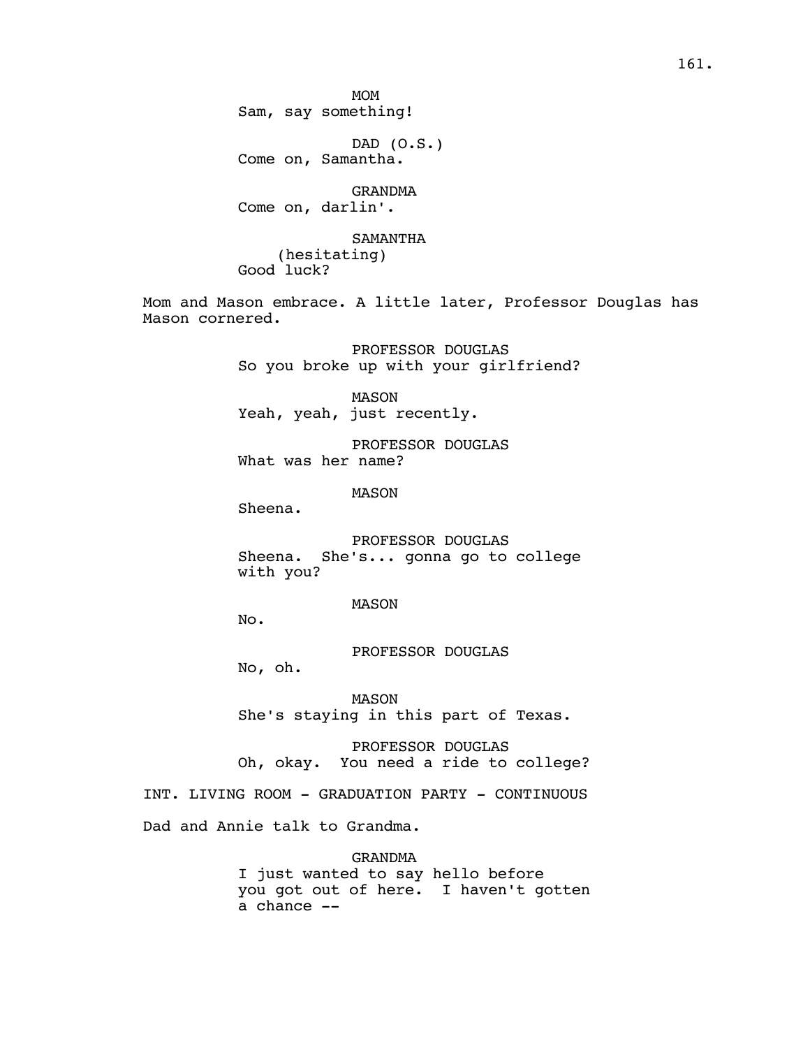MOM
Sam, say something!

DAD (O.S.)
Come on, Samantha.

GRANDMA
Come on, darlin'.

SAMANTHA
(hesitating)
Good luck?

Mom and Mason embrace. A little later, Professor Douglas has Mason cornered.

PROFESSOR DOUGLAS
So you broke up with your girlfriend?

MASON
Yeah, yeah, just recently.

PROFESSOR DOUGLAS
What was her name?

MASON
Sheena.

PROFESSOR DOUGLAS
Sheena. She's... gonna go to college with you?

MASON
No.

PROFESSOR DOUGLAS
No, oh.

MASON
She's staying in this part of Texas.

PROFESSOR DOUGLAS
Oh, okay. You need a ride to college?

INT. LIVING ROOM - GRADUATION PARTY - CONTINUOUS

Dad and Annie talk to Grandma.

GRANDMA
I just wanted to say hello before you got out of here. I haven't gotten a chance --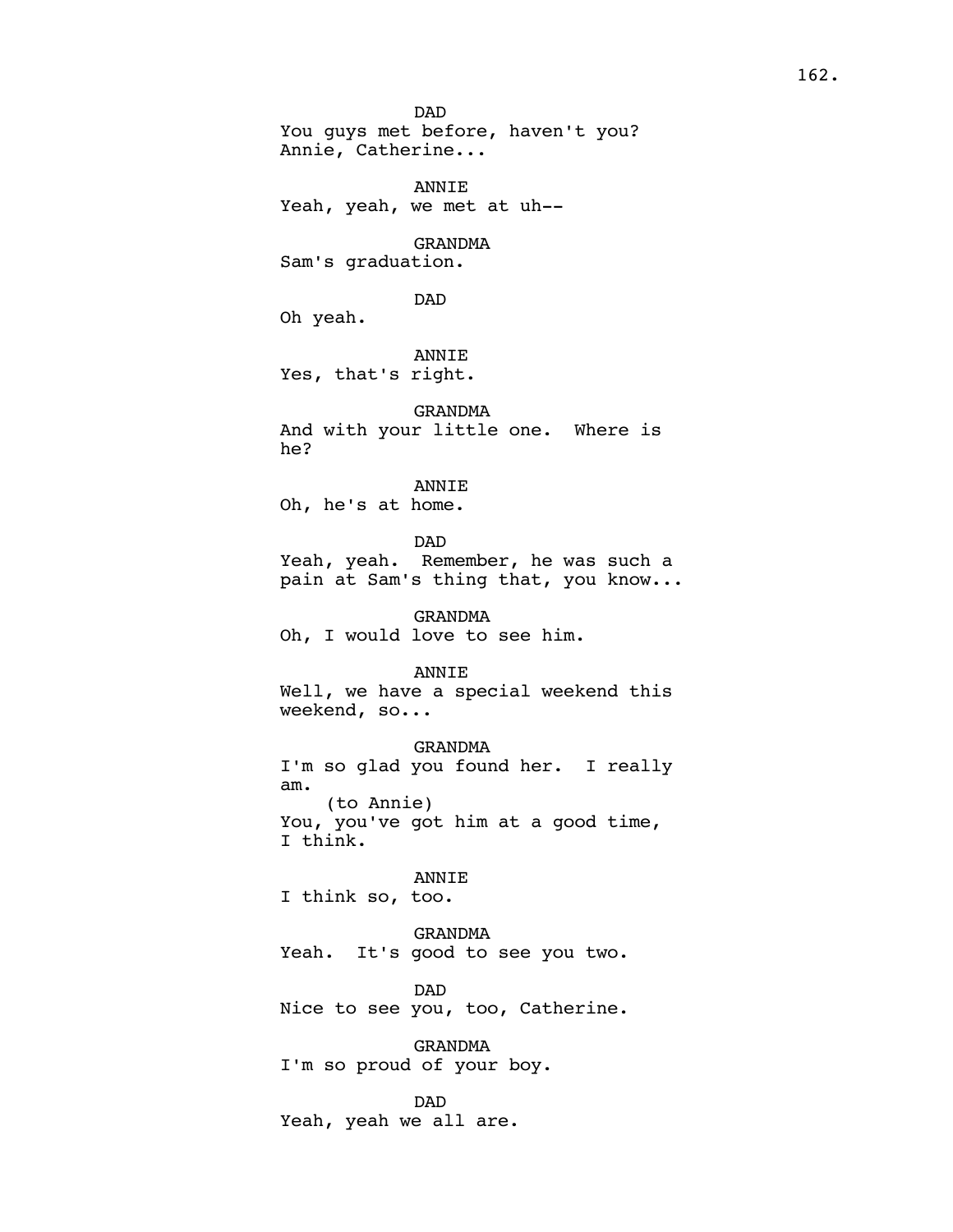DAD
You guys met before, haven't you?
Annie, Catherine...

ANNIE
Yeah, yeah, we met at uh--

GRANDMA
Sam's graduation.

DAD
Oh yeah.

ANNIE
Yes, that's right.

GRANDMA
And with your little one. Where is
he?

ANNIE
Oh, he's at home.

DAD
Yeah, yeah. Remember, he was such a
pain at Sam's thing that, you know...

GRANDMA
Oh, I would love to see him.

ANNIE
Well, we have a special weekend this
weekend, so...

GRANDMA
I'm so glad you found her. I really
am.
(to Annie)
You, you've got him at a good time,
I think.

ANNIE
I think so, too.

GRANDMA
Yeah. It's good to see you two.

DAD
Nice to see you, too, Catherine.

GRANDMA
I'm so proud of your boy.

DAD
Yeah, yeah we all are.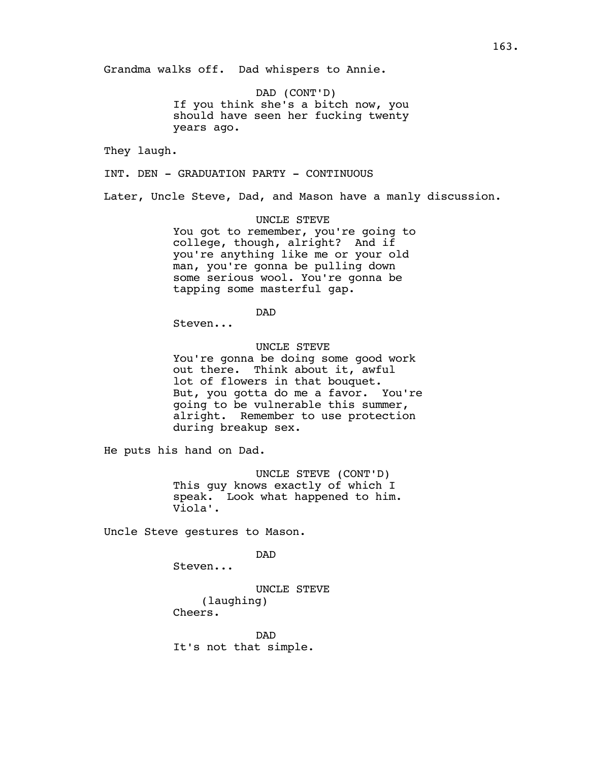Grandma walks off. Dad whispers to Annie.

DAD (CONT'D)
If you think she's a bitch now, you should have seen her fucking twenty years ago.

They laugh.

INT. DEN - GRADUATION PARTY - CONTINUOUS

Later, Uncle Steve, Dad, and Mason have a manly discussion.

UNCLE STEVE
You got to remember, you're going to college, though, alright? And if you're anything like me or your old man, you're gonna be pulling down some serious wool. You're gonna be tapping some masterful gap.

DAD
Steven...

UNCLE STEVE
You're gonna be doing some good work out there. Think about it, awful lot of flowers in that bouquet. But, you gotta do me a favor. You're going to be vulnerable this summer, alright. Remember to use protection during breakup sex.

He puts his hand on Dad.

UNCLE STEVE (CONT'D)
This guy knows exactly of which I speak. Look what happened to him. Viola'.

Uncle Steve gestures to Mason.

DAD
Steven...

UNCLE STEVE
(laughing)
Cheers.

DAD
It's not that simple.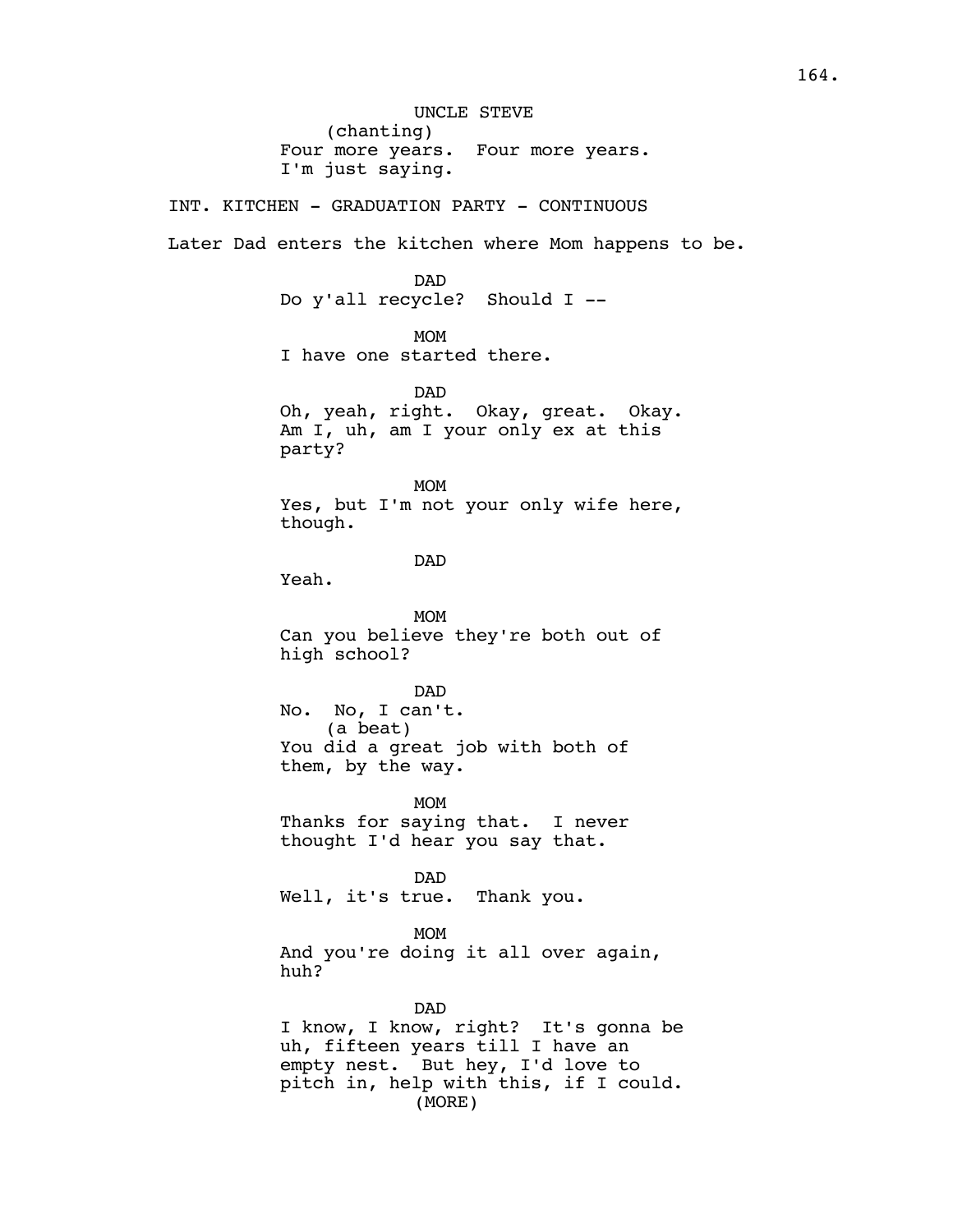UNCLE STEVE
(chanting)
Four more years. Four more years.
I'm just saying.

INT. KITCHEN - GRADUATION PARTY - CONTINUOUS

Later Dad enters the kitchen where Mom happens to be.

DAD
Do y'all recycle? Should I --

MOM
I have one started there.

DAD
Oh, yeah, right. Okay, great. Okay.
Am I, uh, am I your only ex at this
party?

MOM
Yes, but I'm not your only wife here,
though.

DAD
Yeah.

MOM
Can you believe they're both out of
high school?

DAD
No. No, I can't.
(a beat)
You did a great job with both of
them, by the way.

MOM
Thanks for saying that. I never
thought I'd hear you say that.

DAD
Well, it's true. Thank you.

MOM
And you're doing it all over again,
huh?

DAD
I know, I know, right? It's gonna be
uh, fifteen years till I have an
empty nest. But hey, I'd love to
pitch in, help with this, if I could.
(MORE)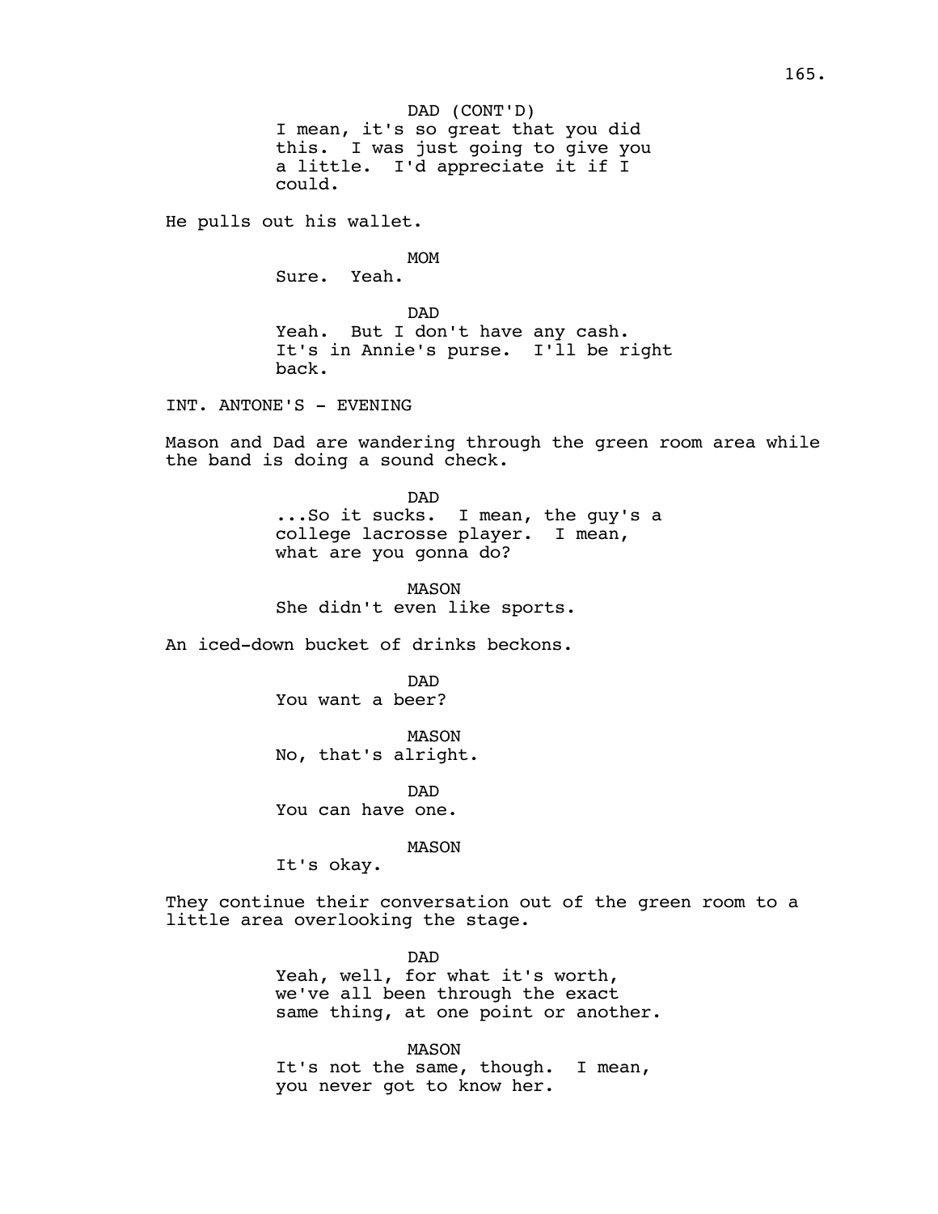DAD (CONT'D)
I mean, it's so great that you did this. I was just going to give you a little. I'd appreciate it if I could.

He pulls out his wallet.

MOM
Sure. Yeah.

DAD
Yeah. But I don't have any cash. It's in Annie's purse. I'll be right back.

INT. ANTONE'S - EVENING

Mason and Dad are wandering through the green room area while the band is doing a sound check.

DAD
...So it sucks. I mean, the guy's a college lacrosse player. I mean, what are you gonna do?

MASON
She didn't even like sports.

An iced-down bucket of drinks beckons.

DAD
You want a beer?

MASON
No, that's alright.

DAD
You can have one.

MASON
It's okay.

They continue their conversation out of the green room to a little area overlooking the stage.

DAD
Yeah, well, for what it's worth, we've all been through the exact same thing, at one point or another.

MASON
It's not the same, though. I mean, you never got to know her.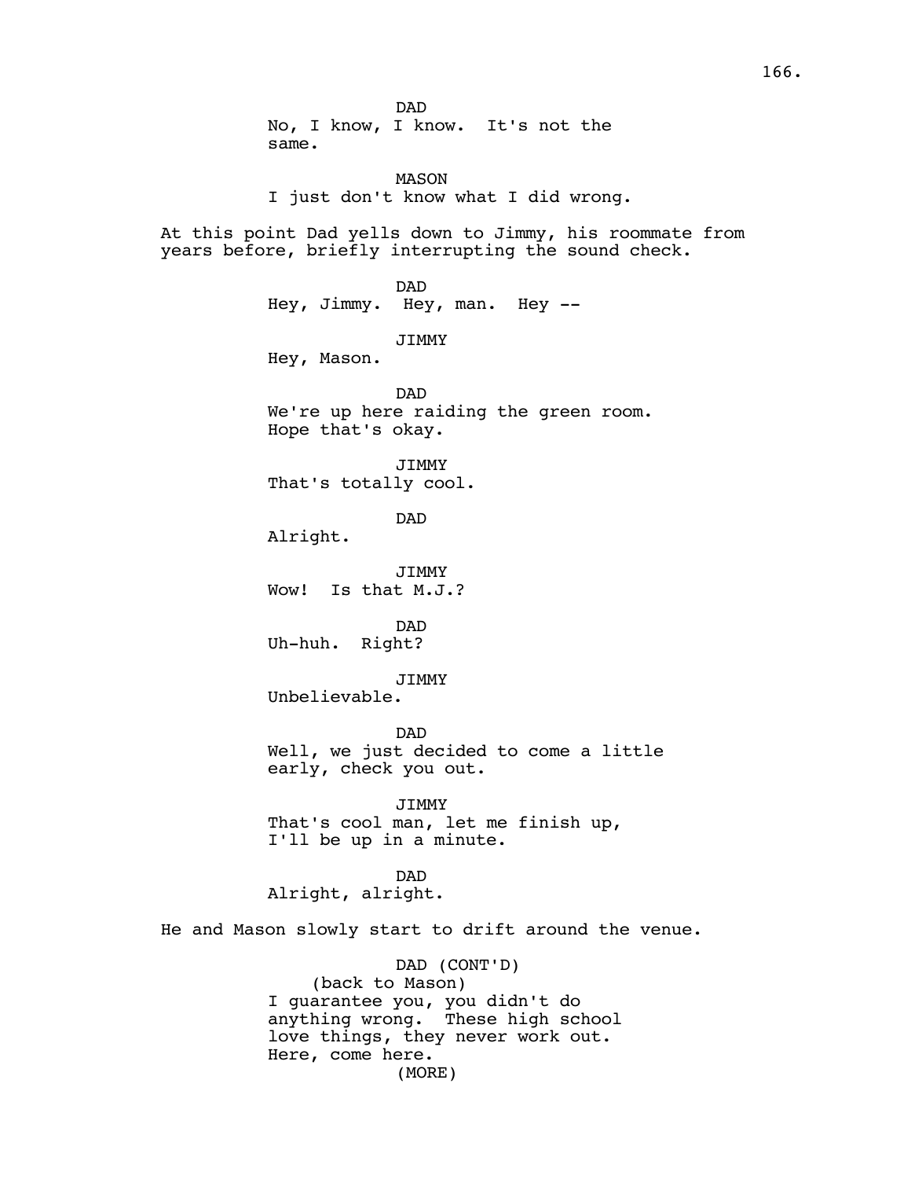DAD

No, I know, I know. It's not the same.

MASON

I just don't know what I did wrong.

At this point Dad yells down to Jimmy, his roommate from years before, briefly interrupting the sound check.

DAD

Hey, Jimmy. Hey, man. Hey --

JIMMY

Hey, Mason.

DAD

We're up here raiding the green room. Hope that's okay.

JIMMY

That's totally cool.

DAD

Alright.

JIMMY

Wow! Is that M.J.?

DAD

Uh-huh. Right?

JIMMY

Unbelievable.

DAD

Well, we just decided to come a little early, check you out.

JIMMY

That's cool man, let me finish up, I'll be up in a minute.

DAD

Alright, alright.

He and Mason slowly start to drift around the venue.

DAD (CONT'D)

(back to Mason)

I guarantee you, you didn't do anything wrong. These high school love things, they never work out. Here, come here.

(MORE)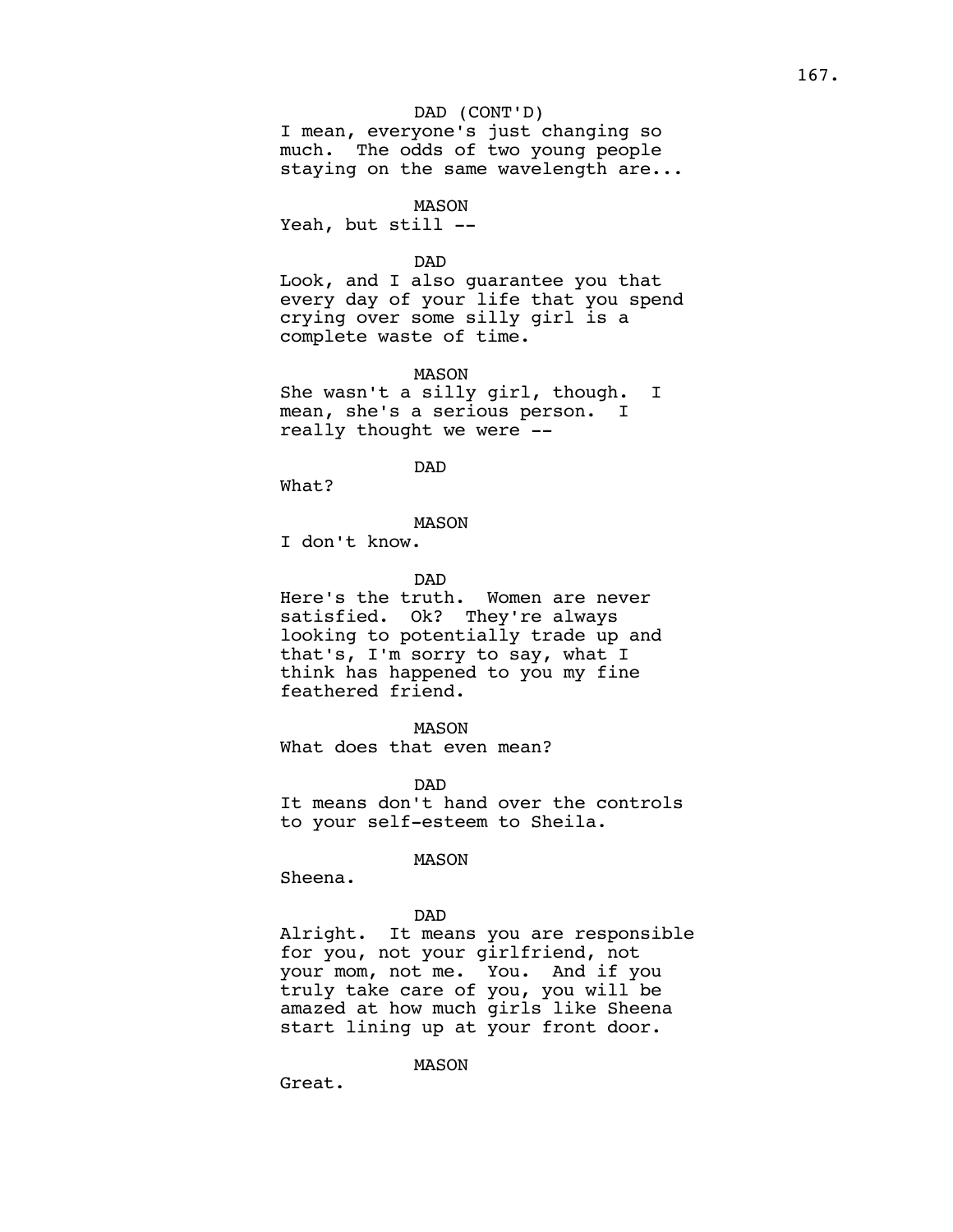DAD (CONT'D)
I mean, everyone's just changing so much. The odds of two young people staying on the same wavelength are...

MASON
Yeah, but still --

DAD
Look, and I also guarantee you that every day of your life that you spend crying over some silly girl is a complete waste of time.

MASON
She wasn't a silly girl, though. I mean, she's a serious person. I really thought we were --

DAD
What?

MASON
I don't know.

DAD
Here's the truth. Women are never satisfied. Ok? They're always looking to potentially trade up and that's, I'm sorry to say, what I think has happened to you my fine feathered friend.

MASON
What does that even mean?

DAD
It means don't hand over the controls to your self-esteem to Sheila.

MASON
Sheena.

DAD
Alright. It means you are responsible for you, not your girlfriend, not your mom, not me. You. And if you truly take care of you, you will be amazed at how much girls like Sheena start lining up at your front door.

MASON
Great.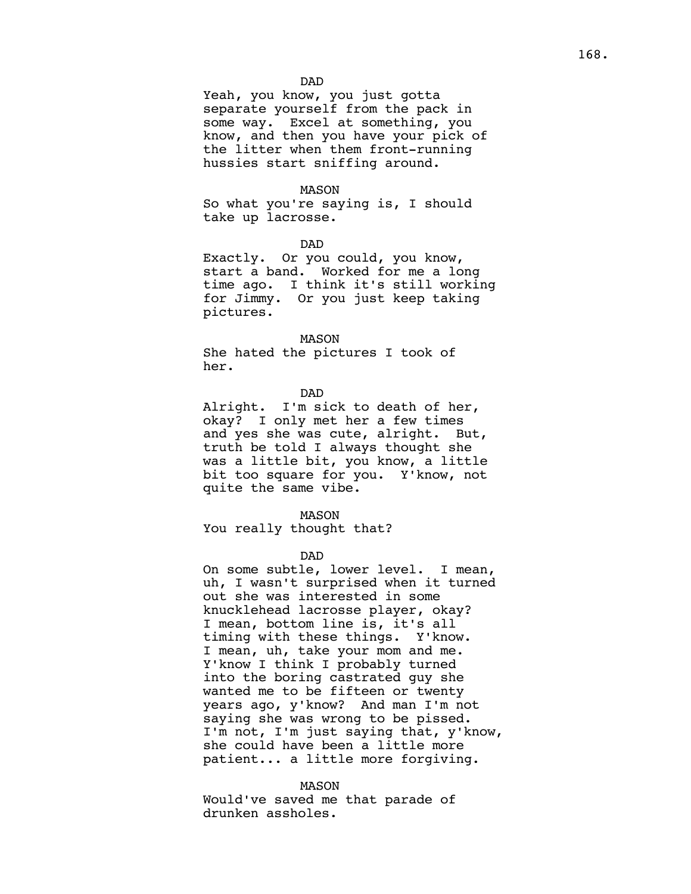DAD

Yeah, you know, you just gotta separate yourself from the pack in some way. Excel at something, you know, and then you have your pick of the litter when them front-running hussies start sniffing around.

MASON

So what you're saying is, I should take up lacrosse.

DAD

Exactly. Or you could, you know, start a band. Worked for me a long time ago. I think it's still working for Jimmy. Or you just keep taking pictures.

MASON

She hated the pictures I took of her.

DAD

Alright. I'm sick to death of her, okay? I only met her a few times and yes she was cute, alright. But, truth be told I always thought she was a little bit, you know, a little bit too square for you. Y'know, not quite the same vibe.

MASON

You really thought that?

DAD

On some subtle, lower level. I mean, uh, I wasn't surprised when it turned out she was interested in some knucklehead lacrosse player, okay? I mean, bottom line is, it's all timing with these things. Y'know. I mean, uh, take your mom and me. Y'know I think I probably turned into the boring castrated guy she wanted me to be fifteen or twenty years ago, y'know? And man I'm not saying she was wrong to be pissed. I'm not, I'm just saying that, y'know, she could have been a little more patient... a little more forgiving.

MASON

Would've saved me that parade of drunken assholes.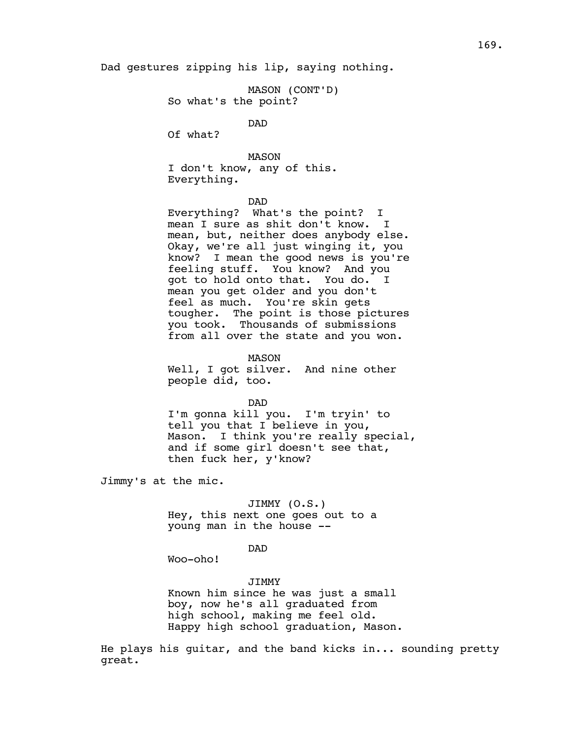Dad gestures zipping his lip, saying nothing.

MASON (CONT'D)
So what's the point?

DAD
Of what?

MASON
I don't know, any of this.
Everything.

DAD
Everything? What's the point? I mean I sure as shit don't know. I mean, but, neither does anybody else. Okay, we're all just winging it, you know? I mean the good news is you're feeling stuff. You know? And you got to hold onto that. You do. I mean you get older and you don't feel as much. You're skin gets tougher. The point is those pictures you took. Thousands of submissions from all over the state and you won.

MASON
Well, I got silver. And nine other people did, too.

DAD
I'm gonna kill you. I'm tryin' to tell you that I believe in you, Mason. I think you're really special, and if some girl doesn't see that, then fuck her, y'know?

Jimmy's at the mic.

JIMMY (O.S.)
Hey, this next one goes out to a young man in the house --

DAD
Woo-oho!

JIMMY
Known him since he was just a small boy, now he's all graduated from high school, making me feel old. Happy high school graduation, Mason.

He plays his guitar, and the band kicks in... sounding pretty great.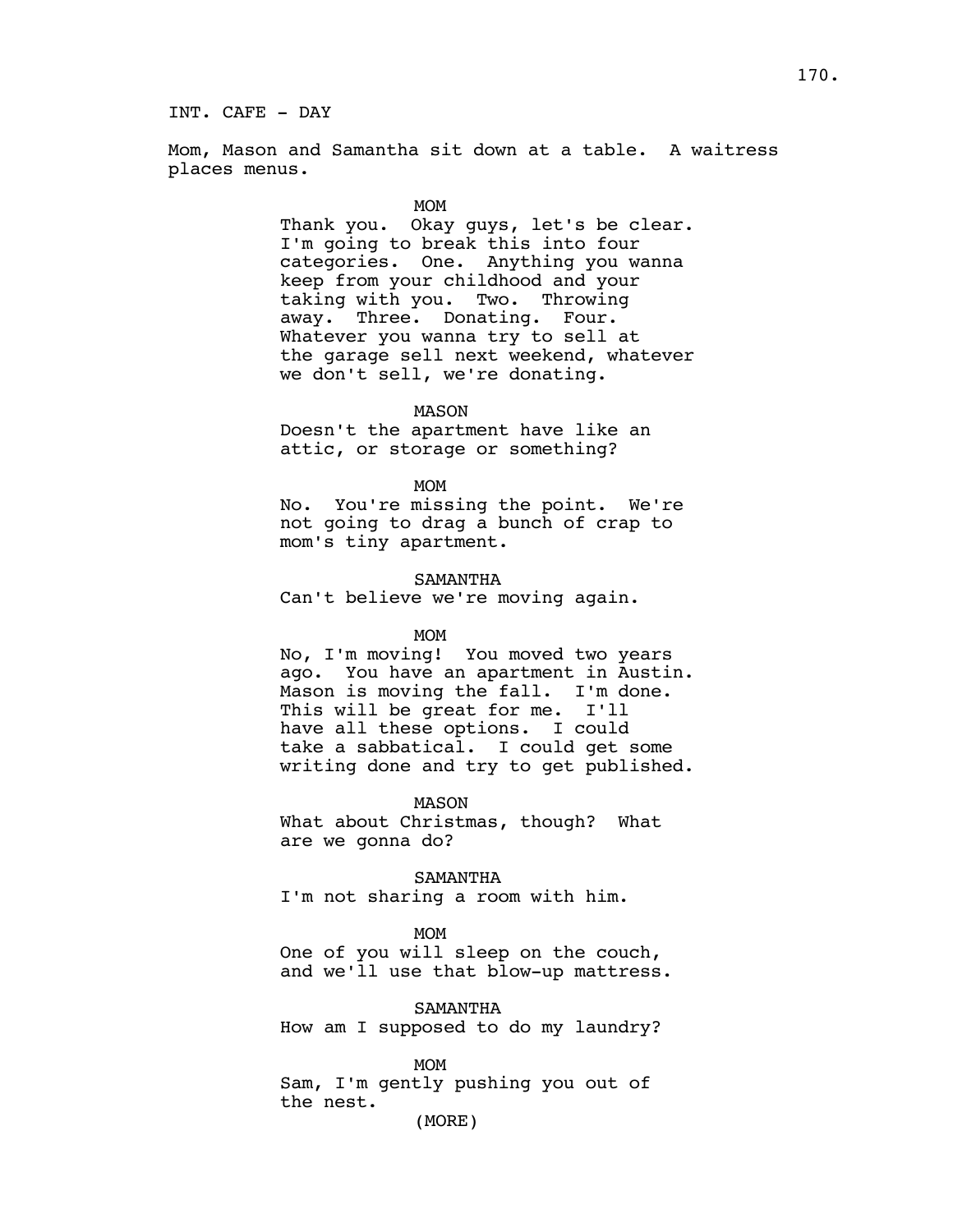INT. CAFE - DAY

Mom, Mason and Samantha sit down at a table. A waitress places menus.

MOM

Thank you. Okay guys, let's be clear. I'm going to break this into four categories. One. Anything you wanna keep from your childhood and your taking with you. Two. Throwing away. Three. Donating. Four. Whatever you wanna try to sell at the garage sell next weekend, whatever we don't sell, we're donating.

MASON

Doesn't the apartment have like an attic, or storage or something?

MOM

No. You're missing the point. We're not going to drag a bunch of crap to mom's tiny apartment.

SAMANTHA

Can't believe we're moving again.

MOM

No, I'm moving! You moved two years ago. You have an apartment in Austin. Mason is moving the fall. I'm done. This will be great for me. I'll have all these options. I could take a sabbatical. I could get some writing done and try to get published.

MASON

What about Christmas, though? What are we gonna do?

SAMANTHA

I'm not sharing a room with him.

MOM

One of you will sleep on the couch, and we'll use that blow-up mattress.

SAMANTHA

How am I supposed to do my laundry?

MOM

Sam, I'm gently pushing you out of the nest.

(MORE)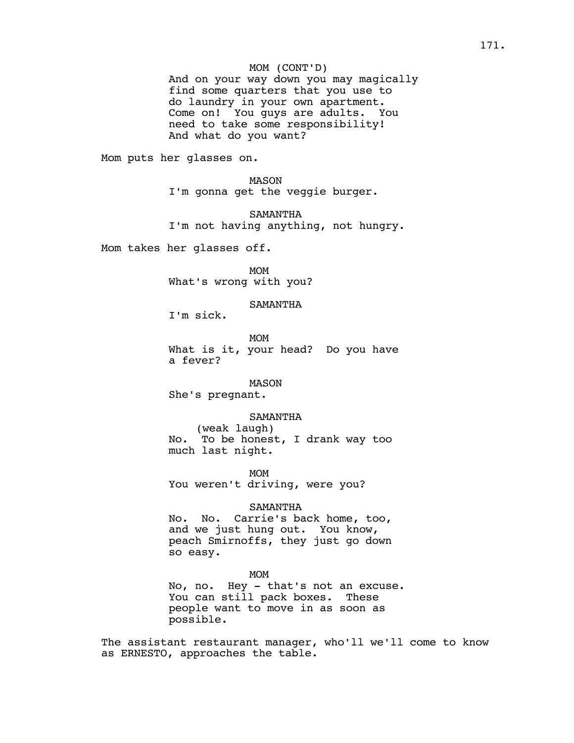MOM (CONT'D)
And on your way down you may magically find some quarters that you use to do laundry in your own apartment. Come on! You guys are adults. You need to take some responsibility! And what do you want?

Mom puts her glasses on.

MASON
I'm gonna get the veggie burger.

SAMANTHA
I'm not having anything, not hungry.

Mom takes her glasses off.

MOM
What's wrong with you?

SAMANTHA
I'm sick.

MOM
What is it, your head? Do you have a fever?

MASON
She's pregnant.

SAMANTHA
(weak laugh)
No. To be honest, I drank way too much last night.

MOM
You weren't driving, were you?

SAMANTHA
No. No. Carrie's back home, too, and we just hung out. You know, peach Smirnoffs, they just go down so easy.

MOM
No, no. Hey - that's not an excuse. You can still pack boxes. These people want to move in as soon as possible.

The assistant restaurant manager, who'll we'll come to know as ERNESTO, approaches the table.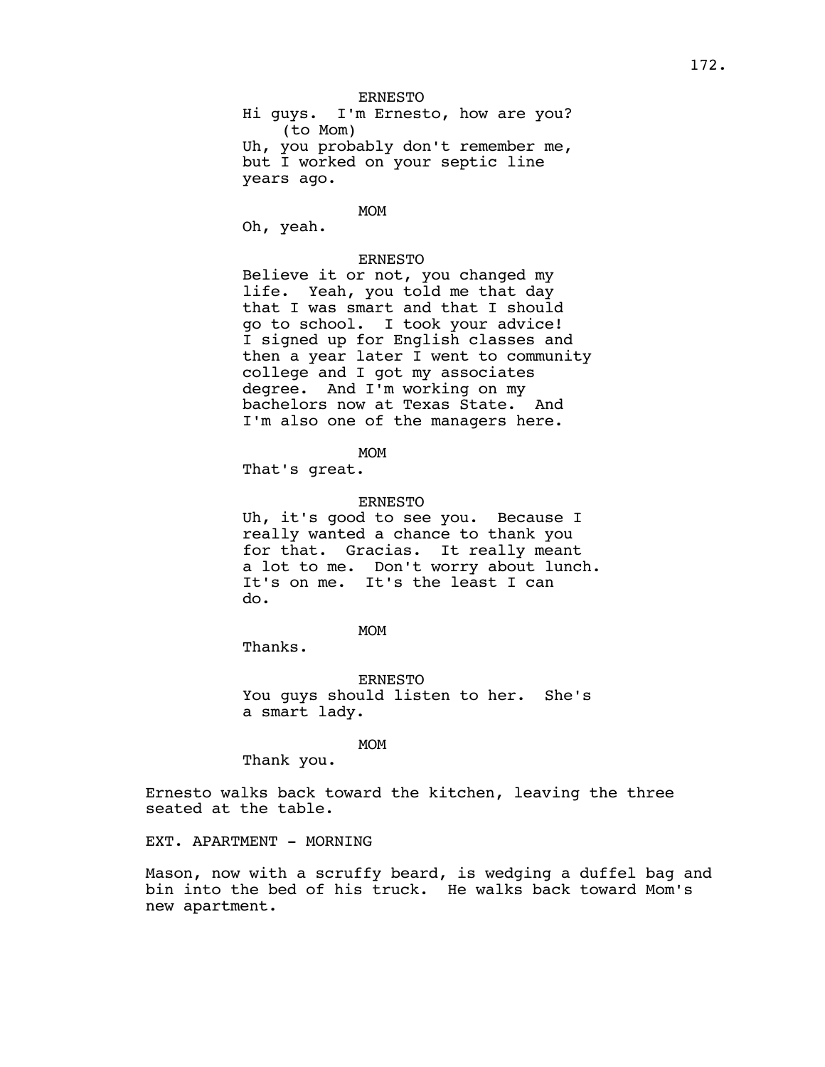ERNESTO

Hi guys. I'm Ernesto, how are you?

(to Mom)

Uh, you probably don't remember me, but I worked on your septic line years ago.

MOM

Oh, yeah.

ERNESTO

Believe it or not, you changed my life. Yeah, you told me that day that I was smart and that I should go to school. I took your advice! I signed up for English classes and then a year later I went to community college and I got my associates degree. And I'm working on my bachelors now at Texas State. And I'm also one of the managers here.

MOM

That's great.

ERNESTO

Uh, it's good to see you. Because I really wanted a chance to thank you for that. Gracias. It really meant a lot to me. Don't worry about lunch. It's on me. It's the least I can do.

MOM

Thanks.

ERNESTO

You guys should listen to her. She's a smart lady.

MOM

Thank you.

Ernesto walks back toward the kitchen, leaving the three seated at the table.

EXT. APARTMENT - MORNING

Mason, now with a scruffy beard, is wedging a duffel bag and bin into the bed of his truck. He walks back toward Mom's new apartment.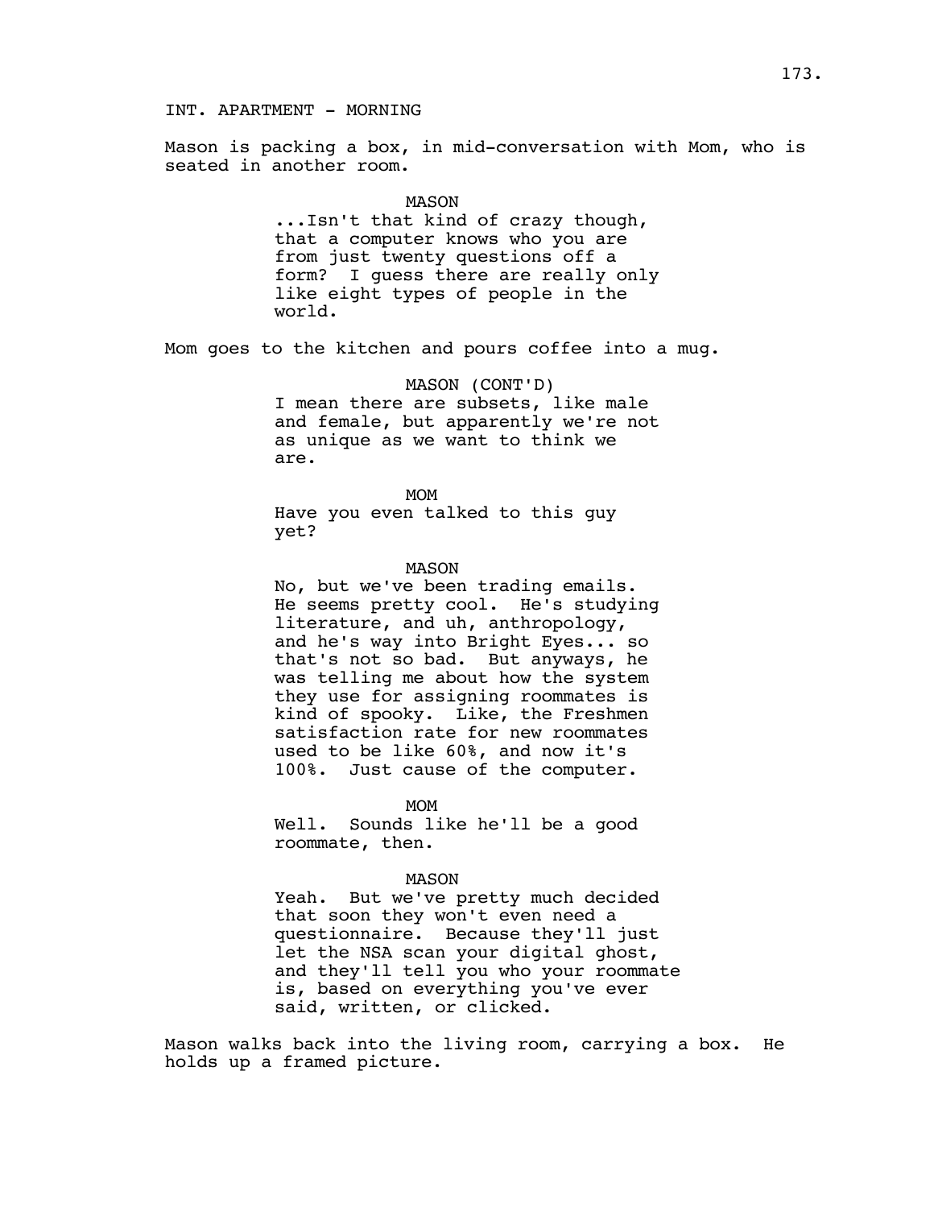INT. APARTMENT - MORNING

Mason is packing a box, in mid-conversation with Mom, who is seated in another room.

MASON

...Isn't that kind of crazy though, that a computer knows who you are from just twenty questions off a form? I guess there are really only like eight types of people in the world.

Mom goes to the kitchen and pours coffee into a mug.

MASON (CONT'D)

I mean there are subsets, like male and female, but apparently we're not as unique as we want to think we are.

MOM

Have you even talked to this guy yet?

MASON

No, but we've been trading emails. He seems pretty cool. He's studying literature, and uh, anthropology, and he's way into Bright Eyes... so that's not so bad. But anyways, he was telling me about how the system they use for assigning roommates is kind of spooky. Like, the Freshmen satisfaction rate for new roommates used to be like 60%, and now it's 100%. Just cause of the computer.

MOM

Well. Sounds like he'll be a good roommate, then.

MASON

Yeah. But we've pretty much decided that soon they won't even need a questionnaire. Because they'll just let the NSA scan your digital ghost, and they'll tell you who your roommate is, based on everything you've ever said, written, or clicked.

Mason walks back into the living room, carrying a box. He holds up a framed picture.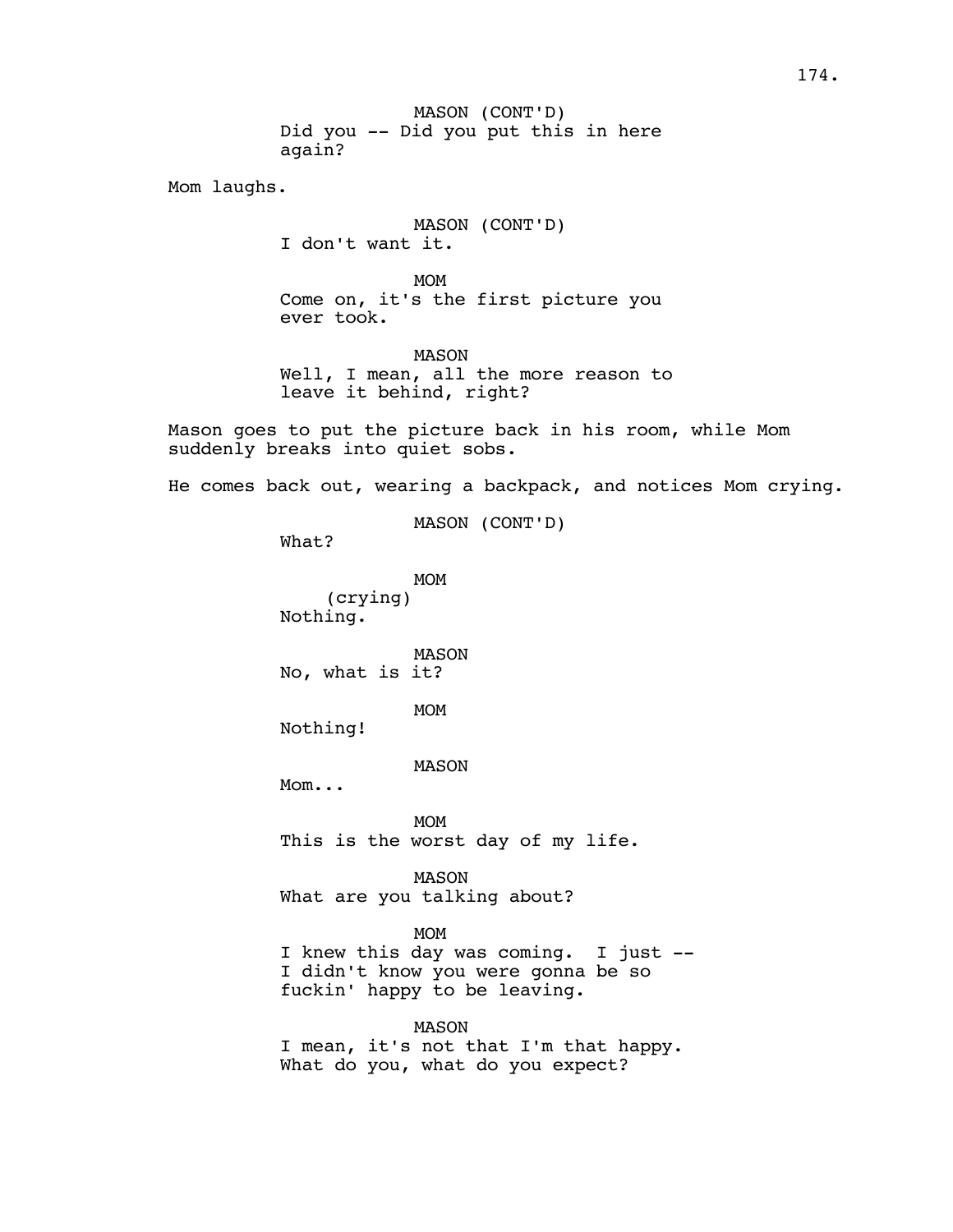MASON (CONT'D)
Did you -- Did you put this in here again?

Mom laughs.

MASON (CONT'D)
I don't want it.

MOM
Come on, it's the first picture you ever took.

MASON
Well, I mean, all the more reason to leave it behind, right?

Mason goes to put the picture back in his room, while Mom suddenly breaks into quiet sobs.

He comes back out, wearing a backpack, and notices Mom crying.

MASON (CONT'D)
What?

MOM
(crying)
Nothing.

MASON
No, what is it?

MOM
Nothing!

MASON
Mom...

MOM
This is the worst day of my life.

MASON
What are you talking about?

MOM
I knew this day was coming. I just -- I didn't know you were gonna be so fuckin' happy to be leaving.

MASON
I mean, it's not that I'm that happy. What do you, what do you expect?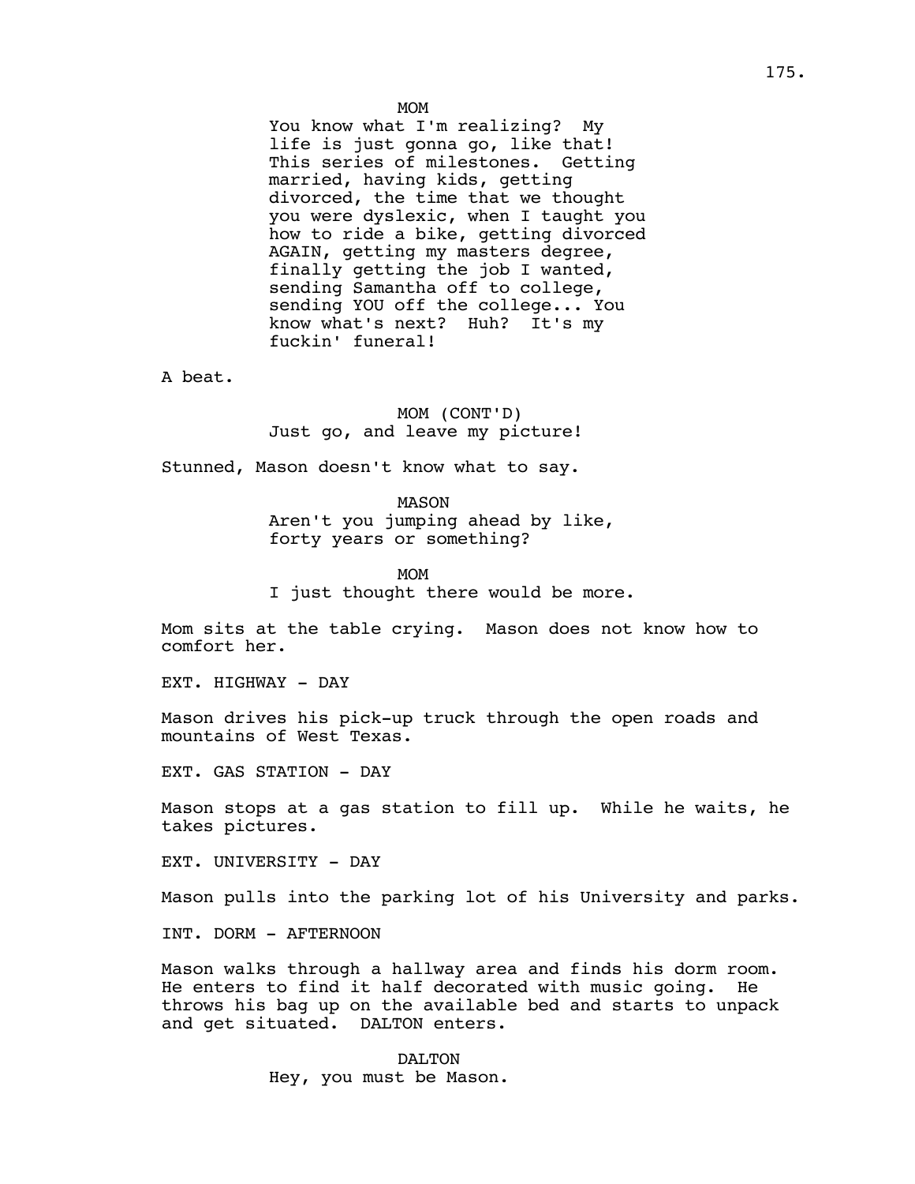MOM
You know what I'm realizing? My life is just gonna go, like that! This series of milestones. Getting married, having kids, getting divorced, the time that we thought you were dyslexic, when I taught you how to ride a bike, getting divorced AGAIN, getting my masters degree, finally getting the job I wanted, sending Samantha off to college, sending YOU off the college... You know what's next? Huh? It's my fuckin' funeral!

A beat.

MOM (CONT'D)
Just go, and leave my picture!

Stunned, Mason doesn't know what to say.

MASON
Aren't you jumping ahead by like, forty years or something?

MOM
I just thought there would be more.

Mom sits at the table crying. Mason does not know how to comfort her.

EXT. HIGHWAY - DAY

Mason drives his pick-up truck through the open roads and mountains of West Texas.

EXT. GAS STATION - DAY

Mason stops at a gas station to fill up. While he waits, he takes pictures.

EXT. UNIVERSITY - DAY

Mason pulls into the parking lot of his University and parks.

INT. DORM - AFTERNOON

Mason walks through a hallway area and finds his dorm room. He enters to find it half decorated with music going. He throws his bag up on the available bed and starts to unpack and get situated. DALTON enters.

DALTON
Hey, you must be Mason.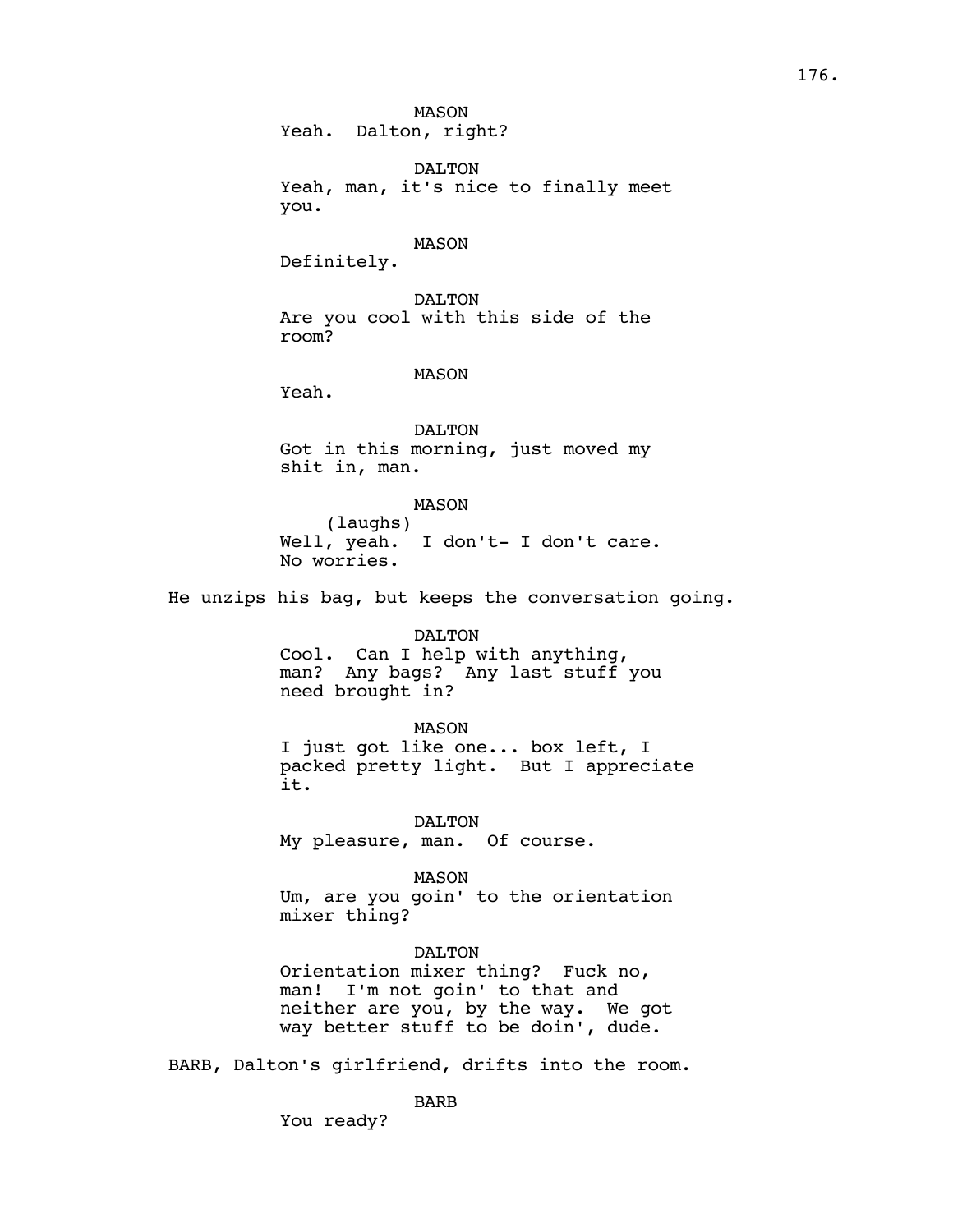MASON
Yeah. Dalton, right?

DALTON
Yeah, man, it's nice to finally meet you.

MASON
Definitely.

DALTON
Are you cool with this side of the room?

MASON
Yeah.

DALTON
Got in this morning, just moved my shit in, man.

MASON
(laughs)
Well, yeah. I don't- I don't care. No worries.

He unzips his bag, but keeps the conversation going.

DALTON
Cool. Can I help with anything, man? Any bags? Any last stuff you need brought in?

MASON
I just got like one... box left, I packed pretty light. But I appreciate it.

DALTON
My pleasure, man. Of course.

MASON
Um, are you goin' to the orientation mixer thing?

DALTON
Orientation mixer thing? Fuck no, man! I'm not goin' to that and neither are you, by the way. We got way better stuff to be doin', dude.

BARB, Dalton's girlfriend, drifts into the room.

BARB
You ready?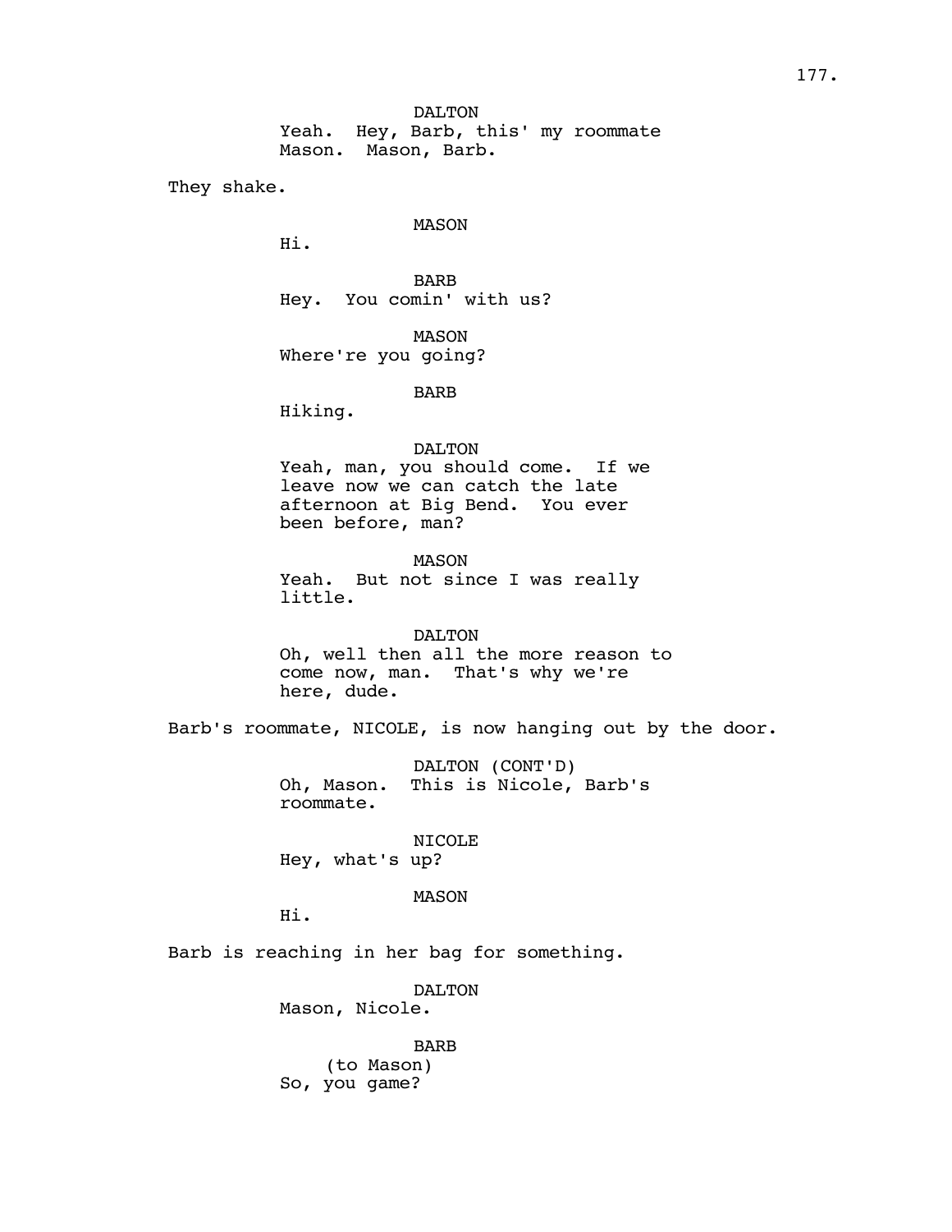DALTON
Yeah.  Hey, Barb, this' my roommate Mason.  Mason, Barb.

They shake.

MASON
Hi.

BARB
Hey.  You comin' with us?

MASON
Where're you going?

BARB
Hiking.

DALTON
Yeah, man, you should come.  If we leave now we can catch the late afternoon at Big Bend.  You ever been before, man?

MASON
Yeah.  But not since I was really little.

DALTON
Oh, well then all the more reason to come now, man.  That's why we're here, dude.

Barb's roommate, NICOLE, is now hanging out by the door.

DALTON (CONT'D)
Oh, Mason.  This is Nicole, Barb's roommate.

NICOLE
Hey, what's up?

MASON
Hi.

Barb is reaching in her bag for something.

DALTON
Mason, Nicole.

BARB
(to Mason)
So, you game?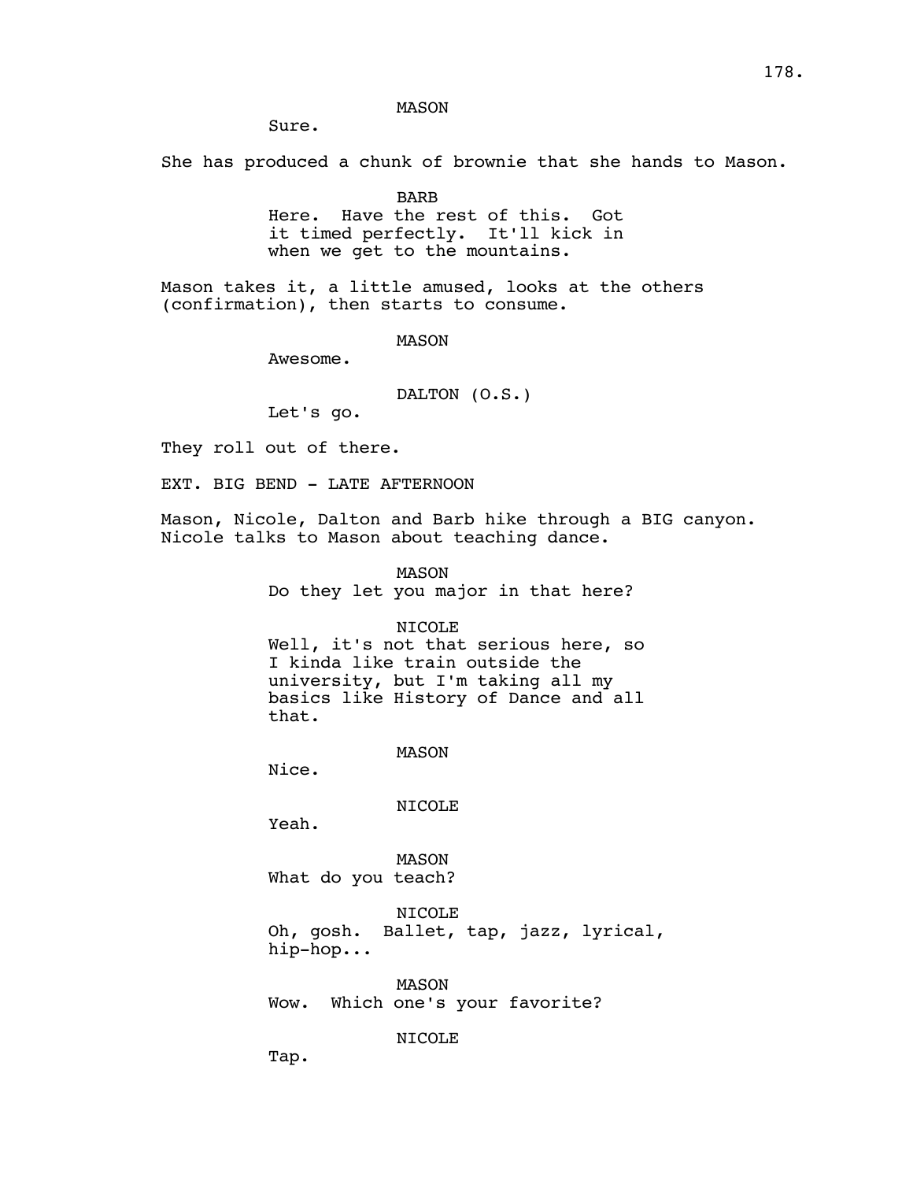MASON

Sure.

She has produced a chunk of brownie that she hands to Mason.

BARB

Here. Have the rest of this. Got it timed perfectly. It'll kick in when we get to the mountains.

Mason takes it, a little amused, looks at the others (confirmation), then starts to consume.

MASON

Awesome.

DALTON (O.S.)

Let's go.

They roll out of there.

EXT. BIG BEND - LATE AFTERNOON

Mason, Nicole, Dalton and Barb hike through a BIG canyon. Nicole talks to Mason about teaching dance.

MASON

Do they let you major in that here?

NICOLE

Well, it's not that serious here, so I kinda like train outside the university, but I'm taking all my basics like History of Dance and all that.

MASON

Nice.

NICOLE

Yeah.

MASON

What do you teach?

NICOLE

Oh, gosh. Ballet, tap, jazz, lyrical, hip-hop...

MASON

Wow. Which one's your favorite?

NICOLE

Tap.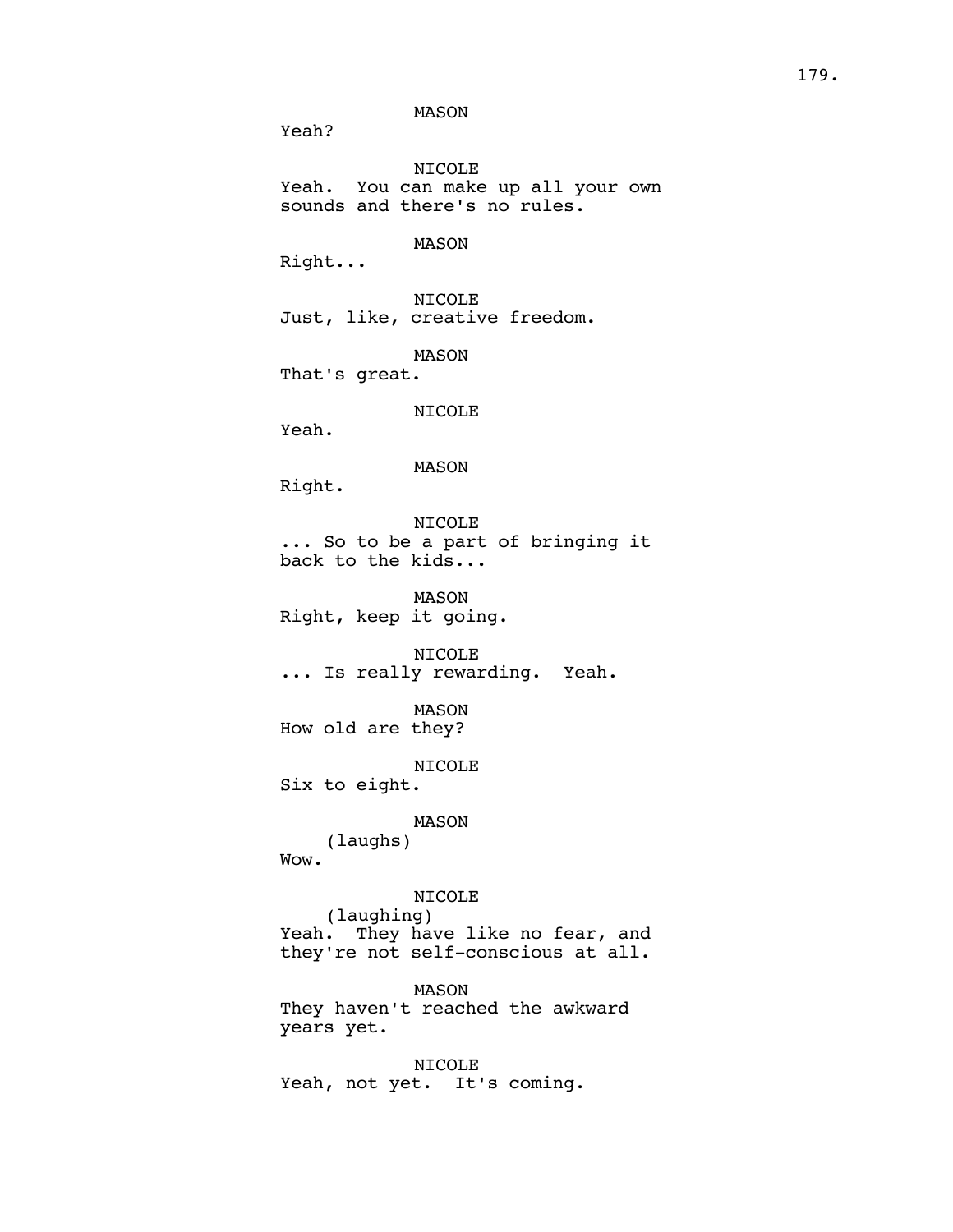MASON

Yeah?

NICOLE

Yeah. You can make up all your own sounds and there's no rules.

MASON

Right...

NICOLE

Just, like, creative freedom.

MASON

That's great.

NICOLE

Yeah.

MASON

Right.

NICOLE

... So to be a part of bringing it back to the kids...

MASON

Right, keep it going.

NICOLE

... Is really rewarding. Yeah.

MASON

How old are they?

NICOLE

Six to eight.

MASON

(laughs)

Wow.

NICOLE

(laughing)

Yeah. They have like no fear, and they're not self-conscious at all.

MASON

They haven't reached the awkward years yet.

NICOLE

Yeah, not yet. It's coming.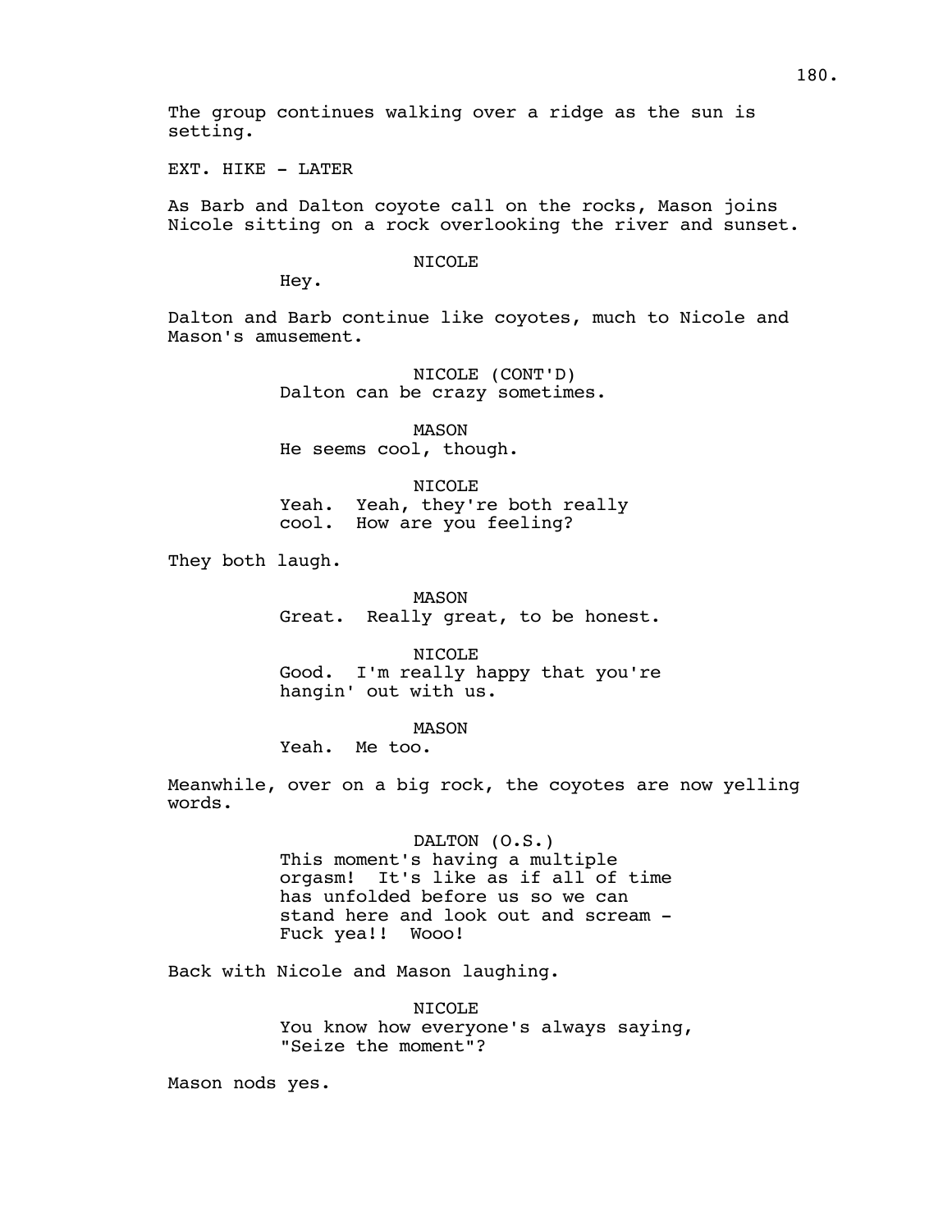The group continues walking over a ridge as the sun is setting.

EXT. HIKE - LATER

As Barb and Dalton coyote call on the rocks, Mason joins Nicole sitting on a rock overlooking the river and sunset.

NICOLE
Hey.

Dalton and Barb continue like coyotes, much to Nicole and Mason's amusement.

NICOLE (CONT'D)
Dalton can be crazy sometimes.

MASON
He seems cool, though.

NICOLE
Yeah. Yeah, they're both really cool. How are you feeling?

They both laugh.

MASON
Great. Really great, to be honest.

NICOLE
Good. I'm really happy that you're hangin' out with us.

MASON
Yeah. Me too.

Meanwhile, over on a big rock, the coyotes are now yelling words.

DALTON (O.S.)
This moment's having a multiple orgasm! It's like as if all of time has unfolded before us so we can stand here and look out and scream - Fuck yea!! Wooo!

Back with Nicole and Mason laughing.

NICOLE
You know how everyone's always saying, "Seize the moment"?

Mason nods yes.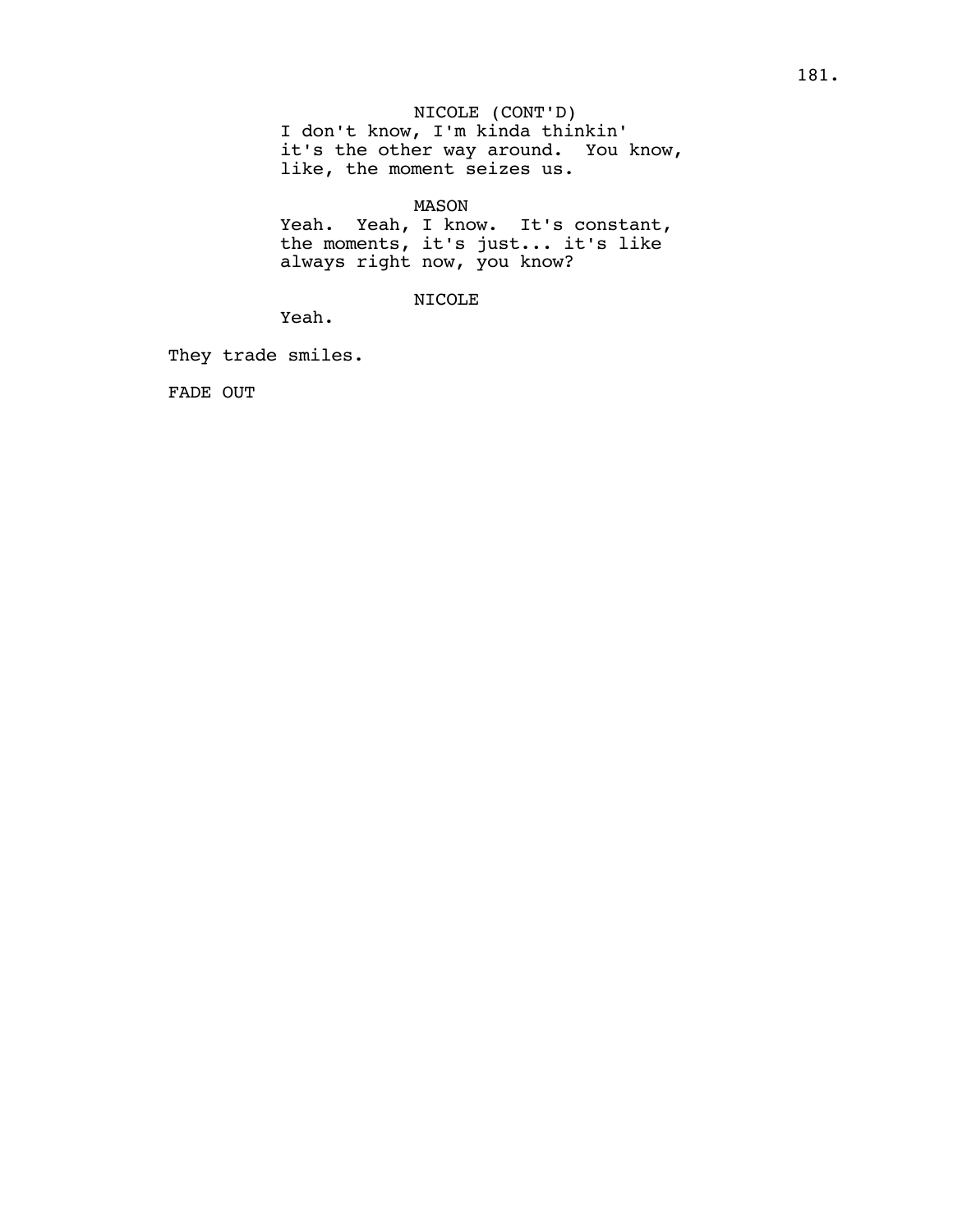NICOLE (CONT'D)
I don't know, I'm kinda thinkin' it's the other way around. You know, like, the moment seizes us.

MASON
Yeah. Yeah, I know. It's constant, the moments, it's just... it's like always right now, you know?

NICOLE
Yeah.

They trade smiles.

FADE OUT